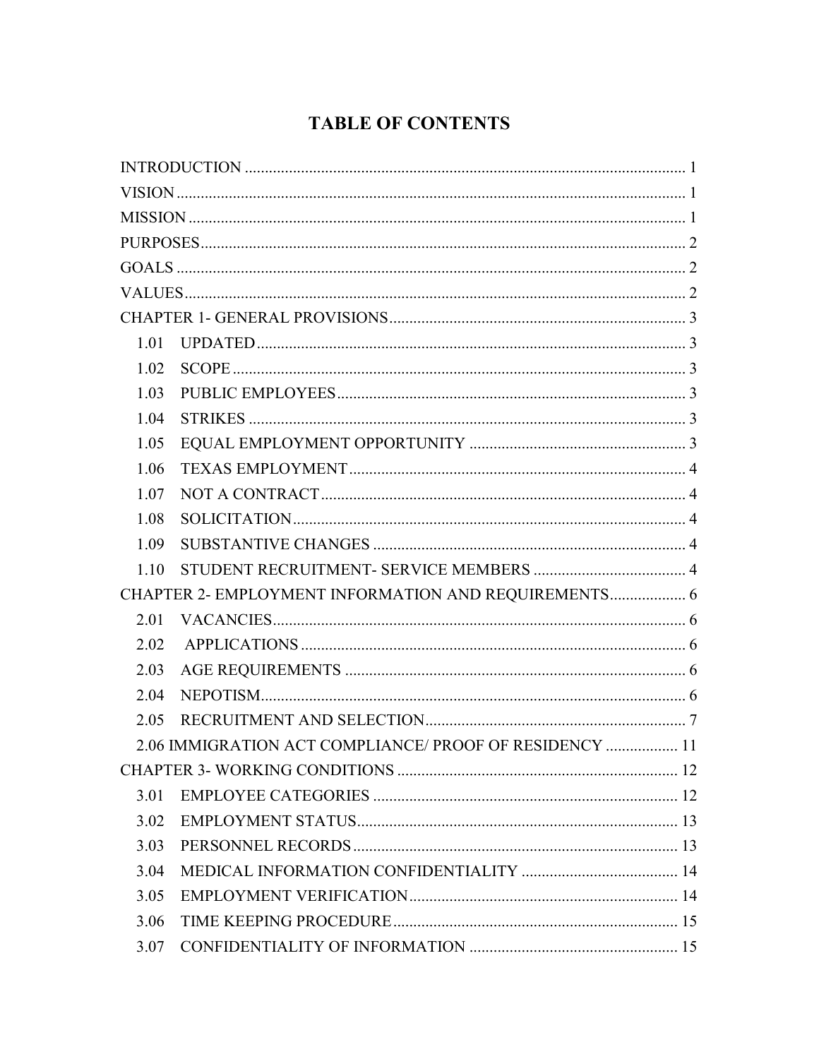# TABLE OF CONTENTS

INTRODUCTION .......... 1

VISION .......... 1

MISSION .......... 1

PURPOSES .......... 2

GOALS .......... 2

VALUES .......... 2

CHAPTER 1- GENERAL PROVISIONS .......... 3

- 1.01 UPDATED .......... 3
- 1.02 SCOPE .......... 3
- 1.03 PUBLIC EMPLOYEES .......... 3
- 1.04 STRIKES .......... 3
- 1.05 EQUAL EMPLOYMENT OPPORTUNITY .......... 3
- 1.06 TEXAS EMPLOYMENT .......... 4
- 1.07 NOT A CONTRACT .......... 4
- 1.08 SOLICITATION .......... 4
- 1.09 SUBSTANTIVE CHANGES .......... 4
- 1.10 STUDENT RECRUITMENT- SERVICE MEMBERS .......... 4

CHAPTER 2- EMPLOYMENT INFORMATION AND REQUIREMENTS .......... 6

- 2.01 VACANCIES .......... 6
- 2.02 APPLICATIONS .......... 6
- 2.03 AGE REQUIREMENTS .......... 6
- 2.04 NEPOTISM .......... 6
- 2.05 RECRUITMENT AND SELECTION .......... 7
- 2.06 IMMIGRATION ACT COMPLIANCE/ PROOF OF RESIDENCY .......... 11

CHAPTER 3- WORKING CONDITIONS .......... 12

- 3.01 EMPLOYEE CATEGORIES .......... 12
- 3.02 EMPLOYMENT STATUS .......... 13
- 3.03 PERSONNEL RECORDS .......... 13
- 3.04 MEDICAL INFORMATION CONFIDENTIALITY .......... 14
- 3.05 EMPLOYMENT VERIFICATION .......... 14
- 3.06 TIME KEEPING PROCEDURE .......... 15
- 3.07 CONFIDENTIALITY OF INFORMATION .......... 15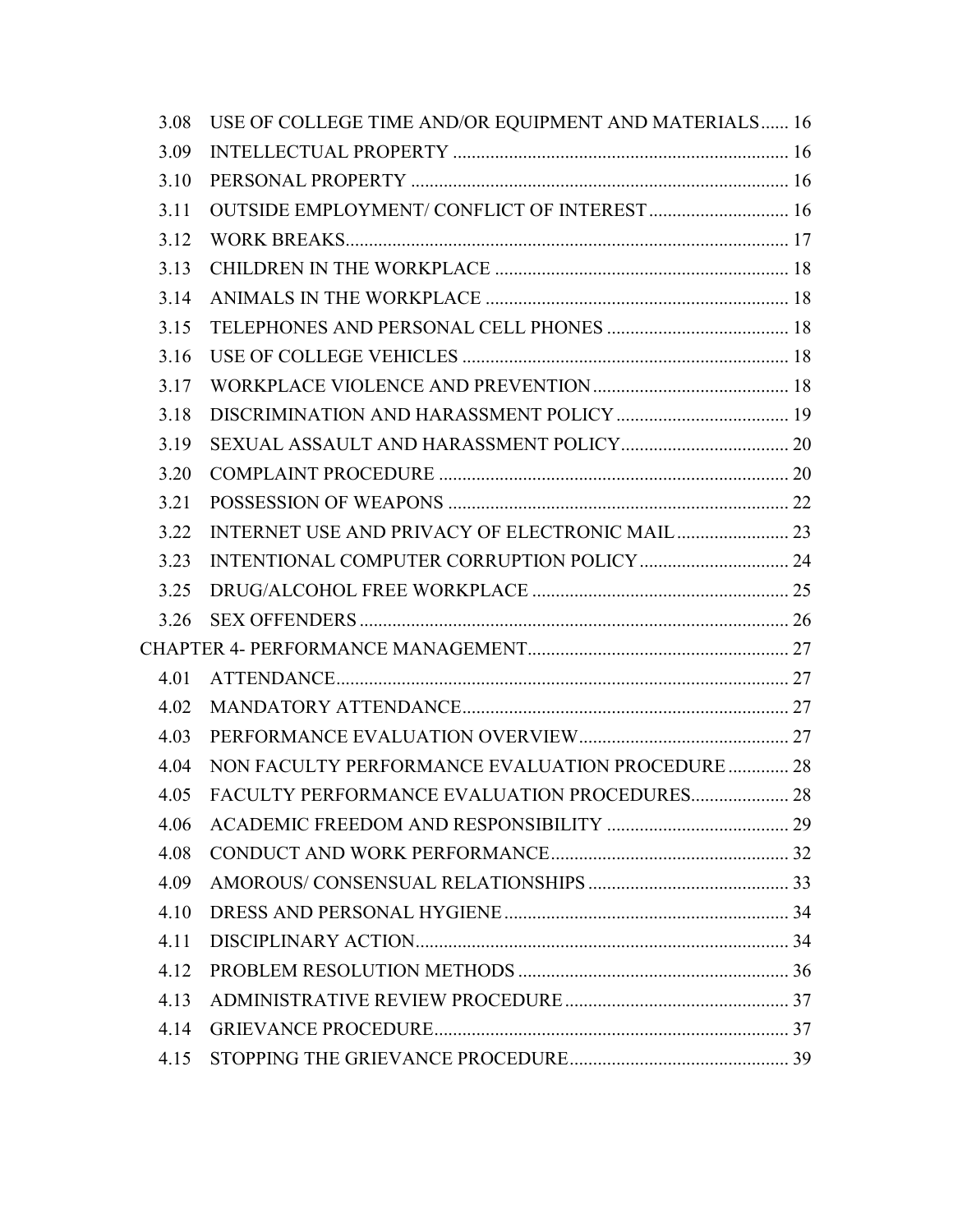| | | |
|---|---|---|
| 3.08 | USE OF COLLEGE TIME AND/OR EQUIPMENT AND MATERIALS | 16 |
| 3.09 | INTELLECTUAL PROPERTY | 16 |
| 3.10 | PERSONAL PROPERTY | 16 |
| 3.11 | OUTSIDE EMPLOYMENT/ CONFLICT OF INTEREST | 16 |
| 3.12 | WORK BREAKS | 17 |
| 3.13 | CHILDREN IN THE WORKPLACE | 18 |
| 3.14 | ANIMALS IN THE WORKPLACE | 18 |
| 3.15 | TELEPHONES AND PERSONAL CELL PHONES | 18 |
| 3.16 | USE OF COLLEGE VEHICLES | 18 |
| 3.17 | WORKPLACE VIOLENCE AND PREVENTION | 18 |
| 3.18 | DISCRIMINATION AND HARASSMENT POLICY | 19 |
| 3.19 | SEXUAL ASSAULT AND HARASSMENT POLICY | 20 |
| 3.20 | COMPLAINT PROCEDURE | 20 |
| 3.21 | POSSESSION OF WEAPONS | 22 |
| 3.22 | INTERNET USE AND PRIVACY OF ELECTRONIC MAIL | 23 |
| 3.23 | INTENTIONAL COMPUTER CORRUPTION POLICY | 24 |
| 3.25 | DRUG/ALCOHOL FREE WORKPLACE | 25 |
| 3.26 | SEX OFFENDERS | 26 |
| CHAPTER 4- PERFORMANCE MANAGEMENT | | 27 |
| 4.01 | ATTENDANCE | 27 |
| 4.02 | MANDATORY ATTENDANCE | 27 |
| 4.03 | PERFORMANCE EVALUATION OVERVIEW | 27 |
| 4.04 | NON FACULTY PERFORMANCE EVALUATION PROCEDURE | 28 |
| 4.05 | FACULTY PERFORMANCE EVALUATION PROCEDURES | 28 |
| 4.06 | ACADEMIC FREEDOM AND RESPONSIBILITY | 29 |
| 4.08 | CONDUCT AND WORK PERFORMANCE | 32 |
| 4.09 | AMOROUS/ CONSENSUAL RELATIONSHIPS | 33 |
| 4.10 | DRESS AND PERSONAL HYGIENE | 34 |
| 4.11 | DISCIPLINARY ACTION | 34 |
| 4.12 | PROBLEM RESOLUTION METHODS | 36 |
| 4.13 | ADMINISTRATIVE REVIEW PROCEDURE | 37 |
| 4.14 | GRIEVANCE PROCEDURE | 37 |
| 4.15 | STOPPING THE GRIEVANCE PROCEDURE | 39 |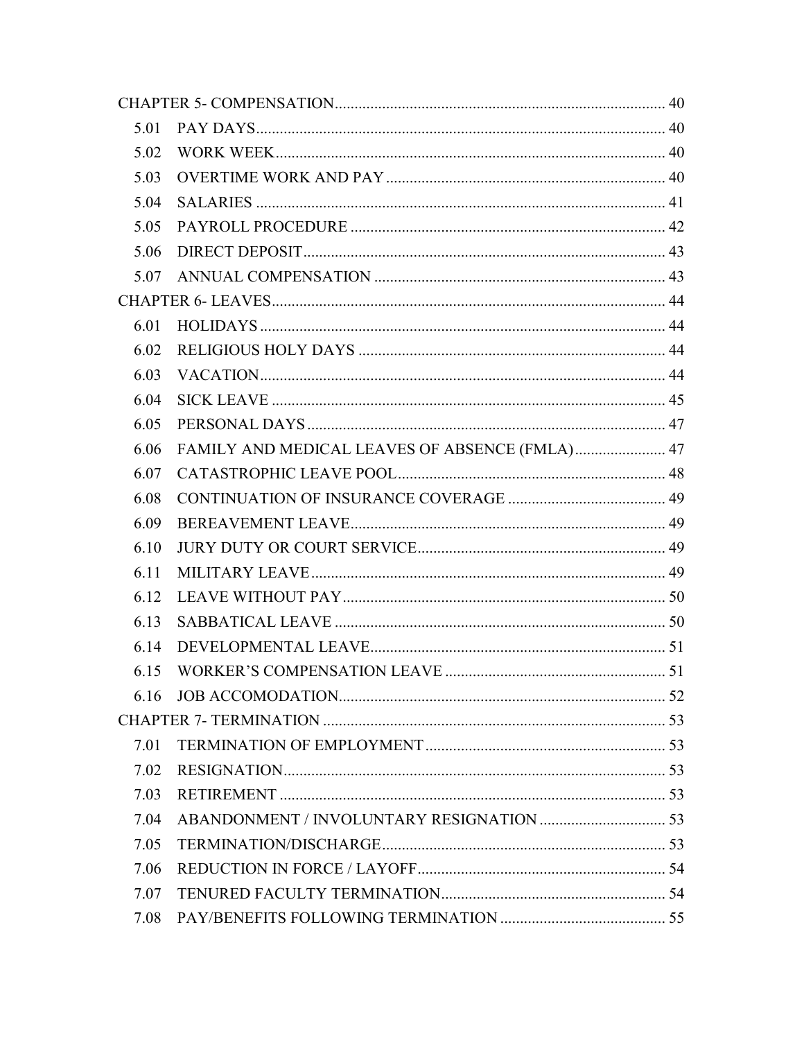| | | |
|---|---|---|
| CHAPTER 5- COMPENSATION | | 40 |
| 5.01 | PAY DAYS | 40 |
| 5.02 | WORK WEEK | 40 |
| 5.03 | OVERTIME WORK AND PAY | 40 |
| 5.04 | SALARIES | 41 |
| 5.05 | PAYROLL PROCEDURE | 42 |
| 5.06 | DIRECT DEPOSIT | 43 |
| 5.07 | ANNUAL COMPENSATION | 43 |
| CHAPTER 6- LEAVES | | 44 |
| 6.01 | HOLIDAYS | 44 |
| 6.02 | RELIGIOUS HOLY DAYS | 44 |
| 6.03 | VACATION | 44 |
| 6.04 | SICK LEAVE | 45 |
| 6.05 | PERSONAL DAYS | 47 |
| 6.06 | FAMILY AND MEDICAL LEAVES OF ABSENCE (FMLA) | 47 |
| 6.07 | CATASTROPHIC LEAVE POOL | 48 |
| 6.08 | CONTINUATION OF INSURANCE COVERAGE | 49 |
| 6.09 | BEREAVEMENT LEAVE | 49 |
| 6.10 | JURY DUTY OR COURT SERVICE | 49 |
| 6.11 | MILITARY LEAVE | 49 |
| 6.12 | LEAVE WITHOUT PAY | 50 |
| 6.13 | SABBATICAL LEAVE | 50 |
| 6.14 | DEVELOPMENTAL LEAVE | 51 |
| 6.15 | WORKER'S COMPENSATION LEAVE | 51 |
| 6.16 | JOB ACCOMODATION | 52 |
| CHAPTER 7- TERMINATION | | 53 |
| 7.01 | TERMINATION OF EMPLOYMENT | 53 |
| 7.02 | RESIGNATION | 53 |
| 7.03 | RETIREMENT | 53 |
| 7.04 | ABANDONMENT / INVOLUNTARY RESIGNATION | 53 |
| 7.05 | TERMINATION/DISCHARGE | 53 |
| 7.06 | REDUCTION IN FORCE / LAYOFF | 54 |
| 7.07 | TENURED FACULTY TERMINATION | 54 |
| 7.08 | PAY/BENEFITS FOLLOWING TERMINATION | 55 |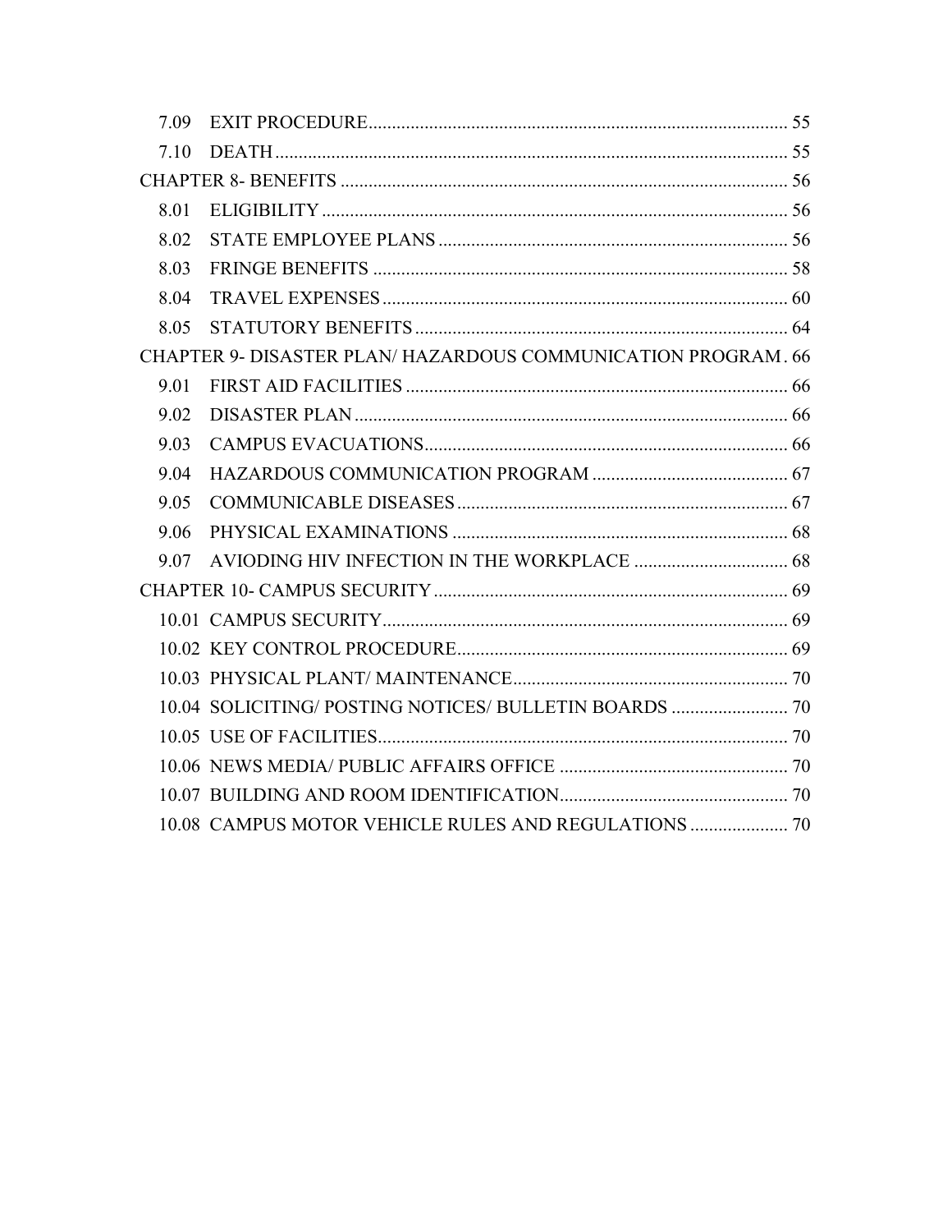7.09 EXIT PROCEDURE ........................................................................................ 55

7.10 DEATH ........................................................................................................ 55

CHAPTER 8- BENEFITS ........................................................................................ 56

8.01 ELIGIBILITY ................................................................................................ 56

8.02 STATE EMPLOYEE PLANS ........................................................................ 56

8.03 FRINGE BENEFITS ..................................................................................... 58

8.04 TRAVEL EXPENSES ................................................................................... 60

8.05 STATUTORY BENEFITS ............................................................................. 64

CHAPTER 9- DISASTER PLAN/ HAZARDOUS COMMUNICATION PROGRAM . 66

9.01 FIRST AID FACILITIES .............................................................................. 66

9.02 DISASTER PLAN ......................................................................................... 66

9.03 CAMPUS EVACUATIONS ........................................................................... 66

9.04 HAZARDOUS COMMUNICATION PROGRAM ........................................... 67

9.05 COMMUNICABLE DISEASES ..................................................................... 67

9.06 PHYSICAL EXAMINATIONS ...................................................................... 68

9.07 AVIODING HIV INFECTION IN THE WORKPLACE ................................. 68

CHAPTER 10- CAMPUS SECURITY ..................................................................... 69

10.01 CAMPUS SECURITY .................................................................................. 69

10.02 KEY CONTROL PROCEDURE .................................................................... 69

10.03 PHYSICAL PLANT/ MAINTENANCE ......................................................... 70

10.04 SOLICITING/ POSTING NOTICES/ BULLETIN BOARDS ......................... 70

10.05 USE OF FACILITIES ................................................................................... 70

10.06 NEWS MEDIA/ PUBLIC AFFAIRS OFFICE ................................................ 70

10.07 BUILDING AND ROOM IDENTIFICATION ................................................ 70

10.08 CAMPUS MOTOR VEHICLE RULES AND REGULATIONS ..................... 70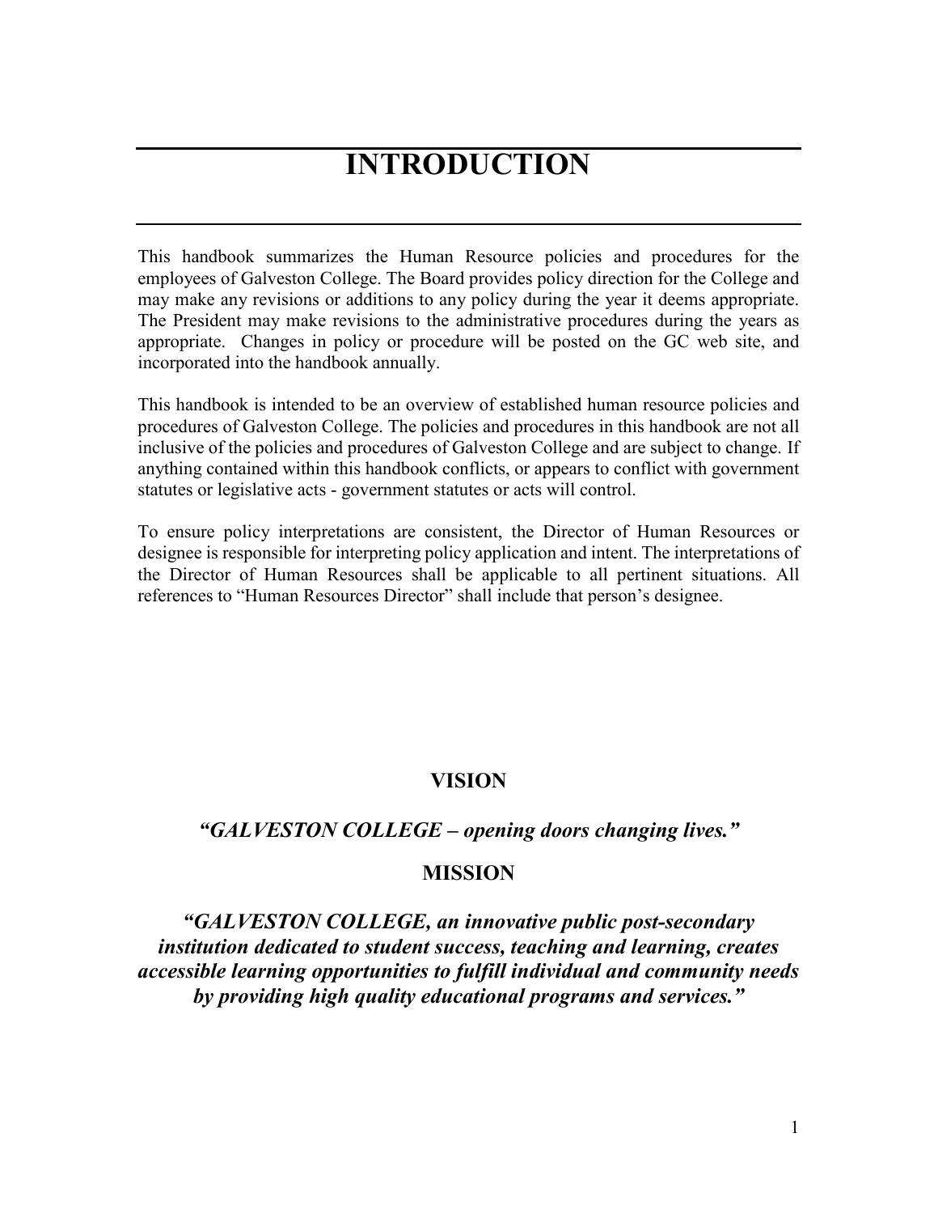# INTRODUCTION

This handbook summarizes the Human Resource policies and procedures for the employees of Galveston College. The Board provides policy direction for the College and may make any revisions or additions to any policy during the year it deems appropriate. The President may make revisions to the administrative procedures during the years as appropriate. Changes in policy or procedure will be posted on the GC web site, and incorporated into the handbook annually.

This handbook is intended to be an overview of established human resource policies and procedures of Galveston College. The policies and procedures in this handbook are not all inclusive of the policies and procedures of Galveston College and are subject to change. If anything contained within this handbook conflicts, or appears to conflict with government statutes or legislative acts - government statutes or acts will control.

To ensure policy interpretations are consistent, the Director of Human Resources or designee is responsible for interpreting policy application and intent. The interpretations of the Director of Human Resources shall be applicable to all pertinent situations. All references to "Human Resources Director" shall include that person's designee.

## VISION

***"GALVESTON COLLEGE – opening doors changing lives."***

## MISSION

***"GALVESTON COLLEGE, an innovative public post-secondary institution dedicated to student success, teaching and learning, creates accessible learning opportunities to fulfill individual and community needs by providing high quality educational programs and services."***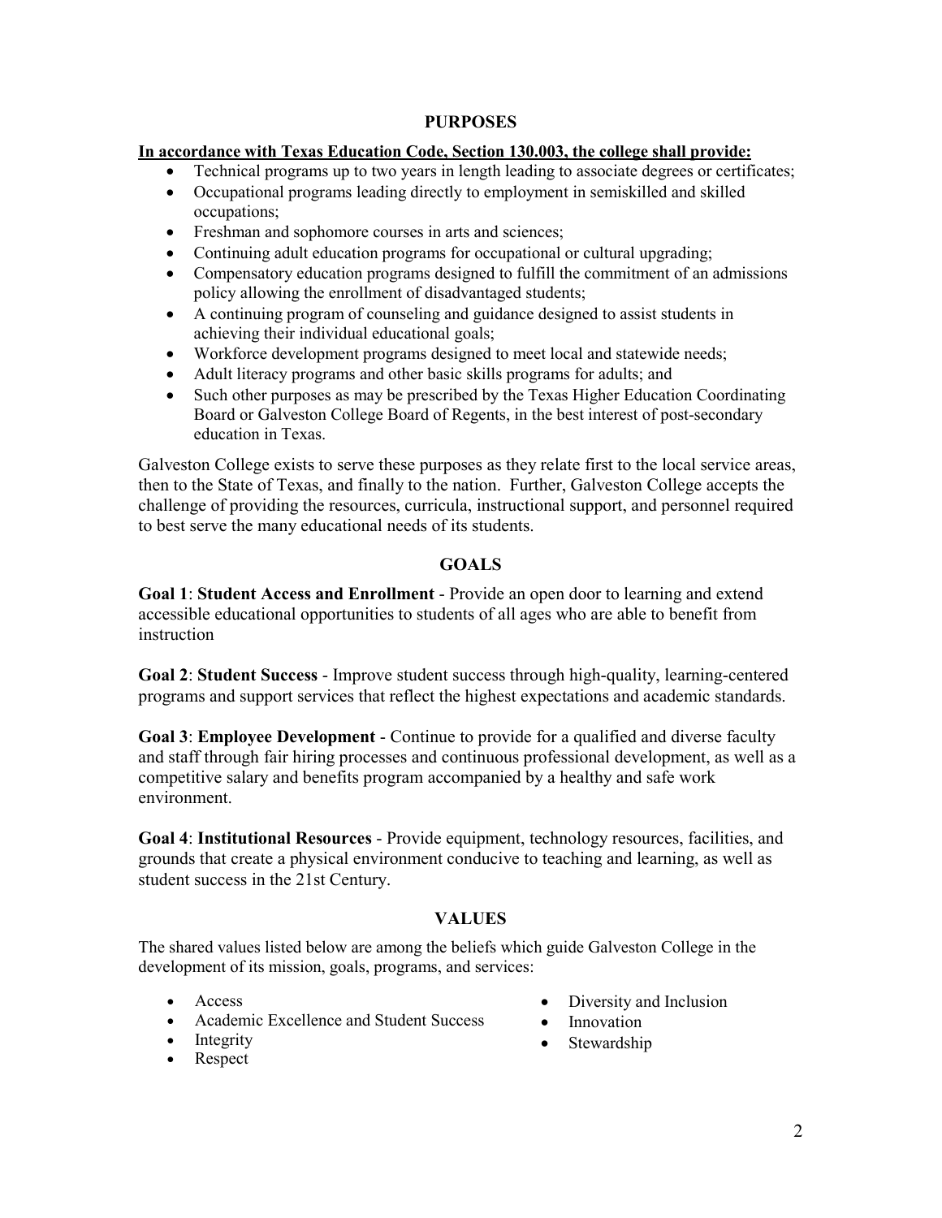## PURPOSES

**In accordance with Texas Education Code, Section 130.003, the college shall provide:**

- Technical programs up to two years in length leading to associate degrees or certificates;
- Occupational programs leading directly to employment in semiskilled and skilled occupations;
- Freshman and sophomore courses in arts and sciences;
- Continuing adult education programs for occupational or cultural upgrading;
- Compensatory education programs designed to fulfill the commitment of an admissions policy allowing the enrollment of disadvantaged students;
- A continuing program of counseling and guidance designed to assist students in achieving their individual educational goals;
- Workforce development programs designed to meet local and statewide needs;
- Adult literacy programs and other basic skills programs for adults; and
- Such other purposes as may be prescribed by the Texas Higher Education Coordinating Board or Galveston College Board of Regents, in the best interest of post-secondary education in Texas.

Galveston College exists to serve these purposes as they relate first to the local service areas, then to the State of Texas, and finally to the nation. Further, Galveston College accepts the challenge of providing the resources, curricula, instructional support, and personnel required to best serve the many educational needs of its students.

## GOALS

**Goal 1**: **Student Access and Enrollment** - Provide an open door to learning and extend accessible educational opportunities to students of all ages who are able to benefit from instruction

**Goal 2**: **Student Success** - Improve student success through high-quality, learning-centered programs and support services that reflect the highest expectations and academic standards.

**Goal 3**: **Employee Development** - Continue to provide for a qualified and diverse faculty and staff through fair hiring processes and continuous professional development, as well as a competitive salary and benefits program accompanied by a healthy and safe work environment.

**Goal 4**: **Institutional Resources** - Provide equipment, technology resources, facilities, and grounds that create a physical environment conducive to teaching and learning, as well as student success in the 21st Century.

## VALUES

The shared values listed below are among the beliefs which guide Galveston College in the development of its mission, goals, programs, and services:

- Access
- Academic Excellence and Student Success
- Integrity
- Respect
- Diversity and Inclusion
- Innovation
- Stewardship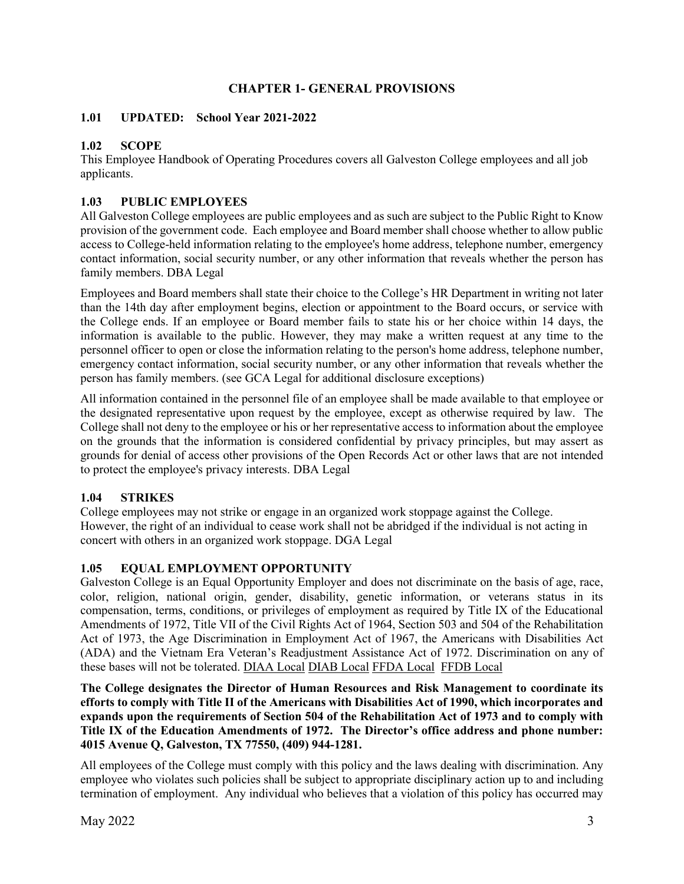# CHAPTER 1- GENERAL PROVISIONS

## 1.01 UPDATED: School Year 2021-2022

## 1.02 SCOPE

This Employee Handbook of Operating Procedures covers all Galveston College employees and all job applicants.

## 1.03 PUBLIC EMPLOYEES

All Galveston College employees are public employees and as such are subject to the Public Right to Know provision of the government code. Each employee and Board member shall choose whether to allow public access to College-held information relating to the employee's home address, telephone number, emergency contact information, social security number, or any other information that reveals whether the person has family members. DBA Legal

Employees and Board members shall state their choice to the College's HR Department in writing not later than the 14th day after employment begins, election or appointment to the Board occurs, or service with the College ends. If an employee or Board member fails to state his or her choice within 14 days, the information is available to the public. However, they may make a written request at any time to the personnel officer to open or close the information relating to the person's home address, telephone number, emergency contact information, social security number, or any other information that reveals whether the person has family members. (see GCA Legal for additional disclosure exceptions)

All information contained in the personnel file of an employee shall be made available to that employee or the designated representative upon request by the employee, except as otherwise required by law. The College shall not deny to the employee or his or her representative access to information about the employee on the grounds that the information is considered confidential by privacy principles, but may assert as grounds for denial of access other provisions of the Open Records Act or other laws that are not intended to protect the employee's privacy interests. DBA Legal

## 1.04 STRIKES

College employees may not strike or engage in an organized work stoppage against the College. However, the right of an individual to cease work shall not be abridged if the individual is not acting in concert with others in an organized work stoppage. DGA Legal

## 1.05 EQUAL EMPLOYMENT OPPORTUNITY

Galveston College is an Equal Opportunity Employer and does not discriminate on the basis of age, race, color, religion, national origin, gender, disability, genetic information, or veterans status in its compensation, terms, conditions, or privileges of employment as required by Title IX of the Educational Amendments of 1972, Title VII of the Civil Rights Act of 1964, Section 503 and 504 of the Rehabilitation Act of 1973, the Age Discrimination in Employment Act of 1967, the Americans with Disabilities Act (ADA) and the Vietnam Era Veteran's Readjustment Assistance Act of 1972. Discrimination on any of these bases will not be tolerated. DIAA Local DIAB Local FFDA Local FFDB Local

**The College designates the Director of Human Resources and Risk Management to coordinate its efforts to comply with Title II of the Americans with Disabilities Act of 1990, which incorporates and expands upon the requirements of Section 504 of the Rehabilitation Act of 1973 and to comply with Title IX of the Education Amendments of 1972. The Director's office address and phone number: 4015 Avenue Q, Galveston, TX 77550, (409) 944-1281.**

All employees of the College must comply with this policy and the laws dealing with discrimination. Any employee who violates such policies shall be subject to appropriate disciplinary action up to and including termination of employment. Any individual who believes that a violation of this policy has occurred may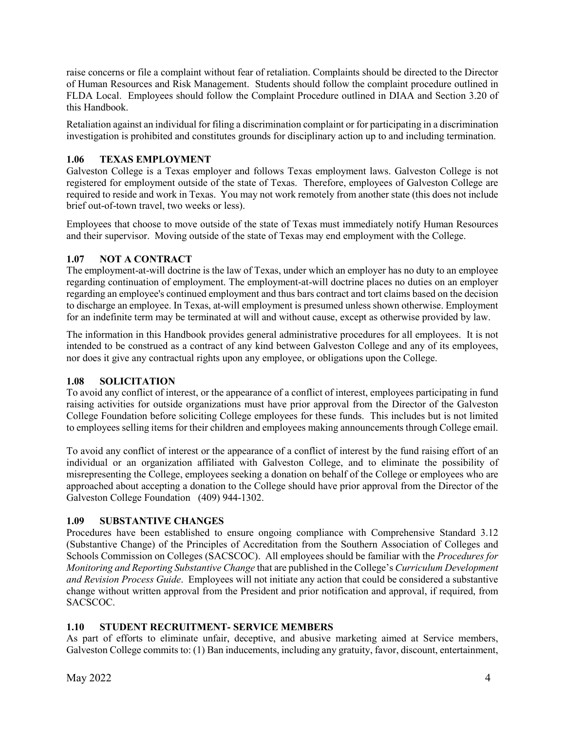raise concerns or file a complaint without fear of retaliation. Complaints should be directed to the Director of Human Resources and Risk Management. Students should follow the complaint procedure outlined in FLDA Local. Employees should follow the Complaint Procedure outlined in DIAA and Section 3.20 of this Handbook.

Retaliation against an individual for filing a discrimination complaint or for participating in a discrimination investigation is prohibited and constitutes grounds for disciplinary action up to and including termination.

### 1.06 TEXAS EMPLOYMENT

Galveston College is a Texas employer and follows Texas employment laws. Galveston College is not registered for employment outside of the state of Texas. Therefore, employees of Galveston College are required to reside and work in Texas. You may not work remotely from another state (this does not include brief out-of-town travel, two weeks or less).

Employees that choose to move outside of the state of Texas must immediately notify Human Resources and their supervisor. Moving outside of the state of Texas may end employment with the College.

### 1.07 NOT A CONTRACT

The employment-at-will doctrine is the law of Texas, under which an employer has no duty to an employee regarding continuation of employment. The employment-at-will doctrine places no duties on an employer regarding an employee's continued employment and thus bars contract and tort claims based on the decision to discharge an employee. In Texas, at-will employment is presumed unless shown otherwise. Employment for an indefinite term may be terminated at will and without cause, except as otherwise provided by law.

The information in this Handbook provides general administrative procedures for all employees. It is not intended to be construed as a contract of any kind between Galveston College and any of its employees, nor does it give any contractual rights upon any employee, or obligations upon the College.

### 1.08 SOLICITATION

To avoid any conflict of interest, or the appearance of a conflict of interest, employees participating in fund raising activities for outside organizations must have prior approval from the Director of the Galveston College Foundation before soliciting College employees for these funds. This includes but is not limited to employees selling items for their children and employees making announcements through College email.

To avoid any conflict of interest or the appearance of a conflict of interest by the fund raising effort of an individual or an organization affiliated with Galveston College, and to eliminate the possibility of misrepresenting the College, employees seeking a donation on behalf of the College or employees who are approached about accepting a donation to the College should have prior approval from the Director of the Galveston College Foundation (409) 944-1302.

### 1.09 SUBSTANTIVE CHANGES

Procedures have been established to ensure ongoing compliance with Comprehensive Standard 3.12 (Substantive Change) of the Principles of Accreditation from the Southern Association of Colleges and Schools Commission on Colleges (SACSCOC). All employees should be familiar with the *Procedures for Monitoring and Reporting Substantive Change* that are published in the College's *Curriculum Development and Revision Process Guide*. Employees will not initiate any action that could be considered a substantive change without written approval from the President and prior notification and approval, if required, from SACSCOC.

### 1.10 STUDENT RECRUITMENT- SERVICE MEMBERS

As part of efforts to eliminate unfair, deceptive, and abusive marketing aimed at Service members, Galveston College commits to: (1) Ban inducements, including any gratuity, favor, discount, entertainment,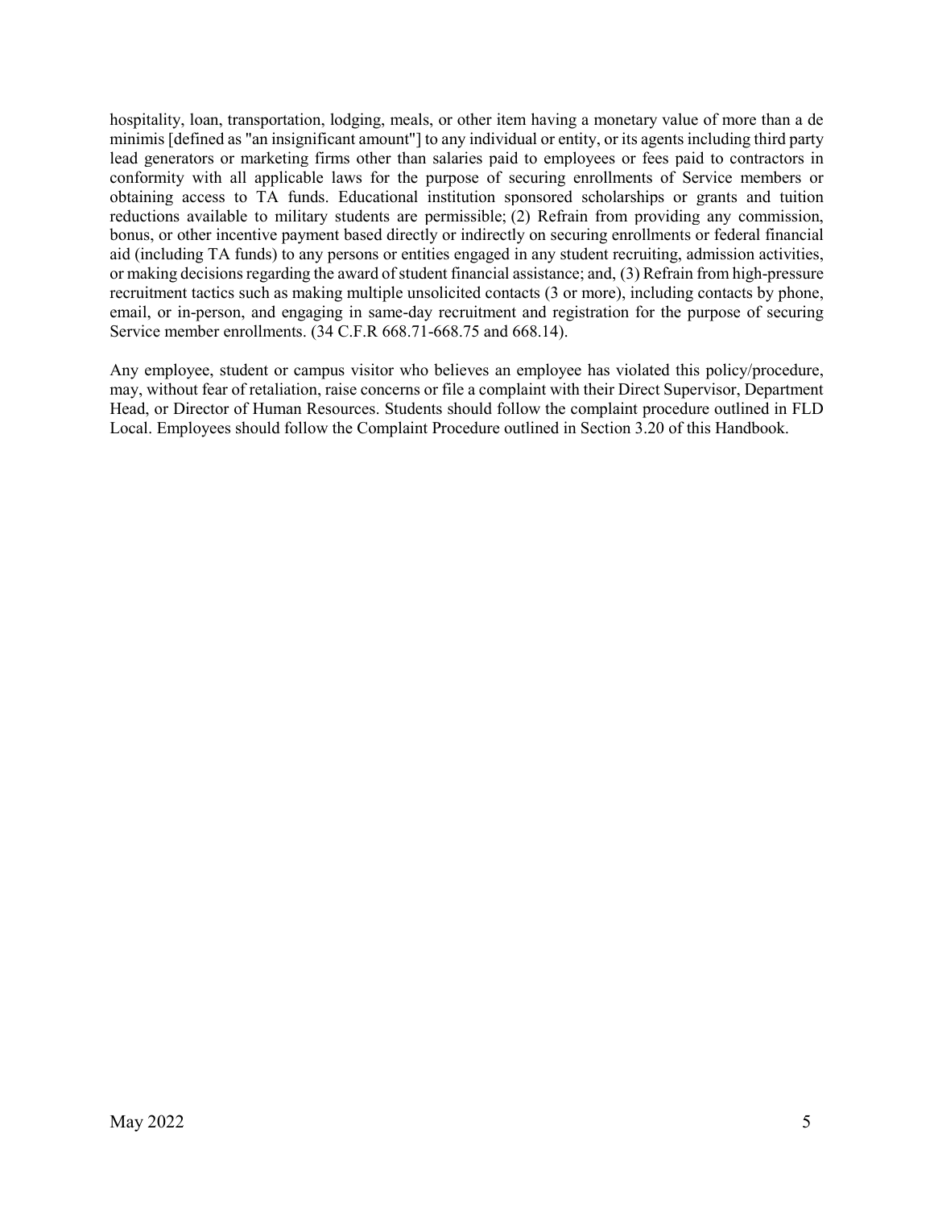hospitality, loan, transportation, lodging, meals, or other item having a monetary value of more than a de minimis [defined as "an insignificant amount"] to any individual or entity, or its agents including third party lead generators or marketing firms other than salaries paid to employees or fees paid to contractors in conformity with all applicable laws for the purpose of securing enrollments of Service members or obtaining access to TA funds. Educational institution sponsored scholarships or grants and tuition reductions available to military students are permissible; (2) Refrain from providing any commission, bonus, or other incentive payment based directly or indirectly on securing enrollments or federal financial aid (including TA funds) to any persons or entities engaged in any student recruiting, admission activities, or making decisions regarding the award of student financial assistance; and, (3) Refrain from high-pressure recruitment tactics such as making multiple unsolicited contacts (3 or more), including contacts by phone, email, or in-person, and engaging in same-day recruitment and registration for the purpose of securing Service member enrollments. (34 C.F.R 668.71-668.75 and 668.14).

Any employee, student or campus visitor who believes an employee has violated this policy/procedure, may, without fear of retaliation, raise concerns or file a complaint with their Direct Supervisor, Department Head, or Director of Human Resources. Students should follow the complaint procedure outlined in FLD Local. Employees should follow the Complaint Procedure outlined in Section 3.20 of this Handbook.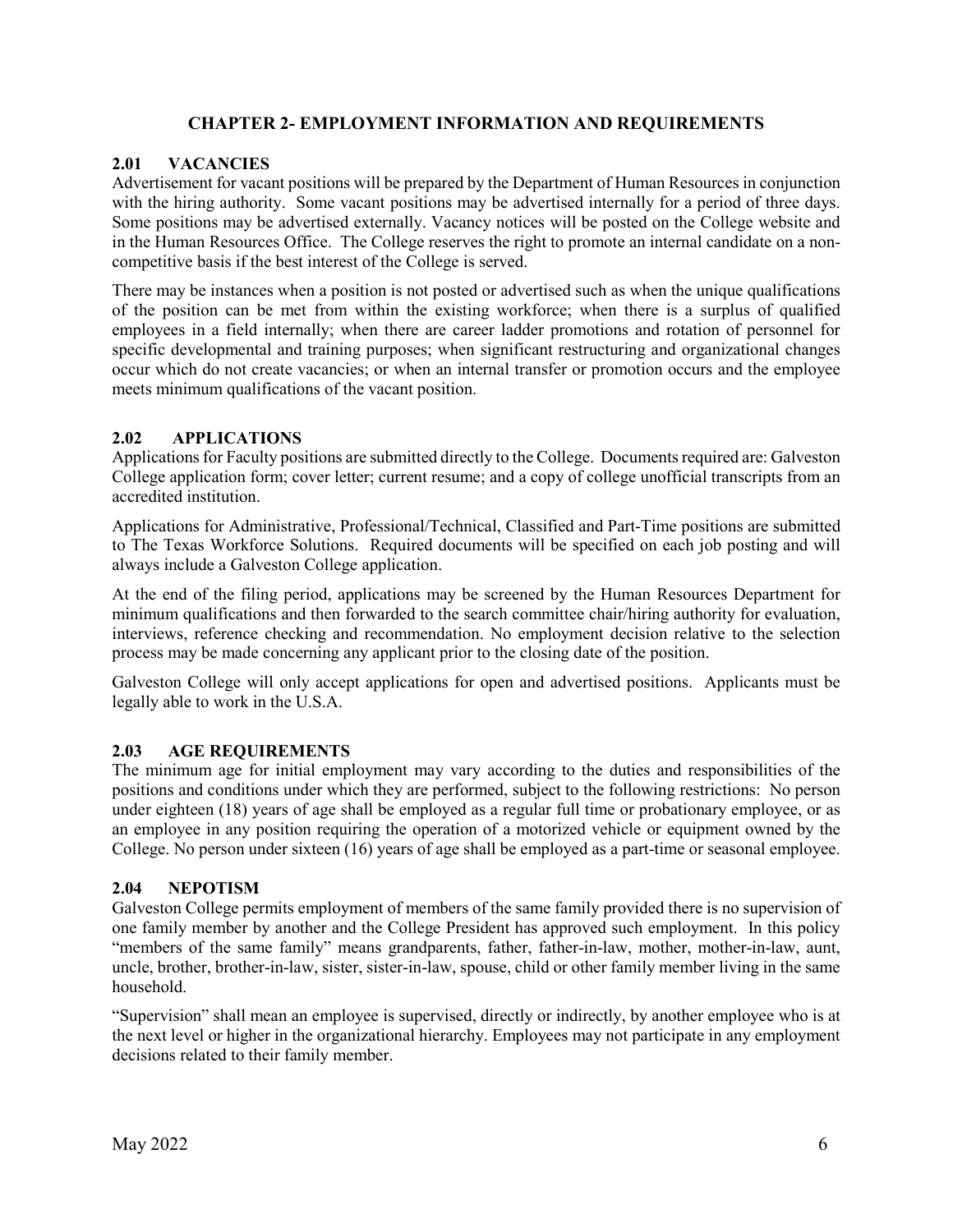# CHAPTER 2- EMPLOYMENT INFORMATION AND REQUIREMENTS

## 2.01 VACANCIES

Advertisement for vacant positions will be prepared by the Department of Human Resources in conjunction with the hiring authority. Some vacant positions may be advertised internally for a period of three days. Some positions may be advertised externally. Vacancy notices will be posted on the College website and in the Human Resources Office. The College reserves the right to promote an internal candidate on a non-competitive basis if the best interest of the College is served.

There may be instances when a position is not posted or advertised such as when the unique qualifications of the position can be met from within the existing workforce; when there is a surplus of qualified employees in a field internally; when there are career ladder promotions and rotation of personnel for specific developmental and training purposes; when significant restructuring and organizational changes occur which do not create vacancies; or when an internal transfer or promotion occurs and the employee meets minimum qualifications of the vacant position.

## 2.02 APPLICATIONS

Applications for Faculty positions are submitted directly to the College. Documents required are: Galveston College application form; cover letter; current resume; and a copy of college unofficial transcripts from an accredited institution.

Applications for Administrative, Professional/Technical, Classified and Part-Time positions are submitted to The Texas Workforce Solutions. Required documents will be specified on each job posting and will always include a Galveston College application.

At the end of the filing period, applications may be screened by the Human Resources Department for minimum qualifications and then forwarded to the search committee chair/hiring authority for evaluation, interviews, reference checking and recommendation. No employment decision relative to the selection process may be made concerning any applicant prior to the closing date of the position.

Galveston College will only accept applications for open and advertised positions. Applicants must be legally able to work in the U.S.A.

## 2.03 AGE REQUIREMENTS

The minimum age for initial employment may vary according to the duties and responsibilities of the positions and conditions under which they are performed, subject to the following restrictions: No person under eighteen (18) years of age shall be employed as a regular full time or probationary employee, or as an employee in any position requiring the operation of a motorized vehicle or equipment owned by the College. No person under sixteen (16) years of age shall be employed as a part-time or seasonal employee.

## 2.04 NEPOTISM

Galveston College permits employment of members of the same family provided there is no supervision of one family member by another and the College President has approved such employment. In this policy "members of the same family" means grandparents, father, father-in-law, mother, mother-in-law, aunt, uncle, brother, brother-in-law, sister, sister-in-law, spouse, child or other family member living in the same household.

"Supervision" shall mean an employee is supervised, directly or indirectly, by another employee who is at the next level or higher in the organizational hierarchy. Employees may not participate in any employment decisions related to their family member.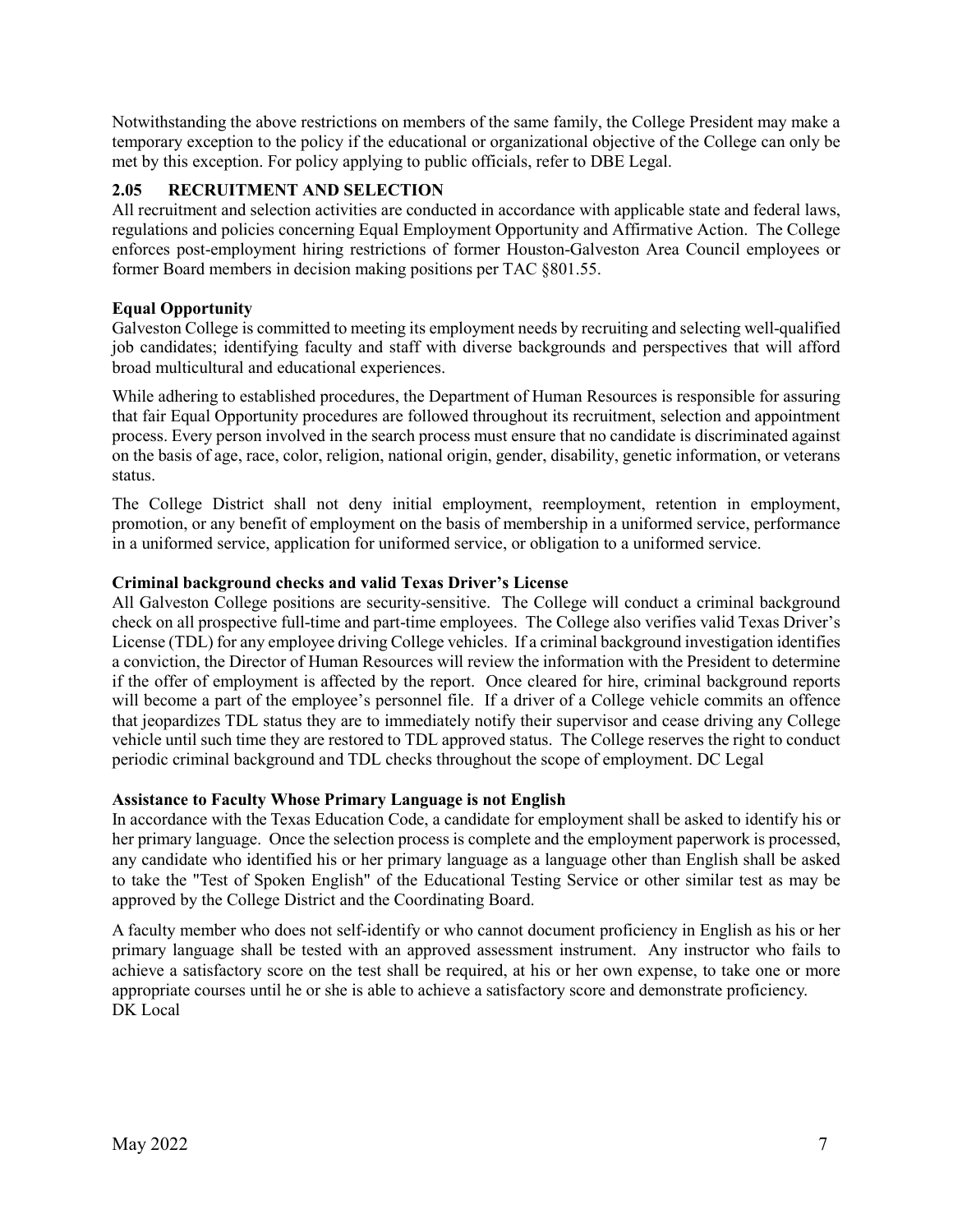Notwithstanding the above restrictions on members of the same family, the College President may make a temporary exception to the policy if the educational or organizational objective of the College can only be met by this exception. For policy applying to public officials, refer to DBE Legal.

## 2.05 RECRUITMENT AND SELECTION

All recruitment and selection activities are conducted in accordance with applicable state and federal laws, regulations and policies concerning Equal Employment Opportunity and Affirmative Action. The College enforces post-employment hiring restrictions of former Houston-Galveston Area Council employees or former Board members in decision making positions per TAC §801.55.

### Equal Opportunity

Galveston College is committed to meeting its employment needs by recruiting and selecting well-qualified job candidates; identifying faculty and staff with diverse backgrounds and perspectives that will afford broad multicultural and educational experiences.

While adhering to established procedures, the Department of Human Resources is responsible for assuring that fair Equal Opportunity procedures are followed throughout its recruitment, selection and appointment process. Every person involved in the search process must ensure that no candidate is discriminated against on the basis of age, race, color, religion, national origin, gender, disability, genetic information, or veterans status.

The College District shall not deny initial employment, reemployment, retention in employment, promotion, or any benefit of employment on the basis of membership in a uniformed service, performance in a uniformed service, application for uniformed service, or obligation to a uniformed service.

### Criminal background checks and valid Texas Driver's License

All Galveston College positions are security-sensitive. The College will conduct a criminal background check on all prospective full-time and part-time employees. The College also verifies valid Texas Driver's License (TDL) for any employee driving College vehicles. If a criminal background investigation identifies a conviction, the Director of Human Resources will review the information with the President to determine if the offer of employment is affected by the report. Once cleared for hire, criminal background reports will become a part of the employee's personnel file. If a driver of a College vehicle commits an offence that jeopardizes TDL status they are to immediately notify their supervisor and cease driving any College vehicle until such time they are restored to TDL approved status. The College reserves the right to conduct periodic criminal background and TDL checks throughout the scope of employment. DC Legal

### Assistance to Faculty Whose Primary Language is not English

In accordance with the Texas Education Code, a candidate for employment shall be asked to identify his or her primary language. Once the selection process is complete and the employment paperwork is processed, any candidate who identified his or her primary language as a language other than English shall be asked to take the "Test of Spoken English" of the Educational Testing Service or other similar test as may be approved by the College District and the Coordinating Board.

A faculty member who does not self-identify or who cannot document proficiency in English as his or her primary language shall be tested with an approved assessment instrument. Any instructor who fails to achieve a satisfactory score on the test shall be required, at his or her own expense, to take one or more appropriate courses until he or she is able to achieve a satisfactory score and demonstrate proficiency. DK Local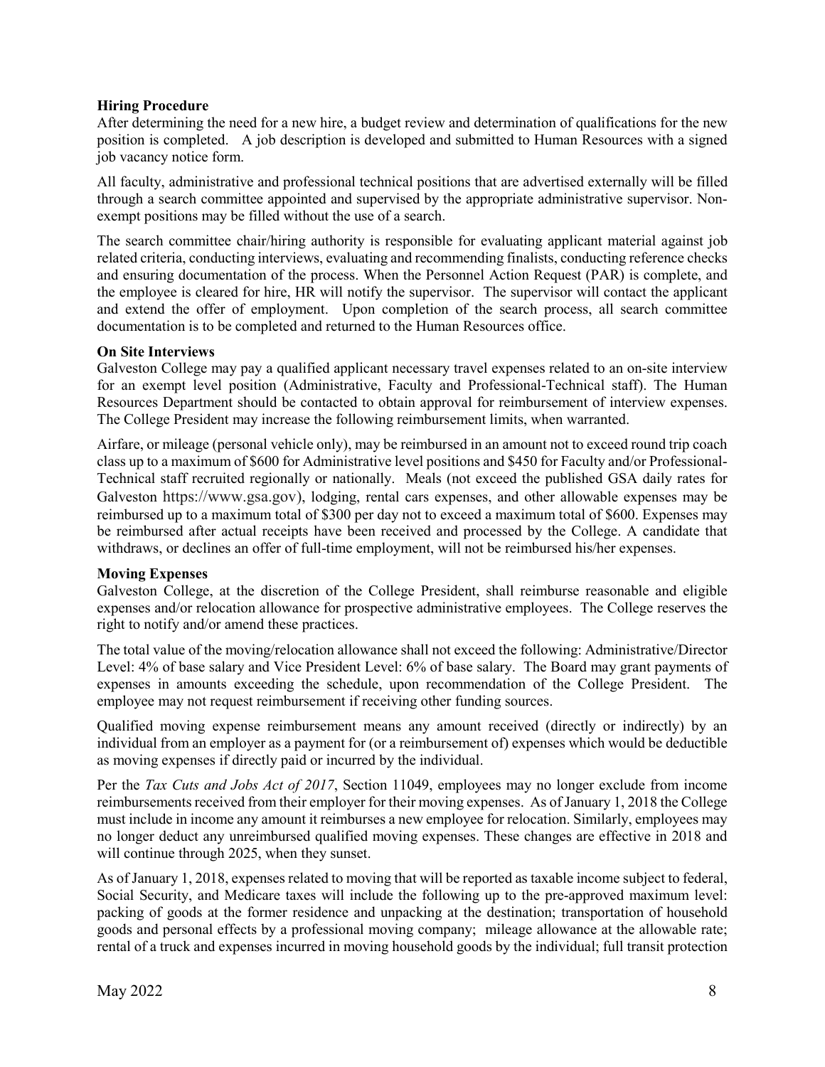**Hiring Procedure**

After determining the need for a new hire, a budget review and determination of qualifications for the new position is completed. A job description is developed and submitted to Human Resources with a signed job vacancy notice form.

All faculty, administrative and professional technical positions that are advertised externally will be filled through a search committee appointed and supervised by the appropriate administrative supervisor. Non-exempt positions may be filled without the use of a search.

The search committee chair/hiring authority is responsible for evaluating applicant material against job related criteria, conducting interviews, evaluating and recommending finalists, conducting reference checks and ensuring documentation of the process. When the Personnel Action Request (PAR) is complete, and the employee is cleared for hire, HR will notify the supervisor. The supervisor will contact the applicant and extend the offer of employment. Upon completion of the search process, all search committee documentation is to be completed and returned to the Human Resources office.

**On Site Interviews**

Galveston College may pay a qualified applicant necessary travel expenses related to an on-site interview for an exempt level position (Administrative, Faculty and Professional-Technical staff). The Human Resources Department should be contacted to obtain approval for reimbursement of interview expenses. The College President may increase the following reimbursement limits, when warranted.

Airfare, or mileage (personal vehicle only), may be reimbursed in an amount not to exceed round trip coach class up to a maximum of $600 for Administrative level positions and $450 for Faculty and/or Professional-Technical staff recruited regionally or nationally. Meals (not exceed the published GSA daily rates for Galveston https://www.gsa.gov), lodging, rental cars expenses, and other allowable expenses may be reimbursed up to a maximum total of $300 per day not to exceed a maximum total of $600. Expenses may be reimbursed after actual receipts have been received and processed by the College. A candidate that withdraws, or declines an offer of full-time employment, will not be reimbursed his/her expenses.

**Moving Expenses**

Galveston College, at the discretion of the College President, shall reimburse reasonable and eligible expenses and/or relocation allowance for prospective administrative employees. The College reserves the right to notify and/or amend these practices.

The total value of the moving/relocation allowance shall not exceed the following: Administrative/Director Level: 4% of base salary and Vice President Level: 6% of base salary. The Board may grant payments of expenses in amounts exceeding the schedule, upon recommendation of the College President. The employee may not request reimbursement if receiving other funding sources.

Qualified moving expense reimbursement means any amount received (directly or indirectly) by an individual from an employer as a payment for (or a reimbursement of) expenses which would be deductible as moving expenses if directly paid or incurred by the individual.

Per the *Tax Cuts and Jobs Act of 2017*, Section 11049, employees may no longer exclude from income reimbursements received from their employer for their moving expenses. As of January 1, 2018 the College must include in income any amount it reimburses a new employee for relocation. Similarly, employees may no longer deduct any unreimbursed qualified moving expenses. These changes are effective in 2018 and will continue through 2025, when they sunset.

As of January 1, 2018, expenses related to moving that will be reported as taxable income subject to federal, Social Security, and Medicare taxes will include the following up to the pre-approved maximum level: packing of goods at the former residence and unpacking at the destination; transportation of household goods and personal effects by a professional moving company; mileage allowance at the allowable rate; rental of a truck and expenses incurred in moving household goods by the individual; full transit protection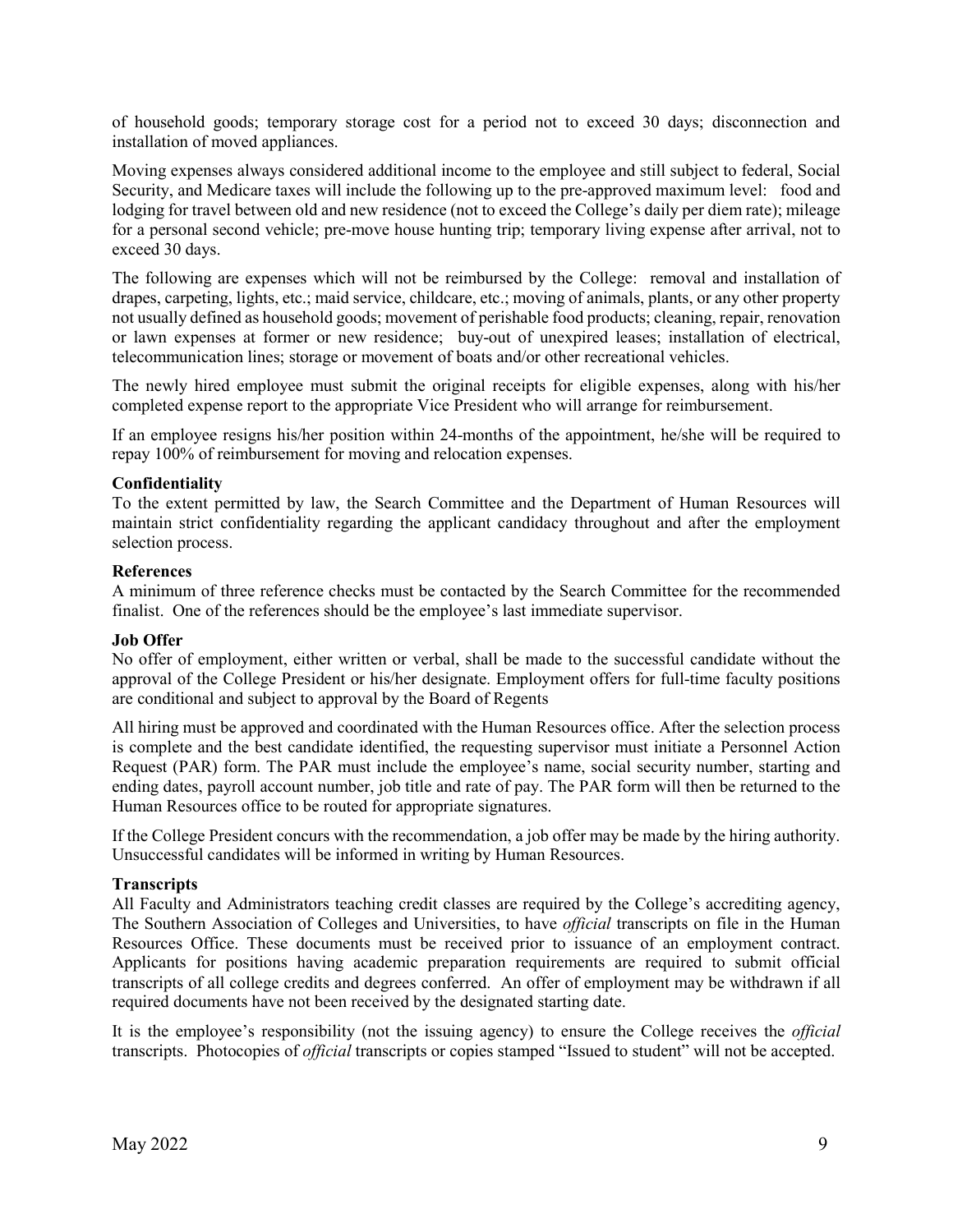of household goods; temporary storage cost for a period not to exceed 30 days; disconnection and installation of moved appliances.

Moving expenses always considered additional income to the employee and still subject to federal, Social Security, and Medicare taxes will include the following up to the pre-approved maximum level: food and lodging for travel between old and new residence (not to exceed the College's daily per diem rate); mileage for a personal second vehicle; pre-move house hunting trip; temporary living expense after arrival, not to exceed 30 days.

The following are expenses which will not be reimbursed by the College: removal and installation of drapes, carpeting, lights, etc.; maid service, childcare, etc.; moving of animals, plants, or any other property not usually defined as household goods; movement of perishable food products; cleaning, repair, renovation or lawn expenses at former or new residence; buy-out of unexpired leases; installation of electrical, telecommunication lines; storage or movement of boats and/or other recreational vehicles.

The newly hired employee must submit the original receipts for eligible expenses, along with his/her completed expense report to the appropriate Vice President who will arrange for reimbursement.

If an employee resigns his/her position within 24-months of the appointment, he/she will be required to repay 100% of reimbursement for moving and relocation expenses.

**Confidentiality**

To the extent permitted by law, the Search Committee and the Department of Human Resources will maintain strict confidentiality regarding the applicant candidacy throughout and after the employment selection process.

**References**

A minimum of three reference checks must be contacted by the Search Committee for the recommended finalist. One of the references should be the employee's last immediate supervisor.

**Job Offer**

No offer of employment, either written or verbal, shall be made to the successful candidate without the approval of the College President or his/her designate. Employment offers for full-time faculty positions are conditional and subject to approval by the Board of Regents

All hiring must be approved and coordinated with the Human Resources office. After the selection process is complete and the best candidate identified, the requesting supervisor must initiate a Personnel Action Request (PAR) form. The PAR must include the employee's name, social security number, starting and ending dates, payroll account number, job title and rate of pay. The PAR form will then be returned to the Human Resources office to be routed for appropriate signatures.

If the College President concurs with the recommendation, a job offer may be made by the hiring authority. Unsuccessful candidates will be informed in writing by Human Resources.

**Transcripts**

All Faculty and Administrators teaching credit classes are required by the College's accrediting agency, The Southern Association of Colleges and Universities, to have *official* transcripts on file in the Human Resources Office. These documents must be received prior to issuance of an employment contract. Applicants for positions having academic preparation requirements are required to submit official transcripts of all college credits and degrees conferred. An offer of employment may be withdrawn if all required documents have not been received by the designated starting date.

It is the employee's responsibility (not the issuing agency) to ensure the College receives the *official* transcripts. Photocopies of *official* transcripts or copies stamped "Issued to student" will not be accepted.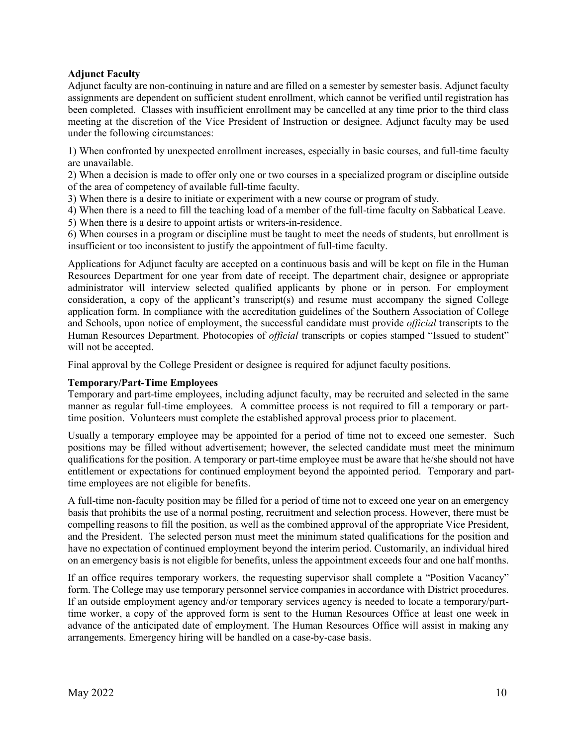**Adjunct Faculty**

Adjunct faculty are non-continuing in nature and are filled on a semester by semester basis. Adjunct faculty assignments are dependent on sufficient student enrollment, which cannot be verified until registration has been completed. Classes with insufficient enrollment may be cancelled at any time prior to the third class meeting at the discretion of the Vice President of Instruction or designee. Adjunct faculty may be used under the following circumstances:

1) When confronted by unexpected enrollment increases, especially in basic courses, and full-time faculty are unavailable.
2) When a decision is made to offer only one or two courses in a specialized program or discipline outside of the area of competency of available full-time faculty.
3) When there is a desire to initiate or experiment with a new course or program of study.
4) When there is a need to fill the teaching load of a member of the full-time faculty on Sabbatical Leave.
5) When there is a desire to appoint artists or writers-in-residence.
6) When courses in a program or discipline must be taught to meet the needs of students, but enrollment is insufficient or too inconsistent to justify the appointment of full-time faculty.

Applications for Adjunct faculty are accepted on a continuous basis and will be kept on file in the Human Resources Department for one year from date of receipt. The department chair, designee or appropriate administrator will interview selected qualified applicants by phone or in person. For employment consideration, a copy of the applicant's transcript(s) and resume must accompany the signed College application form. In compliance with the accreditation guidelines of the Southern Association of College and Schools, upon notice of employment, the successful candidate must provide *official* transcripts to the Human Resources Department. Photocopies of *official* transcripts or copies stamped "Issued to student" will not be accepted.

Final approval by the College President or designee is required for adjunct faculty positions.

**Temporary/Part-Time Employees**

Temporary and part-time employees, including adjunct faculty, may be recruited and selected in the same manner as regular full-time employees. A committee process is not required to fill a temporary or part-time position. Volunteers must complete the established approval process prior to placement.

Usually a temporary employee may be appointed for a period of time not to exceed one semester. Such positions may be filled without advertisement; however, the selected candidate must meet the minimum qualifications for the position. A temporary or part-time employee must be aware that he/she should not have entitlement or expectations for continued employment beyond the appointed period. Temporary and part-time employees are not eligible for benefits.

A full-time non-faculty position may be filled for a period of time not to exceed one year on an emergency basis that prohibits the use of a normal posting, recruitment and selection process. However, there must be compelling reasons to fill the position, as well as the combined approval of the appropriate Vice President, and the President. The selected person must meet the minimum stated qualifications for the position and have no expectation of continued employment beyond the interim period. Customarily, an individual hired on an emergency basis is not eligible for benefits, unless the appointment exceeds four and one half months.

If an office requires temporary workers, the requesting supervisor shall complete a "Position Vacancy" form. The College may use temporary personnel service companies in accordance with District procedures. If an outside employment agency and/or temporary services agency is needed to locate a temporary/part-time worker, a copy of the approved form is sent to the Human Resources Office at least one week in advance of the anticipated date of employment. The Human Resources Office will assist in making any arrangements. Emergency hiring will be handled on a case-by-case basis.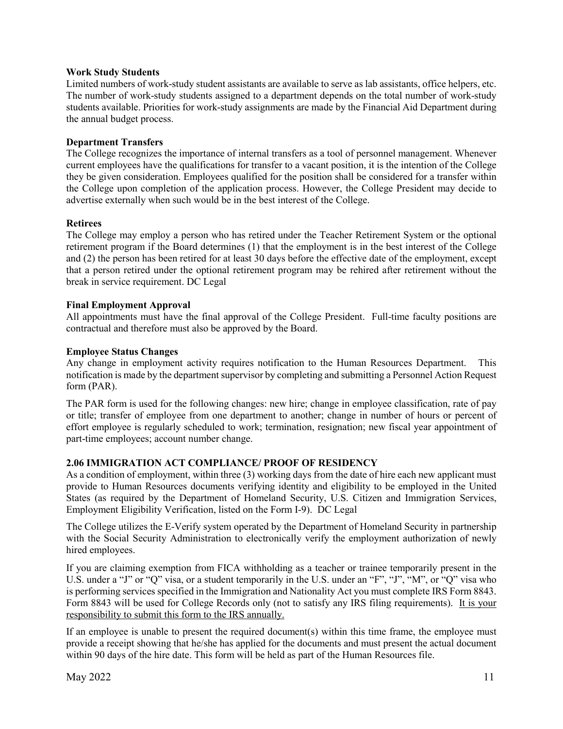**Work Study Students**

Limited numbers of work-study student assistants are available to serve as lab assistants, office helpers, etc. The number of work-study students assigned to a department depends on the total number of work-study students available. Priorities for work-study assignments are made by the Financial Aid Department during the annual budget process.

**Department Transfers**

The College recognizes the importance of internal transfers as a tool of personnel management. Whenever current employees have the qualifications for transfer to a vacant position, it is the intention of the College they be given consideration. Employees qualified for the position shall be considered for a transfer within the College upon completion of the application process. However, the College President may decide to advertise externally when such would be in the best interest of the College.

**Retirees**

The College may employ a person who has retired under the Teacher Retirement System or the optional retirement program if the Board determines (1) that the employment is in the best interest of the College and (2) the person has been retired for at least 30 days before the effective date of the employment, except that a person retired under the optional retirement program may be rehired after retirement without the break in service requirement. DC Legal

**Final Employment Approval**

All appointments must have the final approval of the College President. Full-time faculty positions are contractual and therefore must also be approved by the Board.

**Employee Status Changes**

Any change in employment activity requires notification to the Human Resources Department. This notification is made by the department supervisor by completing and submitting a Personnel Action Request form (PAR).

The PAR form is used for the following changes: new hire; change in employee classification, rate of pay or title; transfer of employee from one department to another; change in number of hours or percent of effort employee is regularly scheduled to work; termination, resignation; new fiscal year appointment of part-time employees; account number change.

## 2.06 IMMIGRATION ACT COMPLIANCE/ PROOF OF RESIDENCY

As a condition of employment, within three (3) working days from the date of hire each new applicant must provide to Human Resources documents verifying identity and eligibility to be employed in the United States (as required by the Department of Homeland Security, U.S. Citizen and Immigration Services, Employment Eligibility Verification, listed on the Form I-9). DC Legal

The College utilizes the E-Verify system operated by the Department of Homeland Security in partnership with the Social Security Administration to electronically verify the employment authorization of newly hired employees.

If you are claiming exemption from FICA withholding as a teacher or trainee temporarily present in the U.S. under a "J" or "Q" visa, or a student temporarily in the U.S. under an "F", "J", "M", or "Q" visa who is performing services specified in the Immigration and Nationality Act you must complete IRS Form 8843. Form 8843 will be used for College Records only (not to satisfy any IRS filing requirements). <u>It is your responsibility to submit this form to the IRS annually.</u>

If an employee is unable to present the required document(s) within this time frame, the employee must provide a receipt showing that he/she has applied for the documents and must present the actual document within 90 days of the hire date. This form will be held as part of the Human Resources file.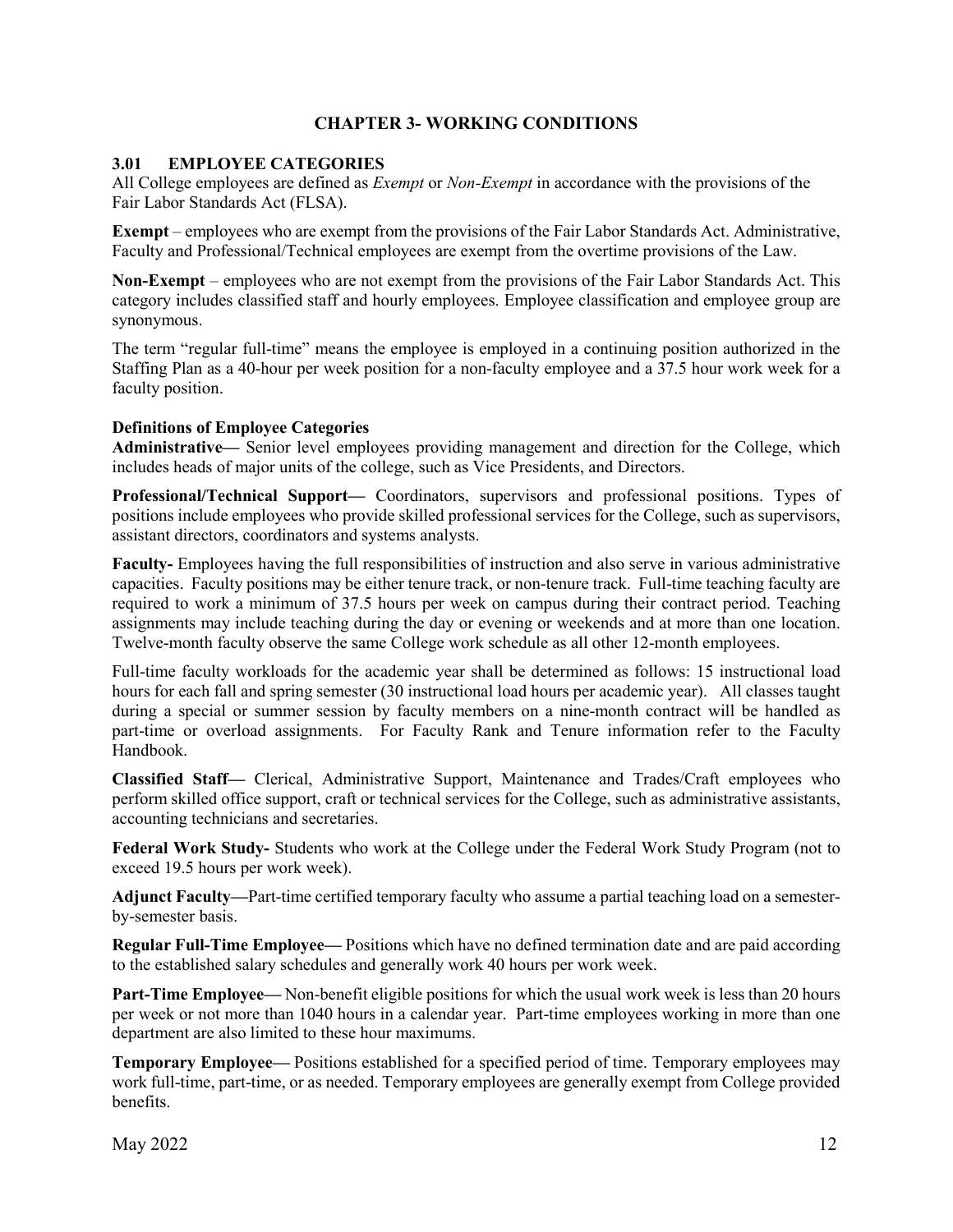# CHAPTER 3- WORKING CONDITIONS

## 3.01 EMPLOYEE CATEGORIES

All College employees are defined as *Exempt* or *Non-Exempt* in accordance with the provisions of the Fair Labor Standards Act (FLSA).

**Exempt** – employees who are exempt from the provisions of the Fair Labor Standards Act. Administrative, Faculty and Professional/Technical employees are exempt from the overtime provisions of the Law.

**Non-Exempt** – employees who are not exempt from the provisions of the Fair Labor Standards Act. This category includes classified staff and hourly employees. Employee classification and employee group are synonymous.

The term "regular full-time" means the employee is employed in a continuing position authorized in the Staffing Plan as a 40-hour per week position for a non-faculty employee and a 37.5 hour work week for a faculty position.

**Definitions of Employee Categories**

**Administrative—** Senior level employees providing management and direction for the College, which includes heads of major units of the college, such as Vice Presidents, and Directors.

**Professional/Technical Support—** Coordinators, supervisors and professional positions. Types of positions include employees who provide skilled professional services for the College, such as supervisors, assistant directors, coordinators and systems analysts.

**Faculty-** Employees having the full responsibilities of instruction and also serve in various administrative capacities. Faculty positions may be either tenure track, or non-tenure track. Full-time teaching faculty are required to work a minimum of 37.5 hours per week on campus during their contract period. Teaching assignments may include teaching during the day or evening or weekends and at more than one location. Twelve-month faculty observe the same College work schedule as all other 12-month employees.

Full-time faculty workloads for the academic year shall be determined as follows: 15 instructional load hours for each fall and spring semester (30 instructional load hours per academic year). All classes taught during a special or summer session by faculty members on a nine-month contract will be handled as part-time or overload assignments. For Faculty Rank and Tenure information refer to the Faculty Handbook.

**Classified Staff—** Clerical, Administrative Support, Maintenance and Trades/Craft employees who perform skilled office support, craft or technical services for the College, such as administrative assistants, accounting technicians and secretaries.

**Federal Work Study-** Students who work at the College under the Federal Work Study Program (not to exceed 19.5 hours per work week).

**Adjunct Faculty—**Part-time certified temporary faculty who assume a partial teaching load on a semester-by-semester basis.

**Regular Full-Time Employee—** Positions which have no defined termination date and are paid according to the established salary schedules and generally work 40 hours per work week.

**Part-Time Employee—** Non-benefit eligible positions for which the usual work week is less than 20 hours per week or not more than 1040 hours in a calendar year. Part-time employees working in more than one department are also limited to these hour maximums.

**Temporary Employee—** Positions established for a specified period of time. Temporary employees may work full-time, part-time, or as needed. Temporary employees are generally exempt from College provided benefits.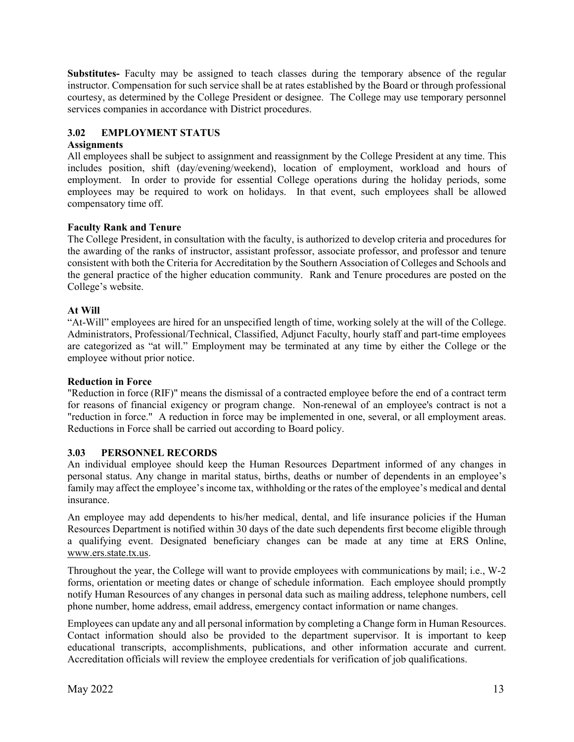**Substitutes-** Faculty may be assigned to teach classes during the temporary absence of the regular instructor. Compensation for such service shall be at rates established by the Board or through professional courtesy, as determined by the College President or designee. The College may use temporary personnel services companies in accordance with District procedures.

## 3.02 EMPLOYMENT STATUS

### Assignments

All employees shall be subject to assignment and reassignment by the College President at any time. This includes position, shift (day/evening/weekend), location of employment, workload and hours of employment. In order to provide for essential College operations during the holiday periods, some employees may be required to work on holidays. In that event, such employees shall be allowed compensatory time off.

### Faculty Rank and Tenure

The College President, in consultation with the faculty, is authorized to develop criteria and procedures for the awarding of the ranks of instructor, assistant professor, associate professor, and professor and tenure consistent with both the Criteria for Accreditation by the Southern Association of Colleges and Schools and the general practice of the higher education community. Rank and Tenure procedures are posted on the College's website.

### At Will

"At-Will" employees are hired for an unspecified length of time, working solely at the will of the College. Administrators, Professional/Technical, Classified, Adjunct Faculty, hourly staff and part-time employees are categorized as "at will." Employment may be terminated at any time by either the College or the employee without prior notice.

### Reduction in Force

"Reduction in force (RIF)" means the dismissal of a contracted employee before the end of a contract term for reasons of financial exigency or program change. Non-renewal of an employee's contract is not a "reduction in force." A reduction in force may be implemented in one, several, or all employment areas. Reductions in Force shall be carried out according to Board policy.

## 3.03 PERSONNEL RECORDS

An individual employee should keep the Human Resources Department informed of any changes in personal status. Any change in marital status, births, deaths or number of dependents in an employee's family may affect the employee's income tax, withholding or the rates of the employee's medical and dental insurance.

An employee may add dependents to his/her medical, dental, and life insurance policies if the Human Resources Department is notified within 30 days of the date such dependents first become eligible through a qualifying event. Designated beneficiary changes can be made at any time at ERS Online, www.ers.state.tx.us.

Throughout the year, the College will want to provide employees with communications by mail; i.e., W-2 forms, orientation or meeting dates or change of schedule information. Each employee should promptly notify Human Resources of any changes in personal data such as mailing address, telephone numbers, cell phone number, home address, email address, emergency contact information or name changes.

Employees can update any and all personal information by completing a Change form in Human Resources. Contact information should also be provided to the department supervisor. It is important to keep educational transcripts, accomplishments, publications, and other information accurate and current. Accreditation officials will review the employee credentials for verification of job qualifications.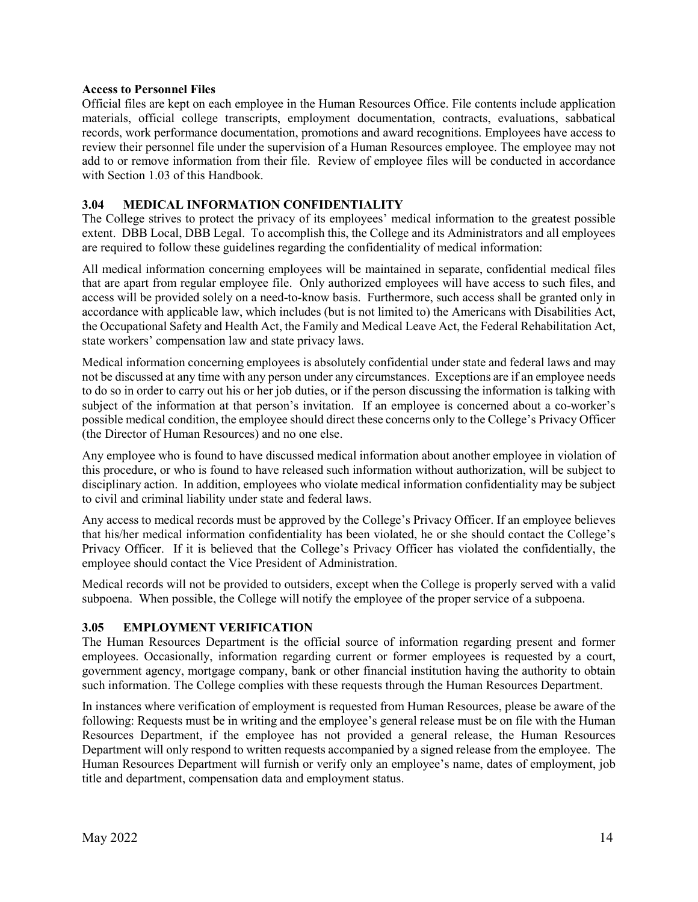**Access to Personnel Files**

Official files are kept on each employee in the Human Resources Office. File contents include application materials, official college transcripts, employment documentation, contracts, evaluations, sabbatical records, work performance documentation, promotions and award recognitions. Employees have access to review their personnel file under the supervision of a Human Resources employee. The employee may not add to or remove information from their file. Review of employee files will be conducted in accordance with Section 1.03 of this Handbook.

### 3.04 MEDICAL INFORMATION CONFIDENTIALITY

The College strives to protect the privacy of its employees' medical information to the greatest possible extent. DBB Local, DBB Legal. To accomplish this, the College and its Administrators and all employees are required to follow these guidelines regarding the confidentiality of medical information:

All medical information concerning employees will be maintained in separate, confidential medical files that are apart from regular employee file. Only authorized employees will have access to such files, and access will be provided solely on a need-to-know basis. Furthermore, such access shall be granted only in accordance with applicable law, which includes (but is not limited to) the Americans with Disabilities Act, the Occupational Safety and Health Act, the Family and Medical Leave Act, the Federal Rehabilitation Act, state workers' compensation law and state privacy laws.

Medical information concerning employees is absolutely confidential under state and federal laws and may not be discussed at any time with any person under any circumstances. Exceptions are if an employee needs to do so in order to carry out his or her job duties, or if the person discussing the information is talking with subject of the information at that person's invitation. If an employee is concerned about a co-worker's possible medical condition, the employee should direct these concerns only to the College's Privacy Officer (the Director of Human Resources) and no one else.

Any employee who is found to have discussed medical information about another employee in violation of this procedure, or who is found to have released such information without authorization, will be subject to disciplinary action. In addition, employees who violate medical information confidentiality may be subject to civil and criminal liability under state and federal laws.

Any access to medical records must be approved by the College's Privacy Officer. If an employee believes that his/her medical information confidentiality has been violated, he or she should contact the College's Privacy Officer. If it is believed that the College's Privacy Officer has violated the confidentially, the employee should contact the Vice President of Administration.

Medical records will not be provided to outsiders, except when the College is properly served with a valid subpoena. When possible, the College will notify the employee of the proper service of a subpoena.

### 3.05 EMPLOYMENT VERIFICATION

The Human Resources Department is the official source of information regarding present and former employees. Occasionally, information regarding current or former employees is requested by a court, government agency, mortgage company, bank or other financial institution having the authority to obtain such information. The College complies with these requests through the Human Resources Department.

In instances where verification of employment is requested from Human Resources, please be aware of the following: Requests must be in writing and the employee's general release must be on file with the Human Resources Department, if the employee has not provided a general release, the Human Resources Department will only respond to written requests accompanied by a signed release from the employee. The Human Resources Department will furnish or verify only an employee's name, dates of employment, job title and department, compensation data and employment status.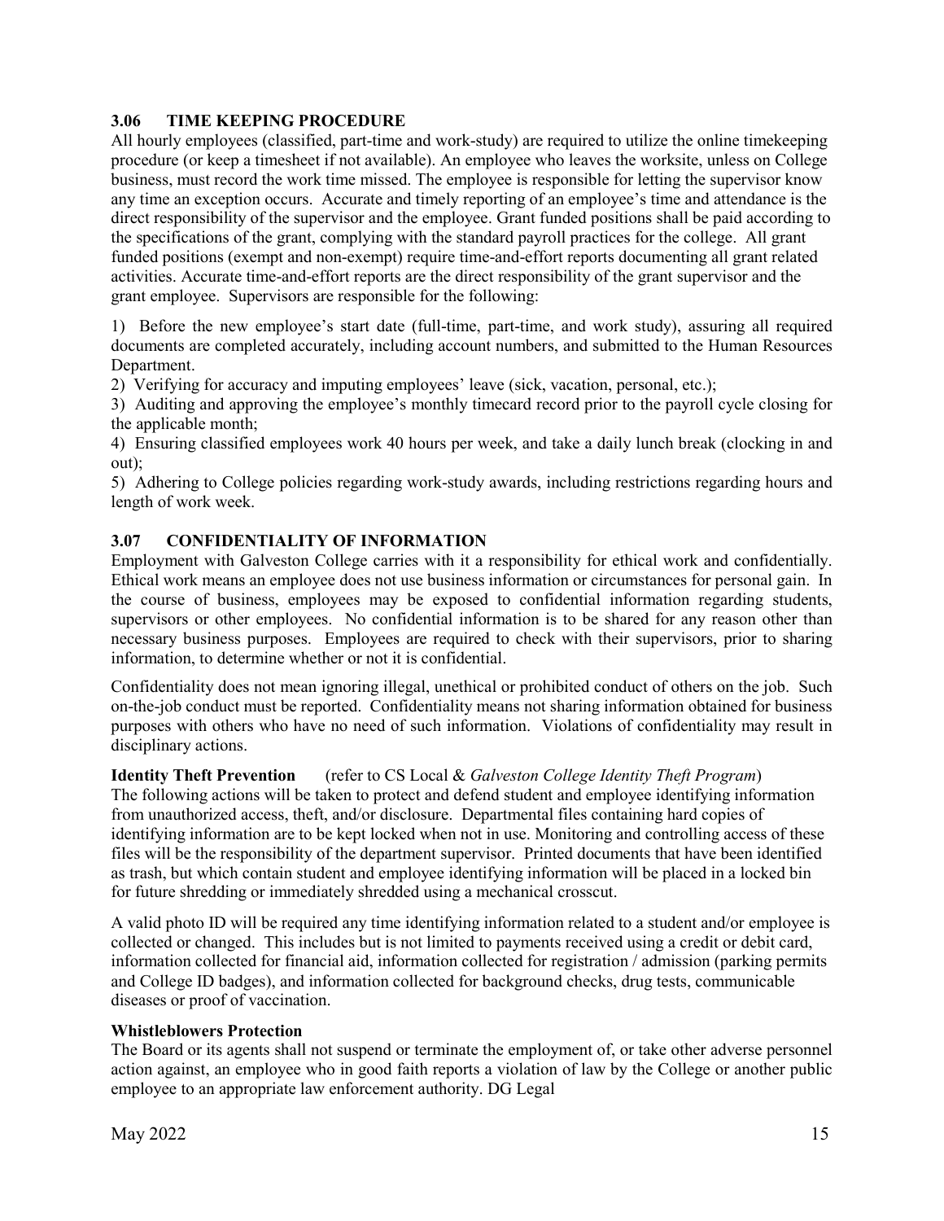### 3.06 TIME KEEPING PROCEDURE

All hourly employees (classified, part-time and work-study) are required to utilize the online timekeeping procedure (or keep a timesheet if not available). An employee who leaves the worksite, unless on College business, must record the work time missed. The employee is responsible for letting the supervisor know any time an exception occurs. Accurate and timely reporting of an employee's time and attendance is the direct responsibility of the supervisor and the employee. Grant funded positions shall be paid according to the specifications of the grant, complying with the standard payroll practices for the college. All grant funded positions (exempt and non-exempt) require time-and-effort reports documenting all grant related activities. Accurate time-and-effort reports are the direct responsibility of the grant supervisor and the grant employee. Supervisors are responsible for the following:

1) Before the new employee's start date (full-time, part-time, and work study), assuring all required documents are completed accurately, including account numbers, and submitted to the Human Resources Department.
2) Verifying for accuracy and imputing employees' leave (sick, vacation, personal, etc.);
3) Auditing and approving the employee's monthly timecard record prior to the payroll cycle closing for the applicable month;
4) Ensuring classified employees work 40 hours per week, and take a daily lunch break (clocking in and out);
5) Adhering to College policies regarding work-study awards, including restrictions regarding hours and length of work week.

### 3.07 CONFIDENTIALITY OF INFORMATION

Employment with Galveston College carries with it a responsibility for ethical work and confidentially. Ethical work means an employee does not use business information or circumstances for personal gain. In the course of business, employees may be exposed to confidential information regarding students, supervisors or other employees. No confidential information is to be shared for any reason other than necessary business purposes. Employees are required to check with their supervisors, prior to sharing information, to determine whether or not it is confidential.

Confidentiality does not mean ignoring illegal, unethical or prohibited conduct of others on the job. Such on-the-job conduct must be reported. Confidentiality means not sharing information obtained for business purposes with others who have no need of such information. Violations of confidentiality may result in disciplinary actions.

**Identity Theft Prevention** (refer to CS Local & *Galveston College Identity Theft Program*)
The following actions will be taken to protect and defend student and employee identifying information from unauthorized access, theft, and/or disclosure. Departmental files containing hard copies of identifying information are to be kept locked when not in use. Monitoring and controlling access of these files will be the responsibility of the department supervisor. Printed documents that have been identified as trash, but which contain student and employee identifying information will be placed in a locked bin for future shredding or immediately shredded using a mechanical crosscut.

A valid photo ID will be required any time identifying information related to a student and/or employee is collected or changed. This includes but is not limited to payments received using a credit or debit card, information collected for financial aid, information collected for registration / admission (parking permits and College ID badges), and information collected for background checks, drug tests, communicable diseases or proof of vaccination.

**Whistleblowers Protection**
The Board or its agents shall not suspend or terminate the employment of, or take other adverse personnel action against, an employee who in good faith reports a violation of law by the College or another public employee to an appropriate law enforcement authority. DG Legal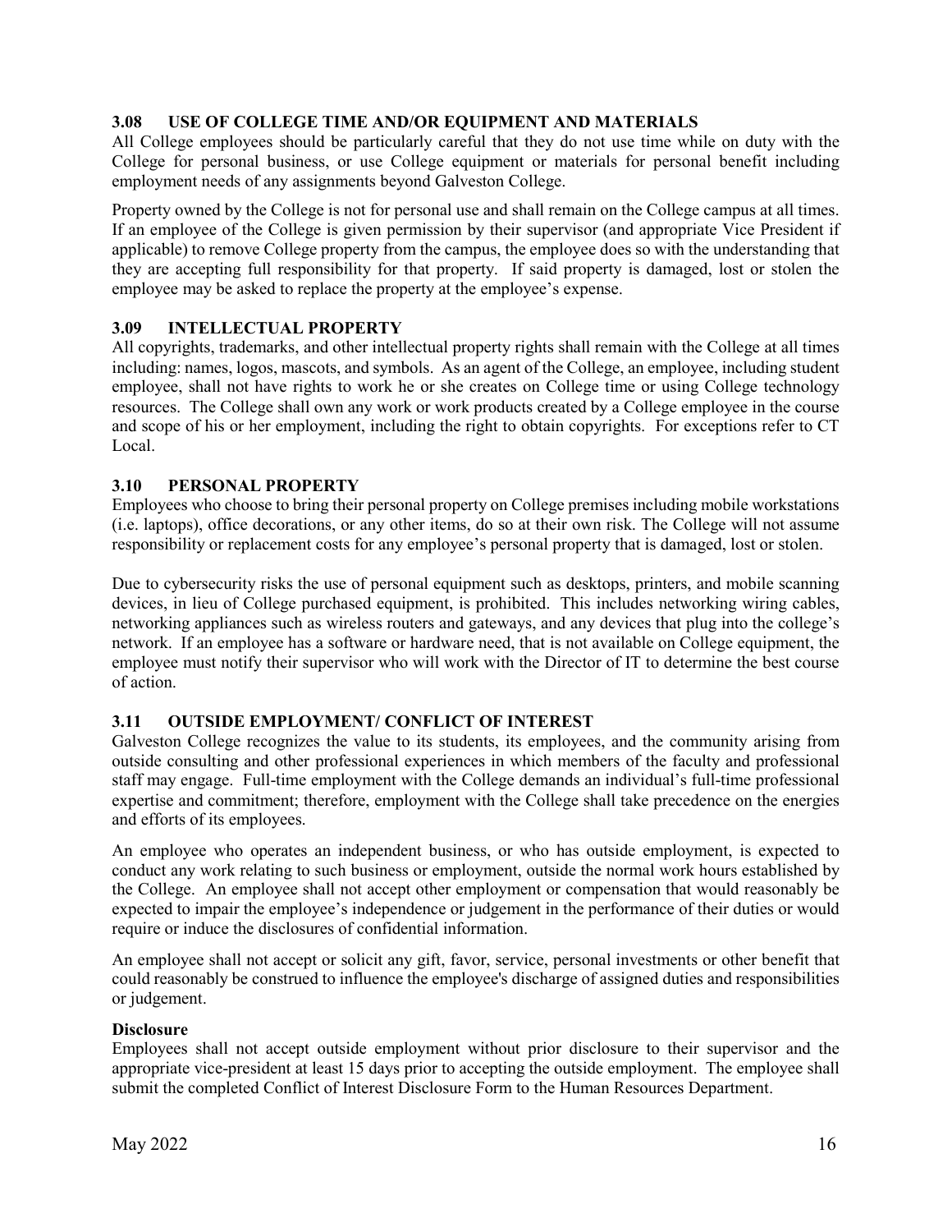### 3.08 USE OF COLLEGE TIME AND/OR EQUIPMENT AND MATERIALS

All College employees should be particularly careful that they do not use time while on duty with the College for personal business, or use College equipment or materials for personal benefit including employment needs of any assignments beyond Galveston College.

Property owned by the College is not for personal use and shall remain on the College campus at all times. If an employee of the College is given permission by their supervisor (and appropriate Vice President if applicable) to remove College property from the campus, the employee does so with the understanding that they are accepting full responsibility for that property. If said property is damaged, lost or stolen the employee may be asked to replace the property at the employee's expense.

### 3.09 INTELLECTUAL PROPERTY

All copyrights, trademarks, and other intellectual property rights shall remain with the College at all times including: names, logos, mascots, and symbols. As an agent of the College, an employee, including student employee, shall not have rights to work he or she creates on College time or using College technology resources. The College shall own any work or work products created by a College employee in the course and scope of his or her employment, including the right to obtain copyrights. For exceptions refer to CT Local.

### 3.10 PERSONAL PROPERTY

Employees who choose to bring their personal property on College premises including mobile workstations (i.e. laptops), office decorations, or any other items, do so at their own risk. The College will not assume responsibility or replacement costs for any employee's personal property that is damaged, lost or stolen.

Due to cybersecurity risks the use of personal equipment such as desktops, printers, and mobile scanning devices, in lieu of College purchased equipment, is prohibited. This includes networking wiring cables, networking appliances such as wireless routers and gateways, and any devices that plug into the college's network. If an employee has a software or hardware need, that is not available on College equipment, the employee must notify their supervisor who will work with the Director of IT to determine the best course of action.

### 3.11 OUTSIDE EMPLOYMENT/ CONFLICT OF INTEREST

Galveston College recognizes the value to its students, its employees, and the community arising from outside consulting and other professional experiences in which members of the faculty and professional staff may engage. Full-time employment with the College demands an individual's full-time professional expertise and commitment; therefore, employment with the College shall take precedence on the energies and efforts of its employees.

An employee who operates an independent business, or who has outside employment, is expected to conduct any work relating to such business or employment, outside the normal work hours established by the College. An employee shall not accept other employment or compensation that would reasonably be expected to impair the employee's independence or judgement in the performance of their duties or would require or induce the disclosures of confidential information.

An employee shall not accept or solicit any gift, favor, service, personal investments or other benefit that could reasonably be construed to influence the employee's discharge of assigned duties and responsibilities or judgement.

**Disclosure**

Employees shall not accept outside employment without prior disclosure to their supervisor and the appropriate vice-president at least 15 days prior to accepting the outside employment. The employee shall submit the completed Conflict of Interest Disclosure Form to the Human Resources Department.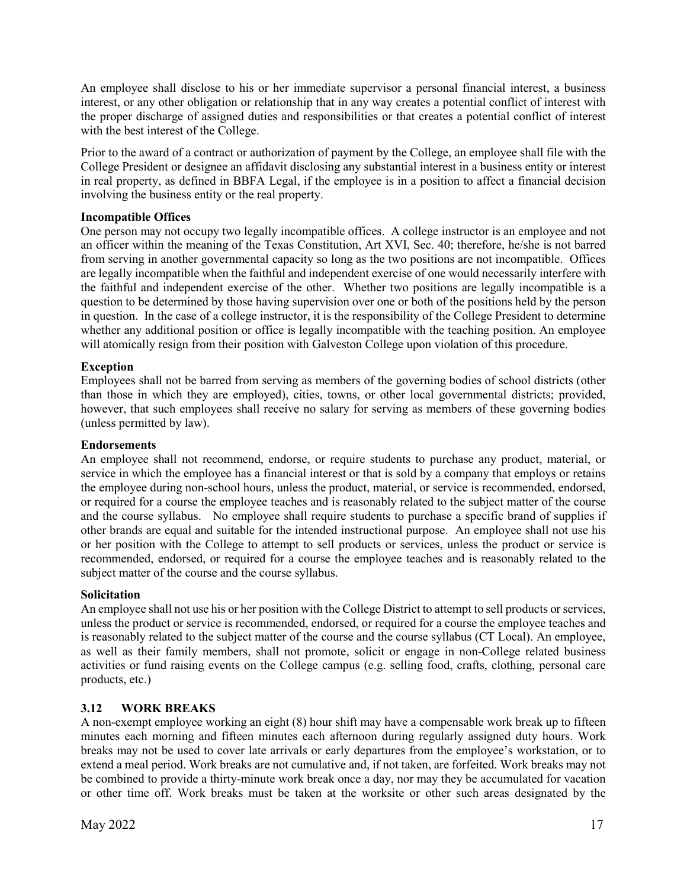An employee shall disclose to his or her immediate supervisor a personal financial interest, a business interest, or any other obligation or relationship that in any way creates a potential conflict of interest with the proper discharge of assigned duties and responsibilities or that creates a potential conflict of interest with the best interest of the College.

Prior to the award of a contract or authorization of payment by the College, an employee shall file with the College President or designee an affidavit disclosing any substantial interest in a business entity or interest in real property, as defined in BBFA Legal, if the employee is in a position to affect a financial decision involving the business entity or the real property.

**Incompatible Offices**

One person may not occupy two legally incompatible offices. A college instructor is an employee and not an officer within the meaning of the Texas Constitution, Art XVI, Sec. 40; therefore, he/she is not barred from serving in another governmental capacity so long as the two positions are not incompatible. Offices are legally incompatible when the faithful and independent exercise of one would necessarily interfere with the faithful and independent exercise of the other. Whether two positions are legally incompatible is a question to be determined by those having supervision over one or both of the positions held by the person in question. In the case of a college instructor, it is the responsibility of the College President to determine whether any additional position or office is legally incompatible with the teaching position. An employee will atomically resign from their position with Galveston College upon violation of this procedure.

**Exception**

Employees shall not be barred from serving as members of the governing bodies of school districts (other than those in which they are employed), cities, towns, or other local governmental districts; provided, however, that such employees shall receive no salary for serving as members of these governing bodies (unless permitted by law).

**Endorsements**

An employee shall not recommend, endorse, or require students to purchase any product, material, or service in which the employee has a financial interest or that is sold by a company that employs or retains the employee during non-school hours, unless the product, material, or service is recommended, endorsed, or required for a course the employee teaches and is reasonably related to the subject matter of the course and the course syllabus. No employee shall require students to purchase a specific brand of supplies if other brands are equal and suitable for the intended instructional purpose. An employee shall not use his or her position with the College to attempt to sell products or services, unless the product or service is recommended, endorsed, or required for a course the employee teaches and is reasonably related to the subject matter of the course and the course syllabus.

**Solicitation**

An employee shall not use his or her position with the College District to attempt to sell products or services, unless the product or service is recommended, endorsed, or required for a course the employee teaches and is reasonably related to the subject matter of the course and the course syllabus (CT Local). An employee, as well as their family members, shall not promote, solicit or engage in non-College related business activities or fund raising events on the College campus (e.g. selling food, crafts, clothing, personal care products, etc.)

### 3.12 WORK BREAKS

A non-exempt employee working an eight (8) hour shift may have a compensable work break up to fifteen minutes each morning and fifteen minutes each afternoon during regularly assigned duty hours. Work breaks may not be used to cover late arrivals or early departures from the employee's workstation, or to extend a meal period. Work breaks are not cumulative and, if not taken, are forfeited. Work breaks may not be combined to provide a thirty-minute work break once a day, nor may they be accumulated for vacation or other time off. Work breaks must be taken at the worksite or other such areas designated by the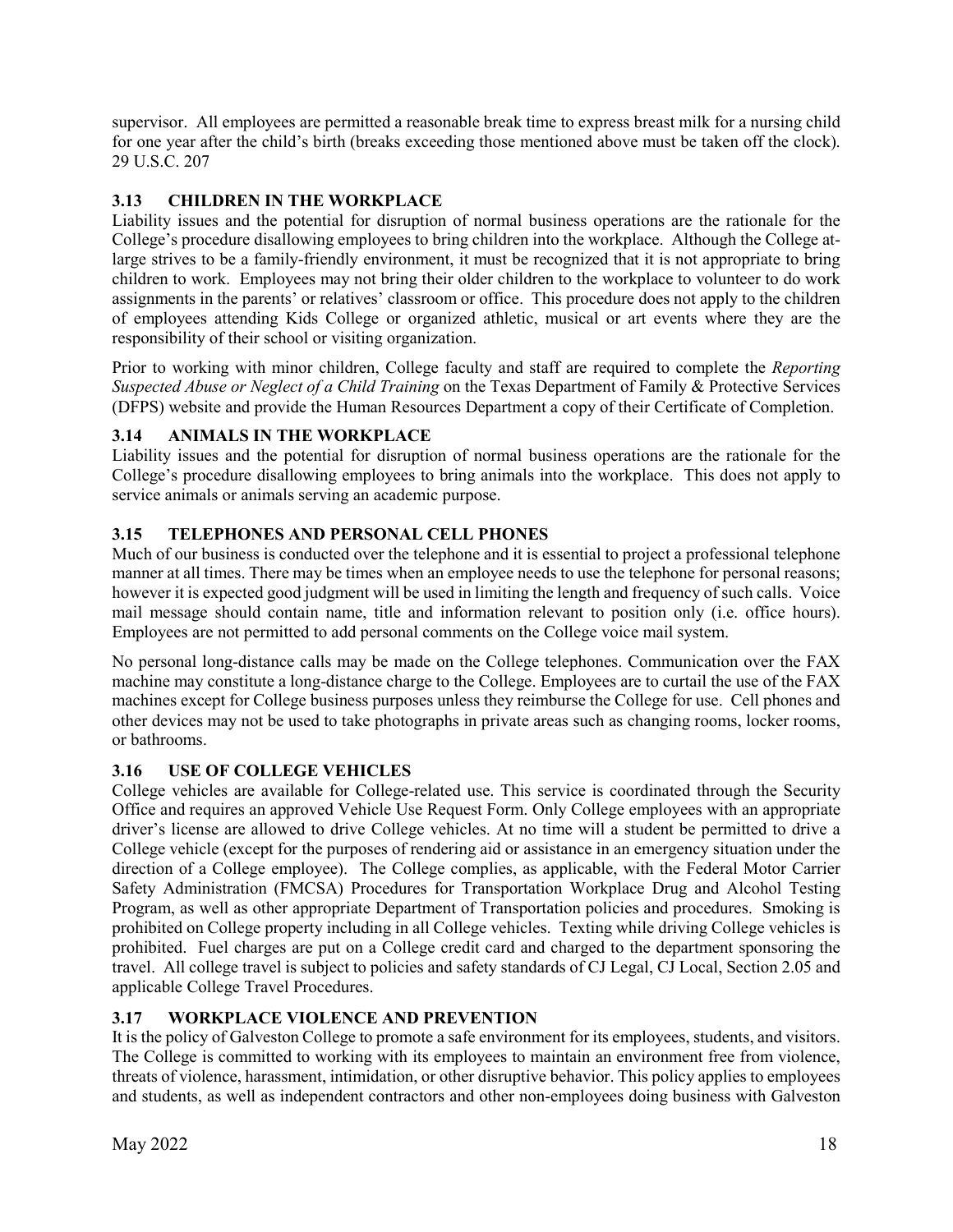supervisor. All employees are permitted a reasonable break time to express breast milk for a nursing child for one year after the child's birth (breaks exceeding those mentioned above must be taken off the clock). 29 U.S.C. 207

### 3.13 CHILDREN IN THE WORKPLACE

Liability issues and the potential for disruption of normal business operations are the rationale for the College's procedure disallowing employees to bring children into the workplace. Although the College at-large strives to be a family-friendly environment, it must be recognized that it is not appropriate to bring children to work. Employees may not bring their older children to the workplace to volunteer to do work assignments in the parents' or relatives' classroom or office. This procedure does not apply to the children of employees attending Kids College or organized athletic, musical or art events where they are the responsibility of their school or visiting organization.

Prior to working with minor children, College faculty and staff are required to complete the *Reporting Suspected Abuse or Neglect of a Child Training* on the Texas Department of Family & Protective Services (DFPS) website and provide the Human Resources Department a copy of their Certificate of Completion.

### 3.14 ANIMALS IN THE WORKPLACE

Liability issues and the potential for disruption of normal business operations are the rationale for the College's procedure disallowing employees to bring animals into the workplace. This does not apply to service animals or animals serving an academic purpose.

### 3.15 TELEPHONES AND PERSONAL CELL PHONES

Much of our business is conducted over the telephone and it is essential to project a professional telephone manner at all times. There may be times when an employee needs to use the telephone for personal reasons; however it is expected good judgment will be used in limiting the length and frequency of such calls. Voice mail message should contain name, title and information relevant to position only (i.e. office hours). Employees are not permitted to add personal comments on the College voice mail system.

No personal long-distance calls may be made on the College telephones. Communication over the FAX machine may constitute a long-distance charge to the College. Employees are to curtail the use of the FAX machines except for College business purposes unless they reimburse the College for use. Cell phones and other devices may not be used to take photographs in private areas such as changing rooms, locker rooms, or bathrooms.

### 3.16 USE OF COLLEGE VEHICLES

College vehicles are available for College-related use. This service is coordinated through the Security Office and requires an approved Vehicle Use Request Form. Only College employees with an appropriate driver's license are allowed to drive College vehicles. At no time will a student be permitted to drive a College vehicle (except for the purposes of rendering aid or assistance in an emergency situation under the direction of a College employee). The College complies, as applicable, with the Federal Motor Carrier Safety Administration (FMCSA) Procedures for Transportation Workplace Drug and Alcohol Testing Program, as well as other appropriate Department of Transportation policies and procedures. Smoking is prohibited on College property including in all College vehicles. Texting while driving College vehicles is prohibited. Fuel charges are put on a College credit card and charged to the department sponsoring the travel. All college travel is subject to policies and safety standards of CJ Legal, CJ Local, Section 2.05 and applicable College Travel Procedures.

### 3.17 WORKPLACE VIOLENCE AND PREVENTION

It is the policy of Galveston College to promote a safe environment for its employees, students, and visitors. The College is committed to working with its employees to maintain an environment free from violence, threats of violence, harassment, intimidation, or other disruptive behavior. This policy applies to employees and students, as well as independent contractors and other non-employees doing business with Galveston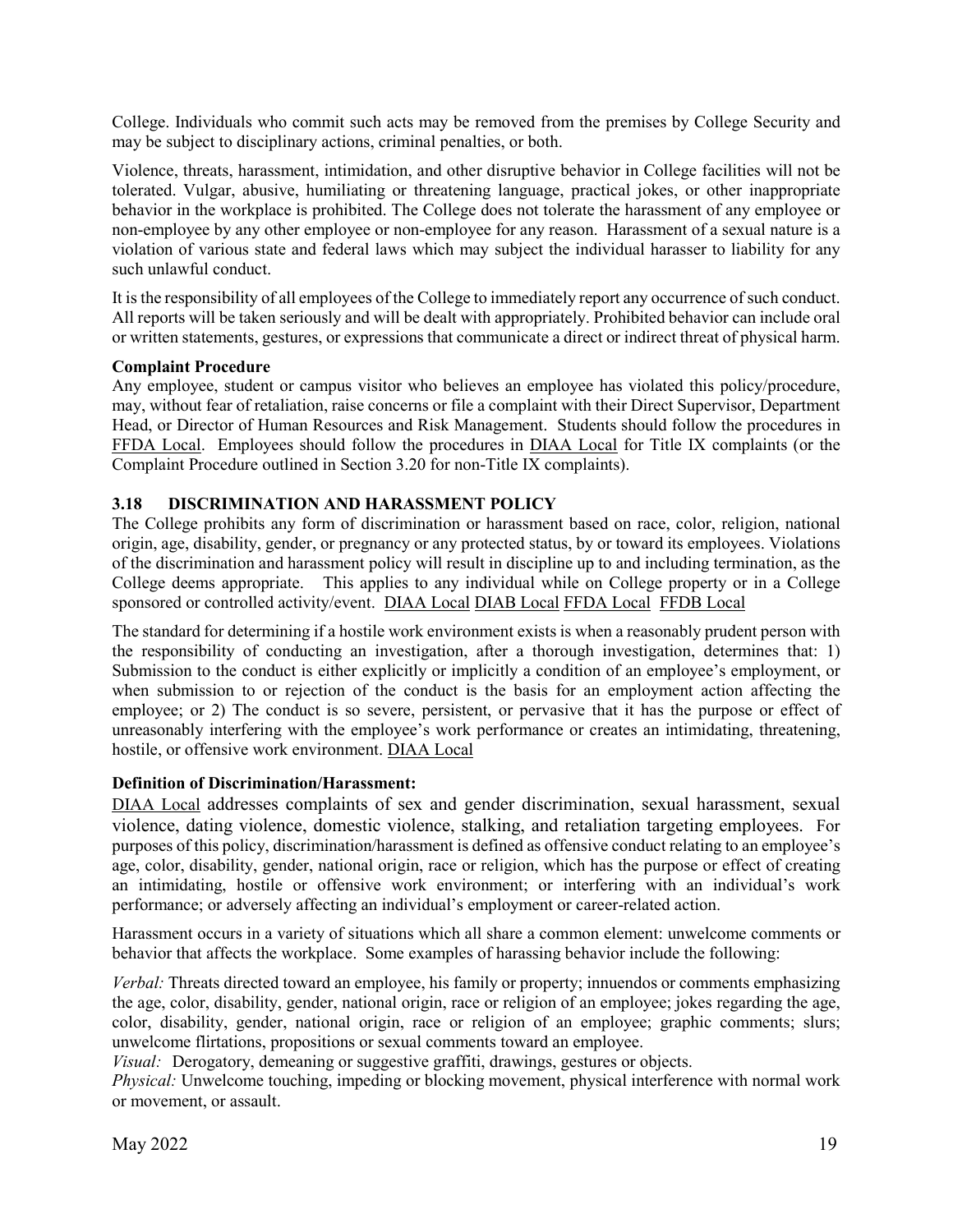College. Individuals who commit such acts may be removed from the premises by College Security and may be subject to disciplinary actions, criminal penalties, or both.

Violence, threats, harassment, intimidation, and other disruptive behavior in College facilities will not be tolerated. Vulgar, abusive, humiliating or threatening language, practical jokes, or other inappropriate behavior in the workplace is prohibited. The College does not tolerate the harassment of any employee or non-employee by any other employee or non-employee for any reason. Harassment of a sexual nature is a violation of various state and federal laws which may subject the individual harasser to liability for any such unlawful conduct.

It is the responsibility of all employees of the College to immediately report any occurrence of such conduct. All reports will be taken seriously and will be dealt with appropriately. Prohibited behavior can include oral or written statements, gestures, or expressions that communicate a direct or indirect threat of physical harm.

**Complaint Procedure**

Any employee, student or campus visitor who believes an employee has violated this policy/procedure, may, without fear of retaliation, raise concerns or file a complaint with their Direct Supervisor, Department Head, or Director of Human Resources and Risk Management. Students should follow the procedures in FFDA Local. Employees should follow the procedures in DIAA Local for Title IX complaints (or the Complaint Procedure outlined in Section 3.20 for non-Title IX complaints).

### 3.18 DISCRIMINATION AND HARASSMENT POLICY

The College prohibits any form of discrimination or harassment based on race, color, religion, national origin, age, disability, gender, or pregnancy or any protected status, by or toward its employees. Violations of the discrimination and harassment policy will result in discipline up to and including termination, as the College deems appropriate. This applies to any individual while on College property or in a College sponsored or controlled activity/event. DIAA Local DIAB Local FFDA Local FFDB Local

The standard for determining if a hostile work environment exists is when a reasonably prudent person with the responsibility of conducting an investigation, after a thorough investigation, determines that: 1) Submission to the conduct is either explicitly or implicitly a condition of an employee's employment, or when submission to or rejection of the conduct is the basis for an employment action affecting the employee; or 2) The conduct is so severe, persistent, or pervasive that it has the purpose or effect of unreasonably interfering with the employee's work performance or creates an intimidating, threatening, hostile, or offensive work environment. DIAA Local

**Definition of Discrimination/Harassment:**

DIAA Local addresses complaints of sex and gender discrimination, sexual harassment, sexual violence, dating violence, domestic violence, stalking, and retaliation targeting employees. For purposes of this policy, discrimination/harassment is defined as offensive conduct relating to an employee's age, color, disability, gender, national origin, race or religion, which has the purpose or effect of creating an intimidating, hostile or offensive work environment; or interfering with an individual's work performance; or adversely affecting an individual's employment or career-related action.

Harassment occurs in a variety of situations which all share a common element: unwelcome comments or behavior that affects the workplace. Some examples of harassing behavior include the following:

*Verbal:* Threats directed toward an employee, his family or property; innuendos or comments emphasizing the age, color, disability, gender, national origin, race or religion of an employee; jokes regarding the age, color, disability, gender, national origin, race or religion of an employee; graphic comments; slurs; unwelcome flirtations, propositions or sexual comments toward an employee.

*Visual:* Derogatory, demeaning or suggestive graffiti, drawings, gestures or objects.

*Physical:* Unwelcome touching, impeding or blocking movement, physical interference with normal work or movement, or assault.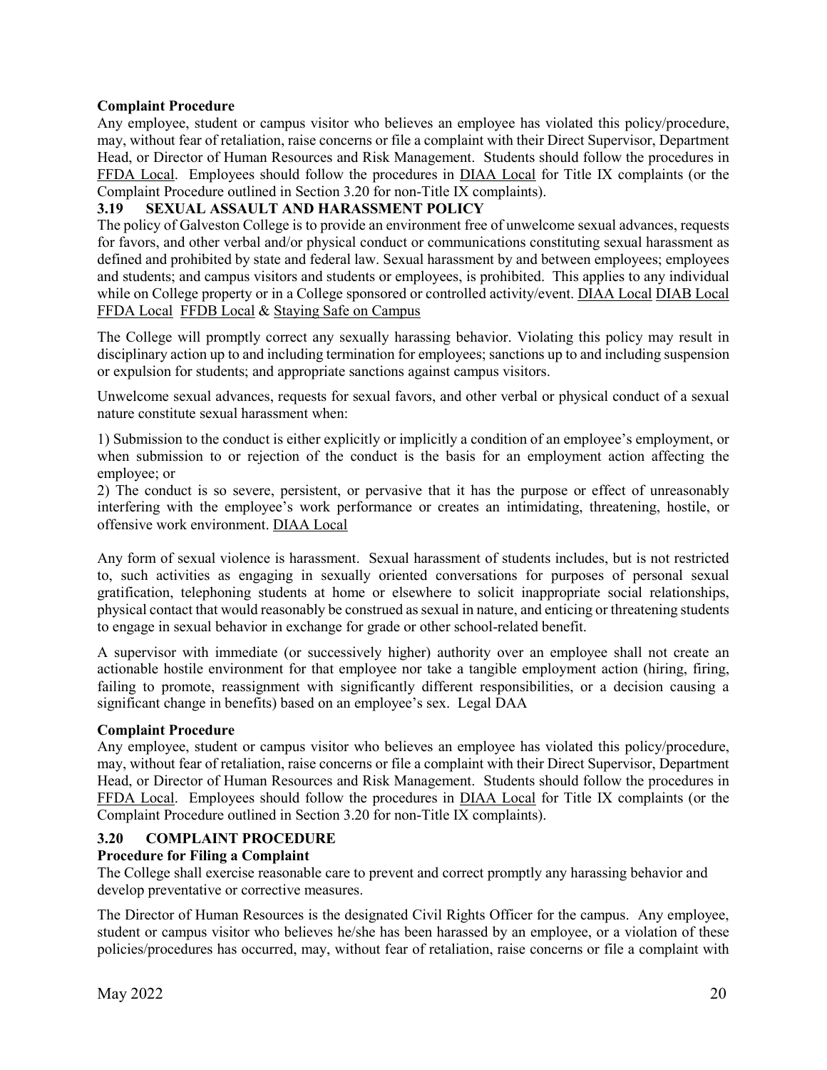**Complaint Procedure**

Any employee, student or campus visitor who believes an employee has violated this policy/procedure, may, without fear of retaliation, raise concerns or file a complaint with their Direct Supervisor, Department Head, or Director of Human Resources and Risk Management. Students should follow the procedures in FFDA Local. Employees should follow the procedures in DIAA Local for Title IX complaints (or the Complaint Procedure outlined in Section 3.20 for non-Title IX complaints).

### 3.19 SEXUAL ASSAULT AND HARASSMENT POLICY

The policy of Galveston College is to provide an environment free of unwelcome sexual advances, requests for favors, and other verbal and/or physical conduct or communications constituting sexual harassment as defined and prohibited by state and federal law. Sexual harassment by and between employees; employees and students; and campus visitors and students or employees, is prohibited. This applies to any individual while on College property or in a College sponsored or controlled activity/event. DIAA Local DIAB Local FFDA Local FFDB Local & Staying Safe on Campus

The College will promptly correct any sexually harassing behavior. Violating this policy may result in disciplinary action up to and including termination for employees; sanctions up to and including suspension or expulsion for students; and appropriate sanctions against campus visitors.

Unwelcome sexual advances, requests for sexual favors, and other verbal or physical conduct of a sexual nature constitute sexual harassment when:

1) Submission to the conduct is either explicitly or implicitly a condition of an employee's employment, or when submission to or rejection of the conduct is the basis for an employment action affecting the employee; or

2) The conduct is so severe, persistent, or pervasive that it has the purpose or effect of unreasonably interfering with the employee's work performance or creates an intimidating, threatening, hostile, or offensive work environment. DIAA Local

Any form of sexual violence is harassment. Sexual harassment of students includes, but is not restricted to, such activities as engaging in sexually oriented conversations for purposes of personal sexual gratification, telephoning students at home or elsewhere to solicit inappropriate social relationships, physical contact that would reasonably be construed as sexual in nature, and enticing or threatening students to engage in sexual behavior in exchange for grade or other school-related benefit.

A supervisor with immediate (or successively higher) authority over an employee shall not create an actionable hostile environment for that employee nor take a tangible employment action (hiring, firing, failing to promote, reassignment with significantly different responsibilities, or a decision causing a significant change in benefits) based on an employee's sex. Legal DAA

**Complaint Procedure**

Any employee, student or campus visitor who believes an employee has violated this policy/procedure, may, without fear of retaliation, raise concerns or file a complaint with their Direct Supervisor, Department Head, or Director of Human Resources and Risk Management. Students should follow the procedures in FFDA Local. Employees should follow the procedures in DIAA Local for Title IX complaints (or the Complaint Procedure outlined in Section 3.20 for non-Title IX complaints).

### 3.20 COMPLAINT PROCEDURE

**Procedure for Filing a Complaint**

The College shall exercise reasonable care to prevent and correct promptly any harassing behavior and develop preventative or corrective measures.

The Director of Human Resources is the designated Civil Rights Officer for the campus. Any employee, student or campus visitor who believes he/she has been harassed by an employee, or a violation of these policies/procedures has occurred, may, without fear of retaliation, raise concerns or file a complaint with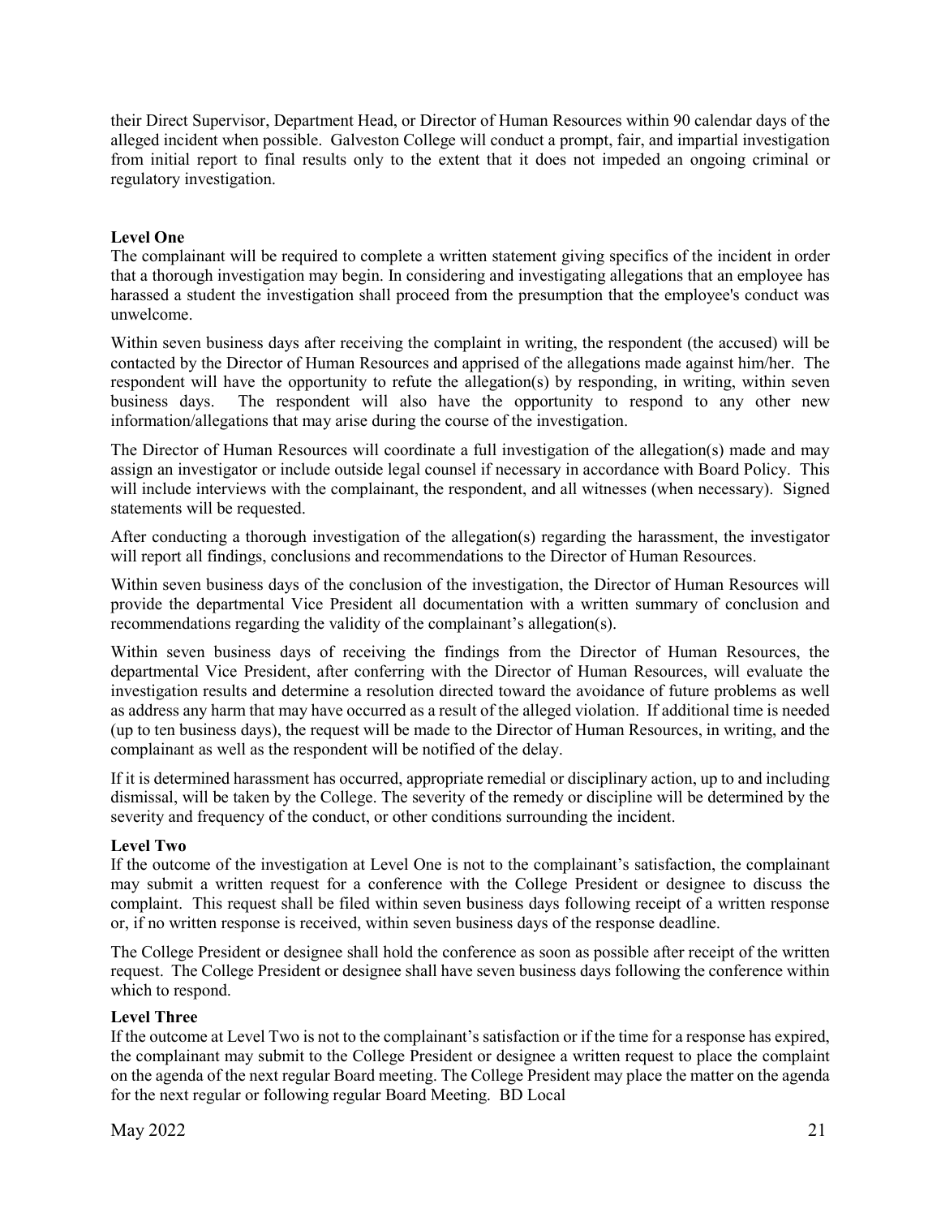their Direct Supervisor, Department Head, or Director of Human Resources within 90 calendar days of the alleged incident when possible. Galveston College will conduct a prompt, fair, and impartial investigation from initial report to final results only to the extent that it does not impeded an ongoing criminal or regulatory investigation.

**Level One**

The complainant will be required to complete a written statement giving specifics of the incident in order that a thorough investigation may begin. In considering and investigating allegations that an employee has harassed a student the investigation shall proceed from the presumption that the employee's conduct was unwelcome.

Within seven business days after receiving the complaint in writing, the respondent (the accused) will be contacted by the Director of Human Resources and apprised of the allegations made against him/her. The respondent will have the opportunity to refute the allegation(s) by responding, in writing, within seven business days. The respondent will also have the opportunity to respond to any other new information/allegations that may arise during the course of the investigation.

The Director of Human Resources will coordinate a full investigation of the allegation(s) made and may assign an investigator or include outside legal counsel if necessary in accordance with Board Policy. This will include interviews with the complainant, the respondent, and all witnesses (when necessary). Signed statements will be requested.

After conducting a thorough investigation of the allegation(s) regarding the harassment, the investigator will report all findings, conclusions and recommendations to the Director of Human Resources.

Within seven business days of the conclusion of the investigation, the Director of Human Resources will provide the departmental Vice President all documentation with a written summary of conclusion and recommendations regarding the validity of the complainant's allegation(s).

Within seven business days of receiving the findings from the Director of Human Resources, the departmental Vice President, after conferring with the Director of Human Resources, will evaluate the investigation results and determine a resolution directed toward the avoidance of future problems as well as address any harm that may have occurred as a result of the alleged violation. If additional time is needed (up to ten business days), the request will be made to the Director of Human Resources, in writing, and the complainant as well as the respondent will be notified of the delay.

If it is determined harassment has occurred, appropriate remedial or disciplinary action, up to and including dismissal, will be taken by the College. The severity of the remedy or discipline will be determined by the severity and frequency of the conduct, or other conditions surrounding the incident.

**Level Two**

If the outcome of the investigation at Level One is not to the complainant's satisfaction, the complainant may submit a written request for a conference with the College President or designee to discuss the complaint. This request shall be filed within seven business days following receipt of a written response or, if no written response is received, within seven business days of the response deadline.

The College President or designee shall hold the conference as soon as possible after receipt of the written request. The College President or designee shall have seven business days following the conference within which to respond.

**Level Three**

If the outcome at Level Two is not to the complainant's satisfaction or if the time for a response has expired, the complainant may submit to the College President or designee a written request to place the complaint on the agenda of the next regular Board meeting. The College President may place the matter on the agenda for the next regular or following regular Board Meeting. BD Local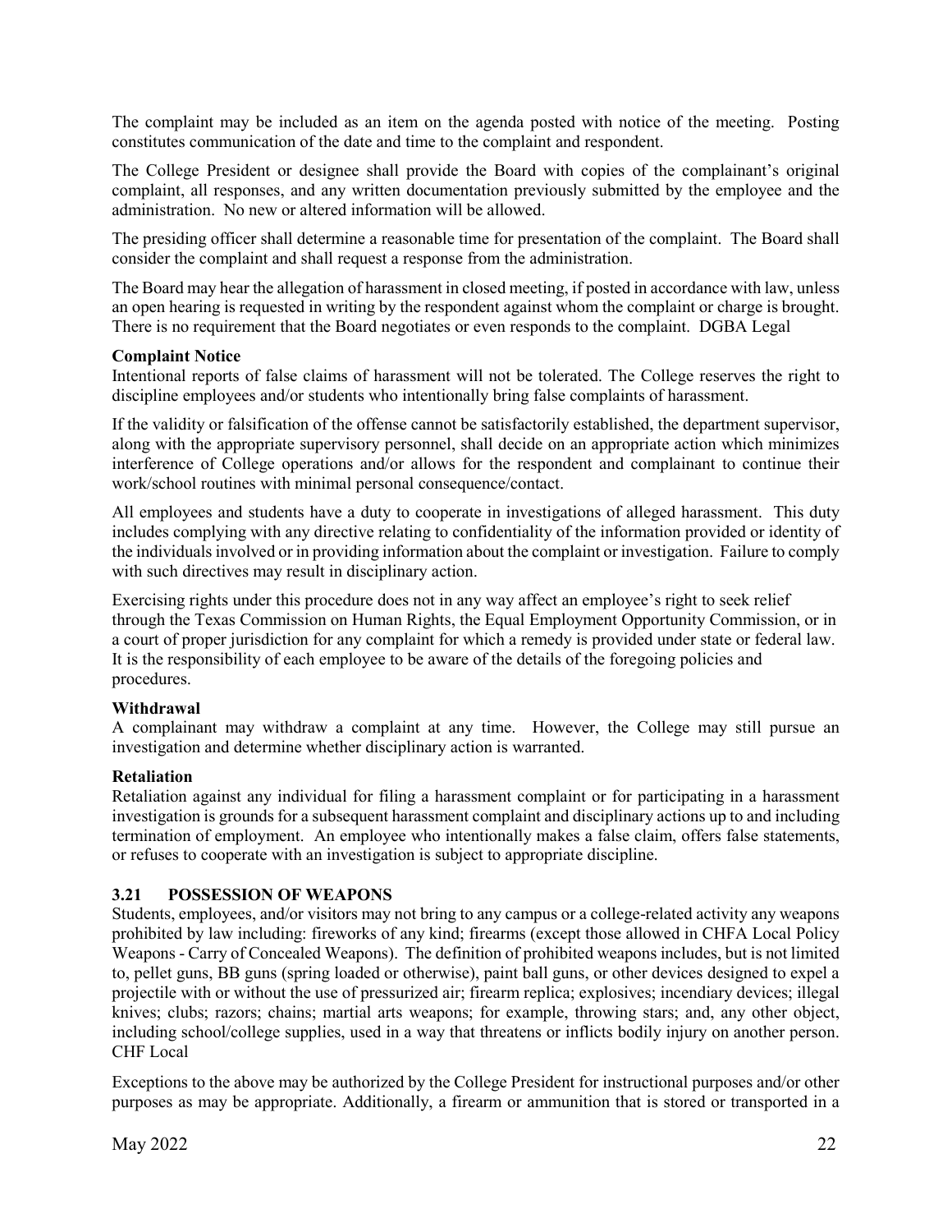The complaint may be included as an item on the agenda posted with notice of the meeting. Posting constitutes communication of the date and time to the complaint and respondent.

The College President or designee shall provide the Board with copies of the complainant's original complaint, all responses, and any written documentation previously submitted by the employee and the administration. No new or altered information will be allowed.

The presiding officer shall determine a reasonable time for presentation of the complaint. The Board shall consider the complaint and shall request a response from the administration.

The Board may hear the allegation of harassment in closed meeting, if posted in accordance with law, unless an open hearing is requested in writing by the respondent against whom the complaint or charge is brought. There is no requirement that the Board negotiates or even responds to the complaint. DGBA Legal

**Complaint Notice**
Intentional reports of false claims of harassment will not be tolerated. The College reserves the right to discipline employees and/or students who intentionally bring false complaints of harassment.

If the validity or falsification of the offense cannot be satisfactorily established, the department supervisor, along with the appropriate supervisory personnel, shall decide on an appropriate action which minimizes interference of College operations and/or allows for the respondent and complainant to continue their work/school routines with minimal personal consequence/contact.

All employees and students have a duty to cooperate in investigations of alleged harassment. This duty includes complying with any directive relating to confidentiality of the information provided or identity of the individuals involved or in providing information about the complaint or investigation. Failure to comply with such directives may result in disciplinary action.

Exercising rights under this procedure does not in any way affect an employee's right to seek relief through the Texas Commission on Human Rights, the Equal Employment Opportunity Commission, or in a court of proper jurisdiction for any complaint for which a remedy is provided under state or federal law. It is the responsibility of each employee to be aware of the details of the foregoing policies and procedures.

**Withdrawal**
A complainant may withdraw a complaint at any time. However, the College may still pursue an investigation and determine whether disciplinary action is warranted.

**Retaliation**
Retaliation against any individual for filing a harassment complaint or for participating in a harassment investigation is grounds for a subsequent harassment complaint and disciplinary actions up to and including termination of employment. An employee who intentionally makes a false claim, offers false statements, or refuses to cooperate with an investigation is subject to appropriate discipline.

### 3.21 POSSESSION OF WEAPONS

Students, employees, and/or visitors may not bring to any campus or a college-related activity any weapons prohibited by law including: fireworks of any kind; firearms (except those allowed in CHFA Local Policy Weapons - Carry of Concealed Weapons). The definition of prohibited weapons includes, but is not limited to, pellet guns, BB guns (spring loaded or otherwise), paint ball guns, or other devices designed to expel a projectile with or without the use of pressurized air; firearm replica; explosives; incendiary devices; illegal knives; clubs; razors; chains; martial arts weapons; for example, throwing stars; and, any other object, including school/college supplies, used in a way that threatens or inflicts bodily injury on another person. CHF Local

Exceptions to the above may be authorized by the College President for instructional purposes and/or other purposes as may be appropriate. Additionally, a firearm or ammunition that is stored or transported in a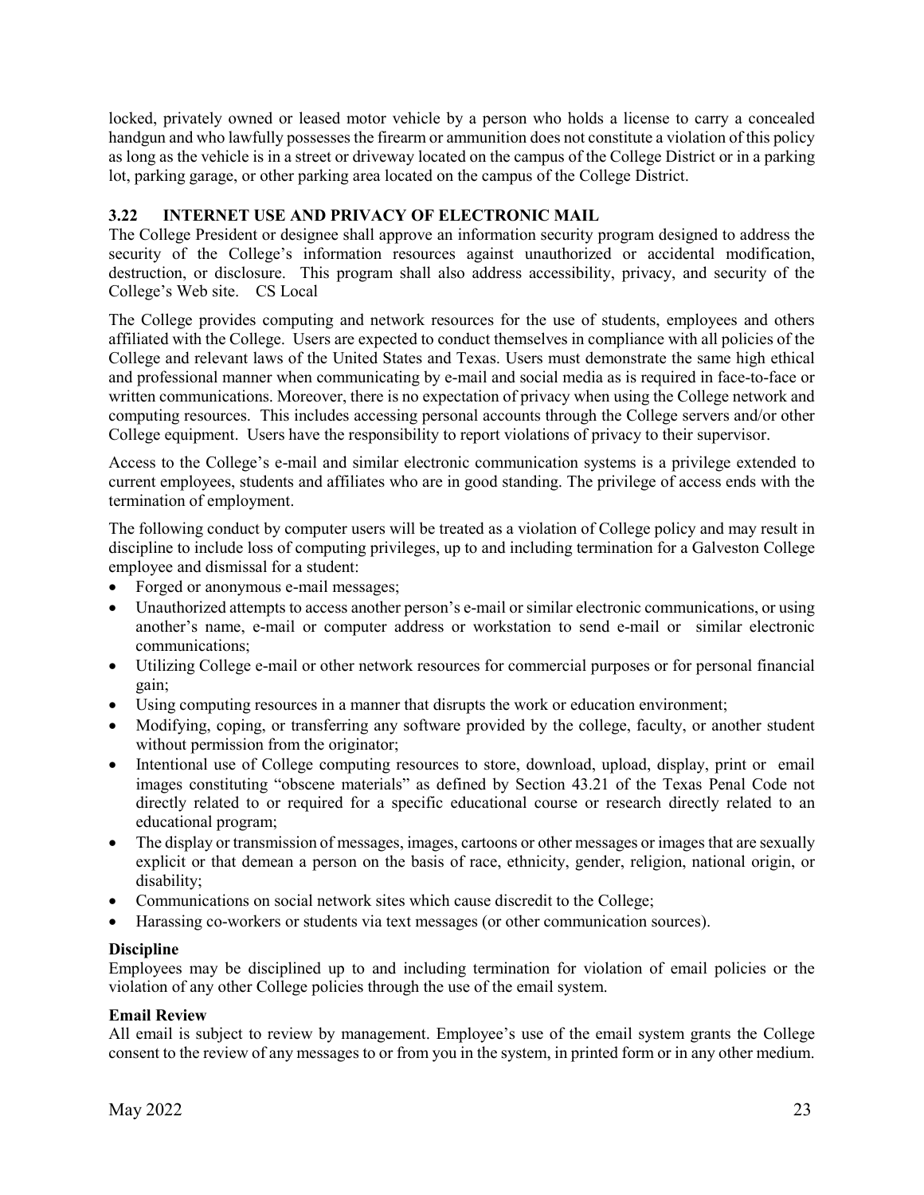locked, privately owned or leased motor vehicle by a person who holds a license to carry a concealed handgun and who lawfully possesses the firearm or ammunition does not constitute a violation of this policy as long as the vehicle is in a street or driveway located on the campus of the College District or in a parking lot, parking garage, or other parking area located on the campus of the College District.

### 3.22 INTERNET USE AND PRIVACY OF ELECTRONIC MAIL

The College President or designee shall approve an information security program designed to address the security of the College's information resources against unauthorized or accidental modification, destruction, or disclosure. This program shall also address accessibility, privacy, and security of the College's Web site. CS Local

The College provides computing and network resources for the use of students, employees and others affiliated with the College. Users are expected to conduct themselves in compliance with all policies of the College and relevant laws of the United States and Texas. Users must demonstrate the same high ethical and professional manner when communicating by e-mail and social media as is required in face-to-face or written communications. Moreover, there is no expectation of privacy when using the College network and computing resources. This includes accessing personal accounts through the College servers and/or other College equipment. Users have the responsibility to report violations of privacy to their supervisor.

Access to the College's e-mail and similar electronic communication systems is a privilege extended to current employees, students and affiliates who are in good standing. The privilege of access ends with the termination of employment.

The following conduct by computer users will be treated as a violation of College policy and may result in discipline to include loss of computing privileges, up to and including termination for a Galveston College employee and dismissal for a student:

- Forged or anonymous e-mail messages;
- Unauthorized attempts to access another person's e-mail or similar electronic communications, or using another's name, e-mail or computer address or workstation to send e-mail or similar electronic communications;
- Utilizing College e-mail or other network resources for commercial purposes or for personal financial gain;
- Using computing resources in a manner that disrupts the work or education environment;
- Modifying, coping, or transferring any software provided by the college, faculty, or another student without permission from the originator;
- Intentional use of College computing resources to store, download, upload, display, print or email images constituting "obscene materials" as defined by Section 43.21 of the Texas Penal Code not directly related to or required for a specific educational course or research directly related to an educational program;
- The display or transmission of messages, images, cartoons or other messages or images that are sexually explicit or that demean a person on the basis of race, ethnicity, gender, religion, national origin, or disability;
- Communications on social network sites which cause discredit to the College;
- Harassing co-workers or students via text messages (or other communication sources).

**Discipline**

Employees may be disciplined up to and including termination for violation of email policies or the violation of any other College policies through the use of the email system.

**Email Review**

All email is subject to review by management. Employee's use of the email system grants the College consent to the review of any messages to or from you in the system, in printed form or in any other medium.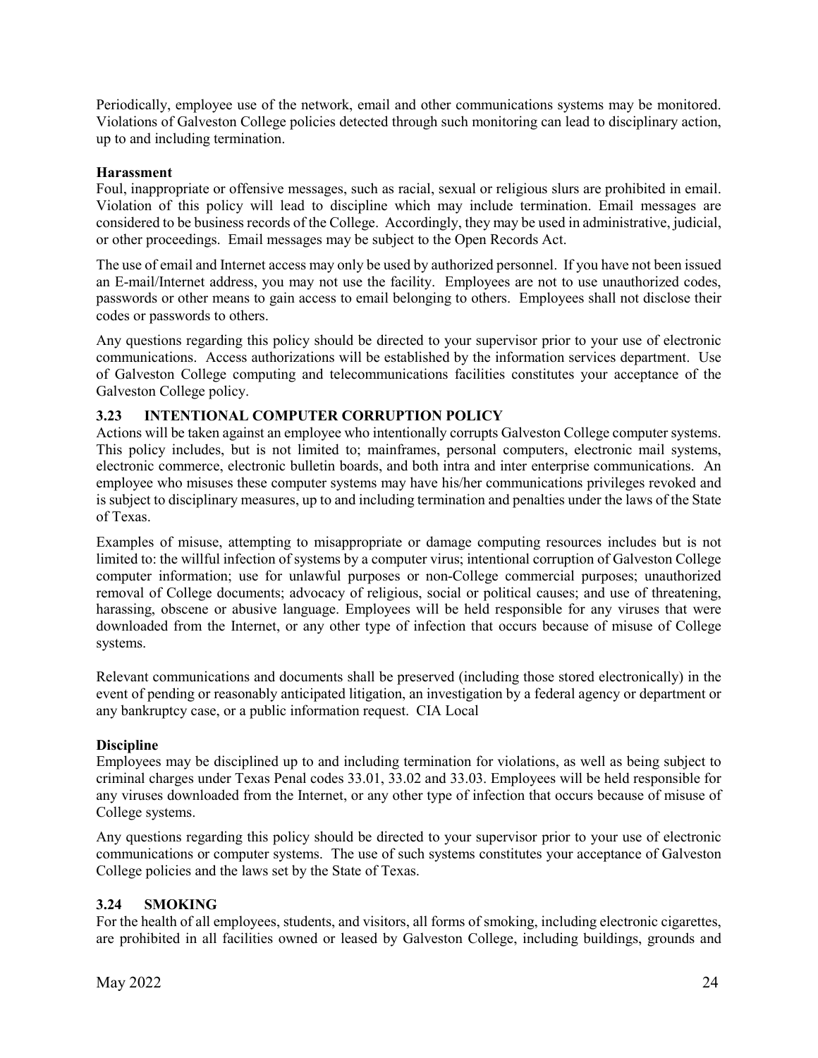Periodically, employee use of the network, email and other communications systems may be monitored. Violations of Galveston College policies detected through such monitoring can lead to disciplinary action, up to and including termination.

**Harassment**

Foul, inappropriate or offensive messages, such as racial, sexual or religious slurs are prohibited in email. Violation of this policy will lead to discipline which may include termination. Email messages are considered to be business records of the College. Accordingly, they may be used in administrative, judicial, or other proceedings. Email messages may be subject to the Open Records Act.

The use of email and Internet access may only be used by authorized personnel. If you have not been issued an E-mail/Internet address, you may not use the facility. Employees are not to use unauthorized codes, passwords or other means to gain access to email belonging to others. Employees shall not disclose their codes or passwords to others.

Any questions regarding this policy should be directed to your supervisor prior to your use of electronic communications. Access authorizations will be established by the information services department. Use of Galveston College computing and telecommunications facilities constitutes your acceptance of the Galveston College policy.

### 3.23 INTENTIONAL COMPUTER CORRUPTION POLICY

Actions will be taken against an employee who intentionally corrupts Galveston College computer systems. This policy includes, but is not limited to; mainframes, personal computers, electronic mail systems, electronic commerce, electronic bulletin boards, and both intra and inter enterprise communications. An employee who misuses these computer systems may have his/her communications privileges revoked and is subject to disciplinary measures, up to and including termination and penalties under the laws of the State of Texas.

Examples of misuse, attempting to misappropriate or damage computing resources includes but is not limited to: the willful infection of systems by a computer virus; intentional corruption of Galveston College computer information; use for unlawful purposes or non-College commercial purposes; unauthorized removal of College documents; advocacy of religious, social or political causes; and use of threatening, harassing, obscene or abusive language. Employees will be held responsible for any viruses that were downloaded from the Internet, or any other type of infection that occurs because of misuse of College systems.

Relevant communications and documents shall be preserved (including those stored electronically) in the event of pending or reasonably anticipated litigation, an investigation by a federal agency or department or any bankruptcy case, or a public information request. CIA Local

**Discipline**

Employees may be disciplined up to and including termination for violations, as well as being subject to criminal charges under Texas Penal codes 33.01, 33.02 and 33.03. Employees will be held responsible for any viruses downloaded from the Internet, or any other type of infection that occurs because of misuse of College systems.

Any questions regarding this policy should be directed to your supervisor prior to your use of electronic communications or computer systems. The use of such systems constitutes your acceptance of Galveston College policies and the laws set by the State of Texas.

### 3.24 SMOKING

For the health of all employees, students, and visitors, all forms of smoking, including electronic cigarettes, are prohibited in all facilities owned or leased by Galveston College, including buildings, grounds and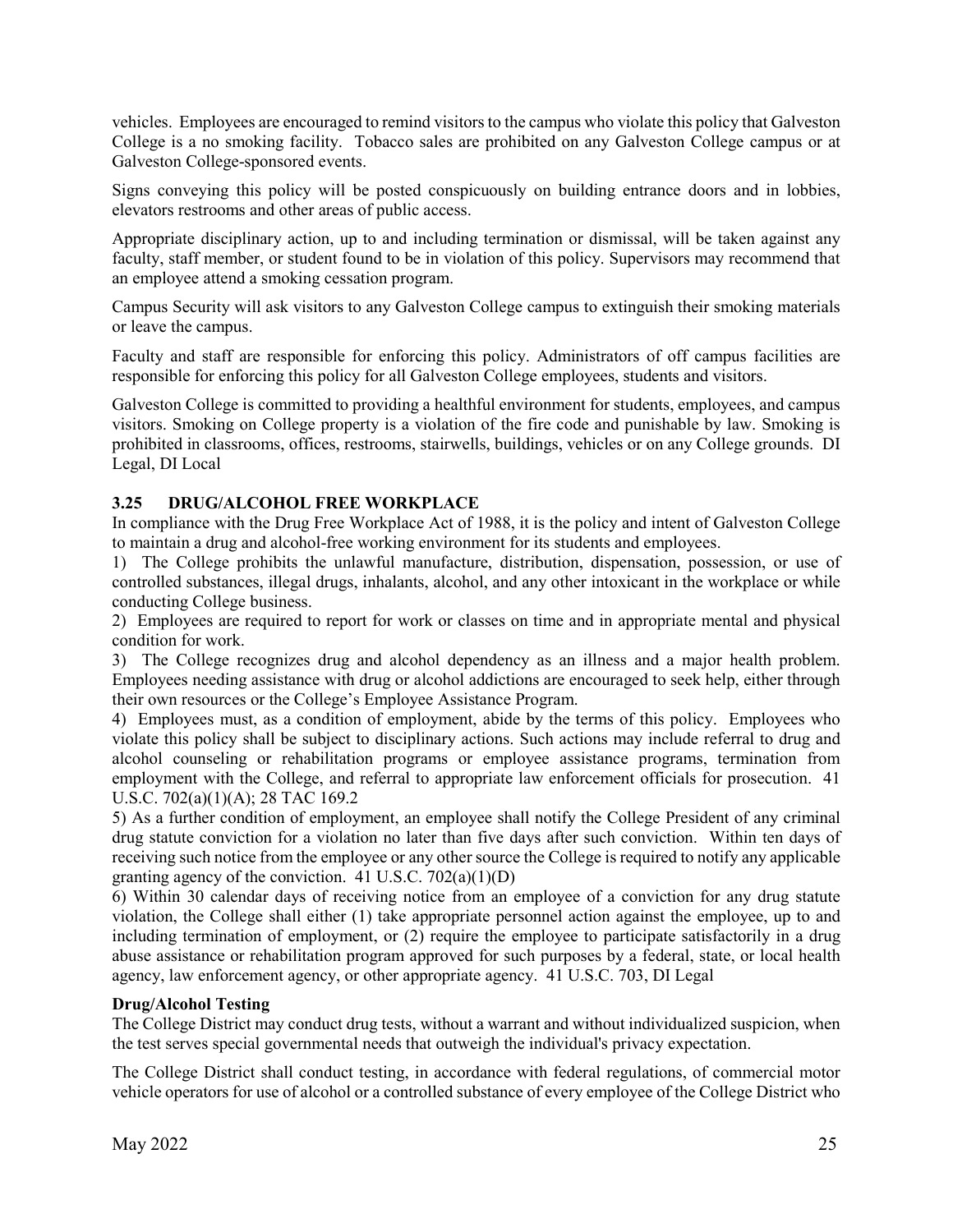vehicles. Employees are encouraged to remind visitors to the campus who violate this policy that Galveston College is a no smoking facility. Tobacco sales are prohibited on any Galveston College campus or at Galveston College-sponsored events.

Signs conveying this policy will be posted conspicuously on building entrance doors and in lobbies, elevators restrooms and other areas of public access.

Appropriate disciplinary action, up to and including termination or dismissal, will be taken against any faculty, staff member, or student found to be in violation of this policy. Supervisors may recommend that an employee attend a smoking cessation program.

Campus Security will ask visitors to any Galveston College campus to extinguish their smoking materials or leave the campus.

Faculty and staff are responsible for enforcing this policy. Administrators of off campus facilities are responsible for enforcing this policy for all Galveston College employees, students and visitors.

Galveston College is committed to providing a healthful environment for students, employees, and campus visitors. Smoking on College property is a violation of the fire code and punishable by law. Smoking is prohibited in classrooms, offices, restrooms, stairwells, buildings, vehicles or on any College grounds. DI Legal, DI Local

### 3.25 DRUG/ALCOHOL FREE WORKPLACE

In compliance with the Drug Free Workplace Act of 1988, it is the policy and intent of Galveston College to maintain a drug and alcohol-free working environment for its students and employees.

1) The College prohibits the unlawful manufacture, distribution, dispensation, possession, or use of controlled substances, illegal drugs, inhalants, alcohol, and any other intoxicant in the workplace or while conducting College business.

2) Employees are required to report for work or classes on time and in appropriate mental and physical condition for work.

3) The College recognizes drug and alcohol dependency as an illness and a major health problem. Employees needing assistance with drug or alcohol addictions are encouraged to seek help, either through their own resources or the College's Employee Assistance Program.

4) Employees must, as a condition of employment, abide by the terms of this policy. Employees who violate this policy shall be subject to disciplinary actions. Such actions may include referral to drug and alcohol counseling or rehabilitation programs or employee assistance programs, termination from employment with the College, and referral to appropriate law enforcement officials for prosecution. 41 U.S.C. 702(a)(1)(A); 28 TAC 169.2

5) As a further condition of employment, an employee shall notify the College President of any criminal drug statute conviction for a violation no later than five days after such conviction. Within ten days of receiving such notice from the employee or any other source the College is required to notify any applicable granting agency of the conviction. 41 U.S.C. 702(a)(1)(D)

6) Within 30 calendar days of receiving notice from an employee of a conviction for any drug statute violation, the College shall either (1) take appropriate personnel action against the employee, up to and including termination of employment, or (2) require the employee to participate satisfactorily in a drug abuse assistance or rehabilitation program approved for such purposes by a federal, state, or local health agency, law enforcement agency, or other appropriate agency. 41 U.S.C. 703, DI Legal

**Drug/Alcohol Testing**

The College District may conduct drug tests, without a warrant and without individualized suspicion, when the test serves special governmental needs that outweigh the individual's privacy expectation.

The College District shall conduct testing, in accordance with federal regulations, of commercial motor vehicle operators for use of alcohol or a controlled substance of every employee of the College District who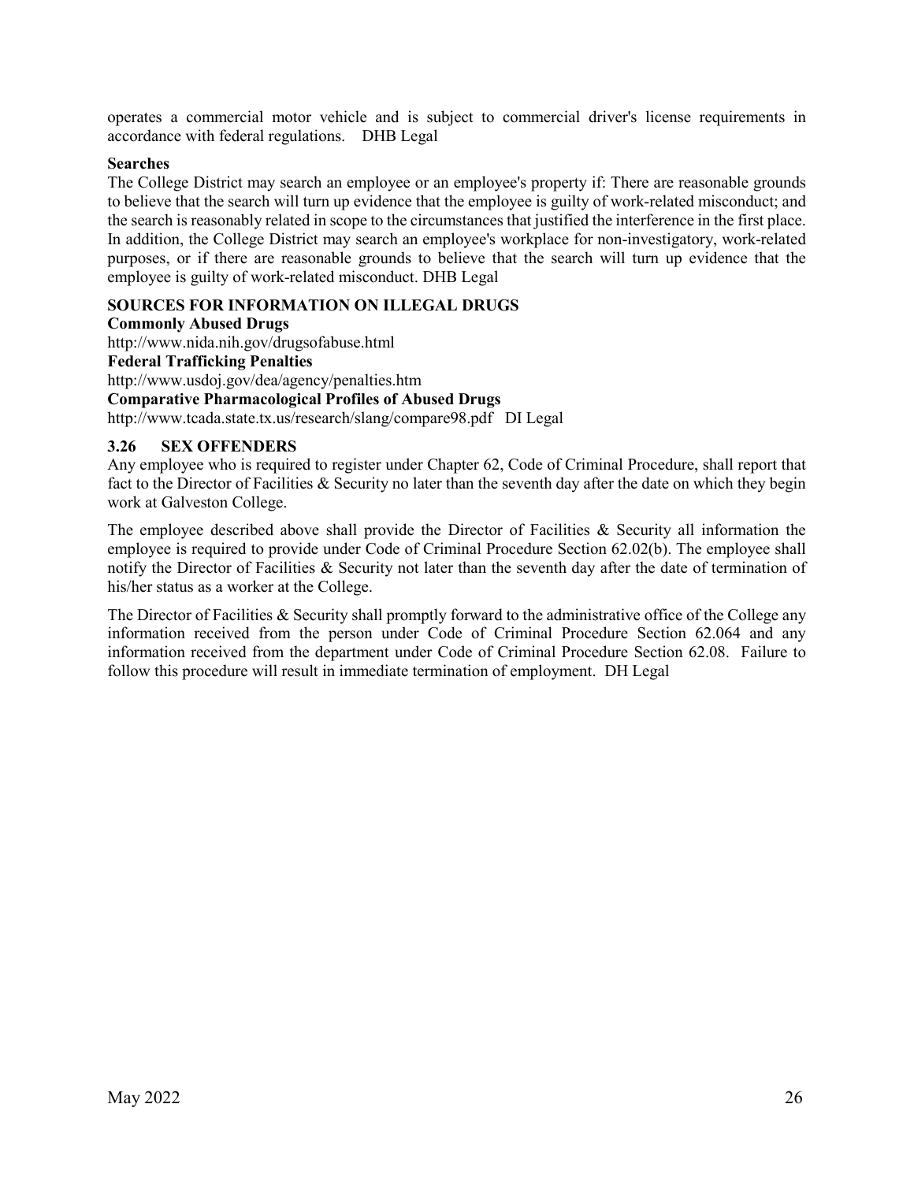operates a commercial motor vehicle and is subject to commercial driver's license requirements in accordance with federal regulations. DHB Legal

**Searches**

The College District may search an employee or an employee's property if: There are reasonable grounds to believe that the search will turn up evidence that the employee is guilty of work-related misconduct; and the search is reasonably related in scope to the circumstances that justified the interference in the first place. In addition, the College District may search an employee's workplace for non-investigatory, work-related purposes, or if there are reasonable grounds to believe that the search will turn up evidence that the employee is guilty of work-related misconduct. DHB Legal

**SOURCES FOR INFORMATION ON ILLEGAL DRUGS**

**Commonly Abused Drugs**

http://www.nida.nih.gov/drugsofabuse.html

**Federal Trafficking Penalties**

http://www.usdoj.gov/dea/agency/penalties.htm

**Comparative Pharmacological Profiles of Abused Drugs**

http://www.tcada.state.tx.us/research/slang/compare98.pdf DI Legal

### 3.26 SEX OFFENDERS

Any employee who is required to register under Chapter 62, Code of Criminal Procedure, shall report that fact to the Director of Facilities & Security no later than the seventh day after the date on which they begin work at Galveston College.

The employee described above shall provide the Director of Facilities & Security all information the employee is required to provide under Code of Criminal Procedure Section 62.02(b). The employee shall notify the Director of Facilities & Security not later than the seventh day after the date of termination of his/her status as a worker at the College.

The Director of Facilities & Security shall promptly forward to the administrative office of the College any information received from the person under Code of Criminal Procedure Section 62.064 and any information received from the department under Code of Criminal Procedure Section 62.08. Failure to follow this procedure will result in immediate termination of employment. DH Legal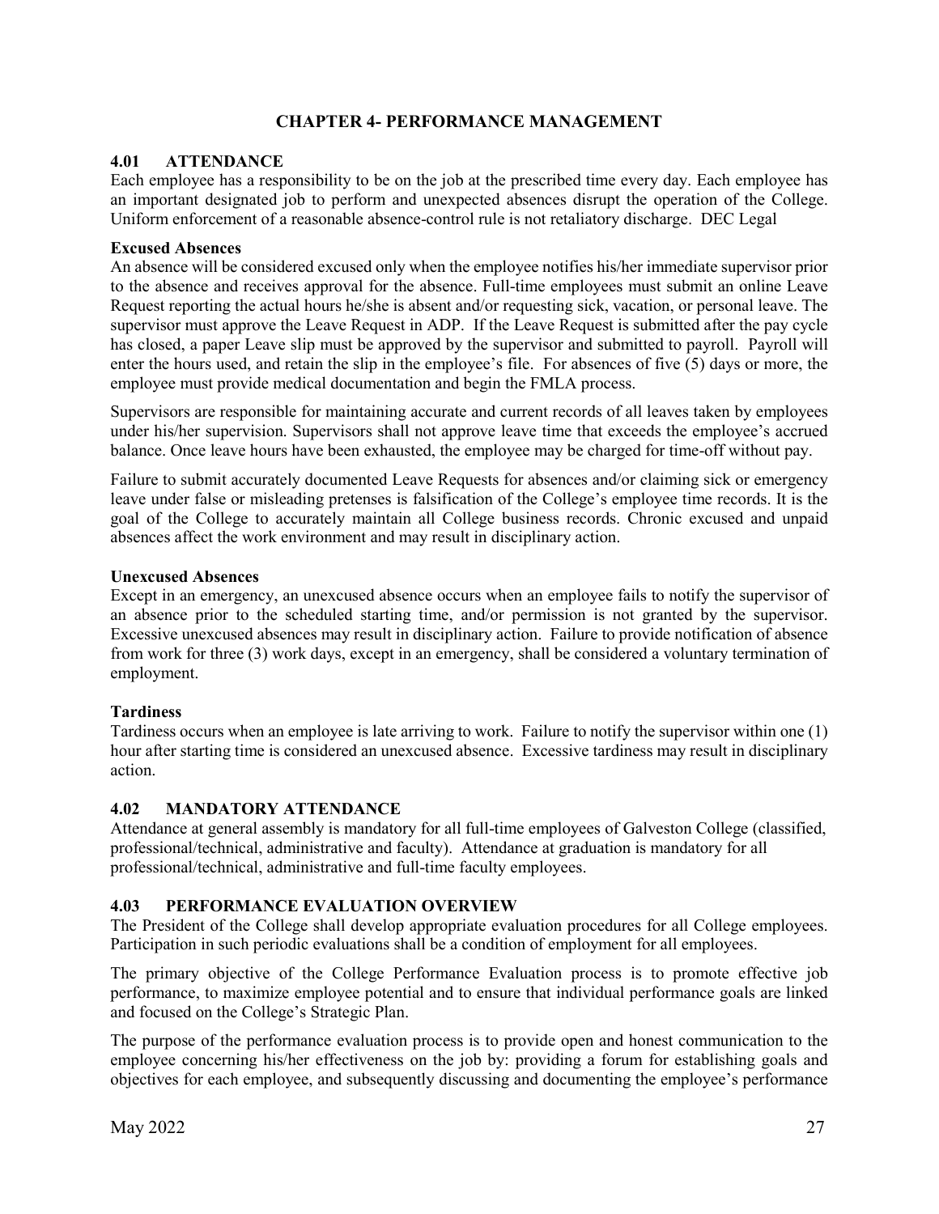# CHAPTER 4- PERFORMANCE MANAGEMENT

## 4.01 ATTENDANCE

Each employee has a responsibility to be on the job at the prescribed time every day. Each employee has an important designated job to perform and unexpected absences disrupt the operation of the College. Uniform enforcement of a reasonable absence-control rule is not retaliatory discharge. DEC Legal

**Excused Absences**

An absence will be considered excused only when the employee notifies his/her immediate supervisor prior to the absence and receives approval for the absence. Full-time employees must submit an online Leave Request reporting the actual hours he/she is absent and/or requesting sick, vacation, or personal leave. The supervisor must approve the Leave Request in ADP. If the Leave Request is submitted after the pay cycle has closed, a paper Leave slip must be approved by the supervisor and submitted to payroll. Payroll will enter the hours used, and retain the slip in the employee's file. For absences of five (5) days or more, the employee must provide medical documentation and begin the FMLA process.

Supervisors are responsible for maintaining accurate and current records of all leaves taken by employees under his/her supervision. Supervisors shall not approve leave time that exceeds the employee's accrued balance. Once leave hours have been exhausted, the employee may be charged for time-off without pay.

Failure to submit accurately documented Leave Requests for absences and/or claiming sick or emergency leave under false or misleading pretenses is falsification of the College's employee time records. It is the goal of the College to accurately maintain all College business records. Chronic excused and unpaid absences affect the work environment and may result in disciplinary action.

**Unexcused Absences**

Except in an emergency, an unexcused absence occurs when an employee fails to notify the supervisor of an absence prior to the scheduled starting time, and/or permission is not granted by the supervisor. Excessive unexcused absences may result in disciplinary action. Failure to provide notification of absence from work for three (3) work days, except in an emergency, shall be considered a voluntary termination of employment.

**Tardiness**

Tardiness occurs when an employee is late arriving to work. Failure to notify the supervisor within one (1) hour after starting time is considered an unexcused absence. Excessive tardiness may result in disciplinary action.

## 4.02 MANDATORY ATTENDANCE

Attendance at general assembly is mandatory for all full-time employees of Galveston College (classified, professional/technical, administrative and faculty). Attendance at graduation is mandatory for all professional/technical, administrative and full-time faculty employees.

## 4.03 PERFORMANCE EVALUATION OVERVIEW

The President of the College shall develop appropriate evaluation procedures for all College employees. Participation in such periodic evaluations shall be a condition of employment for all employees.

The primary objective of the College Performance Evaluation process is to promote effective job performance, to maximize employee potential and to ensure that individual performance goals are linked and focused on the College's Strategic Plan.

The purpose of the performance evaluation process is to provide open and honest communication to the employee concerning his/her effectiveness on the job by: providing a forum for establishing goals and objectives for each employee, and subsequently discussing and documenting the employee's performance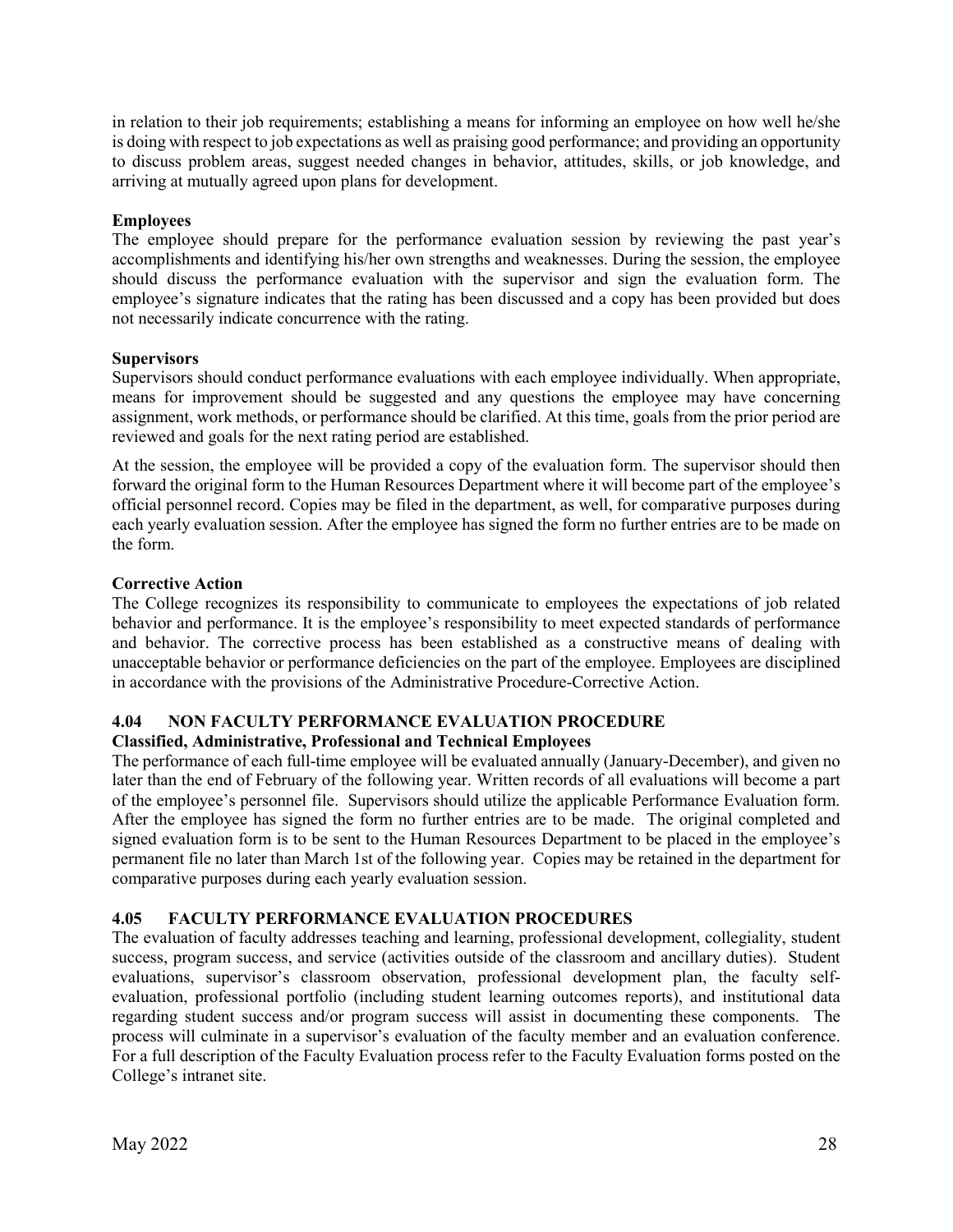in relation to their job requirements; establishing a means for informing an employee on how well he/she is doing with respect to job expectations as well as praising good performance; and providing an opportunity to discuss problem areas, suggest needed changes in behavior, attitudes, skills, or job knowledge, and arriving at mutually agreed upon plans for development.

**Employees**

The employee should prepare for the performance evaluation session by reviewing the past year's accomplishments and identifying his/her own strengths and weaknesses. During the session, the employee should discuss the performance evaluation with the supervisor and sign the evaluation form. The employee's signature indicates that the rating has been discussed and a copy has been provided but does not necessarily indicate concurrence with the rating.

**Supervisors**

Supervisors should conduct performance evaluations with each employee individually. When appropriate, means for improvement should be suggested and any questions the employee may have concerning assignment, work methods, or performance should be clarified. At this time, goals from the prior period are reviewed and goals for the next rating period are established.

At the session, the employee will be provided a copy of the evaluation form. The supervisor should then forward the original form to the Human Resources Department where it will become part of the employee's official personnel record. Copies may be filed in the department, as well, for comparative purposes during each yearly evaluation session. After the employee has signed the form no further entries are to be made on the form.

**Corrective Action**

The College recognizes its responsibility to communicate to employees the expectations of job related behavior and performance. It is the employee's responsibility to meet expected standards of performance and behavior. The corrective process has been established as a constructive means of dealing with unacceptable behavior or performance deficiencies on the part of the employee. Employees are disciplined in accordance with the provisions of the Administrative Procedure-Corrective Action.

## 4.04 NON FACULTY PERFORMANCE EVALUATION PROCEDURE

**Classified, Administrative, Professional and Technical Employees**

The performance of each full-time employee will be evaluated annually (January-December), and given no later than the end of February of the following year. Written records of all evaluations will become a part of the employee's personnel file. Supervisors should utilize the applicable Performance Evaluation form. After the employee has signed the form no further entries are to be made. The original completed and signed evaluation form is to be sent to the Human Resources Department to be placed in the employee's permanent file no later than March 1st of the following year. Copies may be retained in the department for comparative purposes during each yearly evaluation session.

## 4.05 FACULTY PERFORMANCE EVALUATION PROCEDURES

The evaluation of faculty addresses teaching and learning, professional development, collegiality, student success, program success, and service (activities outside of the classroom and ancillary duties). Student evaluations, supervisor's classroom observation, professional development plan, the faculty self-evaluation, professional portfolio (including student learning outcomes reports), and institutional data regarding student success and/or program success will assist in documenting these components. The process will culminate in a supervisor's evaluation of the faculty member and an evaluation conference. For a full description of the Faculty Evaluation process refer to the Faculty Evaluation forms posted on the College's intranet site.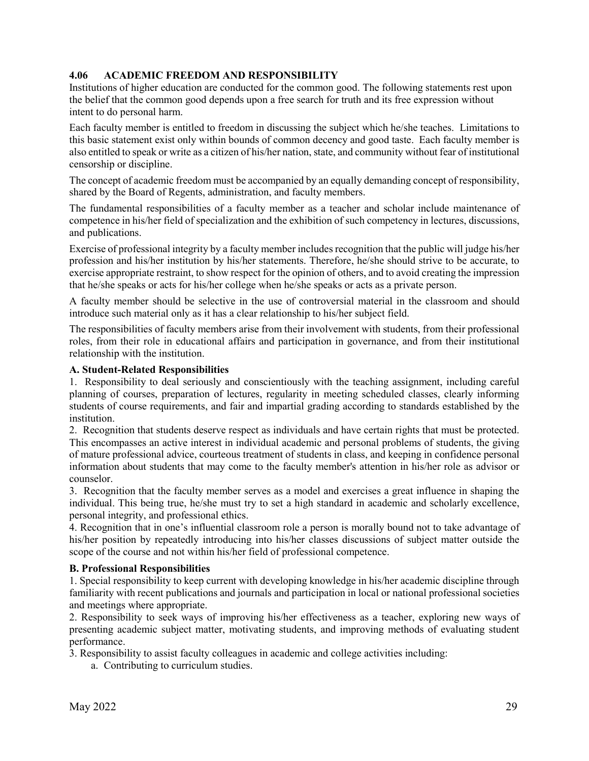## 4.06 ACADEMIC FREEDOM AND RESPONSIBILITY

Institutions of higher education are conducted for the common good. The following statements rest upon the belief that the common good depends upon a free search for truth and its free expression without intent to do personal harm.

Each faculty member is entitled to freedom in discussing the subject which he/she teaches. Limitations to this basic statement exist only within bounds of common decency and good taste. Each faculty member is also entitled to speak or write as a citizen of his/her nation, state, and community without fear of institutional censorship or discipline.

The concept of academic freedom must be accompanied by an equally demanding concept of responsibility, shared by the Board of Regents, administration, and faculty members.

The fundamental responsibilities of a faculty member as a teacher and scholar include maintenance of competence in his/her field of specialization and the exhibition of such competency in lectures, discussions, and publications.

Exercise of professional integrity by a faculty member includes recognition that the public will judge his/her profession and his/her institution by his/her statements. Therefore, he/she should strive to be accurate, to exercise appropriate restraint, to show respect for the opinion of others, and to avoid creating the impression that he/she speaks or acts for his/her college when he/she speaks or acts as a private person.

A faculty member should be selective in the use of controversial material in the classroom and should introduce such material only as it has a clear relationship to his/her subject field.

The responsibilities of faculty members arise from their involvement with students, from their professional roles, from their role in educational affairs and participation in governance, and from their institutional relationship with the institution.

### A. Student-Related Responsibilities

1. Responsibility to deal seriously and conscientiously with the teaching assignment, including careful planning of courses, preparation of lectures, regularity in meeting scheduled classes, clearly informing students of course requirements, and fair and impartial grading according to standards established by the institution.
2. Recognition that students deserve respect as individuals and have certain rights that must be protected. This encompasses an active interest in individual academic and personal problems of students, the giving of mature professional advice, courteous treatment of students in class, and keeping in confidence personal information about students that may come to the faculty member's attention in his/her role as advisor or counselor.
3. Recognition that the faculty member serves as a model and exercises a great influence in shaping the individual. This being true, he/she must try to set a high standard in academic and scholarly excellence, personal integrity, and professional ethics.
4. Recognition that in one's influential classroom role a person is morally bound not to take advantage of his/her position by repeatedly introducing into his/her classes discussions of subject matter outside the scope of the course and not within his/her field of professional competence.

### B. Professional Responsibilities

1. Special responsibility to keep current with developing knowledge in his/her academic discipline through familiarity with recent publications and journals and participation in local or national professional societies and meetings where appropriate.
2. Responsibility to seek ways of improving his/her effectiveness as a teacher, exploring new ways of presenting academic subject matter, motivating students, and improving methods of evaluating student performance.
3. Responsibility to assist faculty colleagues in academic and college activities including:
   a. Contributing to curriculum studies.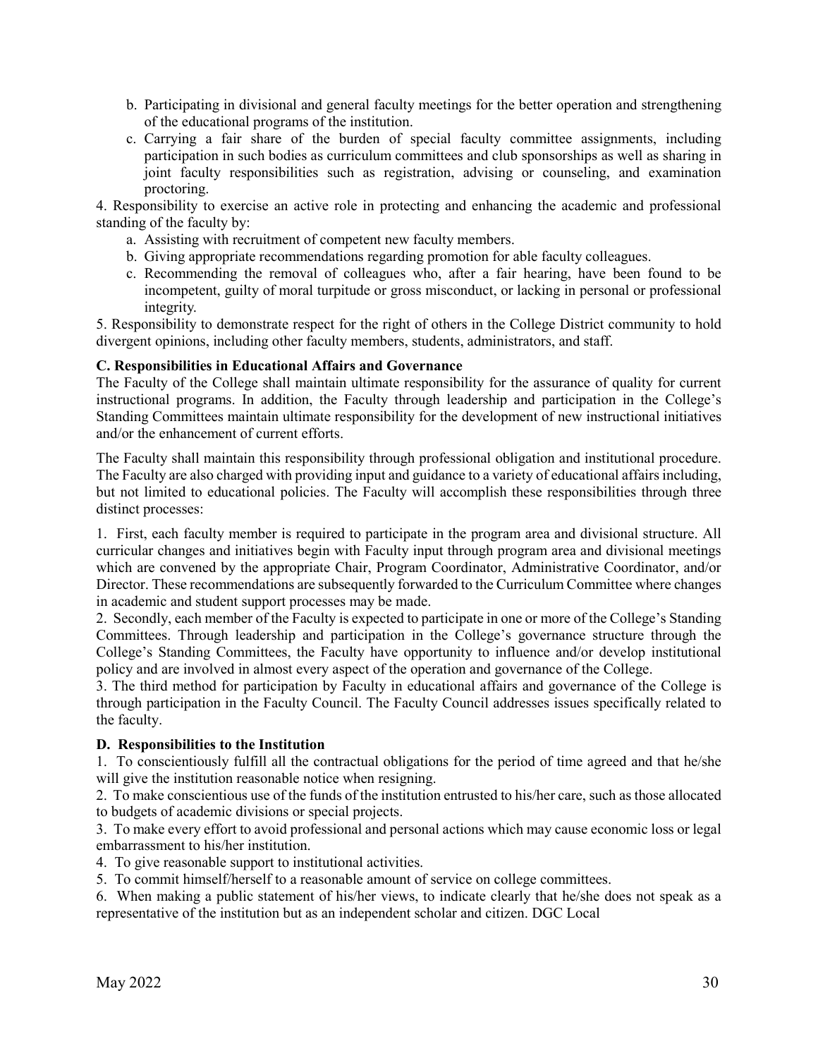b. Participating in divisional and general faculty meetings for the better operation and strengthening of the educational programs of the institution.
  c. Carrying a fair share of the burden of special faculty committee assignments, including participation in such bodies as curriculum committees and club sponsorships as well as sharing in joint faculty responsibilities such as registration, advising or counseling, and examination proctoring.

4. Responsibility to exercise an active role in protecting and enhancing the academic and professional standing of the faculty by:
  a. Assisting with recruitment of competent new faculty members.
  b. Giving appropriate recommendations regarding promotion for able faculty colleagues.
  c. Recommending the removal of colleagues who, after a fair hearing, have been found to be incompetent, guilty of moral turpitude or gross misconduct, or lacking in personal or professional integrity.

5. Responsibility to demonstrate respect for the right of others in the College District community to hold divergent opinions, including other faculty members, students, administrators, and staff.

**C. Responsibilities in Educational Affairs and Governance**

The Faculty of the College shall maintain ultimate responsibility for the assurance of quality for current instructional programs. In addition, the Faculty through leadership and participation in the College's Standing Committees maintain ultimate responsibility for the development of new instructional initiatives and/or the enhancement of current efforts.

The Faculty shall maintain this responsibility through professional obligation and institutional procedure. The Faculty are also charged with providing input and guidance to a variety of educational affairs including, but not limited to educational policies. The Faculty will accomplish these responsibilities through three distinct processes:

1. First, each faculty member is required to participate in the program area and divisional structure. All curricular changes and initiatives begin with Faculty input through program area and divisional meetings which are convened by the appropriate Chair, Program Coordinator, Administrative Coordinator, and/or Director. These recommendations are subsequently forwarded to the Curriculum Committee where changes in academic and student support processes may be made.
2. Secondly, each member of the Faculty is expected to participate in one or more of the College's Standing Committees. Through leadership and participation in the College's governance structure through the College's Standing Committees, the Faculty have opportunity to influence and/or develop institutional policy and are involved in almost every aspect of the operation and governance of the College.
3. The third method for participation by Faculty in educational affairs and governance of the College is through participation in the Faculty Council. The Faculty Council addresses issues specifically related to the faculty.

**D. Responsibilities to the Institution**

1. To conscientiously fulfill all the contractual obligations for the period of time agreed and that he/she will give the institution reasonable notice when resigning.
2. To make conscientious use of the funds of the institution entrusted to his/her care, such as those allocated to budgets of academic divisions or special projects.
3. To make every effort to avoid professional and personal actions which may cause economic loss or legal embarrassment to his/her institution.
4. To give reasonable support to institutional activities.
5. To commit himself/herself to a reasonable amount of service on college committees.
6. When making a public statement of his/her views, to indicate clearly that he/she does not speak as a representative of the institution but as an independent scholar and citizen. DGC Local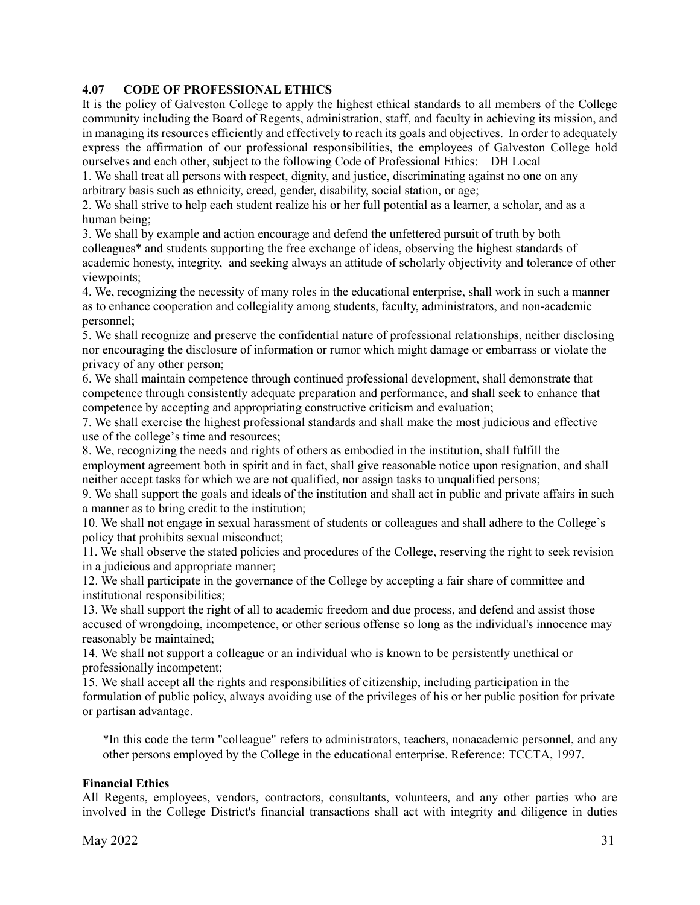### 4.07 CODE OF PROFESSIONAL ETHICS

It is the policy of Galveston College to apply the highest ethical standards to all members of the College community including the Board of Regents, administration, staff, and faculty in achieving its mission, and in managing its resources efficiently and effectively to reach its goals and objectives. In order to adequately express the affirmation of our professional responsibilities, the employees of Galveston College hold ourselves and each other, subject to the following Code of Professional Ethics: DH Local

1. We shall treat all persons with respect, dignity, and justice, discriminating against no one on any arbitrary basis such as ethnicity, creed, gender, disability, social station, or age;
2. We shall strive to help each student realize his or her full potential as a learner, a scholar, and as a human being;
3. We shall by example and action encourage and defend the unfettered pursuit of truth by both colleagues* and students supporting the free exchange of ideas, observing the highest standards of academic honesty, integrity, and seeking always an attitude of scholarly objectivity and tolerance of other viewpoints;
4. We, recognizing the necessity of many roles in the educational enterprise, shall work in such a manner as to enhance cooperation and collegiality among students, faculty, administrators, and non-academic personnel;
5. We shall recognize and preserve the confidential nature of professional relationships, neither disclosing nor encouraging the disclosure of information or rumor which might damage or embarrass or violate the privacy of any other person;
6. We shall maintain competence through continued professional development, shall demonstrate that competence through consistently adequate preparation and performance, and shall seek to enhance that competence by accepting and appropriating constructive criticism and evaluation;
7. We shall exercise the highest professional standards and shall make the most judicious and effective use of the college's time and resources;
8. We, recognizing the needs and rights of others as embodied in the institution, shall fulfill the employment agreement both in spirit and in fact, shall give reasonable notice upon resignation, and shall neither accept tasks for which we are not qualified, nor assign tasks to unqualified persons;
9. We shall support the goals and ideals of the institution and shall act in public and private affairs in such a manner as to bring credit to the institution;
10. We shall not engage in sexual harassment of students or colleagues and shall adhere to the College's policy that prohibits sexual misconduct;
11. We shall observe the stated policies and procedures of the College, reserving the right to seek revision in a judicious and appropriate manner;
12. We shall participate in the governance of the College by accepting a fair share of committee and institutional responsibilities;
13. We shall support the right of all to academic freedom and due process, and defend and assist those accused of wrongdoing, incompetence, or other serious offense so long as the individual's innocence may reasonably be maintained;
14. We shall not support a colleague or an individual who is known to be persistently unethical or professionally incompetent;
15. We shall accept all the rights and responsibilities of citizenship, including participation in the formulation of public policy, always avoiding use of the privileges of his or her public position for private or partisan advantage.

*In this code the term "colleague" refers to administrators, teachers, nonacademic personnel, and any other persons employed by the College in the educational enterprise. Reference: TCCTA, 1997.

**Financial Ethics**

All Regents, employees, vendors, contractors, consultants, volunteers, and any other parties who are involved in the College District's financial transactions shall act with integrity and diligence in duties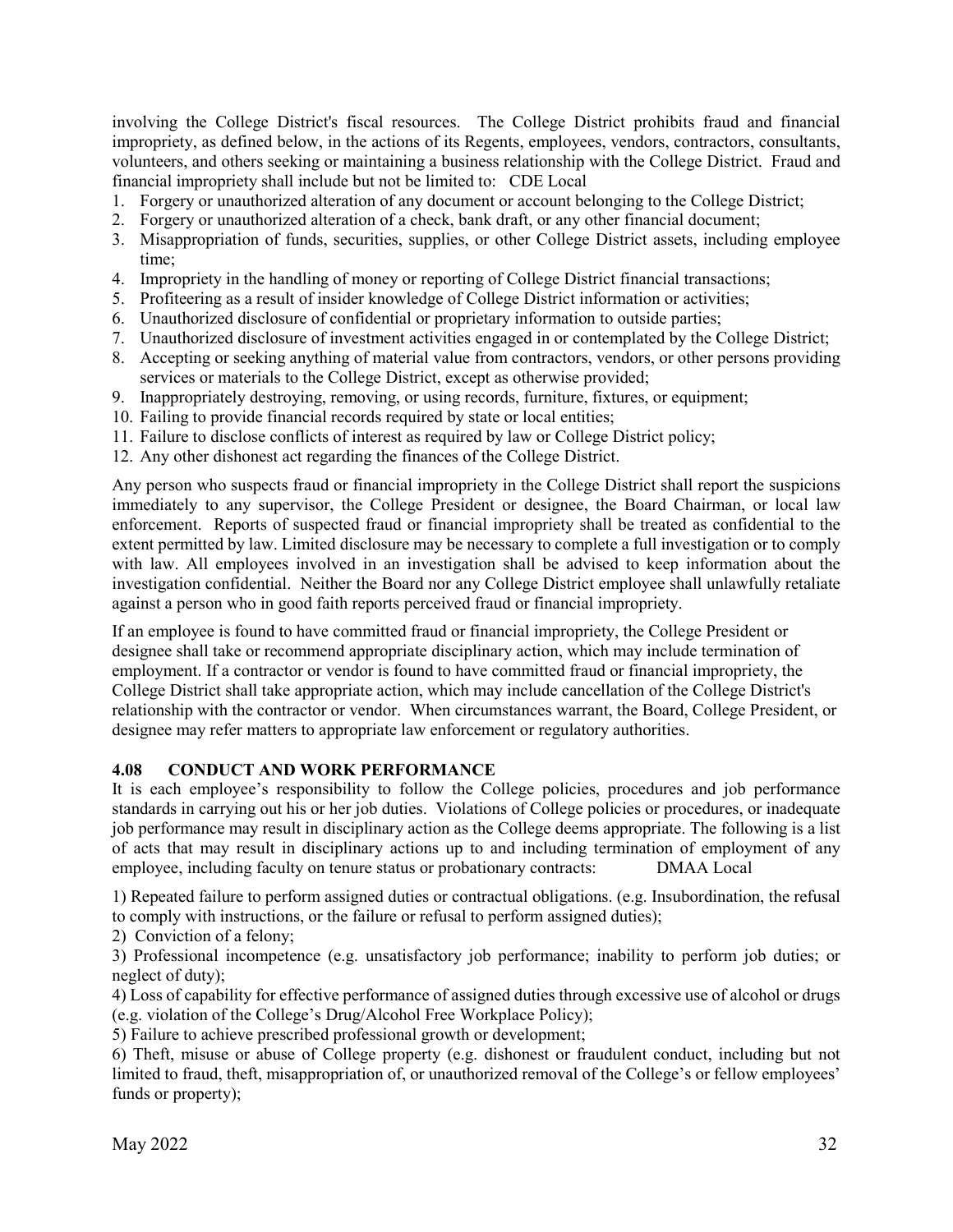involving the College District's fiscal resources. The College District prohibits fraud and financial impropriety, as defined below, in the actions of its Regents, employees, vendors, contractors, consultants, volunteers, and others seeking or maintaining a business relationship with the College District. Fraud and financial impropriety shall include but not be limited to: CDE Local

1. Forgery or unauthorized alteration of any document or account belonging to the College District;
2. Forgery or unauthorized alteration of a check, bank draft, or any other financial document;
3. Misappropriation of funds, securities, supplies, or other College District assets, including employee time;
4. Impropriety in the handling of money or reporting of College District financial transactions;
5. Profiteering as a result of insider knowledge of College District information or activities;
6. Unauthorized disclosure of confidential or proprietary information to outside parties;
7. Unauthorized disclosure of investment activities engaged in or contemplated by the College District;
8. Accepting or seeking anything of material value from contractors, vendors, or other persons providing services or materials to the College District, except as otherwise provided;
9. Inappropriately destroying, removing, or using records, furniture, fixtures, or equipment;
10. Failing to provide financial records required by state or local entities;
11. Failure to disclose conflicts of interest as required by law or College District policy;
12. Any other dishonest act regarding the finances of the College District.

Any person who suspects fraud or financial impropriety in the College District shall report the suspicions immediately to any supervisor, the College President or designee, the Board Chairman, or local law enforcement. Reports of suspected fraud or financial impropriety shall be treated as confidential to the extent permitted by law. Limited disclosure may be necessary to complete a full investigation or to comply with law. All employees involved in an investigation shall be advised to keep information about the investigation confidential. Neither the Board nor any College District employee shall unlawfully retaliate against a person who in good faith reports perceived fraud or financial impropriety.

If an employee is found to have committed fraud or financial impropriety, the College President or designee shall take or recommend appropriate disciplinary action, which may include termination of employment. If a contractor or vendor is found to have committed fraud or financial impropriety, the College District shall take appropriate action, which may include cancellation of the College District's relationship with the contractor or vendor. When circumstances warrant, the Board, College President, or designee may refer matters to appropriate law enforcement or regulatory authorities.

### 4.08 CONDUCT AND WORK PERFORMANCE

It is each employee's responsibility to follow the College policies, procedures and job performance standards in carrying out his or her job duties. Violations of College policies or procedures, or inadequate job performance may result in disciplinary action as the College deems appropriate. The following is a list of acts that may result in disciplinary actions up to and including termination of employment of any employee, including faculty on tenure status or probationary contracts: DMAA Local

1) Repeated failure to perform assigned duties or contractual obligations. (e.g. Insubordination, the refusal to comply with instructions, or the failure or refusal to perform assigned duties);

2) Conviction of a felony;

3) Professional incompetence (e.g. unsatisfactory job performance; inability to perform job duties; or neglect of duty);

4) Loss of capability for effective performance of assigned duties through excessive use of alcohol or drugs (e.g. violation of the College's Drug/Alcohol Free Workplace Policy);

5) Failure to achieve prescribed professional growth or development;

6) Theft, misuse or abuse of College property (e.g. dishonest or fraudulent conduct, including but not limited to fraud, theft, misappropriation of, or unauthorized removal of the College's or fellow employees' funds or property);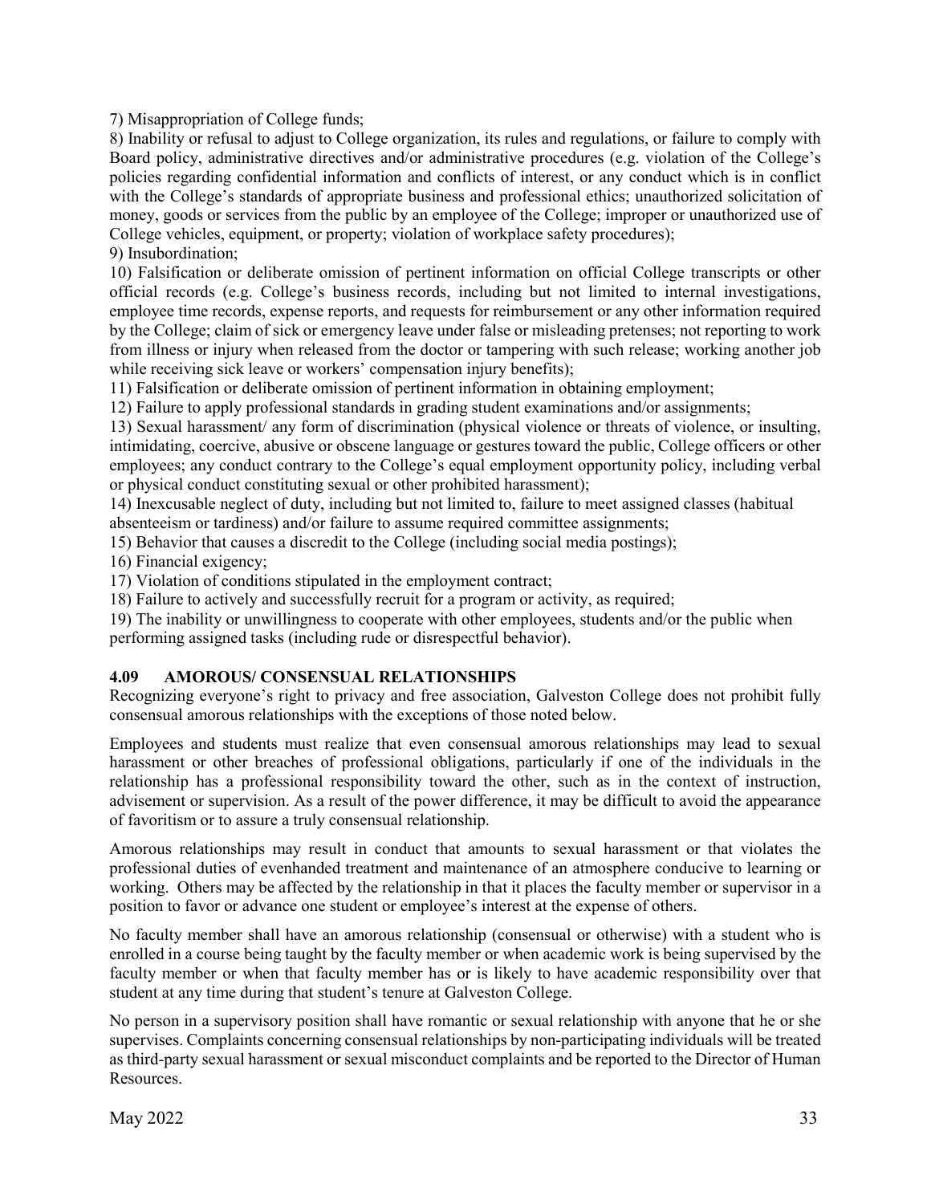7) Misappropriation of College funds;

8) Inability or refusal to adjust to College organization, its rules and regulations, or failure to comply with Board policy, administrative directives and/or administrative procedures (e.g. violation of the College's policies regarding confidential information and conflicts of interest, or any conduct which is in conflict with the College's standards of appropriate business and professional ethics; unauthorized solicitation of money, goods or services from the public by an employee of the College; improper or unauthorized use of College vehicles, equipment, or property; violation of workplace safety procedures);

9) Insubordination;

10) Falsification or deliberate omission of pertinent information on official College transcripts or other official records (e.g. College's business records, including but not limited to internal investigations, employee time records, expense reports, and requests for reimbursement or any other information required by the College; claim of sick or emergency leave under false or misleading pretenses; not reporting to work from illness or injury when released from the doctor or tampering with such release; working another job while receiving sick leave or workers' compensation injury benefits);

11) Falsification or deliberate omission of pertinent information in obtaining employment;

12) Failure to apply professional standards in grading student examinations and/or assignments;

13) Sexual harassment/ any form of discrimination (physical violence or threats of violence, or insulting, intimidating, coercive, abusive or obscene language or gestures toward the public, College officers or other employees; any conduct contrary to the College's equal employment opportunity policy, including verbal or physical conduct constituting sexual or other prohibited harassment);

14) Inexcusable neglect of duty, including but not limited to, failure to meet assigned classes (habitual absenteeism or tardiness) and/or failure to assume required committee assignments;

15) Behavior that causes a discredit to the College (including social media postings);

16) Financial exigency;

17) Violation of conditions stipulated in the employment contract;

18) Failure to actively and successfully recruit for a program or activity, as required;

19) The inability or unwillingness to cooperate with other employees, students and/or the public when performing assigned tasks (including rude or disrespectful behavior).

### 4.09 AMOROUS/ CONSENSUAL RELATIONSHIPS

Recognizing everyone's right to privacy and free association, Galveston College does not prohibit fully consensual amorous relationships with the exceptions of those noted below.

Employees and students must realize that even consensual amorous relationships may lead to sexual harassment or other breaches of professional obligations, particularly if one of the individuals in the relationship has a professional responsibility toward the other, such as in the context of instruction, advisement or supervision. As a result of the power difference, it may be difficult to avoid the appearance of favoritism or to assure a truly consensual relationship.

Amorous relationships may result in conduct that amounts to sexual harassment or that violates the professional duties of evenhanded treatment and maintenance of an atmosphere conducive to learning or working. Others may be affected by the relationship in that it places the faculty member or supervisor in a position to favor or advance one student or employee's interest at the expense of others.

No faculty member shall have an amorous relationship (consensual or otherwise) with a student who is enrolled in a course being taught by the faculty member or when academic work is being supervised by the faculty member or when that faculty member has or is likely to have academic responsibility over that student at any time during that student's tenure at Galveston College.

No person in a supervisory position shall have romantic or sexual relationship with anyone that he or she supervises. Complaints concerning consensual relationships by non-participating individuals will be treated as third-party sexual harassment or sexual misconduct complaints and be reported to the Director of Human Resources.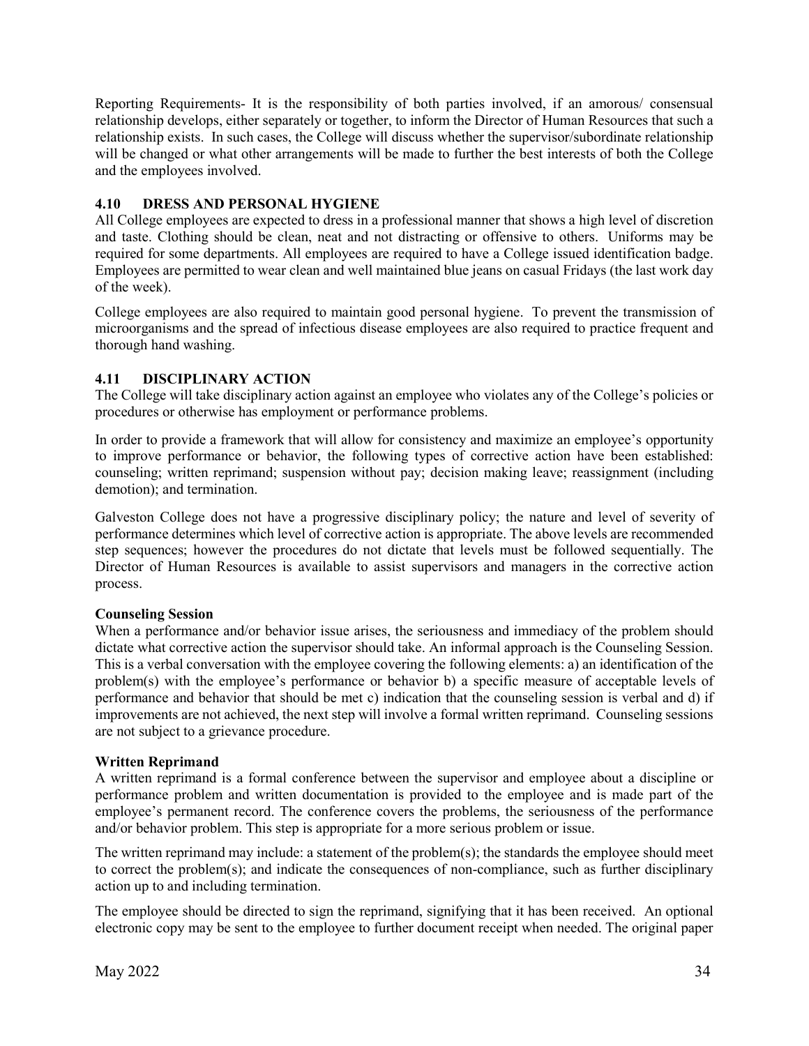Reporting Requirements- It is the responsibility of both parties involved, if an amorous/ consensual relationship develops, either separately or together, to inform the Director of Human Resources that such a relationship exists. In such cases, the College will discuss whether the supervisor/subordinate relationship will be changed or what other arrangements will be made to further the best interests of both the College and the employees involved.

### 4.10 DRESS AND PERSONAL HYGIENE

All College employees are expected to dress in a professional manner that shows a high level of discretion and taste. Clothing should be clean, neat and not distracting or offensive to others. Uniforms may be required for some departments. All employees are required to have a College issued identification badge. Employees are permitted to wear clean and well maintained blue jeans on casual Fridays (the last work day of the week).

College employees are also required to maintain good personal hygiene. To prevent the transmission of microorganisms and the spread of infectious disease employees are also required to practice frequent and thorough hand washing.

### 4.11 DISCIPLINARY ACTION

The College will take disciplinary action against an employee who violates any of the College's policies or procedures or otherwise has employment or performance problems.

In order to provide a framework that will allow for consistency and maximize an employee's opportunity to improve performance or behavior, the following types of corrective action have been established: counseling; written reprimand; suspension without pay; decision making leave; reassignment (including demotion); and termination.

Galveston College does not have a progressive disciplinary policy; the nature and level of severity of performance determines which level of corrective action is appropriate. The above levels are recommended step sequences; however the procedures do not dictate that levels must be followed sequentially. The Director of Human Resources is available to assist supervisors and managers in the corrective action process.

**Counseling Session**

When a performance and/or behavior issue arises, the seriousness and immediacy of the problem should dictate what corrective action the supervisor should take. An informal approach is the Counseling Session. This is a verbal conversation with the employee covering the following elements: a) an identification of the problem(s) with the employee's performance or behavior b) a specific measure of acceptable levels of performance and behavior that should be met c) indication that the counseling session is verbal and d) if improvements are not achieved, the next step will involve a formal written reprimand. Counseling sessions are not subject to a grievance procedure.

**Written Reprimand**

A written reprimand is a formal conference between the supervisor and employee about a discipline or performance problem and written documentation is provided to the employee and is made part of the employee's permanent record. The conference covers the problems, the seriousness of the performance and/or behavior problem. This step is appropriate for a more serious problem or issue.

The written reprimand may include: a statement of the problem(s); the standards the employee should meet to correct the problem(s); and indicate the consequences of non-compliance, such as further disciplinary action up to and including termination.

The employee should be directed to sign the reprimand, signifying that it has been received. An optional electronic copy may be sent to the employee to further document receipt when needed. The original paper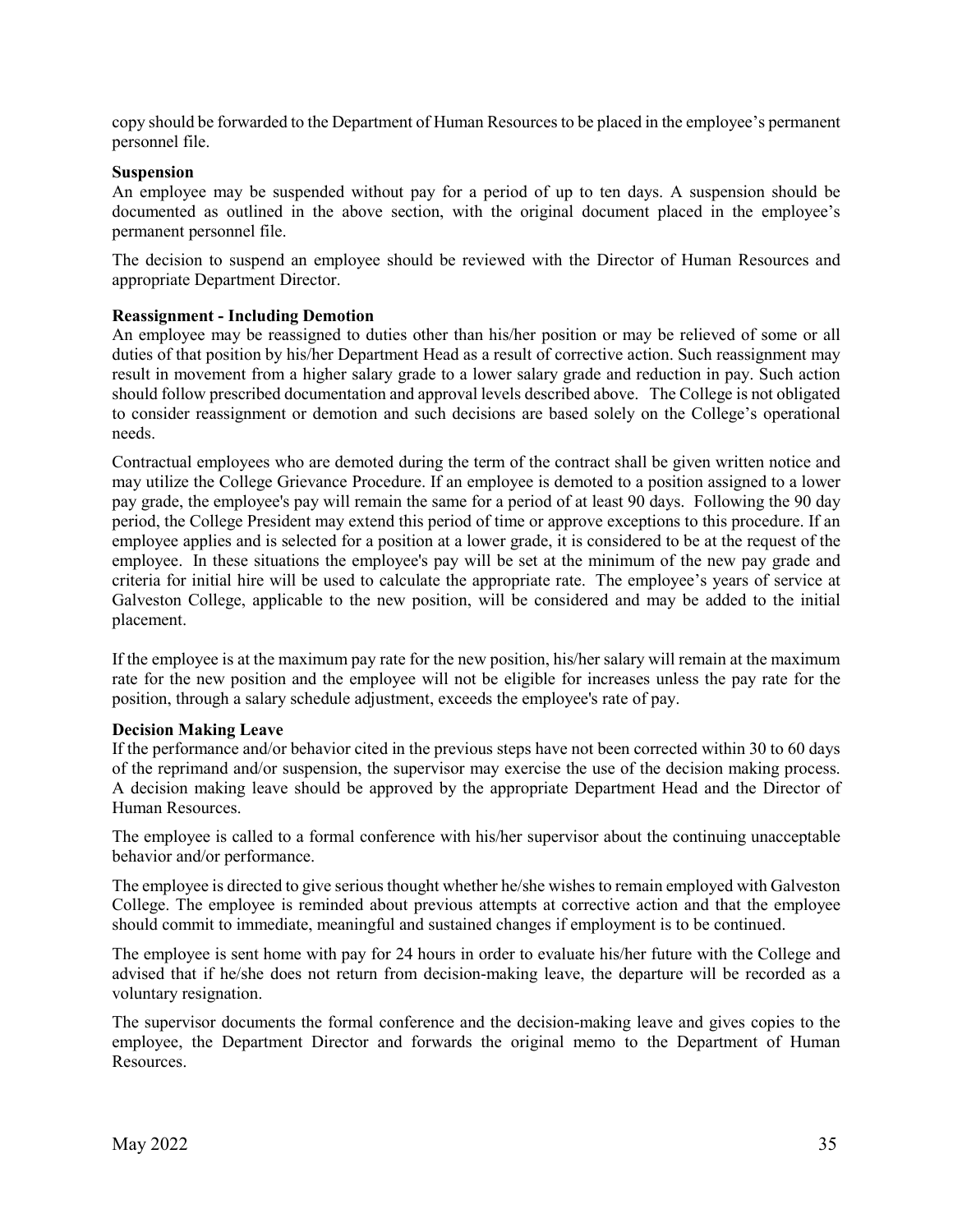copy should be forwarded to the Department of Human Resources to be placed in the employee's permanent personnel file.

**Suspension**

An employee may be suspended without pay for a period of up to ten days. A suspension should be documented as outlined in the above section, with the original document placed in the employee's permanent personnel file.

The decision to suspend an employee should be reviewed with the Director of Human Resources and appropriate Department Director.

**Reassignment - Including Demotion**

An employee may be reassigned to duties other than his/her position or may be relieved of some or all duties of that position by his/her Department Head as a result of corrective action. Such reassignment may result in movement from a higher salary grade to a lower salary grade and reduction in pay. Such action should follow prescribed documentation and approval levels described above. The College is not obligated to consider reassignment or demotion and such decisions are based solely on the College's operational needs.

Contractual employees who are demoted during the term of the contract shall be given written notice and may utilize the College Grievance Procedure. If an employee is demoted to a position assigned to a lower pay grade, the employee's pay will remain the same for a period of at least 90 days. Following the 90 day period, the College President may extend this period of time or approve exceptions to this procedure. If an employee applies and is selected for a position at a lower grade, it is considered to be at the request of the employee. In these situations the employee's pay will be set at the minimum of the new pay grade and criteria for initial hire will be used to calculate the appropriate rate. The employee's years of service at Galveston College, applicable to the new position, will be considered and may be added to the initial placement.

If the employee is at the maximum pay rate for the new position, his/her salary will remain at the maximum rate for the new position and the employee will not be eligible for increases unless the pay rate for the position, through a salary schedule adjustment, exceeds the employee's rate of pay.

**Decision Making Leave**

If the performance and/or behavior cited in the previous steps have not been corrected within 30 to 60 days of the reprimand and/or suspension, the supervisor may exercise the use of the decision making process. A decision making leave should be approved by the appropriate Department Head and the Director of Human Resources.

The employee is called to a formal conference with his/her supervisor about the continuing unacceptable behavior and/or performance.

The employee is directed to give serious thought whether he/she wishes to remain employed with Galveston College. The employee is reminded about previous attempts at corrective action and that the employee should commit to immediate, meaningful and sustained changes if employment is to be continued.

The employee is sent home with pay for 24 hours in order to evaluate his/her future with the College and advised that if he/she does not return from decision-making leave, the departure will be recorded as a voluntary resignation.

The supervisor documents the formal conference and the decision-making leave and gives copies to the employee, the Department Director and forwards the original memo to the Department of Human Resources.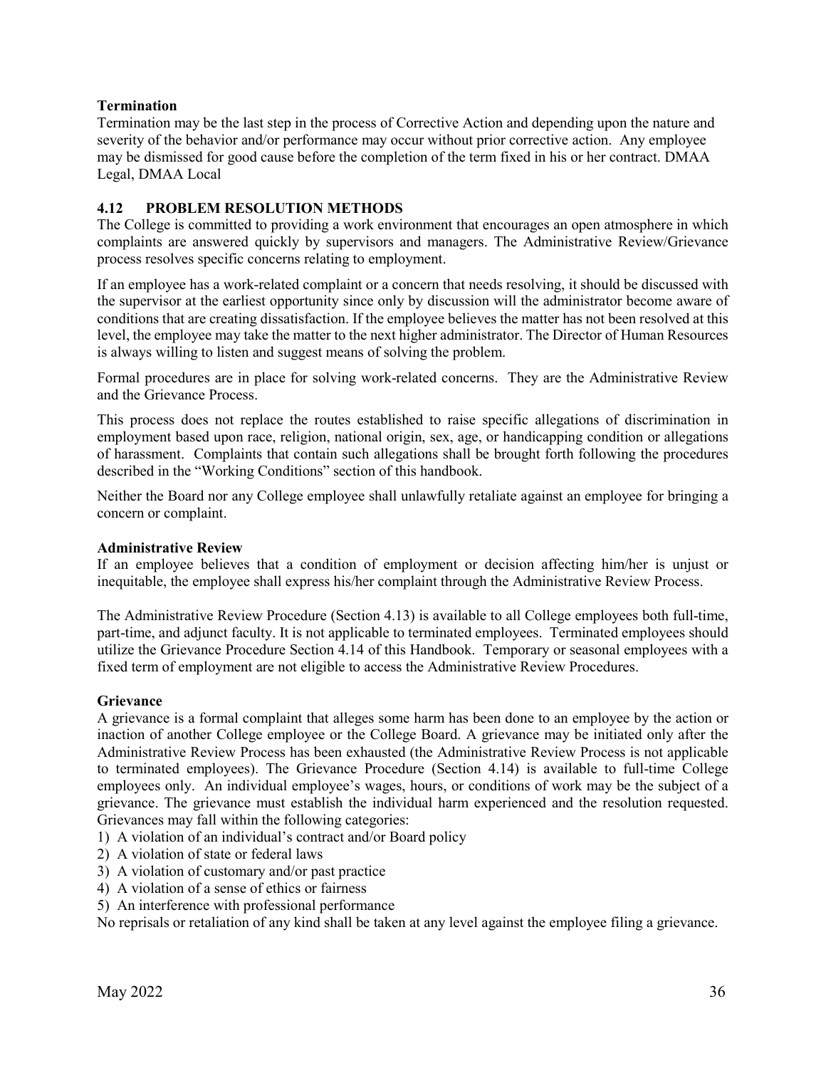**Termination**

Termination may be the last step in the process of Corrective Action and depending upon the nature and severity of the behavior and/or performance may occur without prior corrective action. Any employee may be dismissed for good cause before the completion of the term fixed in his or her contract. DMAA Legal, DMAA Local

### 4.12 PROBLEM RESOLUTION METHODS

The College is committed to providing a work environment that encourages an open atmosphere in which complaints are answered quickly by supervisors and managers. The Administrative Review/Grievance process resolves specific concerns relating to employment.

If an employee has a work-related complaint or a concern that needs resolving, it should be discussed with the supervisor at the earliest opportunity since only by discussion will the administrator become aware of conditions that are creating dissatisfaction. If the employee believes the matter has not been resolved at this level, the employee may take the matter to the next higher administrator. The Director of Human Resources is always willing to listen and suggest means of solving the problem.

Formal procedures are in place for solving work-related concerns. They are the Administrative Review and the Grievance Process.

This process does not replace the routes established to raise specific allegations of discrimination in employment based upon race, religion, national origin, sex, age, or handicapping condition or allegations of harassment. Complaints that contain such allegations shall be brought forth following the procedures described in the "Working Conditions" section of this handbook.

Neither the Board nor any College employee shall unlawfully retaliate against an employee for bringing a concern or complaint.

**Administrative Review**

If an employee believes that a condition of employment or decision affecting him/her is unjust or inequitable, the employee shall express his/her complaint through the Administrative Review Process.

The Administrative Review Procedure (Section 4.13) is available to all College employees both full-time, part-time, and adjunct faculty. It is not applicable to terminated employees. Terminated employees should utilize the Grievance Procedure Section 4.14 of this Handbook. Temporary or seasonal employees with a fixed term of employment are not eligible to access the Administrative Review Procedures.

**Grievance**

A grievance is a formal complaint that alleges some harm has been done to an employee by the action or inaction of another College employee or the College Board. A grievance may be initiated only after the Administrative Review Process has been exhausted (the Administrative Review Process is not applicable to terminated employees). The Grievance Procedure (Section 4.14) is available to full-time College employees only. An individual employee's wages, hours, or conditions of work may be the subject of a grievance. The grievance must establish the individual harm experienced and the resolution requested. Grievances may fall within the following categories:

1) A violation of an individual's contract and/or Board policy
2) A violation of state or federal laws
3) A violation of customary and/or past practice
4) A violation of a sense of ethics or fairness
5) An interference with professional performance

No reprisals or retaliation of any kind shall be taken at any level against the employee filing a grievance.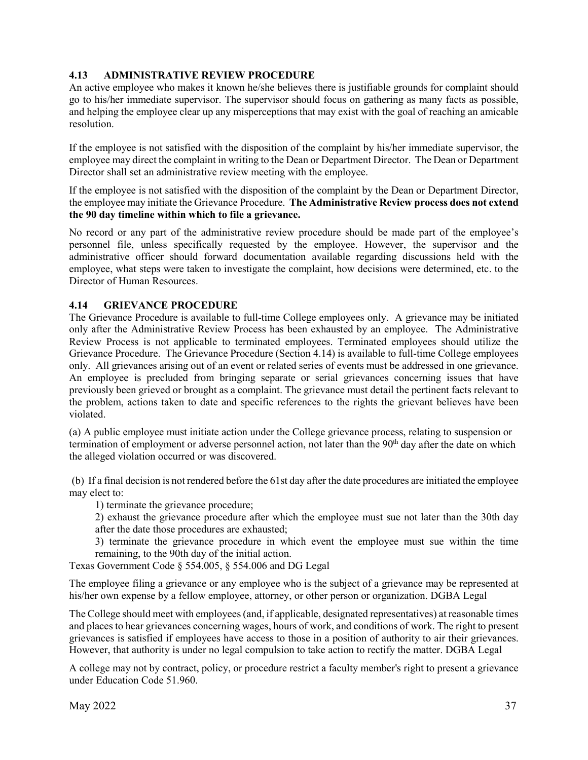### 4.13 ADMINISTRATIVE REVIEW PROCEDURE

An active employee who makes it known he/she believes there is justifiable grounds for complaint should go to his/her immediate supervisor. The supervisor should focus on gathering as many facts as possible, and helping the employee clear up any misperceptions that may exist with the goal of reaching an amicable resolution.

If the employee is not satisfied with the disposition of the complaint by his/her immediate supervisor, the employee may direct the complaint in writing to the Dean or Department Director. The Dean or Department Director shall set an administrative review meeting with the employee.

If the employee is not satisfied with the disposition of the complaint by the Dean or Department Director, the employee may initiate the Grievance Procedure. **The Administrative Review process does not extend the 90 day timeline within which to file a grievance.**

No record or any part of the administrative review procedure should be made part of the employee's personnel file, unless specifically requested by the employee. However, the supervisor and the administrative officer should forward documentation available regarding discussions held with the employee, what steps were taken to investigate the complaint, how decisions were determined, etc. to the Director of Human Resources.

### 4.14 GRIEVANCE PROCEDURE

The Grievance Procedure is available to full-time College employees only. A grievance may be initiated only after the Administrative Review Process has been exhausted by an employee. The Administrative Review Process is not applicable to terminated employees. Terminated employees should utilize the Grievance Procedure. The Grievance Procedure (Section 4.14) is available to full-time College employees only. All grievances arising out of an event or related series of events must be addressed in one grievance. An employee is precluded from bringing separate or serial grievances concerning issues that have previously been grieved or brought as a complaint. The grievance must detail the pertinent facts relevant to the problem, actions taken to date and specific references to the rights the grievant believes have been violated.

(a) A public employee must initiate action under the College grievance process, relating to suspension or termination of employment or adverse personnel action, not later than the 90th day after the date on which the alleged violation occurred or was discovered.

(b) If a final decision is not rendered before the 61st day after the date procedures are initiated the employee may elect to:

1) terminate the grievance procedure;

2) exhaust the grievance procedure after which the employee must sue not later than the 30th day after the date those procedures are exhausted;

3) terminate the grievance procedure in which event the employee must sue within the time remaining, to the 90th day of the initial action.

Texas Government Code § 554.005, § 554.006 and DG Legal

The employee filing a grievance or any employee who is the subject of a grievance may be represented at his/her own expense by a fellow employee, attorney, or other person or organization. DGBA Legal

The College should meet with employees (and, if applicable, designated representatives) at reasonable times and places to hear grievances concerning wages, hours of work, and conditions of work. The right to present grievances is satisfied if employees have access to those in a position of authority to air their grievances. However, that authority is under no legal compulsion to take action to rectify the matter. DGBA Legal

A college may not by contract, policy, or procedure restrict a faculty member's right to present a grievance under Education Code 51.960.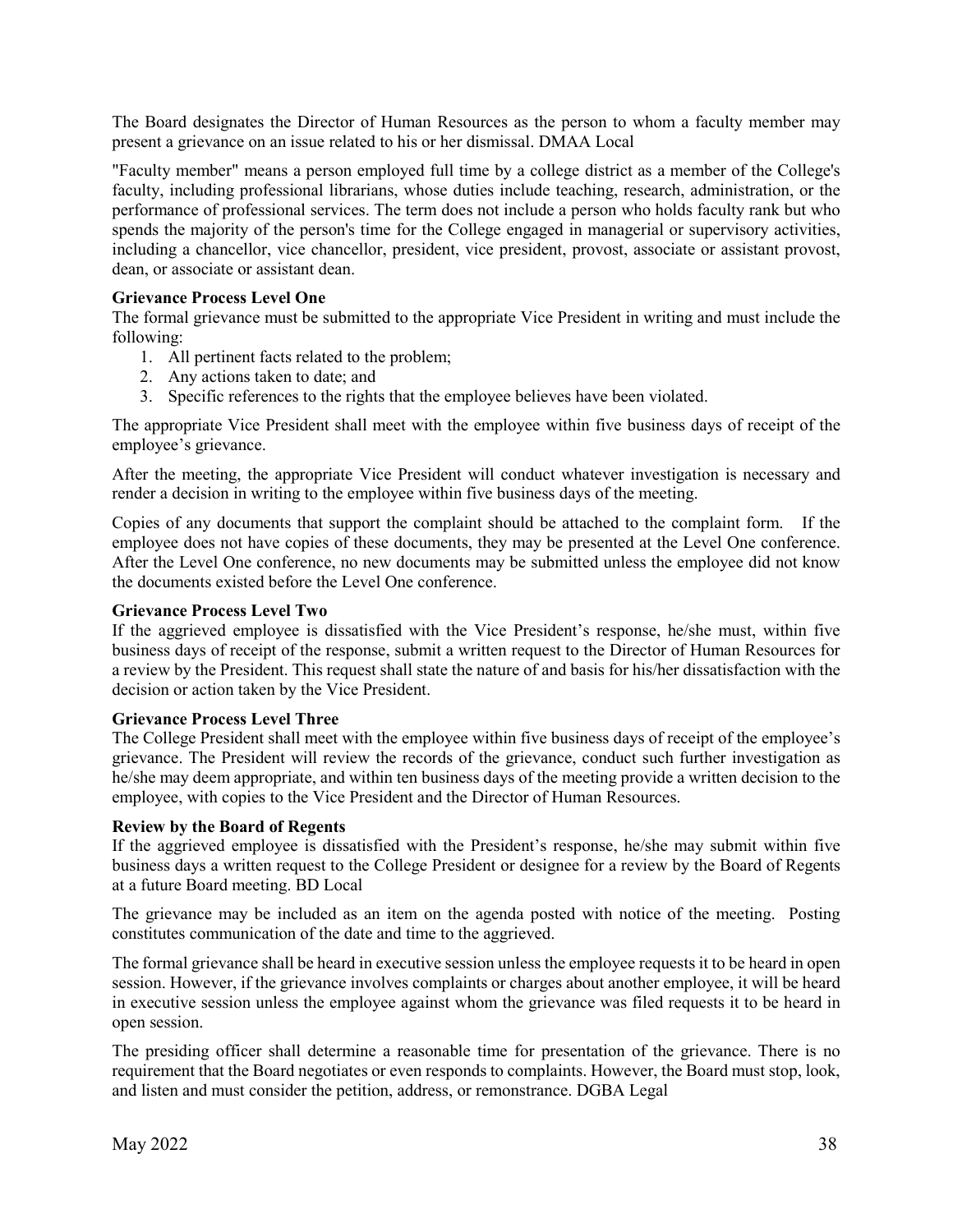The Board designates the Director of Human Resources as the person to whom a faculty member may present a grievance on an issue related to his or her dismissal. DMAA Local

"Faculty member" means a person employed full time by a college district as a member of the College's faculty, including professional librarians, whose duties include teaching, research, administration, or the performance of professional services. The term does not include a person who holds faculty rank but who spends the majority of the person's time for the College engaged in managerial or supervisory activities, including a chancellor, vice chancellor, president, vice president, provost, associate or assistant provost, dean, or associate or assistant dean.

**Grievance Process Level One**

The formal grievance must be submitted to the appropriate Vice President in writing and must include the following:

1. All pertinent facts related to the problem;
2. Any actions taken to date; and
3. Specific references to the rights that the employee believes have been violated.

The appropriate Vice President shall meet with the employee within five business days of receipt of the employee's grievance.

After the meeting, the appropriate Vice President will conduct whatever investigation is necessary and render a decision in writing to the employee within five business days of the meeting.

Copies of any documents that support the complaint should be attached to the complaint form. If the employee does not have copies of these documents, they may be presented at the Level One conference. After the Level One conference, no new documents may be submitted unless the employee did not know the documents existed before the Level One conference.

**Grievance Process Level Two**

If the aggrieved employee is dissatisfied with the Vice President's response, he/she must, within five business days of receipt of the response, submit a written request to the Director of Human Resources for a review by the President. This request shall state the nature of and basis for his/her dissatisfaction with the decision or action taken by the Vice President.

**Grievance Process Level Three**

The College President shall meet with the employee within five business days of receipt of the employee's grievance. The President will review the records of the grievance, conduct such further investigation as he/she may deem appropriate, and within ten business days of the meeting provide a written decision to the employee, with copies to the Vice President and the Director of Human Resources.

**Review by the Board of Regents**

If the aggrieved employee is dissatisfied with the President's response, he/she may submit within five business days a written request to the College President or designee for a review by the Board of Regents at a future Board meeting. BD Local

The grievance may be included as an item on the agenda posted with notice of the meeting. Posting constitutes communication of the date and time to the aggrieved.

The formal grievance shall be heard in executive session unless the employee requests it to be heard in open session. However, if the grievance involves complaints or charges about another employee, it will be heard in executive session unless the employee against whom the grievance was filed requests it to be heard in open session.

The presiding officer shall determine a reasonable time for presentation of the grievance. There is no requirement that the Board negotiates or even responds to complaints. However, the Board must stop, look, and listen and must consider the petition, address, or remonstrance. DGBA Legal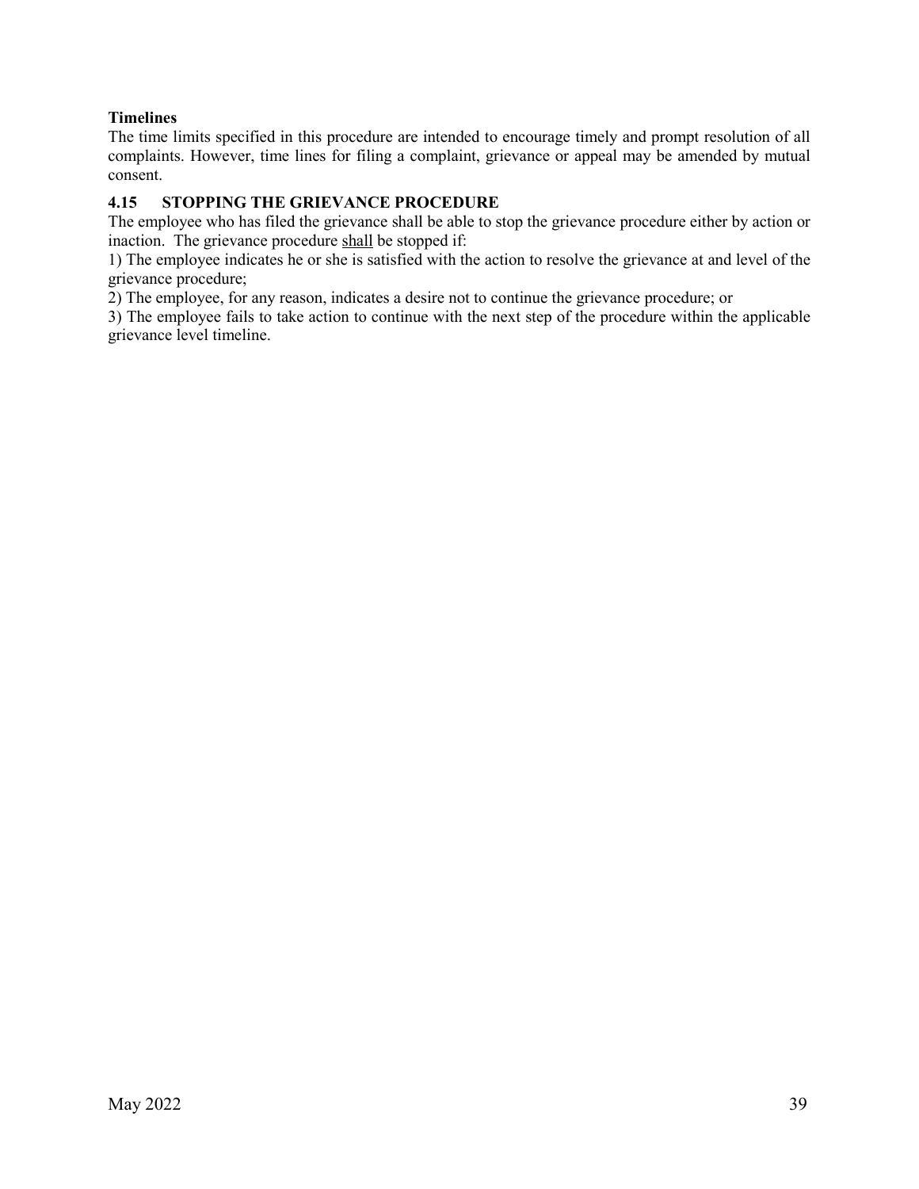**Timelines**

The time limits specified in this procedure are intended to encourage timely and prompt resolution of all complaints. However, time lines for filing a complaint, grievance or appeal may be amended by mutual consent.

### 4.15 STOPPING THE GRIEVANCE PROCEDURE

The employee who has filed the grievance shall be able to stop the grievance procedure either by action or inaction. The grievance procedure <u>shall</u> be stopped if:

1) The employee indicates he or she is satisfied with the action to resolve the grievance at and level of the grievance procedure;

2) The employee, for any reason, indicates a desire not to continue the grievance procedure; or

3) The employee fails to take action to continue with the next step of the procedure within the applicable grievance level timeline.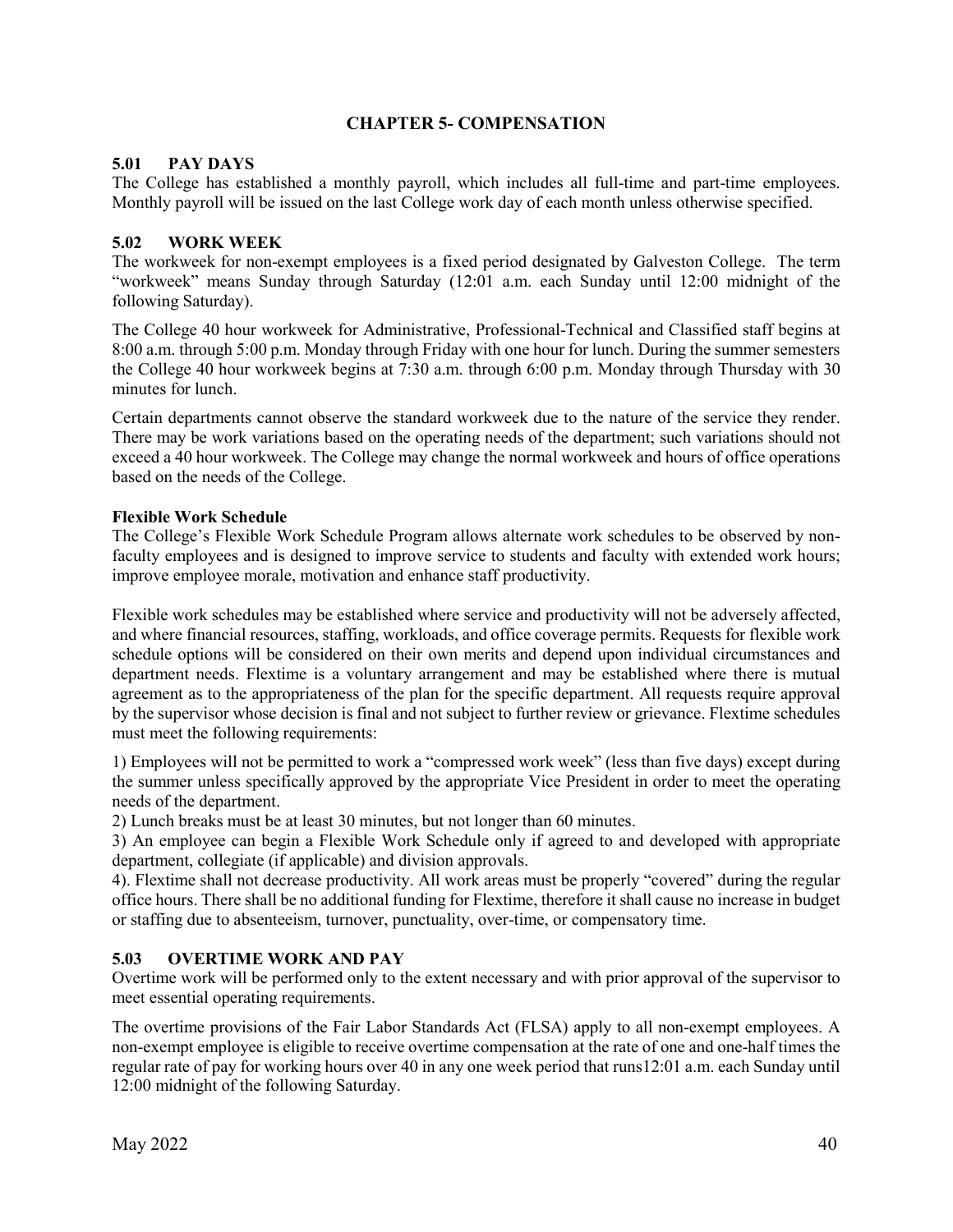## CHAPTER 5- COMPENSATION

### 5.01 PAY DAYS

The College has established a monthly payroll, which includes all full-time and part-time employees. Monthly payroll will be issued on the last College work day of each month unless otherwise specified.

### 5.02 WORK WEEK

The workweek for non-exempt employees is a fixed period designated by Galveston College. The term "workweek" means Sunday through Saturday (12:01 a.m. each Sunday until 12:00 midnight of the following Saturday).

The College 40 hour workweek for Administrative, Professional-Technical and Classified staff begins at 8:00 a.m. through 5:00 p.m. Monday through Friday with one hour for lunch. During the summer semesters the College 40 hour workweek begins at 7:30 a.m. through 6:00 p.m. Monday through Thursday with 30 minutes for lunch.

Certain departments cannot observe the standard workweek due to the nature of the service they render. There may be work variations based on the operating needs of the department; such variations should not exceed a 40 hour workweek. The College may change the normal workweek and hours of office operations based on the needs of the College.

**Flexible Work Schedule**

The College's Flexible Work Schedule Program allows alternate work schedules to be observed by non-faculty employees and is designed to improve service to students and faculty with extended work hours; improve employee morale, motivation and enhance staff productivity.

Flexible work schedules may be established where service and productivity will not be adversely affected, and where financial resources, staffing, workloads, and office coverage permits. Requests for flexible work schedule options will be considered on their own merits and depend upon individual circumstances and department needs. Flextime is a voluntary arrangement and may be established where there is mutual agreement as to the appropriateness of the plan for the specific department. All requests require approval by the supervisor whose decision is final and not subject to further review or grievance. Flextime schedules must meet the following requirements:

1) Employees will not be permitted to work a "compressed work week" (less than five days) except during the summer unless specifically approved by the appropriate Vice President in order to meet the operating needs of the department.
2) Lunch breaks must be at least 30 minutes, but not longer than 60 minutes.
3) An employee can begin a Flexible Work Schedule only if agreed to and developed with appropriate department, collegiate (if applicable) and division approvals.
4). Flextime shall not decrease productivity. All work areas must be properly "covered" during the regular office hours. There shall be no additional funding for Flextime, therefore it shall cause no increase in budget or staffing due to absenteeism, turnover, punctuality, over-time, or compensatory time.

### 5.03 OVERTIME WORK AND PAY

Overtime work will be performed only to the extent necessary and with prior approval of the supervisor to meet essential operating requirements.

The overtime provisions of the Fair Labor Standards Act (FLSA) apply to all non-exempt employees. A non-exempt employee is eligible to receive overtime compensation at the rate of one and one-half times the regular rate of pay for working hours over 40 in any one week period that runs12:01 a.m. each Sunday until 12:00 midnight of the following Saturday.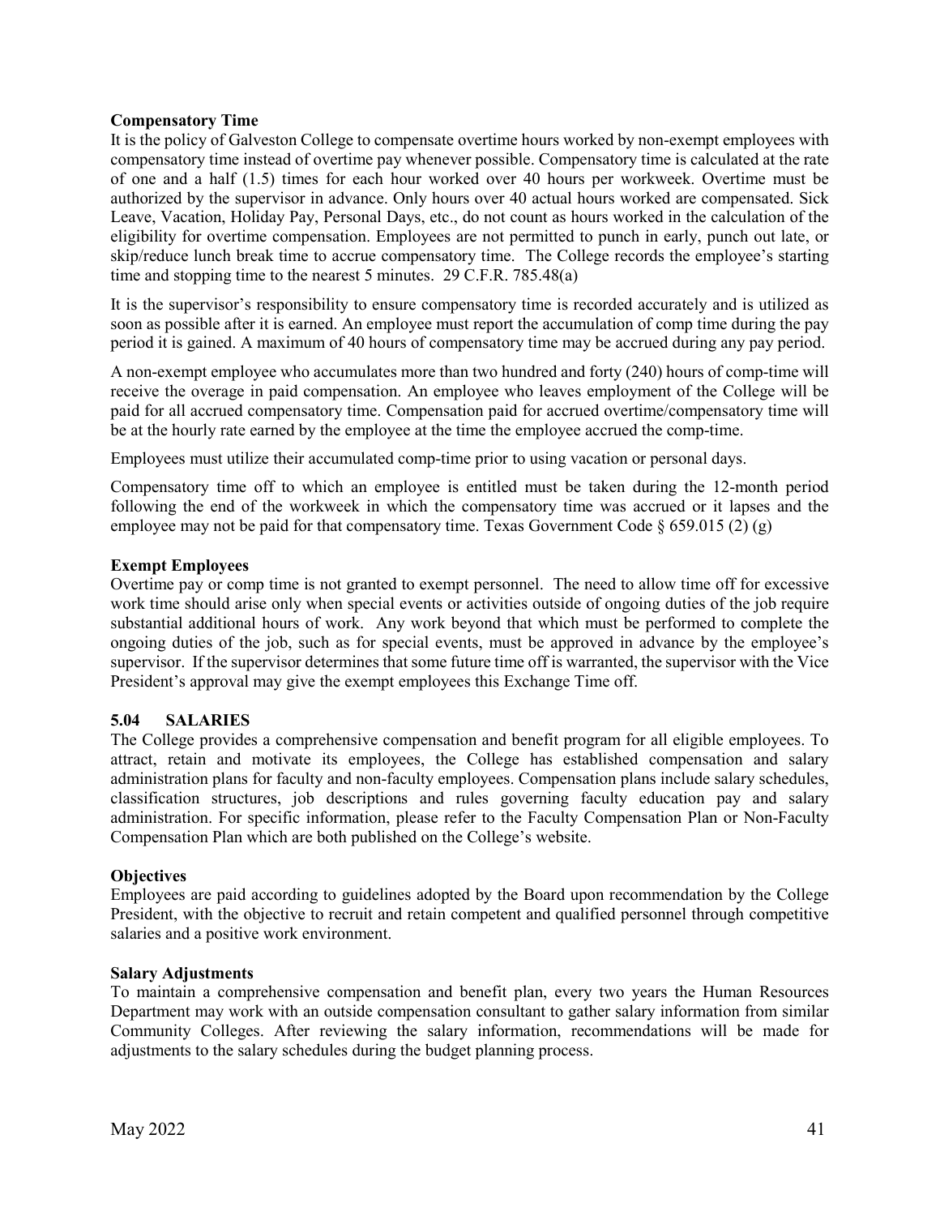**Compensatory Time**

It is the policy of Galveston College to compensate overtime hours worked by non-exempt employees with compensatory time instead of overtime pay whenever possible. Compensatory time is calculated at the rate of one and a half (1.5) times for each hour worked over 40 hours per workweek. Overtime must be authorized by the supervisor in advance. Only hours over 40 actual hours worked are compensated. Sick Leave, Vacation, Holiday Pay, Personal Days, etc., do not count as hours worked in the calculation of the eligibility for overtime compensation. Employees are not permitted to punch in early, punch out late, or skip/reduce lunch break time to accrue compensatory time. The College records the employee's starting time and stopping time to the nearest 5 minutes. 29 C.F.R. 785.48(a)

It is the supervisor's responsibility to ensure compensatory time is recorded accurately and is utilized as soon as possible after it is earned. An employee must report the accumulation of comp time during the pay period it is gained. A maximum of 40 hours of compensatory time may be accrued during any pay period.

A non-exempt employee who accumulates more than two hundred and forty (240) hours of comp-time will receive the overage in paid compensation. An employee who leaves employment of the College will be paid for all accrued compensatory time. Compensation paid for accrued overtime/compensatory time will be at the hourly rate earned by the employee at the time the employee accrued the comp-time.

Employees must utilize their accumulated comp-time prior to using vacation or personal days.

Compensatory time off to which an employee is entitled must be taken during the 12-month period following the end of the workweek in which the compensatory time was accrued or it lapses and the employee may not be paid for that compensatory time. Texas Government Code § 659.015 (2) (g)

**Exempt Employees**

Overtime pay or comp time is not granted to exempt personnel. The need to allow time off for excessive work time should arise only when special events or activities outside of ongoing duties of the job require substantial additional hours of work. Any work beyond that which must be performed to complete the ongoing duties of the job, such as for special events, must be approved in advance by the employee's supervisor. If the supervisor determines that some future time off is warranted, the supervisor with the Vice President's approval may give the exempt employees this Exchange Time off.

## 5.04 SALARIES

The College provides a comprehensive compensation and benefit program for all eligible employees. To attract, retain and motivate its employees, the College has established compensation and salary administration plans for faculty and non-faculty employees. Compensation plans include salary schedules, classification structures, job descriptions and rules governing faculty education pay and salary administration. For specific information, please refer to the Faculty Compensation Plan or Non-Faculty Compensation Plan which are both published on the College's website.

**Objectives**

Employees are paid according to guidelines adopted by the Board upon recommendation by the College President, with the objective to recruit and retain competent and qualified personnel through competitive salaries and a positive work environment.

**Salary Adjustments**

To maintain a comprehensive compensation and benefit plan, every two years the Human Resources Department may work with an outside compensation consultant to gather salary information from similar Community Colleges. After reviewing the salary information, recommendations will be made for adjustments to the salary schedules during the budget planning process.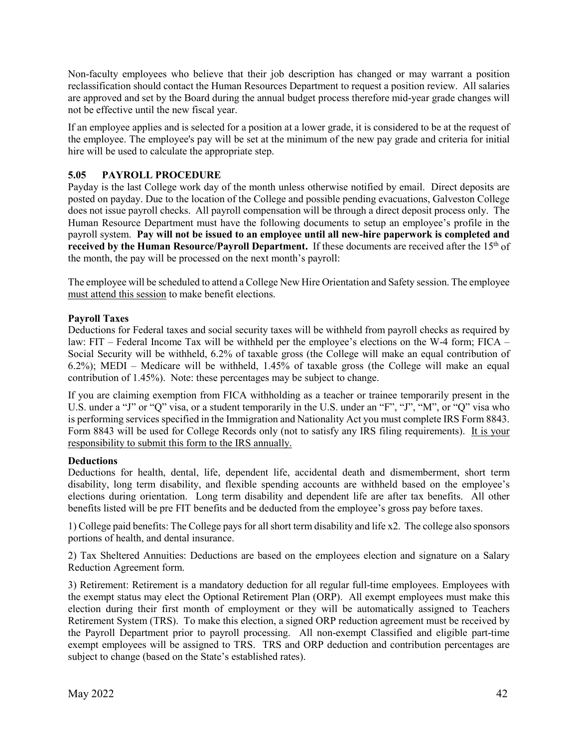Non-faculty employees who believe that their job description has changed or may warrant a position reclassification should contact the Human Resources Department to request a position review. All salaries are approved and set by the Board during the annual budget process therefore mid-year grade changes will not be effective until the new fiscal year.

If an employee applies and is selected for a position at a lower grade, it is considered to be at the request of the employee. The employee's pay will be set at the minimum of the new pay grade and criteria for initial hire will be used to calculate the appropriate step.

### 5.05 PAYROLL PROCEDURE

Payday is the last College work day of the month unless otherwise notified by email. Direct deposits are posted on payday. Due to the location of the College and possible pending evacuations, Galveston College does not issue payroll checks. All payroll compensation will be through a direct deposit process only. The Human Resource Department must have the following documents to setup an employee's profile in the payroll system. **Pay will not be issued to an employee until all new-hire paperwork is completed and received by the Human Resource/Payroll Department.** If these documents are received after the 15th of the month, the pay will be processed on the next month's payroll:

The employee will be scheduled to attend a College New Hire Orientation and Safety session. The employee must attend this session to make benefit elections.

**Payroll Taxes**

Deductions for Federal taxes and social security taxes will be withheld from payroll checks as required by law: FIT – Federal Income Tax will be withheld per the employee's elections on the W-4 form; FICA – Social Security will be withheld, 6.2% of taxable gross (the College will make an equal contribution of 6.2%); MEDI – Medicare will be withheld, 1.45% of taxable gross (the College will make an equal contribution of 1.45%). Note: these percentages may be subject to change.

If you are claiming exemption from FICA withholding as a teacher or trainee temporarily present in the U.S. under a "J" or "Q" visa, or a student temporarily in the U.S. under an "F", "J", "M", or "Q" visa who is performing services specified in the Immigration and Nationality Act you must complete IRS Form 8843. Form 8843 will be used for College Records only (not to satisfy any IRS filing requirements). It is your responsibility to submit this form to the IRS annually.

**Deductions**

Deductions for health, dental, life, dependent life, accidental death and dismemberment, short term disability, long term disability, and flexible spending accounts are withheld based on the employee's elections during orientation. Long term disability and dependent life are after tax benefits. All other benefits listed will be pre FIT benefits and be deducted from the employee's gross pay before taxes.

1) College paid benefits: The College pays for all short term disability and life x2. The college also sponsors portions of health, and dental insurance.

2) Tax Sheltered Annuities: Deductions are based on the employees election and signature on a Salary Reduction Agreement form.

3) Retirement: Retirement is a mandatory deduction for all regular full-time employees. Employees with the exempt status may elect the Optional Retirement Plan (ORP). All exempt employees must make this election during their first month of employment or they will be automatically assigned to Teachers Retirement System (TRS). To make this election, a signed ORP reduction agreement must be received by the Payroll Department prior to payroll processing. All non-exempt Classified and eligible part-time exempt employees will be assigned to TRS. TRS and ORP deduction and contribution percentages are subject to change (based on the State's established rates).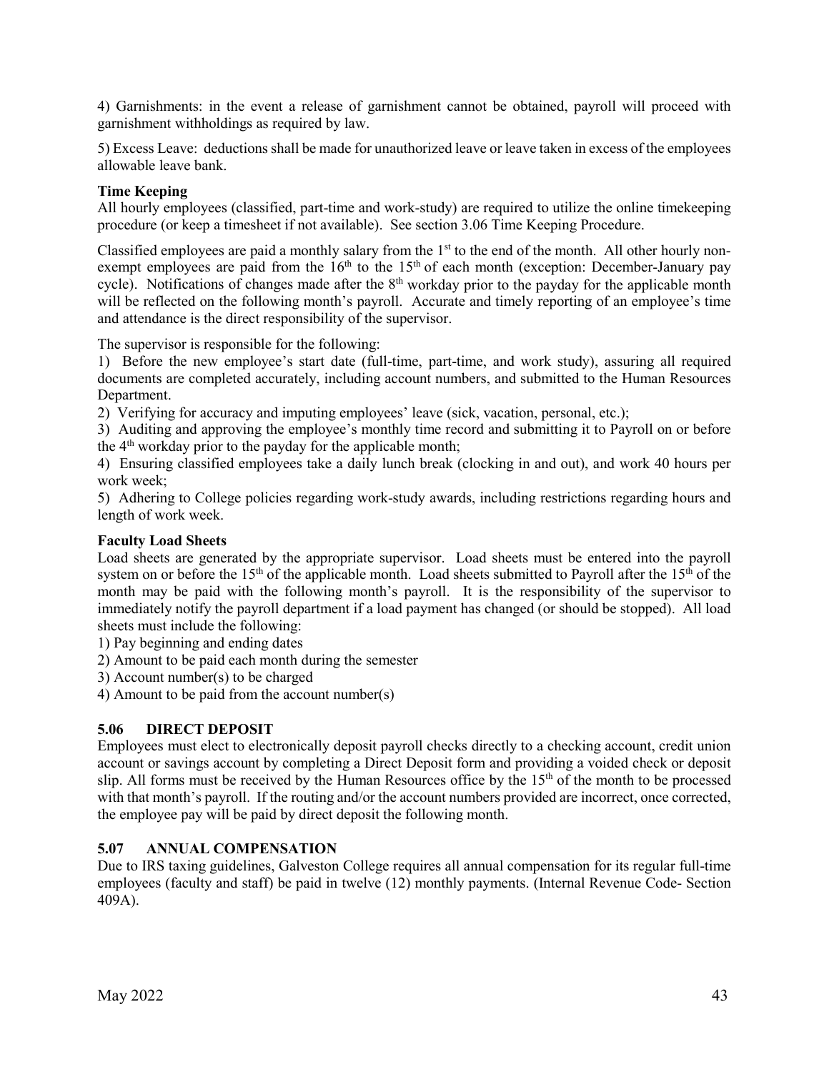4) Garnishments: in the event a release of garnishment cannot be obtained, payroll will proceed with garnishment withholdings as required by law.

5) Excess Leave: deductions shall be made for unauthorized leave or leave taken in excess of the employees allowable leave bank.

**Time Keeping**

All hourly employees (classified, part-time and work-study) are required to utilize the online timekeeping procedure (or keep a timesheet if not available). See section 3.06 Time Keeping Procedure.

Classified employees are paid a monthly salary from the 1st to the end of the month. All other hourly non-exempt employees are paid from the 16th to the 15th of each month (exception: December-January pay cycle). Notifications of changes made after the 8th workday prior to the payday for the applicable month will be reflected on the following month's payroll. Accurate and timely reporting of an employee's time and attendance is the direct responsibility of the supervisor.

The supervisor is responsible for the following:

1) Before the new employee's start date (full-time, part-time, and work study), assuring all required documents are completed accurately, including account numbers, and submitted to the Human Resources Department.

2) Verifying for accuracy and imputing employees' leave (sick, vacation, personal, etc.);

3) Auditing and approving the employee's monthly time record and submitting it to Payroll on or before the 4th workday prior to the payday for the applicable month;

4) Ensuring classified employees take a daily lunch break (clocking in and out), and work 40 hours per work week;

5) Adhering to College policies regarding work-study awards, including restrictions regarding hours and length of work week.

**Faculty Load Sheets**

Load sheets are generated by the appropriate supervisor. Load sheets must be entered into the payroll system on or before the 15th of the applicable month. Load sheets submitted to Payroll after the 15th of the month may be paid with the following month's payroll. It is the responsibility of the supervisor to immediately notify the payroll department if a load payment has changed (or should be stopped). All load sheets must include the following:

1) Pay beginning and ending dates

2) Amount to be paid each month during the semester

3) Account number(s) to be charged

4) Amount to be paid from the account number(s)

## 5.06 DIRECT DEPOSIT

Employees must elect to electronically deposit payroll checks directly to a checking account, credit union account or savings account by completing a Direct Deposit form and providing a voided check or deposit slip. All forms must be received by the Human Resources office by the 15th of the month to be processed with that month's payroll. If the routing and/or the account numbers provided are incorrect, once corrected, the employee pay will be paid by direct deposit the following month.

## 5.07 ANNUAL COMPENSATION

Due to IRS taxing guidelines, Galveston College requires all annual compensation for its regular full-time employees (faculty and staff) be paid in twelve (12) monthly payments. (Internal Revenue Code- Section 409A).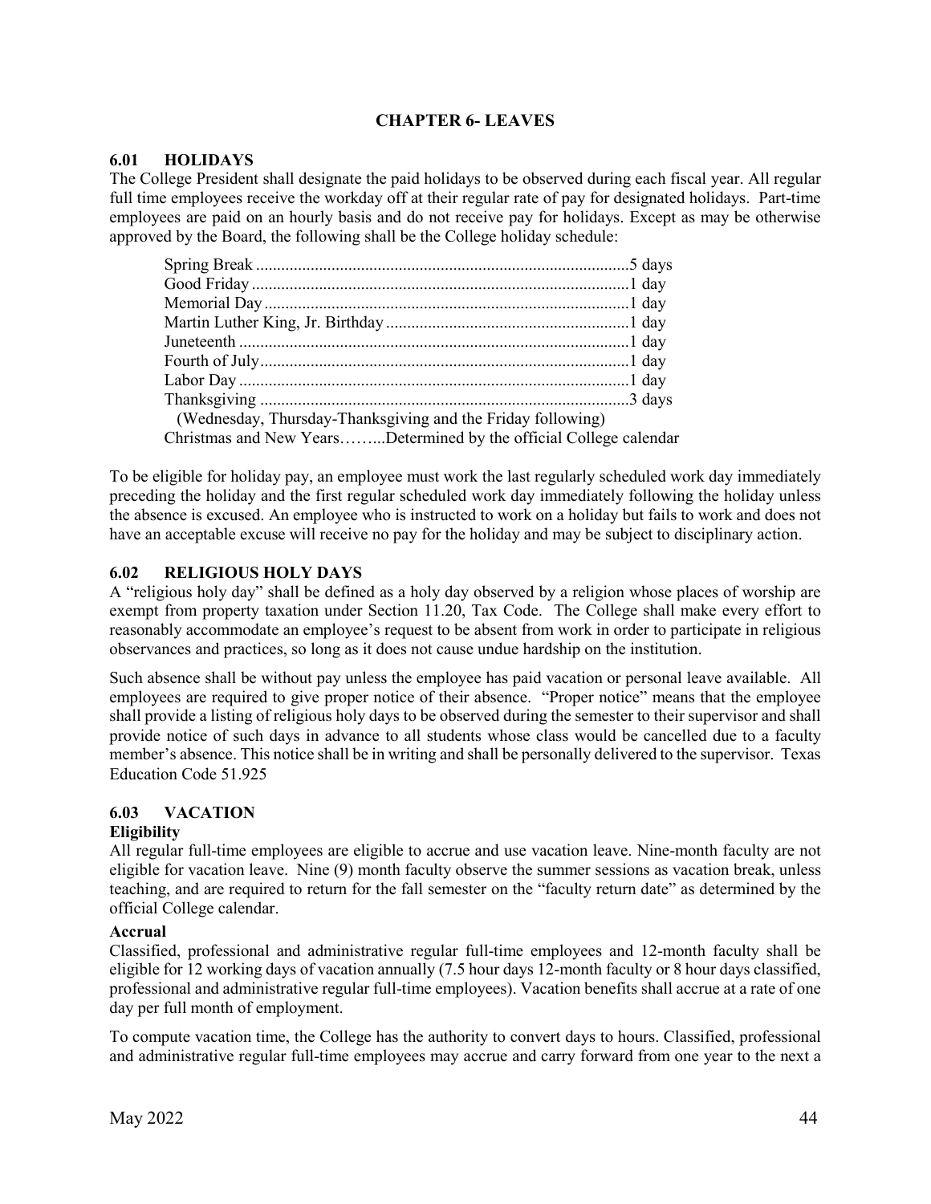# CHAPTER 6- LEAVES

## 6.01 HOLIDAYS

The College President shall designate the paid holidays to be observed during each fiscal year. All regular full time employees receive the workday off at their regular rate of pay for designated holidays. Part-time employees are paid on an hourly basis and do not receive pay for holidays. Except as may be otherwise approved by the Board, the following shall be the College holiday schedule:

Spring Break ........................................................................................5 days
Good Friday .........................................................................................1 day
Memorial Day ......................................................................................1 day
Martin Luther King, Jr. Birthday ..........................................................1 day
Juneteenth ............................................................................................1 day
Fourth of July.......................................................................................1 day
Labor Day ............................................................................................1 day
Thanksgiving .......................................................................................3 days
(Wednesday, Thursday-Thanksgiving and the Friday following)
Christmas and New Years……...Determined by the official College calendar

To be eligible for holiday pay, an employee must work the last regularly scheduled work day immediately preceding the holiday and the first regular scheduled work day immediately following the holiday unless the absence is excused. An employee who is instructed to work on a holiday but fails to work and does not have an acceptable excuse will receive no pay for the holiday and may be subject to disciplinary action.

## 6.02 RELIGIOUS HOLY DAYS

A "religious holy day" shall be defined as a holy day observed by a religion whose places of worship are exempt from property taxation under Section 11.20, Tax Code. The College shall make every effort to reasonably accommodate an employee's request to be absent from work in order to participate in religious observances and practices, so long as it does not cause undue hardship on the institution.

Such absence shall be without pay unless the employee has paid vacation or personal leave available. All employees are required to give proper notice of their absence. "Proper notice" means that the employee shall provide a listing of religious holy days to be observed during the semester to their supervisor and shall provide notice of such days in advance to all students whose class would be cancelled due to a faculty member's absence. This notice shall be in writing and shall be personally delivered to the supervisor. Texas Education Code 51.925

## 6.03 VACATION

**Eligibility**

All regular full-time employees are eligible to accrue and use vacation leave. Nine-month faculty are not eligible for vacation leave. Nine (9) month faculty observe the summer sessions as vacation break, unless teaching, and are required to return for the fall semester on the "faculty return date" as determined by the official College calendar.

**Accrual**

Classified, professional and administrative regular full-time employees and 12-month faculty shall be eligible for 12 working days of vacation annually (7.5 hour days 12-month faculty or 8 hour days classified, professional and administrative regular full-time employees). Vacation benefits shall accrue at a rate of one day per full month of employment.

To compute vacation time, the College has the authority to convert days to hours. Classified, professional and administrative regular full-time employees may accrue and carry forward from one year to the next a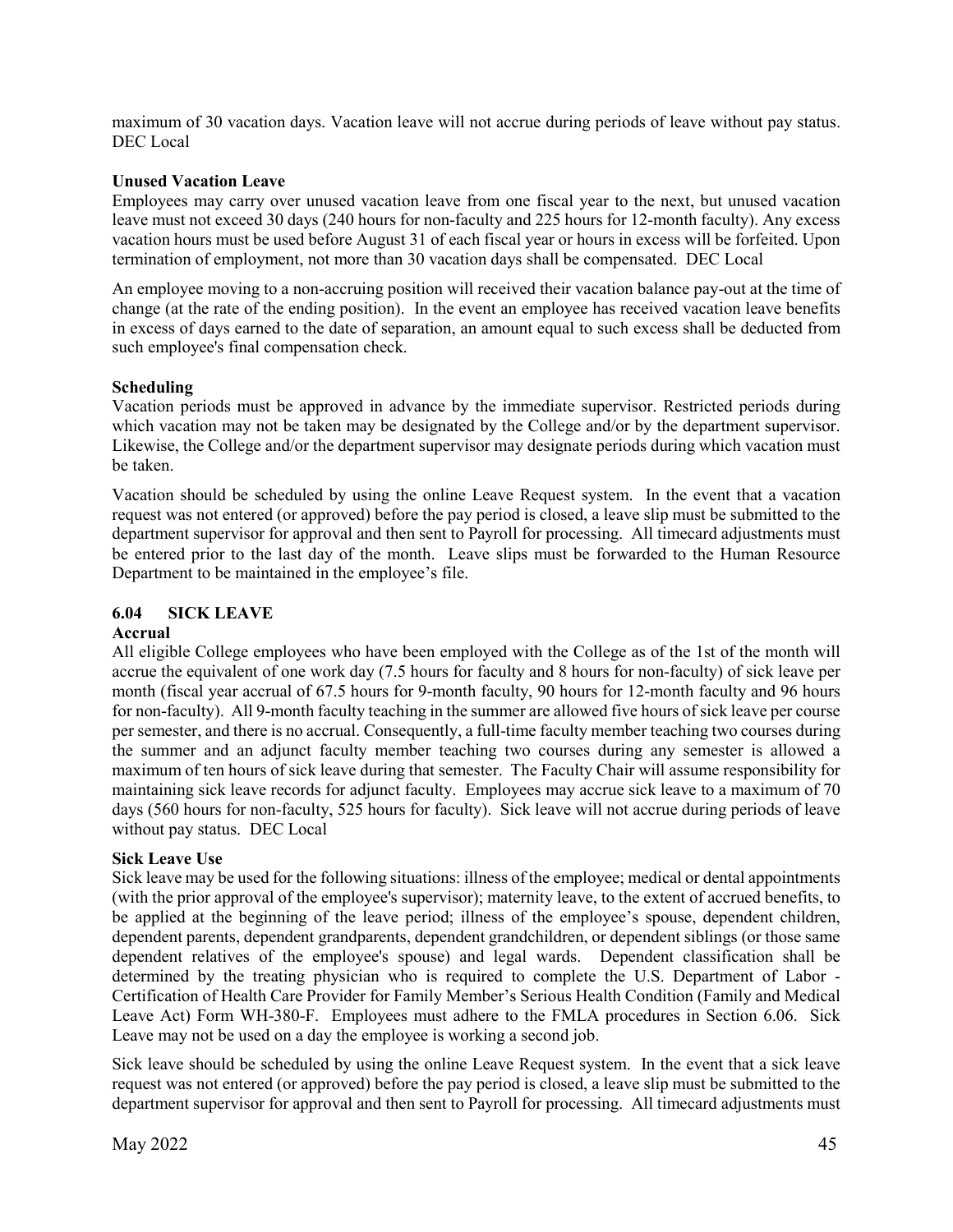maximum of 30 vacation days. Vacation leave will not accrue during periods of leave without pay status. DEC Local

**Unused Vacation Leave**

Employees may carry over unused vacation leave from one fiscal year to the next, but unused vacation leave must not exceed 30 days (240 hours for non-faculty and 225 hours for 12-month faculty). Any excess vacation hours must be used before August 31 of each fiscal year or hours in excess will be forfeited. Upon termination of employment, not more than 30 vacation days shall be compensated. DEC Local

An employee moving to a non-accruing position will received their vacation balance pay-out at the time of change (at the rate of the ending position). In the event an employee has received vacation leave benefits in excess of days earned to the date of separation, an amount equal to such excess shall be deducted from such employee's final compensation check.

**Scheduling**

Vacation periods must be approved in advance by the immediate supervisor. Restricted periods during which vacation may not be taken may be designated by the College and/or by the department supervisor. Likewise, the College and/or the department supervisor may designate periods during which vacation must be taken.

Vacation should be scheduled by using the online Leave Request system. In the event that a vacation request was not entered (or approved) before the pay period is closed, a leave slip must be submitted to the department supervisor for approval and then sent to Payroll for processing. All timecard adjustments must be entered prior to the last day of the month. Leave slips must be forwarded to the Human Resource Department to be maintained in the employee's file.

### 6.04 SICK LEAVE

**Accrual**

All eligible College employees who have been employed with the College as of the 1st of the month will accrue the equivalent of one work day (7.5 hours for faculty and 8 hours for non-faculty) of sick leave per month (fiscal year accrual of 67.5 hours for 9-month faculty, 90 hours for 12-month faculty and 96 hours for non-faculty). All 9-month faculty teaching in the summer are allowed five hours of sick leave per course per semester, and there is no accrual. Consequently, a full-time faculty member teaching two courses during the summer and an adjunct faculty member teaching two courses during any semester is allowed a maximum of ten hours of sick leave during that semester. The Faculty Chair will assume responsibility for maintaining sick leave records for adjunct faculty. Employees may accrue sick leave to a maximum of 70 days (560 hours for non-faculty, 525 hours for faculty). Sick leave will not accrue during periods of leave without pay status. DEC Local

**Sick Leave Use**

Sick leave may be used for the following situations: illness of the employee; medical or dental appointments (with the prior approval of the employee's supervisor); maternity leave, to the extent of accrued benefits, to be applied at the beginning of the leave period; illness of the employee's spouse, dependent children, dependent parents, dependent grandparents, dependent grandchildren, or dependent siblings (or those same dependent relatives of the employee's spouse) and legal wards. Dependent classification shall be determined by the treating physician who is required to complete the U.S. Department of Labor - Certification of Health Care Provider for Family Member's Serious Health Condition (Family and Medical Leave Act) Form WH-380-F. Employees must adhere to the FMLA procedures in Section 6.06. Sick Leave may not be used on a day the employee is working a second job.

Sick leave should be scheduled by using the online Leave Request system. In the event that a sick leave request was not entered (or approved) before the pay period is closed, a leave slip must be submitted to the department supervisor for approval and then sent to Payroll for processing. All timecard adjustments must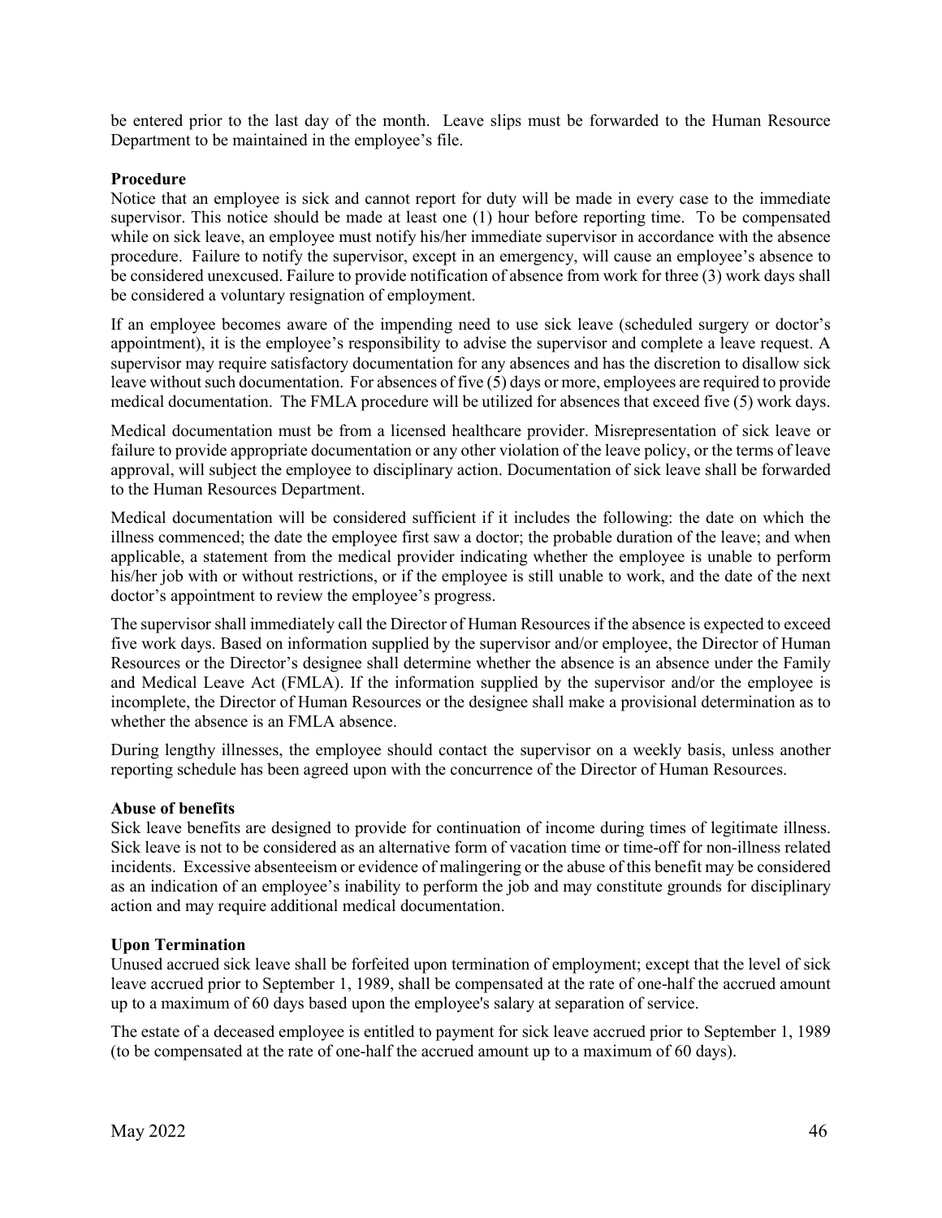be entered prior to the last day of the month. Leave slips must be forwarded to the Human Resource Department to be maintained in the employee's file.

**Procedure**

Notice that an employee is sick and cannot report for duty will be made in every case to the immediate supervisor. This notice should be made at least one (1) hour before reporting time. To be compensated while on sick leave, an employee must notify his/her immediate supervisor in accordance with the absence procedure. Failure to notify the supervisor, except in an emergency, will cause an employee's absence to be considered unexcused. Failure to provide notification of absence from work for three (3) work days shall be considered a voluntary resignation of employment.

If an employee becomes aware of the impending need to use sick leave (scheduled surgery or doctor's appointment), it is the employee's responsibility to advise the supervisor and complete a leave request. A supervisor may require satisfactory documentation for any absences and has the discretion to disallow sick leave without such documentation. For absences of five (5) days or more, employees are required to provide medical documentation. The FMLA procedure will be utilized for absences that exceed five (5) work days.

Medical documentation must be from a licensed healthcare provider. Misrepresentation of sick leave or failure to provide appropriate documentation or any other violation of the leave policy, or the terms of leave approval, will subject the employee to disciplinary action. Documentation of sick leave shall be forwarded to the Human Resources Department.

Medical documentation will be considered sufficient if it includes the following: the date on which the illness commenced; the date the employee first saw a doctor; the probable duration of the leave; and when applicable, a statement from the medical provider indicating whether the employee is unable to perform his/her job with or without restrictions, or if the employee is still unable to work, and the date of the next doctor's appointment to review the employee's progress.

The supervisor shall immediately call the Director of Human Resources if the absence is expected to exceed five work days. Based on information supplied by the supervisor and/or employee, the Director of Human Resources or the Director's designee shall determine whether the absence is an absence under the Family and Medical Leave Act (FMLA). If the information supplied by the supervisor and/or the employee is incomplete, the Director of Human Resources or the designee shall make a provisional determination as to whether the absence is an FMLA absence.

During lengthy illnesses, the employee should contact the supervisor on a weekly basis, unless another reporting schedule has been agreed upon with the concurrence of the Director of Human Resources.

**Abuse of benefits**

Sick leave benefits are designed to provide for continuation of income during times of legitimate illness. Sick leave is not to be considered as an alternative form of vacation time or time-off for non-illness related incidents. Excessive absenteeism or evidence of malingering or the abuse of this benefit may be considered as an indication of an employee's inability to perform the job and may constitute grounds for disciplinary action and may require additional medical documentation.

**Upon Termination**

Unused accrued sick leave shall be forfeited upon termination of employment; except that the level of sick leave accrued prior to September 1, 1989, shall be compensated at the rate of one-half the accrued amount up to a maximum of 60 days based upon the employee's salary at separation of service.

The estate of a deceased employee is entitled to payment for sick leave accrued prior to September 1, 1989 (to be compensated at the rate of one-half the accrued amount up to a maximum of 60 days).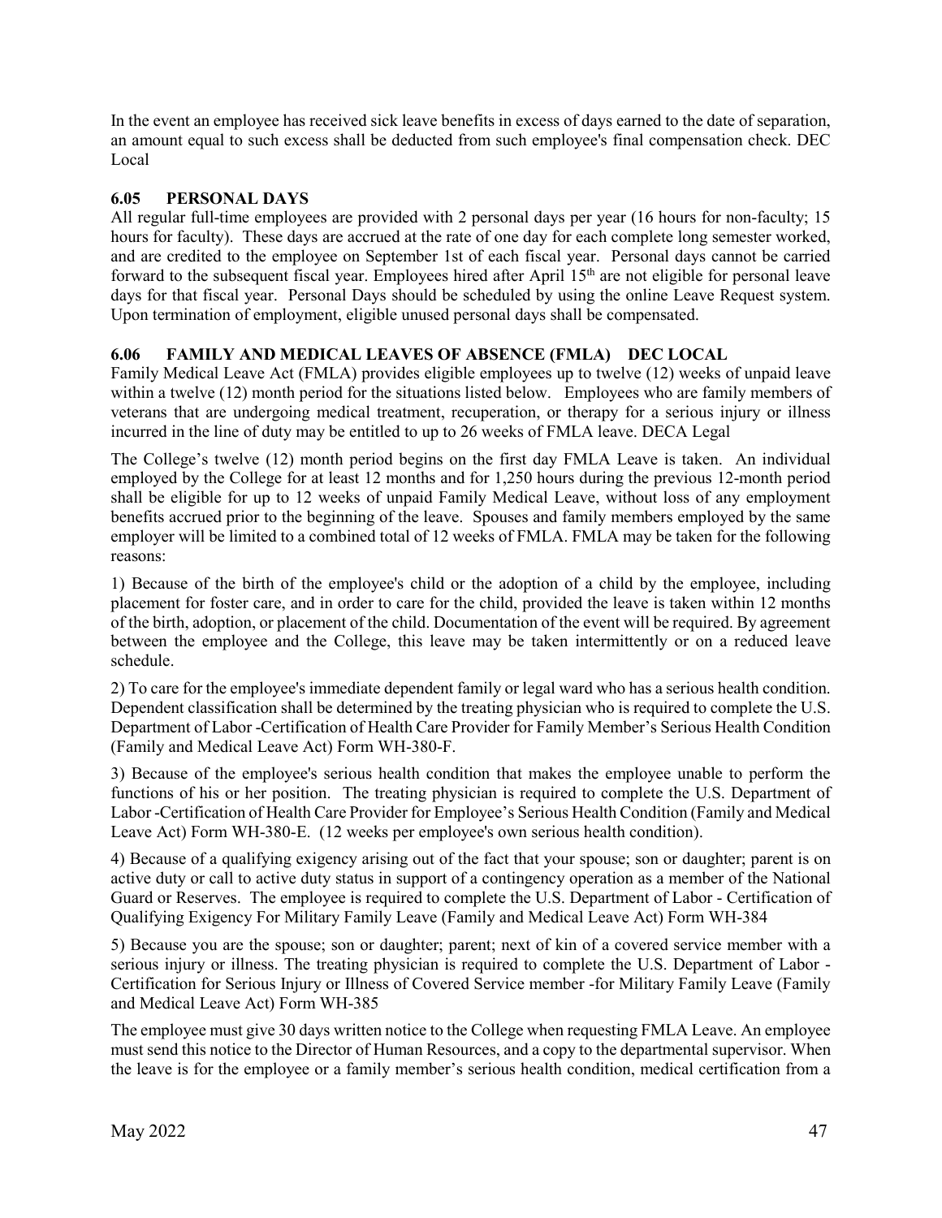In the event an employee has received sick leave benefits in excess of days earned to the date of separation, an amount equal to such excess shall be deducted from such employee's final compensation check. DEC Local

### 6.05 PERSONAL DAYS

All regular full-time employees are provided with 2 personal days per year (16 hours for non-faculty; 15 hours for faculty). These days are accrued at the rate of one day for each complete long semester worked, and are credited to the employee on September 1st of each fiscal year. Personal days cannot be carried forward to the subsequent fiscal year. Employees hired after April 15th are not eligible for personal leave days for that fiscal year. Personal Days should be scheduled by using the online Leave Request system. Upon termination of employment, eligible unused personal days shall be compensated.

### 6.06 FAMILY AND MEDICAL LEAVES OF ABSENCE (FMLA) DEC LOCAL

Family Medical Leave Act (FMLA) provides eligible employees up to twelve (12) weeks of unpaid leave within a twelve (12) month period for the situations listed below. Employees who are family members of veterans that are undergoing medical treatment, recuperation, or therapy for a serious injury or illness incurred in the line of duty may be entitled to up to 26 weeks of FMLA leave. DECA Legal

The College's twelve (12) month period begins on the first day FMLA Leave is taken. An individual employed by the College for at least 12 months and for 1,250 hours during the previous 12-month period shall be eligible for up to 12 weeks of unpaid Family Medical Leave, without loss of any employment benefits accrued prior to the beginning of the leave. Spouses and family members employed by the same employer will be limited to a combined total of 12 weeks of FMLA. FMLA may be taken for the following reasons:

1) Because of the birth of the employee's child or the adoption of a child by the employee, including placement for foster care, and in order to care for the child, provided the leave is taken within 12 months of the birth, adoption, or placement of the child. Documentation of the event will be required. By agreement between the employee and the College, this leave may be taken intermittently or on a reduced leave schedule.

2) To care for the employee's immediate dependent family or legal ward who has a serious health condition. Dependent classification shall be determined by the treating physician who is required to complete the U.S. Department of Labor -Certification of Health Care Provider for Family Member's Serious Health Condition (Family and Medical Leave Act) Form WH-380-F.

3) Because of the employee's serious health condition that makes the employee unable to perform the functions of his or her position. The treating physician is required to complete the U.S. Department of Labor -Certification of Health Care Provider for Employee's Serious Health Condition (Family and Medical Leave Act) Form WH-380-E. (12 weeks per employee's own serious health condition).

4) Because of a qualifying exigency arising out of the fact that your spouse; son or daughter; parent is on active duty or call to active duty status in support of a contingency operation as a member of the National Guard or Reserves. The employee is required to complete the U.S. Department of Labor - Certification of Qualifying Exigency For Military Family Leave (Family and Medical Leave Act) Form WH-384

5) Because you are the spouse; son or daughter; parent; next of kin of a covered service member with a serious injury or illness. The treating physician is required to complete the U.S. Department of Labor - Certification for Serious Injury or Illness of Covered Service member -for Military Family Leave (Family and Medical Leave Act) Form WH-385

The employee must give 30 days written notice to the College when requesting FMLA Leave. An employee must send this notice to the Director of Human Resources, and a copy to the departmental supervisor. When the leave is for the employee or a family member's serious health condition, medical certification from a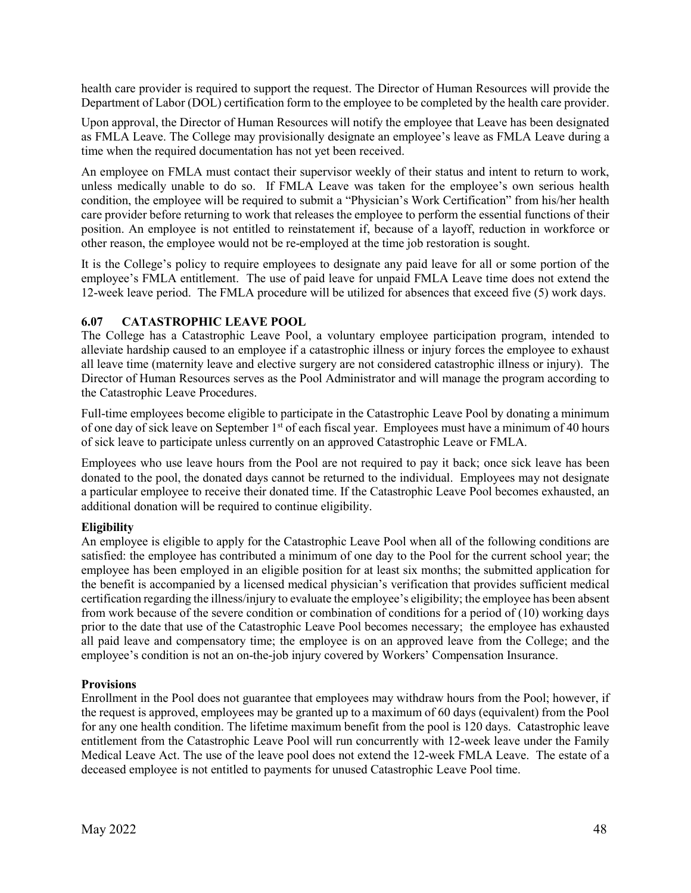health care provider is required to support the request. The Director of Human Resources will provide the Department of Labor (DOL) certification form to the employee to be completed by the health care provider.

Upon approval, the Director of Human Resources will notify the employee that Leave has been designated as FMLA Leave. The College may provisionally designate an employee's leave as FMLA Leave during a time when the required documentation has not yet been received.

An employee on FMLA must contact their supervisor weekly of their status and intent to return to work, unless medically unable to do so. If FMLA Leave was taken for the employee's own serious health condition, the employee will be required to submit a "Physician's Work Certification" from his/her health care provider before returning to work that releases the employee to perform the essential functions of their position. An employee is not entitled to reinstatement if, because of a layoff, reduction in workforce or other reason, the employee would not be re-employed at the time job restoration is sought.

It is the College's policy to require employees to designate any paid leave for all or some portion of the employee's FMLA entitlement. The use of paid leave for unpaid FMLA Leave time does not extend the 12-week leave period. The FMLA procedure will be utilized for absences that exceed five (5) work days.

### 6.07 CATASTROPHIC LEAVE POOL

The College has a Catastrophic Leave Pool, a voluntary employee participation program, intended to alleviate hardship caused to an employee if a catastrophic illness or injury forces the employee to exhaust all leave time (maternity leave and elective surgery are not considered catastrophic illness or injury). The Director of Human Resources serves as the Pool Administrator and will manage the program according to the Catastrophic Leave Procedures.

Full-time employees become eligible to participate in the Catastrophic Leave Pool by donating a minimum of one day of sick leave on September 1st of each fiscal year. Employees must have a minimum of 40 hours of sick leave to participate unless currently on an approved Catastrophic Leave or FMLA.

Employees who use leave hours from the Pool are not required to pay it back; once sick leave has been donated to the pool, the donated days cannot be returned to the individual. Employees may not designate a particular employee to receive their donated time. If the Catastrophic Leave Pool becomes exhausted, an additional donation will be required to continue eligibility.

**Eligibility**

An employee is eligible to apply for the Catastrophic Leave Pool when all of the following conditions are satisfied: the employee has contributed a minimum of one day to the Pool for the current school year; the employee has been employed in an eligible position for at least six months; the submitted application for the benefit is accompanied by a licensed medical physician's verification that provides sufficient medical certification regarding the illness/injury to evaluate the employee's eligibility; the employee has been absent from work because of the severe condition or combination of conditions for a period of (10) working days prior to the date that use of the Catastrophic Leave Pool becomes necessary; the employee has exhausted all paid leave and compensatory time; the employee is on an approved leave from the College; and the employee's condition is not an on-the-job injury covered by Workers' Compensation Insurance.

**Provisions**

Enrollment in the Pool does not guarantee that employees may withdraw hours from the Pool; however, if the request is approved, employees may be granted up to a maximum of 60 days (equivalent) from the Pool for any one health condition. The lifetime maximum benefit from the pool is 120 days. Catastrophic leave entitlement from the Catastrophic Leave Pool will run concurrently with 12-week leave under the Family Medical Leave Act. The use of the leave pool does not extend the 12-week FMLA Leave. The estate of a deceased employee is not entitled to payments for unused Catastrophic Leave Pool time.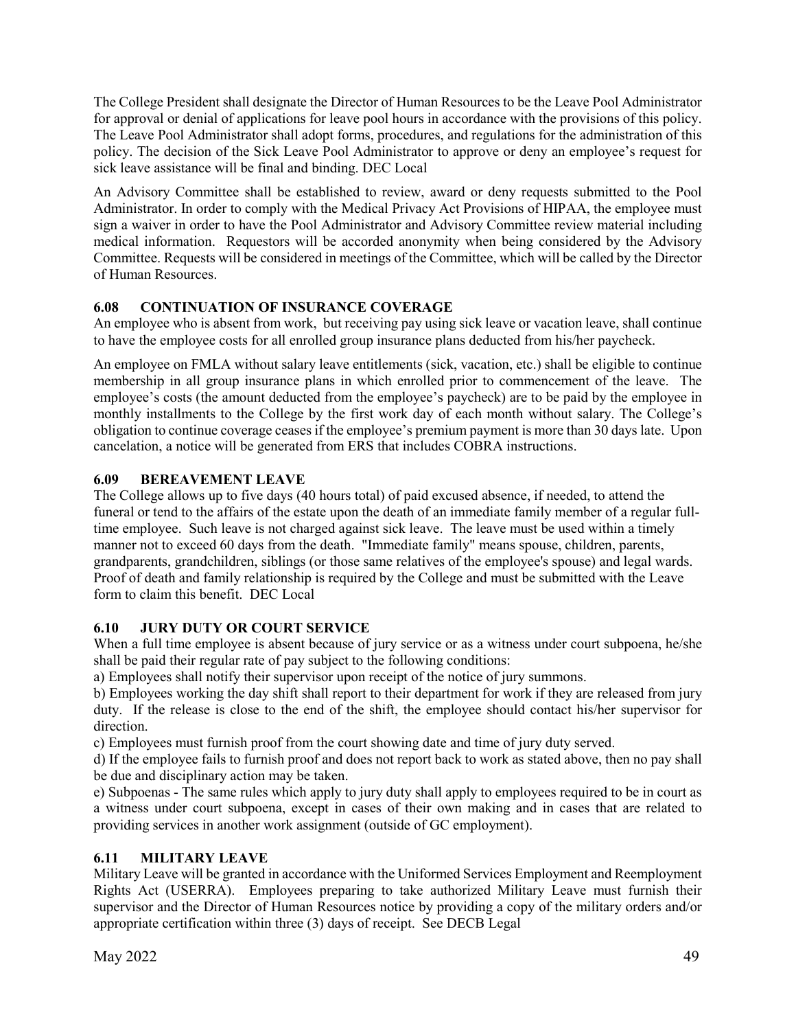The College President shall designate the Director of Human Resources to be the Leave Pool Administrator for approval or denial of applications for leave pool hours in accordance with the provisions of this policy. The Leave Pool Administrator shall adopt forms, procedures, and regulations for the administration of this policy. The decision of the Sick Leave Pool Administrator to approve or deny an employee's request for sick leave assistance will be final and binding. DEC Local

An Advisory Committee shall be established to review, award or deny requests submitted to the Pool Administrator. In order to comply with the Medical Privacy Act Provisions of HIPAA, the employee must sign a waiver in order to have the Pool Administrator and Advisory Committee review material including medical information. Requestors will be accorded anonymity when being considered by the Advisory Committee. Requests will be considered in meetings of the Committee, which will be called by the Director of Human Resources.

### 6.08 CONTINUATION OF INSURANCE COVERAGE

An employee who is absent from work, but receiving pay using sick leave or vacation leave, shall continue to have the employee costs for all enrolled group insurance plans deducted from his/her paycheck.

An employee on FMLA without salary leave entitlements (sick, vacation, etc.) shall be eligible to continue membership in all group insurance plans in which enrolled prior to commencement of the leave. The employee's costs (the amount deducted from the employee's paycheck) are to be paid by the employee in monthly installments to the College by the first work day of each month without salary. The College's obligation to continue coverage ceases if the employee's premium payment is more than 30 days late. Upon cancelation, a notice will be generated from ERS that includes COBRA instructions.

### 6.09 BEREAVEMENT LEAVE

The College allows up to five days (40 hours total) of paid excused absence, if needed, to attend the funeral or tend to the affairs of the estate upon the death of an immediate family member of a regular full-time employee. Such leave is not charged against sick leave. The leave must be used within a timely manner not to exceed 60 days from the death. "Immediate family" means spouse, children, parents, grandparents, grandchildren, siblings (or those same relatives of the employee's spouse) and legal wards. Proof of death and family relationship is required by the College and must be submitted with the Leave form to claim this benefit. DEC Local

### 6.10 JURY DUTY OR COURT SERVICE

When a full time employee is absent because of jury service or as a witness under court subpoena, he/she shall be paid their regular rate of pay subject to the following conditions:

a) Employees shall notify their supervisor upon receipt of the notice of jury summons.

b) Employees working the day shift shall report to their department for work if they are released from jury duty. If the release is close to the end of the shift, the employee should contact his/her supervisor for direction.

c) Employees must furnish proof from the court showing date and time of jury duty served.

d) If the employee fails to furnish proof and does not report back to work as stated above, then no pay shall be due and disciplinary action may be taken.

e) Subpoenas - The same rules which apply to jury duty shall apply to employees required to be in court as a witness under court subpoena, except in cases of their own making and in cases that are related to providing services in another work assignment (outside of GC employment).

### 6.11 MILITARY LEAVE

Military Leave will be granted in accordance with the Uniformed Services Employment and Reemployment Rights Act (USERRA). Employees preparing to take authorized Military Leave must furnish their supervisor and the Director of Human Resources notice by providing a copy of the military orders and/or appropriate certification within three (3) days of receipt. See DECB Legal

May 2022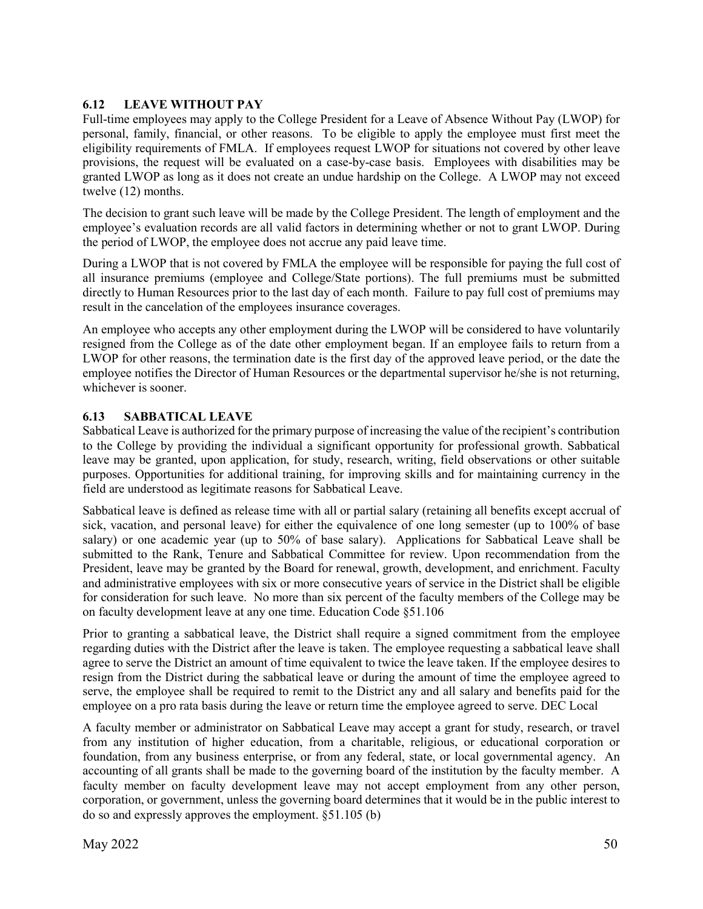### 6.12 LEAVE WITHOUT PAY

Full-time employees may apply to the College President for a Leave of Absence Without Pay (LWOP) for personal, family, financial, or other reasons. To be eligible to apply the employee must first meet the eligibility requirements of FMLA. If employees request LWOP for situations not covered by other leave provisions, the request will be evaluated on a case-by-case basis. Employees with disabilities may be granted LWOP as long as it does not create an undue hardship on the College. A LWOP may not exceed twelve (12) months.

The decision to grant such leave will be made by the College President. The length of employment and the employee's evaluation records are all valid factors in determining whether or not to grant LWOP. During the period of LWOP, the employee does not accrue any paid leave time.

During a LWOP that is not covered by FMLA the employee will be responsible for paying the full cost of all insurance premiums (employee and College/State portions). The full premiums must be submitted directly to Human Resources prior to the last day of each month. Failure to pay full cost of premiums may result in the cancelation of the employees insurance coverages.

An employee who accepts any other employment during the LWOP will be considered to have voluntarily resigned from the College as of the date other employment began. If an employee fails to return from a LWOP for other reasons, the termination date is the first day of the approved leave period, or the date the employee notifies the Director of Human Resources or the departmental supervisor he/she is not returning, whichever is sooner.

### 6.13 SABBATICAL LEAVE

Sabbatical Leave is authorized for the primary purpose of increasing the value of the recipient's contribution to the College by providing the individual a significant opportunity for professional growth. Sabbatical leave may be granted, upon application, for study, research, writing, field observations or other suitable purposes. Opportunities for additional training, for improving skills and for maintaining currency in the field are understood as legitimate reasons for Sabbatical Leave.

Sabbatical leave is defined as release time with all or partial salary (retaining all benefits except accrual of sick, vacation, and personal leave) for either the equivalence of one long semester (up to 100% of base salary) or one academic year (up to 50% of base salary). Applications for Sabbatical Leave shall be submitted to the Rank, Tenure and Sabbatical Committee for review. Upon recommendation from the President, leave may be granted by the Board for renewal, growth, development, and enrichment. Faculty and administrative employees with six or more consecutive years of service in the District shall be eligible for consideration for such leave. No more than six percent of the faculty members of the College may be on faculty development leave at any one time. Education Code §51.106

Prior to granting a sabbatical leave, the District shall require a signed commitment from the employee regarding duties with the District after the leave is taken. The employee requesting a sabbatical leave shall agree to serve the District an amount of time equivalent to twice the leave taken. If the employee desires to resign from the District during the sabbatical leave or during the amount of time the employee agreed to serve, the employee shall be required to remit to the District any and all salary and benefits paid for the employee on a pro rata basis during the leave or return time the employee agreed to serve. DEC Local

A faculty member or administrator on Sabbatical Leave may accept a grant for study, research, or travel from any institution of higher education, from a charitable, religious, or educational corporation or foundation, from any business enterprise, or from any federal, state, or local governmental agency. An accounting of all grants shall be made to the governing board of the institution by the faculty member. A faculty member on faculty development leave may not accept employment from any other person, corporation, or government, unless the governing board determines that it would be in the public interest to do so and expressly approves the employment. §51.105 (b)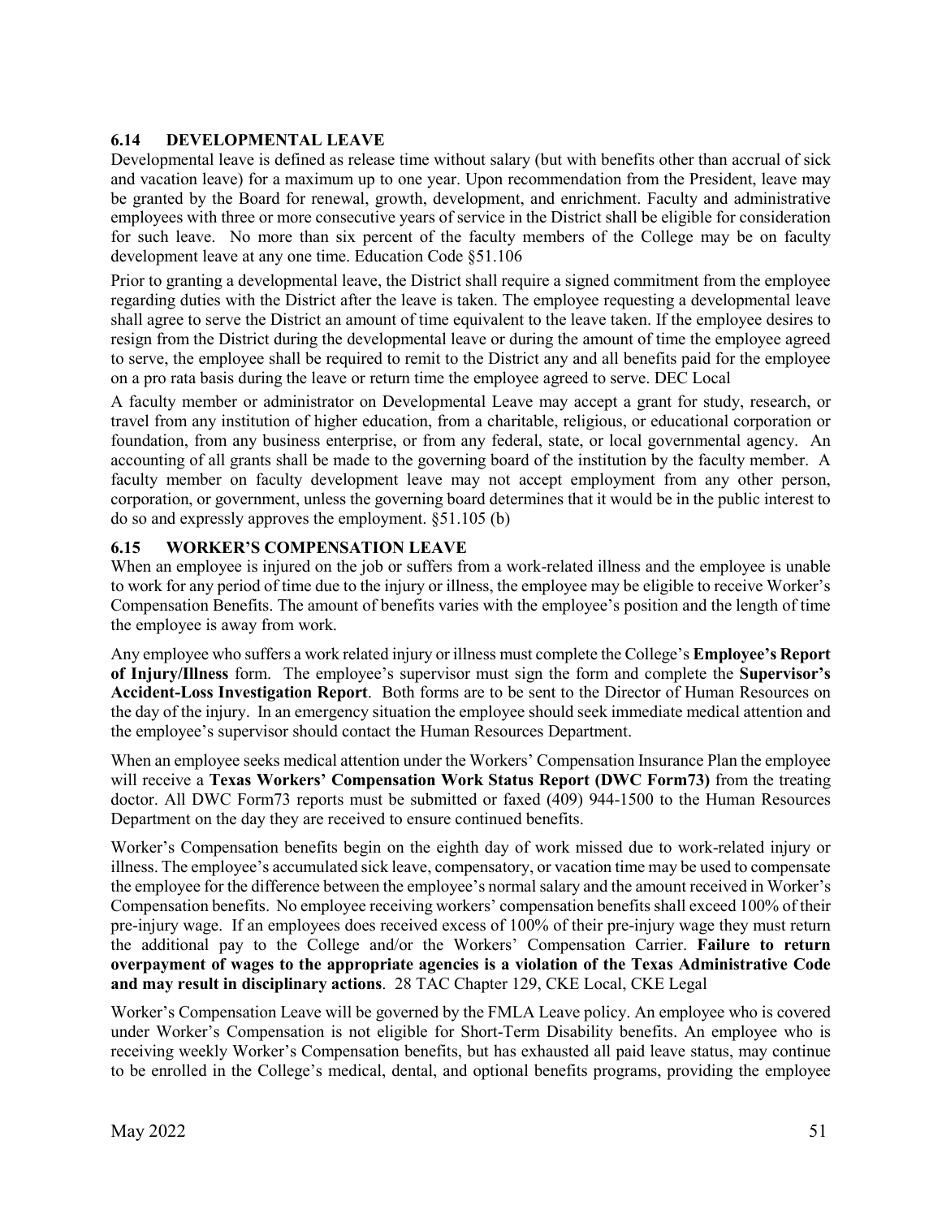### 6.14 DEVELOPMENTAL LEAVE

Developmental leave is defined as release time without salary (but with benefits other than accrual of sick and vacation leave) for a maximum up to one year. Upon recommendation from the President, leave may be granted by the Board for renewal, growth, development, and enrichment. Faculty and administrative employees with three or more consecutive years of service in the District shall be eligible for consideration for such leave. No more than six percent of the faculty members of the College may be on faculty development leave at any one time. Education Code §51.106

Prior to granting a developmental leave, the District shall require a signed commitment from the employee regarding duties with the District after the leave is taken. The employee requesting a developmental leave shall agree to serve the District an amount of time equivalent to the leave taken. If the employee desires to resign from the District during the developmental leave or during the amount of time the employee agreed to serve, the employee shall be required to remit to the District any and all benefits paid for the employee on a pro rata basis during the leave or return time the employee agreed to serve. DEC Local

A faculty member or administrator on Developmental Leave may accept a grant for study, research, or travel from any institution of higher education, from a charitable, religious, or educational corporation or foundation, from any business enterprise, or from any federal, state, or local governmental agency. An accounting of all grants shall be made to the governing board of the institution by the faculty member. A faculty member on faculty development leave may not accept employment from any other person, corporation, or government, unless the governing board determines that it would be in the public interest to do so and expressly approves the employment. §51.105 (b)

### 6.15 WORKER'S COMPENSATION LEAVE

When an employee is injured on the job or suffers from a work-related illness and the employee is unable to work for any period of time due to the injury or illness, the employee may be eligible to receive Worker's Compensation Benefits. The amount of benefits varies with the employee's position and the length of time the employee is away from work.

Any employee who suffers a work related injury or illness must complete the College's **Employee's Report of Injury/Illness** form. The employee's supervisor must sign the form and complete the **Supervisor's Accident-Loss Investigation Report**. Both forms are to be sent to the Director of Human Resources on the day of the injury. In an emergency situation the employee should seek immediate medical attention and the employee's supervisor should contact the Human Resources Department.

When an employee seeks medical attention under the Workers' Compensation Insurance Plan the employee will receive a **Texas Workers' Compensation Work Status Report (DWC Form73)** from the treating doctor. All DWC Form73 reports must be submitted or faxed (409) 944-1500 to the Human Resources Department on the day they are received to ensure continued benefits.

Worker's Compensation benefits begin on the eighth day of work missed due to work-related injury or illness. The employee's accumulated sick leave, compensatory, or vacation time may be used to compensate the employee for the difference between the employee's normal salary and the amount received in Worker's Compensation benefits. No employee receiving workers' compensation benefits shall exceed 100% of their pre-injury wage. If an employees does received excess of 100% of their pre-injury wage they must return the additional pay to the College and/or the Workers' Compensation Carrier. **Failure to return overpayment of wages to the appropriate agencies is a violation of the Texas Administrative Code and may result in disciplinary actions**. 28 TAC Chapter 129, CKE Local, CKE Legal

Worker's Compensation Leave will be governed by the FMLA Leave policy. An employee who is covered under Worker's Compensation is not eligible for Short-Term Disability benefits. An employee who is receiving weekly Worker's Compensation benefits, but has exhausted all paid leave status, may continue to be enrolled in the College's medical, dental, and optional benefits programs, providing the employee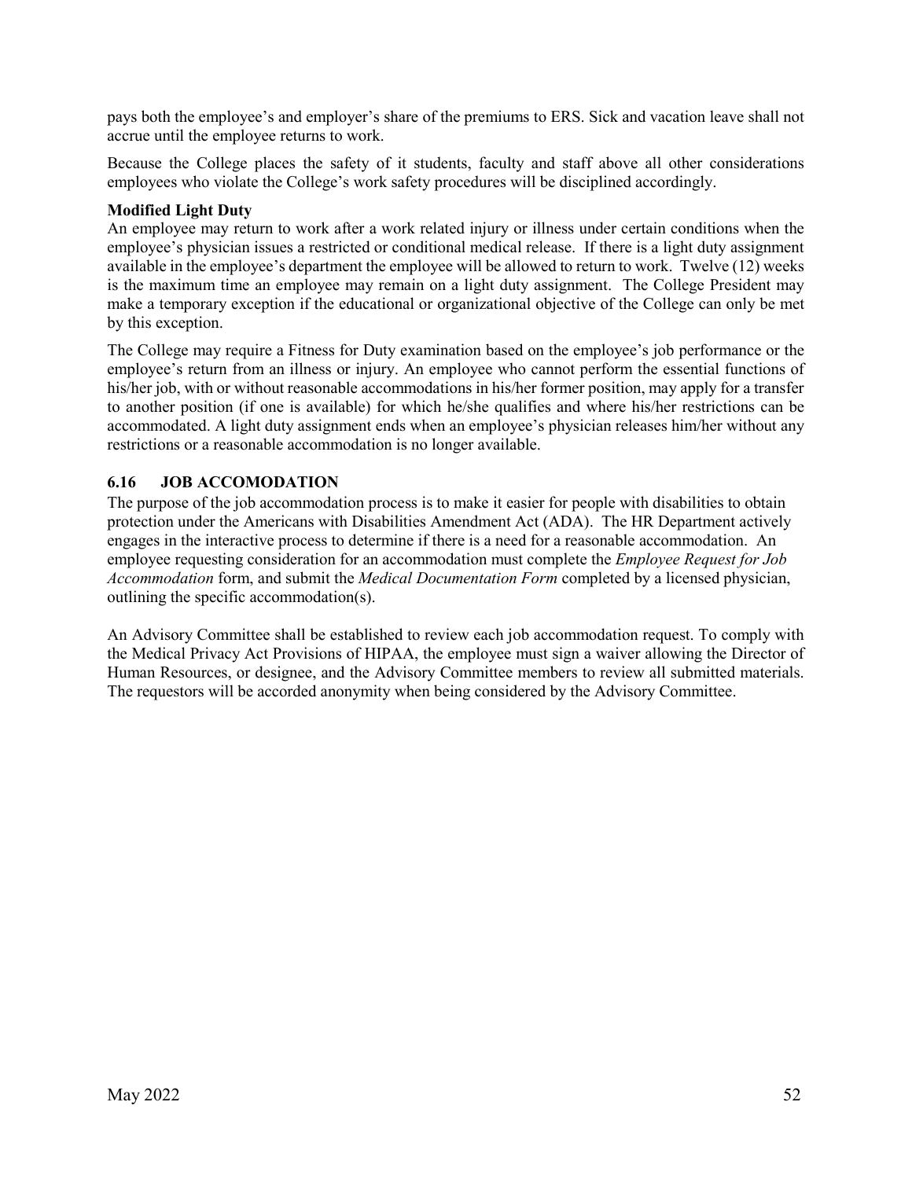pays both the employee's and employer's share of the premiums to ERS. Sick and vacation leave shall not accrue until the employee returns to work.

Because the College places the safety of it students, faculty and staff above all other considerations employees who violate the College's work safety procedures will be disciplined accordingly.

**Modified Light Duty**

An employee may return to work after a work related injury or illness under certain conditions when the employee's physician issues a restricted or conditional medical release. If there is a light duty assignment available in the employee's department the employee will be allowed to return to work. Twelve (12) weeks is the maximum time an employee may remain on a light duty assignment. The College President may make a temporary exception if the educational or organizational objective of the College can only be met by this exception.

The College may require a Fitness for Duty examination based on the employee's job performance or the employee's return from an illness or injury. An employee who cannot perform the essential functions of his/her job, with or without reasonable accommodations in his/her former position, may apply for a transfer to another position (if one is available) for which he/she qualifies and where his/her restrictions can be accommodated. A light duty assignment ends when an employee's physician releases him/her without any restrictions or a reasonable accommodation is no longer available.

### 6.16 JOB ACCOMODATION

The purpose of the job accommodation process is to make it easier for people with disabilities to obtain protection under the Americans with Disabilities Amendment Act (ADA). The HR Department actively engages in the interactive process to determine if there is a need for a reasonable accommodation. An employee requesting consideration for an accommodation must complete the *Employee Request for Job Accommodation* form, and submit the *Medical Documentation Form* completed by a licensed physician, outlining the specific accommodation(s).

An Advisory Committee shall be established to review each job accommodation request. To comply with the Medical Privacy Act Provisions of HIPAA, the employee must sign a waiver allowing the Director of Human Resources, or designee, and the Advisory Committee members to review all submitted materials. The requestors will be accorded anonymity when being considered by the Advisory Committee.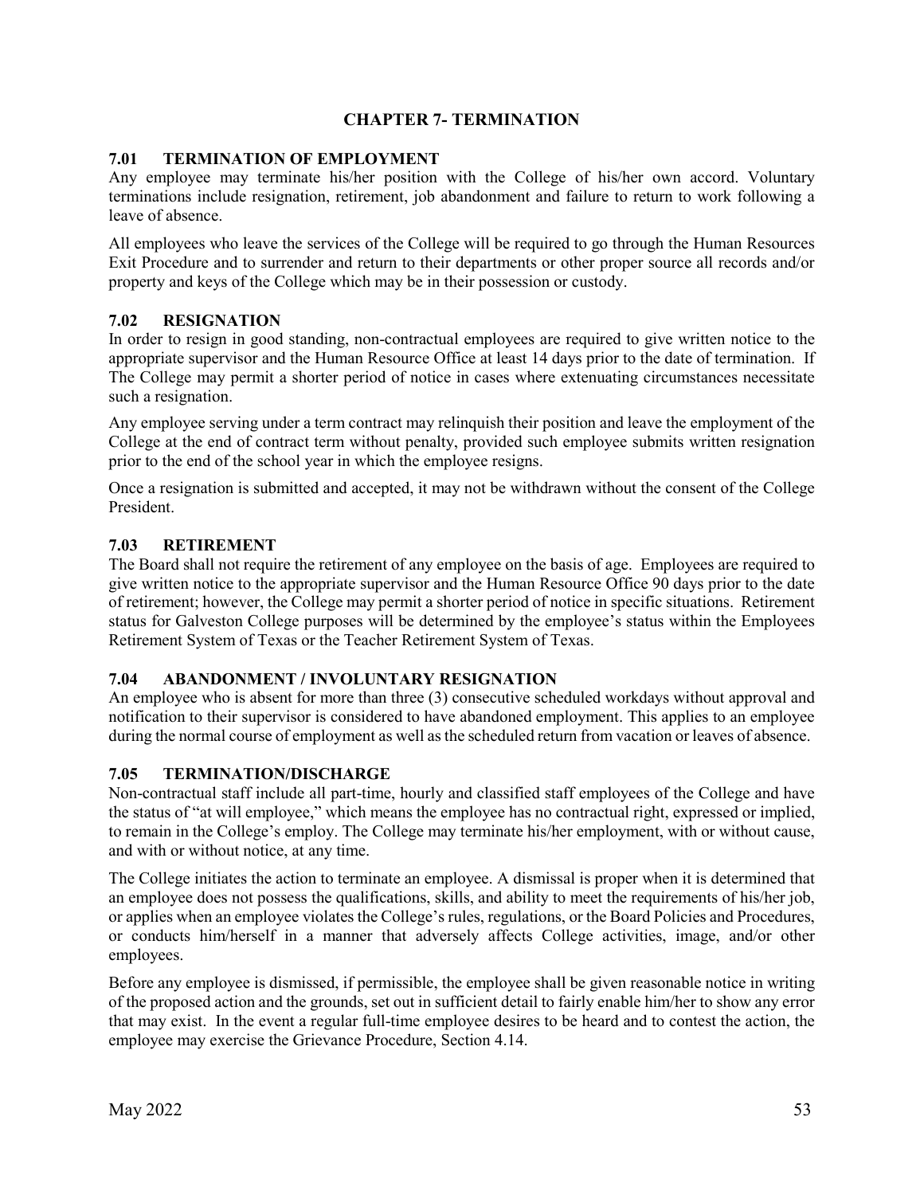# CHAPTER 7- TERMINATION

## 7.01 TERMINATION OF EMPLOYMENT

Any employee may terminate his/her position with the College of his/her own accord. Voluntary terminations include resignation, retirement, job abandonment and failure to return to work following a leave of absence.

All employees who leave the services of the College will be required to go through the Human Resources Exit Procedure and to surrender and return to their departments or other proper source all records and/or property and keys of the College which may be in their possession or custody.

## 7.02 RESIGNATION

In order to resign in good standing, non-contractual employees are required to give written notice to the appropriate supervisor and the Human Resource Office at least 14 days prior to the date of termination. If The College may permit a shorter period of notice in cases where extenuating circumstances necessitate such a resignation.

Any employee serving under a term contract may relinquish their position and leave the employment of the College at the end of contract term without penalty, provided such employee submits written resignation prior to the end of the school year in which the employee resigns.

Once a resignation is submitted and accepted, it may not be withdrawn without the consent of the College President.

## 7.03 RETIREMENT

The Board shall not require the retirement of any employee on the basis of age. Employees are required to give written notice to the appropriate supervisor and the Human Resource Office 90 days prior to the date of retirement; however, the College may permit a shorter period of notice in specific situations. Retirement status for Galveston College purposes will be determined by the employee's status within the Employees Retirement System of Texas or the Teacher Retirement System of Texas.

## 7.04 ABANDONMENT / INVOLUNTARY RESIGNATION

An employee who is absent for more than three (3) consecutive scheduled workdays without approval and notification to their supervisor is considered to have abandoned employment. This applies to an employee during the normal course of employment as well as the scheduled return from vacation or leaves of absence.

## 7.05 TERMINATION/DISCHARGE

Non-contractual staff include all part-time, hourly and classified staff employees of the College and have the status of "at will employee," which means the employee has no contractual right, expressed or implied, to remain in the College's employ. The College may terminate his/her employment, with or without cause, and with or without notice, at any time.

The College initiates the action to terminate an employee. A dismissal is proper when it is determined that an employee does not possess the qualifications, skills, and ability to meet the requirements of his/her job, or applies when an employee violates the College's rules, regulations, or the Board Policies and Procedures, or conducts him/herself in a manner that adversely affects College activities, image, and/or other employees.

Before any employee is dismissed, if permissible, the employee shall be given reasonable notice in writing of the proposed action and the grounds, set out in sufficient detail to fairly enable him/her to show any error that may exist. In the event a regular full-time employee desires to be heard and to contest the action, the employee may exercise the Grievance Procedure, Section 4.14.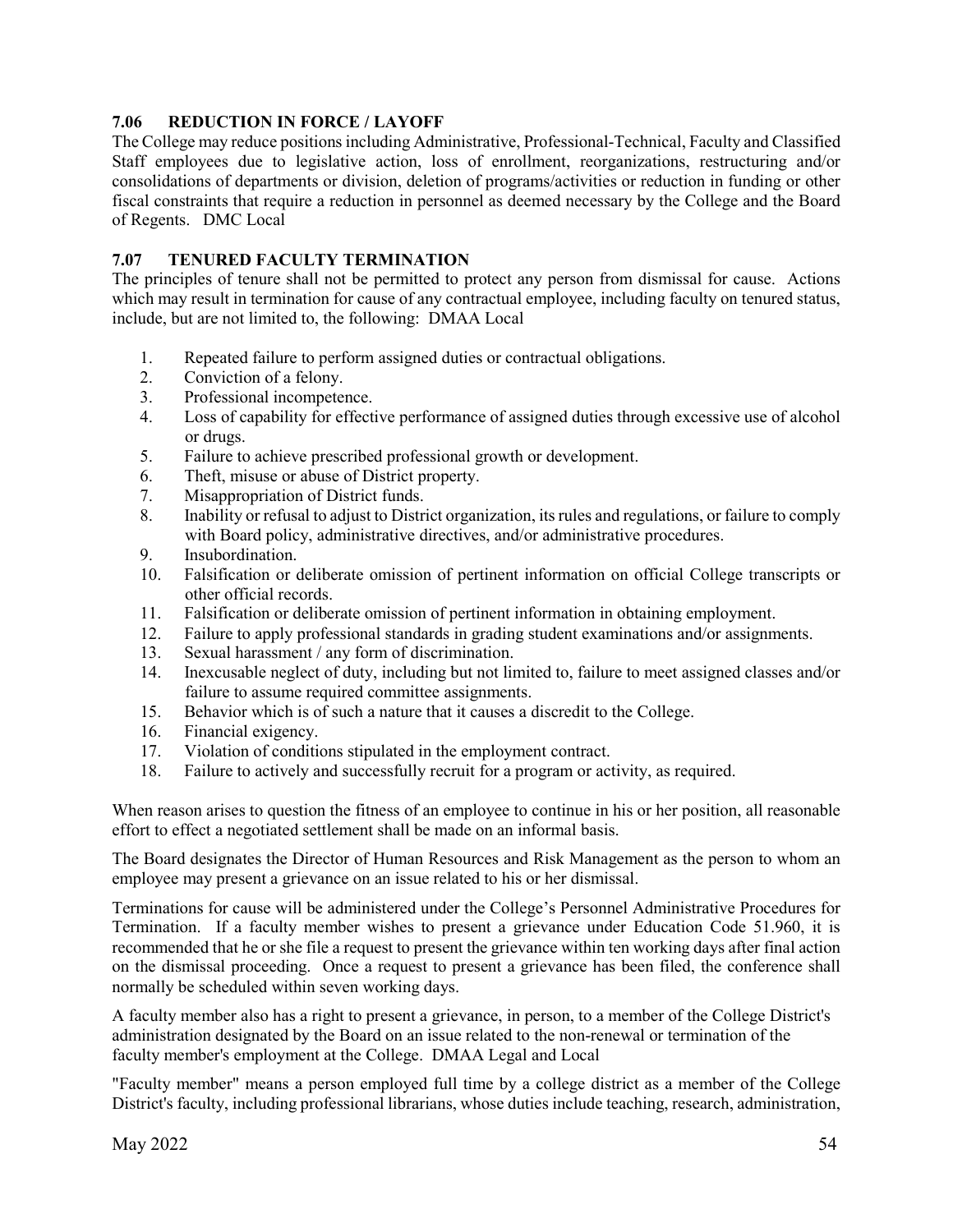### 7.06 REDUCTION IN FORCE / LAYOFF

The College may reduce positions including Administrative, Professional-Technical, Faculty and Classified Staff employees due to legislative action, loss of enrollment, reorganizations, restructuring and/or consolidations of departments or division, deletion of programs/activities or reduction in funding or other fiscal constraints that require a reduction in personnel as deemed necessary by the College and the Board of Regents. DMC Local

### 7.07 TENURED FACULTY TERMINATION

The principles of tenure shall not be permitted to protect any person from dismissal for cause. Actions which may result in termination for cause of any contractual employee, including faculty on tenured status, include, but are not limited to, the following: DMAA Local

1. Repeated failure to perform assigned duties or contractual obligations.
2. Conviction of a felony.
3. Professional incompetence.
4. Loss of capability for effective performance of assigned duties through excessive use of alcohol or drugs.
5. Failure to achieve prescribed professional growth or development.
6. Theft, misuse or abuse of District property.
7. Misappropriation of District funds.
8. Inability or refusal to adjust to District organization, its rules and regulations, or failure to comply with Board policy, administrative directives, and/or administrative procedures.
9. Insubordination.
10. Falsification or deliberate omission of pertinent information on official College transcripts or other official records.
11. Falsification or deliberate omission of pertinent information in obtaining employment.
12. Failure to apply professional standards in grading student examinations and/or assignments.
13. Sexual harassment / any form of discrimination.
14. Inexcusable neglect of duty, including but not limited to, failure to meet assigned classes and/or failure to assume required committee assignments.
15. Behavior which is of such a nature that it causes a discredit to the College.
16. Financial exigency.
17. Violation of conditions stipulated in the employment contract.
18. Failure to actively and successfully recruit for a program or activity, as required.

When reason arises to question the fitness of an employee to continue in his or her position, all reasonable effort to effect a negotiated settlement shall be made on an informal basis.

The Board designates the Director of Human Resources and Risk Management as the person to whom an employee may present a grievance on an issue related to his or her dismissal.

Terminations for cause will be administered under the College's Personnel Administrative Procedures for Termination. If a faculty member wishes to present a grievance under Education Code 51.960, it is recommended that he or she file a request to present the grievance within ten working days after final action on the dismissal proceeding. Once a request to present a grievance has been filed, the conference shall normally be scheduled within seven working days.

A faculty member also has a right to present a grievance, in person, to a member of the College District's administration designated by the Board on an issue related to the non-renewal or termination of the faculty member's employment at the College. DMAA Legal and Local

"Faculty member" means a person employed full time by a college district as a member of the College District's faculty, including professional librarians, whose duties include teaching, research, administration,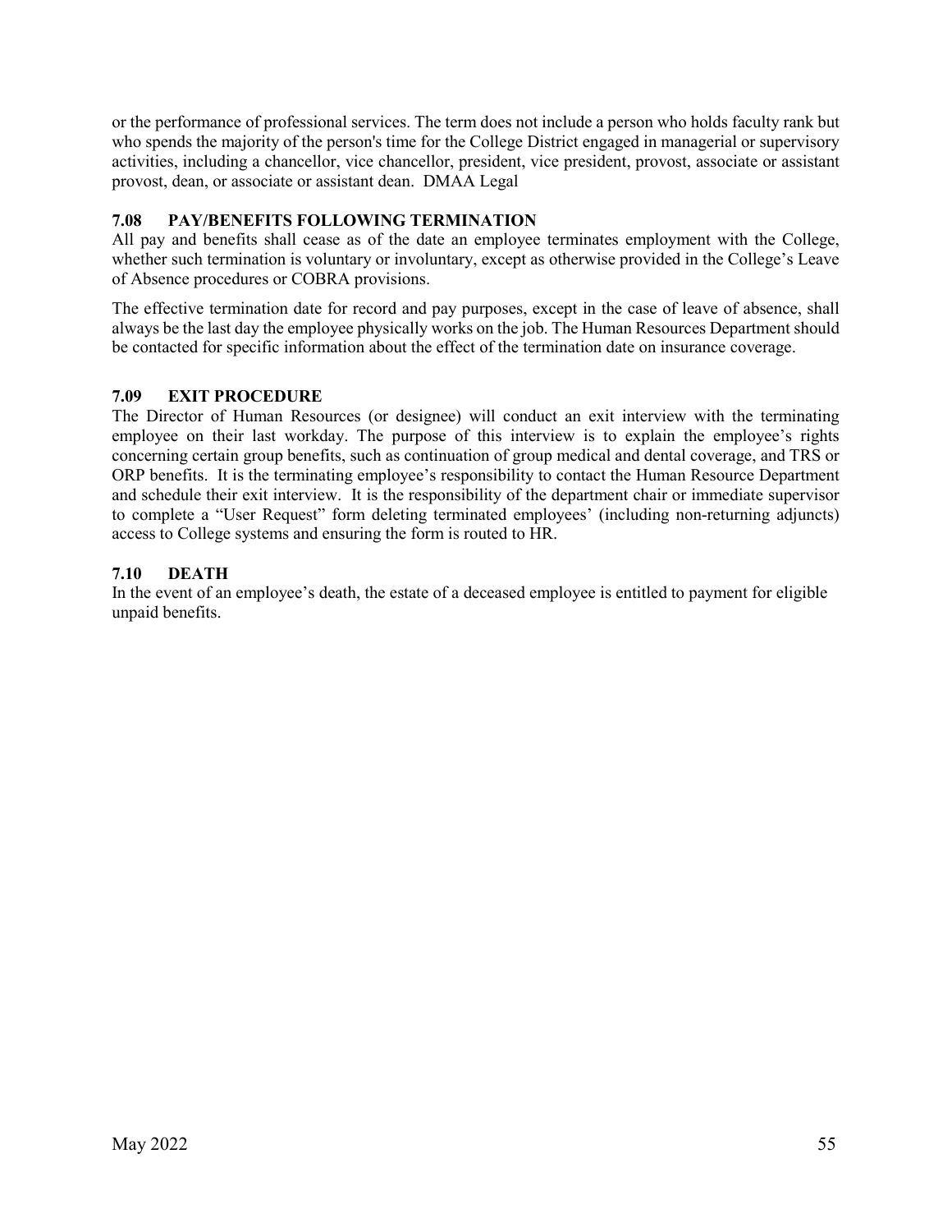or the performance of professional services. The term does not include a person who holds faculty rank but who spends the majority of the person's time for the College District engaged in managerial or supervisory activities, including a chancellor, vice chancellor, president, vice president, provost, associate or assistant provost, dean, or associate or assistant dean. DMAA Legal

### 7.08 PAY/BENEFITS FOLLOWING TERMINATION

All pay and benefits shall cease as of the date an employee terminates employment with the College, whether such termination is voluntary or involuntary, except as otherwise provided in the College's Leave of Absence procedures or COBRA provisions.

The effective termination date for record and pay purposes, except in the case of leave of absence, shall always be the last day the employee physically works on the job. The Human Resources Department should be contacted for specific information about the effect of the termination date on insurance coverage.

### 7.09 EXIT PROCEDURE

The Director of Human Resources (or designee) will conduct an exit interview with the terminating employee on their last workday. The purpose of this interview is to explain the employee's rights concerning certain group benefits, such as continuation of group medical and dental coverage, and TRS or ORP benefits. It is the terminating employee's responsibility to contact the Human Resource Department and schedule their exit interview. It is the responsibility of the department chair or immediate supervisor to complete a "User Request" form deleting terminated employees' (including non-returning adjuncts) access to College systems and ensuring the form is routed to HR.

### 7.10 DEATH

In the event of an employee's death, the estate of a deceased employee is entitled to payment for eligible unpaid benefits.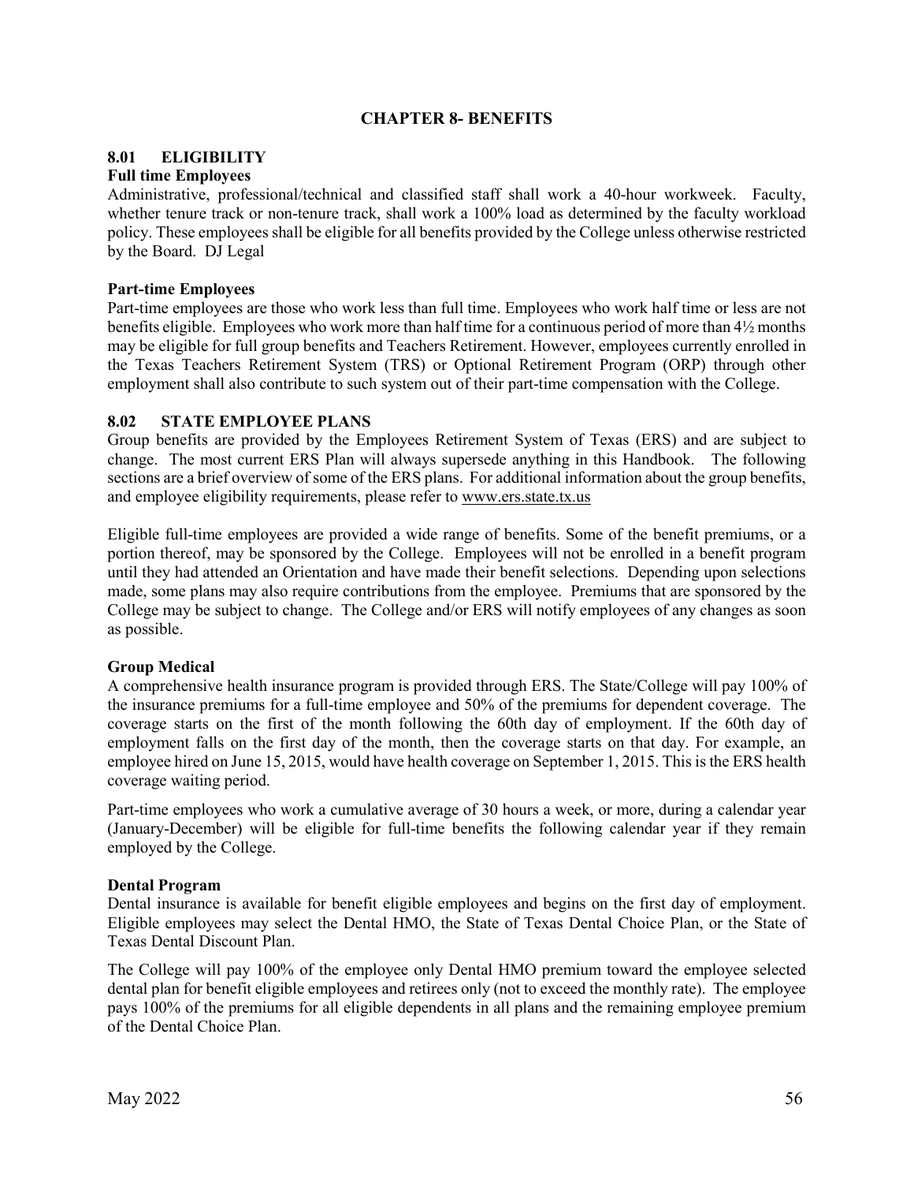# CHAPTER 8- BENEFITS

## 8.01 ELIGIBILITY

**Full time Employees**

Administrative, professional/technical and classified staff shall work a 40-hour workweek. Faculty, whether tenure track or non-tenure track, shall work a 100% load as determined by the faculty workload policy. These employees shall be eligible for all benefits provided by the College unless otherwise restricted by the Board. DJ Legal

**Part-time Employees**

Part-time employees are those who work less than full time. Employees who work half time or less are not benefits eligible. Employees who work more than half time for a continuous period of more than 4½ months may be eligible for full group benefits and Teachers Retirement. However, employees currently enrolled in the Texas Teachers Retirement System (TRS) or Optional Retirement Program (ORP) through other employment shall also contribute to such system out of their part-time compensation with the College.

## 8.02 STATE EMPLOYEE PLANS

Group benefits are provided by the Employees Retirement System of Texas (ERS) and are subject to change. The most current ERS Plan will always supersede anything in this Handbook. The following sections are a brief overview of some of the ERS plans. For additional information about the group benefits, and employee eligibility requirements, please refer to www.ers.state.tx.us

Eligible full-time employees are provided a wide range of benefits. Some of the benefit premiums, or a portion thereof, may be sponsored by the College. Employees will not be enrolled in a benefit program until they had attended an Orientation and have made their benefit selections. Depending upon selections made, some plans may also require contributions from the employee. Premiums that are sponsored by the College may be subject to change. The College and/or ERS will notify employees of any changes as soon as possible.

**Group Medical**

A comprehensive health insurance program is provided through ERS. The State/College will pay 100% of the insurance premiums for a full-time employee and 50% of the premiums for dependent coverage. The coverage starts on the first of the month following the 60th day of employment. If the 60th day of employment falls on the first day of the month, then the coverage starts on that day. For example, an employee hired on June 15, 2015, would have health coverage on September 1, 2015. This is the ERS health coverage waiting period.

Part-time employees who work a cumulative average of 30 hours a week, or more, during a calendar year (January-December) will be eligible for full-time benefits the following calendar year if they remain employed by the College.

**Dental Program**

Dental insurance is available for benefit eligible employees and begins on the first day of employment. Eligible employees may select the Dental HMO, the State of Texas Dental Choice Plan, or the State of Texas Dental Discount Plan.

The College will pay 100% of the employee only Dental HMO premium toward the employee selected dental plan for benefit eligible employees and retirees only (not to exceed the monthly rate). The employee pays 100% of the premiums for all eligible dependents in all plans and the remaining employee premium of the Dental Choice Plan.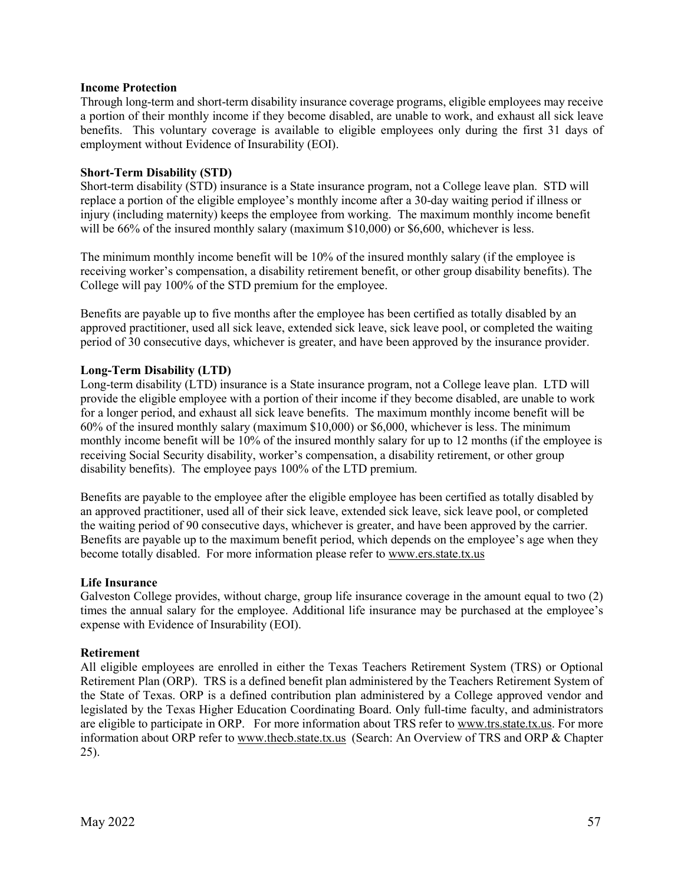**Income Protection**

Through long-term and short-term disability insurance coverage programs, eligible employees may receive a portion of their monthly income if they become disabled, are unable to work, and exhaust all sick leave benefits. This voluntary coverage is available to eligible employees only during the first 31 days of employment without Evidence of Insurability (EOI).

**Short-Term Disability (STD)**

Short-term disability (STD) insurance is a State insurance program, not a College leave plan. STD will replace a portion of the eligible employee's monthly income after a 30-day waiting period if illness or injury (including maternity) keeps the employee from working. The maximum monthly income benefit will be 66% of the insured monthly salary (maximum $10,000) or $6,600, whichever is less.

The minimum monthly income benefit will be 10% of the insured monthly salary (if the employee is receiving worker's compensation, a disability retirement benefit, or other group disability benefits). The College will pay 100% of the STD premium for the employee.

Benefits are payable up to five months after the employee has been certified as totally disabled by an approved practitioner, used all sick leave, extended sick leave, sick leave pool, or completed the waiting period of 30 consecutive days, whichever is greater, and have been approved by the insurance provider.

**Long-Term Disability (LTD)**

Long-term disability (LTD) insurance is a State insurance program, not a College leave plan. LTD will provide the eligible employee with a portion of their income if they become disabled, are unable to work for a longer period, and exhaust all sick leave benefits. The maximum monthly income benefit will be 60% of the insured monthly salary (maximum $10,000) or $6,000, whichever is less. The minimum monthly income benefit will be 10% of the insured monthly salary for up to 12 months (if the employee is receiving Social Security disability, worker's compensation, a disability retirement, or other group disability benefits). The employee pays 100% of the LTD premium.

Benefits are payable to the employee after the eligible employee has been certified as totally disabled by an approved practitioner, used all of their sick leave, extended sick leave, sick leave pool, or completed the waiting period of 90 consecutive days, whichever is greater, and have been approved by the carrier. Benefits are payable up to the maximum benefit period, which depends on the employee's age when they become totally disabled. For more information please refer to www.ers.state.tx.us

**Life Insurance**

Galveston College provides, without charge, group life insurance coverage in the amount equal to two (2) times the annual salary for the employee. Additional life insurance may be purchased at the employee's expense with Evidence of Insurability (EOI).

**Retirement**

All eligible employees are enrolled in either the Texas Teachers Retirement System (TRS) or Optional Retirement Plan (ORP). TRS is a defined benefit plan administered by the Teachers Retirement System of the State of Texas. ORP is a defined contribution plan administered by a College approved vendor and legislated by the Texas Higher Education Coordinating Board. Only full-time faculty, and administrators are eligible to participate in ORP. For more information about TRS refer to www.trs.state.tx.us. For more information about ORP refer to www.thecb.state.tx.us (Search: An Overview of TRS and ORP & Chapter 25).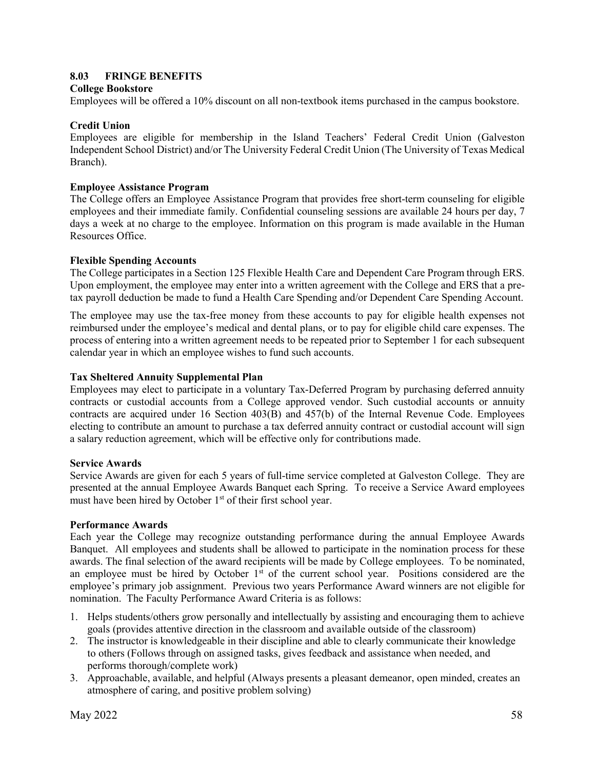## 8.03 FRINGE BENEFITS

### College Bookstore

Employees will be offered a 10% discount on all non-textbook items purchased in the campus bookstore.

### Credit Union

Employees are eligible for membership in the Island Teachers' Federal Credit Union (Galveston Independent School District) and/or The University Federal Credit Union (The University of Texas Medical Branch).

### Employee Assistance Program

The College offers an Employee Assistance Program that provides free short-term counseling for eligible employees and their immediate family. Confidential counseling sessions are available 24 hours per day, 7 days a week at no charge to the employee. Information on this program is made available in the Human Resources Office.

### Flexible Spending Accounts

The College participates in a Section 125 Flexible Health Care and Dependent Care Program through ERS. Upon employment, the employee may enter into a written agreement with the College and ERS that a pre-tax payroll deduction be made to fund a Health Care Spending and/or Dependent Care Spending Account.

The employee may use the tax-free money from these accounts to pay for eligible health expenses not reimbursed under the employee's medical and dental plans, or to pay for eligible child care expenses. The process of entering into a written agreement needs to be repeated prior to September 1 for each subsequent calendar year in which an employee wishes to fund such accounts.

### Tax Sheltered Annuity Supplemental Plan

Employees may elect to participate in a voluntary Tax-Deferred Program by purchasing deferred annuity contracts or custodial accounts from a College approved vendor. Such custodial accounts or annuity contracts are acquired under 16 Section 403(B) and 457(b) of the Internal Revenue Code. Employees electing to contribute an amount to purchase a tax deferred annuity contract or custodial account will sign a salary reduction agreement, which will be effective only for contributions made.

### Service Awards

Service Awards are given for each 5 years of full-time service completed at Galveston College. They are presented at the annual Employee Awards Banquet each Spring. To receive a Service Award employees must have been hired by October 1st of their first school year.

### Performance Awards

Each year the College may recognize outstanding performance during the annual Employee Awards Banquet. All employees and students shall be allowed to participate in the nomination process for these awards. The final selection of the award recipients will be made by College employees. To be nominated, an employee must be hired by October 1st of the current school year. Positions considered are the employee's primary job assignment. Previous two years Performance Award winners are not eligible for nomination. The Faculty Performance Award Criteria is as follows:

1. Helps students/others grow personally and intellectually by assisting and encouraging them to achieve goals (provides attentive direction in the classroom and available outside of the classroom)
2. The instructor is knowledgeable in their discipline and able to clearly communicate their knowledge to others (Follows through on assigned tasks, gives feedback and assistance when needed, and performs thorough/complete work)
3. Approachable, available, and helpful (Always presents a pleasant demeanor, open minded, creates an atmosphere of caring, and positive problem solving)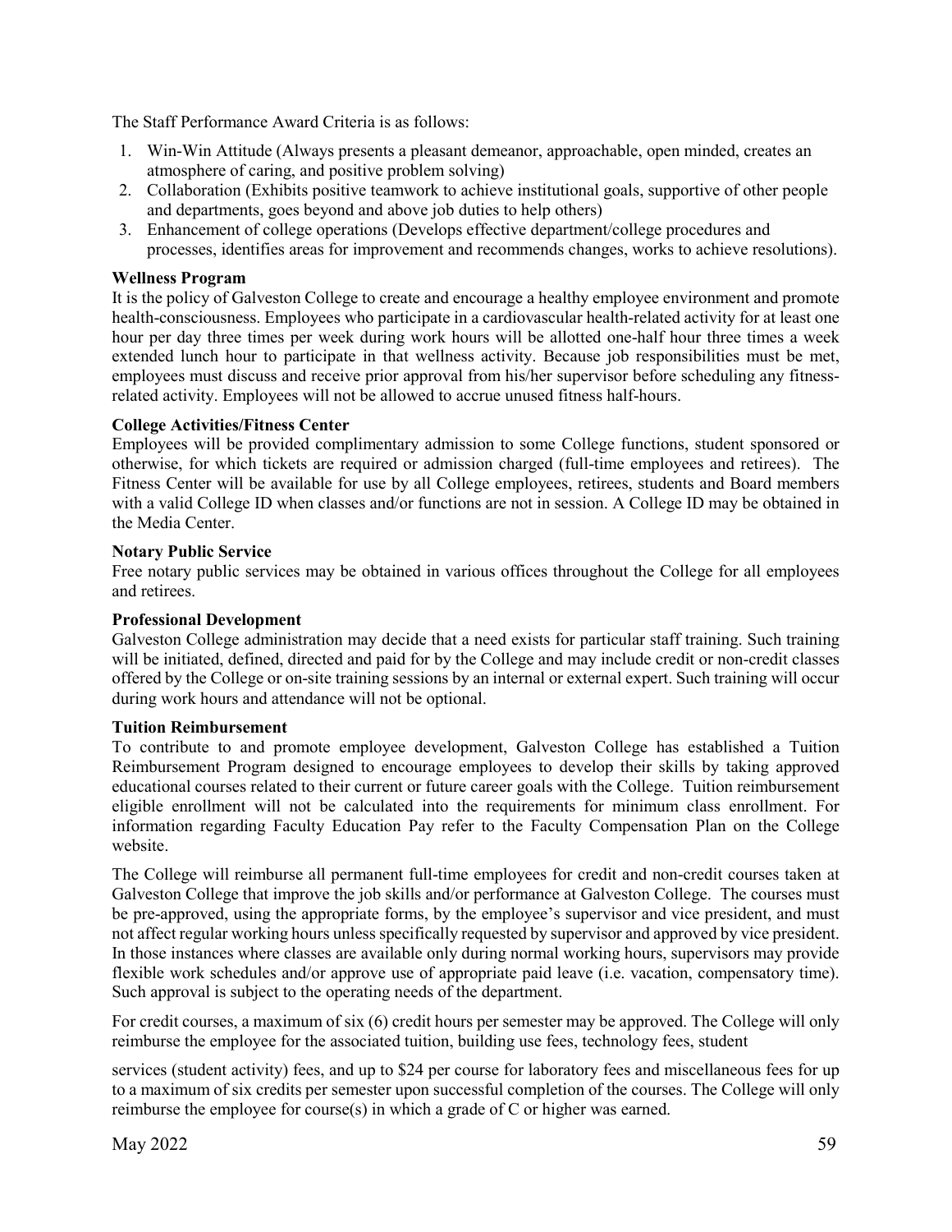The Staff Performance Award Criteria is as follows:

1. Win-Win Attitude (Always presents a pleasant demeanor, approachable, open minded, creates an atmosphere of caring, and positive problem solving)
2. Collaboration (Exhibits positive teamwork to achieve institutional goals, supportive of other people and departments, goes beyond and above job duties to help others)
3. Enhancement of college operations (Develops effective department/college procedures and processes, identifies areas for improvement and recommends changes, works to achieve resolutions).

**Wellness Program**

It is the policy of Galveston College to create and encourage a healthy employee environment and promote health-consciousness. Employees who participate in a cardiovascular health-related activity for at least one hour per day three times per week during work hours will be allotted one-half hour three times a week extended lunch hour to participate in that wellness activity. Because job responsibilities must be met, employees must discuss and receive prior approval from his/her supervisor before scheduling any fitness-related activity. Employees will not be allowed to accrue unused fitness half-hours.

**College Activities/Fitness Center**

Employees will be provided complimentary admission to some College functions, student sponsored or otherwise, for which tickets are required or admission charged (full-time employees and retirees). The Fitness Center will be available for use by all College employees, retirees, students and Board members with a valid College ID when classes and/or functions are not in session. A College ID may be obtained in the Media Center.

**Notary Public Service**

Free notary public services may be obtained in various offices throughout the College for all employees and retirees.

**Professional Development**

Galveston College administration may decide that a need exists for particular staff training. Such training will be initiated, defined, directed and paid for by the College and may include credit or non-credit classes offered by the College or on-site training sessions by an internal or external expert. Such training will occur during work hours and attendance will not be optional.

**Tuition Reimbursement**

To contribute to and promote employee development, Galveston College has established a Tuition Reimbursement Program designed to encourage employees to develop their skills by taking approved educational courses related to their current or future career goals with the College. Tuition reimbursement eligible enrollment will not be calculated into the requirements for minimum class enrollment. For information regarding Faculty Education Pay refer to the Faculty Compensation Plan on the College website.

The College will reimburse all permanent full-time employees for credit and non-credit courses taken at Galveston College that improve the job skills and/or performance at Galveston College. The courses must be pre-approved, using the appropriate forms, by the employee's supervisor and vice president, and must not affect regular working hours unless specifically requested by supervisor and approved by vice president. In those instances where classes are available only during normal working hours, supervisors may provide flexible work schedules and/or approve use of appropriate paid leave (i.e. vacation, compensatory time). Such approval is subject to the operating needs of the department.

For credit courses, a maximum of six (6) credit hours per semester may be approved. The College will only reimburse the employee for the associated tuition, building use fees, technology fees, student services (student activity) fees, and up to $24 per course for laboratory fees and miscellaneous fees for up to a maximum of six credits per semester upon successful completion of the courses. The College will only reimburse the employee for course(s) in which a grade of C or higher was earned.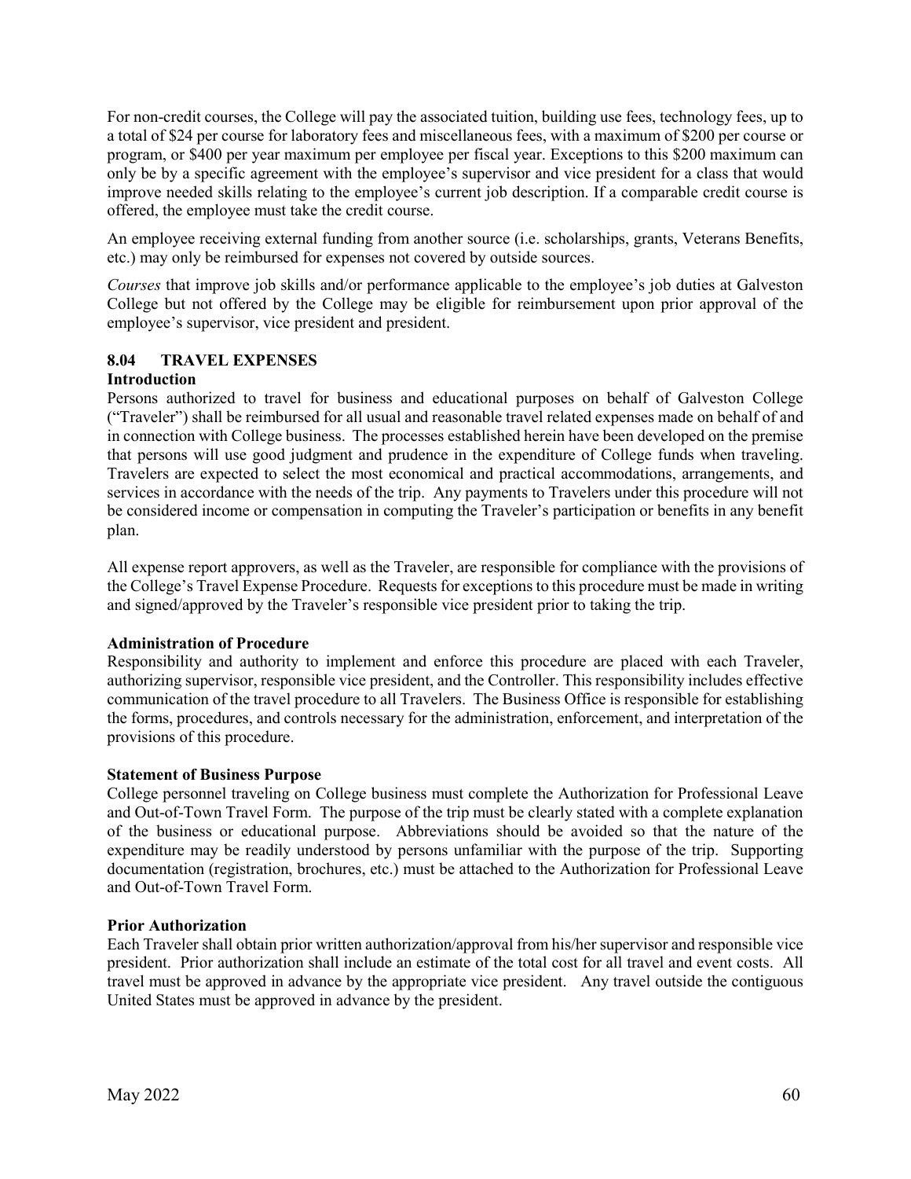For non-credit courses, the College will pay the associated tuition, building use fees, technology fees, up to a total of $24 per course for laboratory fees and miscellaneous fees, with a maximum of $200 per course or program, or $400 per year maximum per employee per fiscal year. Exceptions to this $200 maximum can only be by a specific agreement with the employee's supervisor and vice president for a class that would improve needed skills relating to the employee's current job description. If a comparable credit course is offered, the employee must take the credit course.

An employee receiving external funding from another source (i.e. scholarships, grants, Veterans Benefits, etc.) may only be reimbursed for expenses not covered by outside sources.

*Courses* that improve job skills and/or performance applicable to the employee's job duties at Galveston College but not offered by the College may be eligible for reimbursement upon prior approval of the employee's supervisor, vice president and president.

## 8.04 TRAVEL EXPENSES

**Introduction**

Persons authorized to travel for business and educational purposes on behalf of Galveston College ("Traveler") shall be reimbursed for all usual and reasonable travel related expenses made on behalf of and in connection with College business. The processes established herein have been developed on the premise that persons will use good judgment and prudence in the expenditure of College funds when traveling. Travelers are expected to select the most economical and practical accommodations, arrangements, and services in accordance with the needs of the trip. Any payments to Travelers under this procedure will not be considered income or compensation in computing the Traveler's participation or benefits in any benefit plan.

All expense report approvers, as well as the Traveler, are responsible for compliance with the provisions of the College's Travel Expense Procedure. Requests for exceptions to this procedure must be made in writing and signed/approved by the Traveler's responsible vice president prior to taking the trip.

**Administration of Procedure**

Responsibility and authority to implement and enforce this procedure are placed with each Traveler, authorizing supervisor, responsible vice president, and the Controller. This responsibility includes effective communication of the travel procedure to all Travelers. The Business Office is responsible for establishing the forms, procedures, and controls necessary for the administration, enforcement, and interpretation of the provisions of this procedure.

**Statement of Business Purpose**

College personnel traveling on College business must complete the Authorization for Professional Leave and Out-of-Town Travel Form. The purpose of the trip must be clearly stated with a complete explanation of the business or educational purpose. Abbreviations should be avoided so that the nature of the expenditure may be readily understood by persons unfamiliar with the purpose of the trip. Supporting documentation (registration, brochures, etc.) must be attached to the Authorization for Professional Leave and Out-of-Town Travel Form.

**Prior Authorization**

Each Traveler shall obtain prior written authorization/approval from his/her supervisor and responsible vice president. Prior authorization shall include an estimate of the total cost for all travel and event costs. All travel must be approved in advance by the appropriate vice president. Any travel outside the contiguous United States must be approved in advance by the president.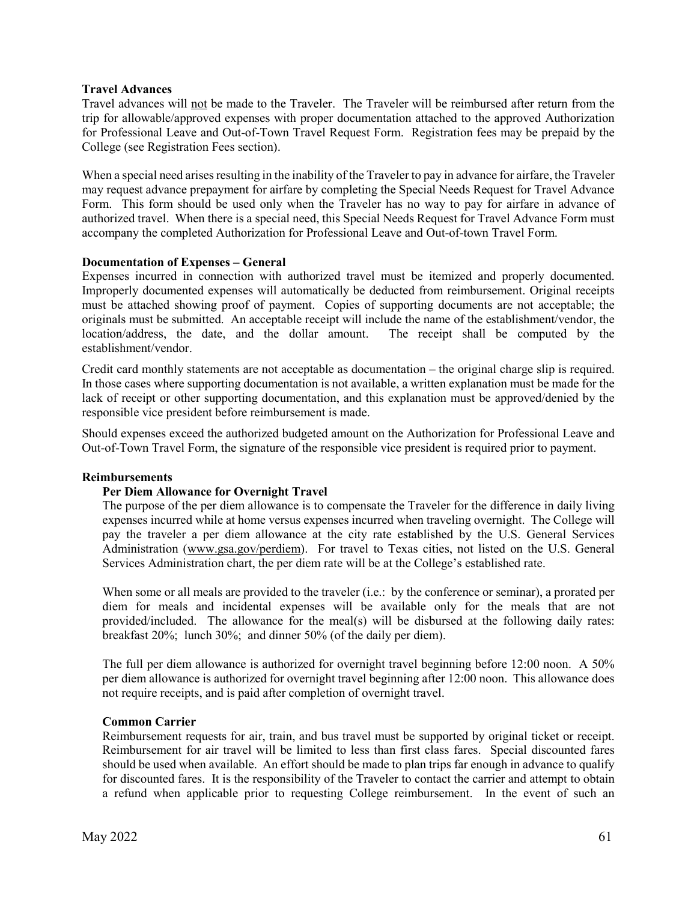**Travel Advances**

Travel advances will <u>not</u> be made to the Traveler. The Traveler will be reimbursed after return from the trip for allowable/approved expenses with proper documentation attached to the approved Authorization for Professional Leave and Out-of-Town Travel Request Form. Registration fees may be prepaid by the College (see Registration Fees section).

When a special need arises resulting in the inability of the Traveler to pay in advance for airfare, the Traveler may request advance prepayment for airfare by completing the Special Needs Request for Travel Advance Form. This form should be used only when the Traveler has no way to pay for airfare in advance of authorized travel. When there is a special need, this Special Needs Request for Travel Advance Form must accompany the completed Authorization for Professional Leave and Out-of-town Travel Form.

**Documentation of Expenses – General**

Expenses incurred in connection with authorized travel must be itemized and properly documented. Improperly documented expenses will automatically be deducted from reimbursement. Original receipts must be attached showing proof of payment. Copies of supporting documents are not acceptable; the originals must be submitted. An acceptable receipt will include the name of the establishment/vendor, the location/address, the date, and the dollar amount. The receipt shall be computed by the establishment/vendor.

Credit card monthly statements are not acceptable as documentation – the original charge slip is required. In those cases where supporting documentation is not available, a written explanation must be made for the lack of receipt or other supporting documentation, and this explanation must be approved/denied by the responsible vice president before reimbursement is made.

Should expenses exceed the authorized budgeted amount on the Authorization for Professional Leave and Out-of-Town Travel Form, the signature of the responsible vice president is required prior to payment.

**Reimbursements**

**Per Diem Allowance for Overnight Travel**

The purpose of the per diem allowance is to compensate the Traveler for the difference in daily living expenses incurred while at home versus expenses incurred when traveling overnight. The College will pay the traveler a per diem allowance at the city rate established by the U.S. General Services Administration (www.gsa.gov/perdiem). For travel to Texas cities, not listed on the U.S. General Services Administration chart, the per diem rate will be at the College's established rate.

When some or all meals are provided to the traveler (i.e.: by the conference or seminar), a prorated per diem for meals and incidental expenses will be available only for the meals that are not provided/included. The allowance for the meal(s) will be disbursed at the following daily rates: breakfast 20%; lunch 30%; and dinner 50% (of the daily per diem).

The full per diem allowance is authorized for overnight travel beginning before 12:00 noon. A 50% per diem allowance is authorized for overnight travel beginning after 12:00 noon. This allowance does not require receipts, and is paid after completion of overnight travel.

**Common Carrier**

Reimbursement requests for air, train, and bus travel must be supported by original ticket or receipt. Reimbursement for air travel will be limited to less than first class fares. Special discounted fares should be used when available. An effort should be made to plan trips far enough in advance to qualify for discounted fares. It is the responsibility of the Traveler to contact the carrier and attempt to obtain a refund when applicable prior to requesting College reimbursement. In the event of such an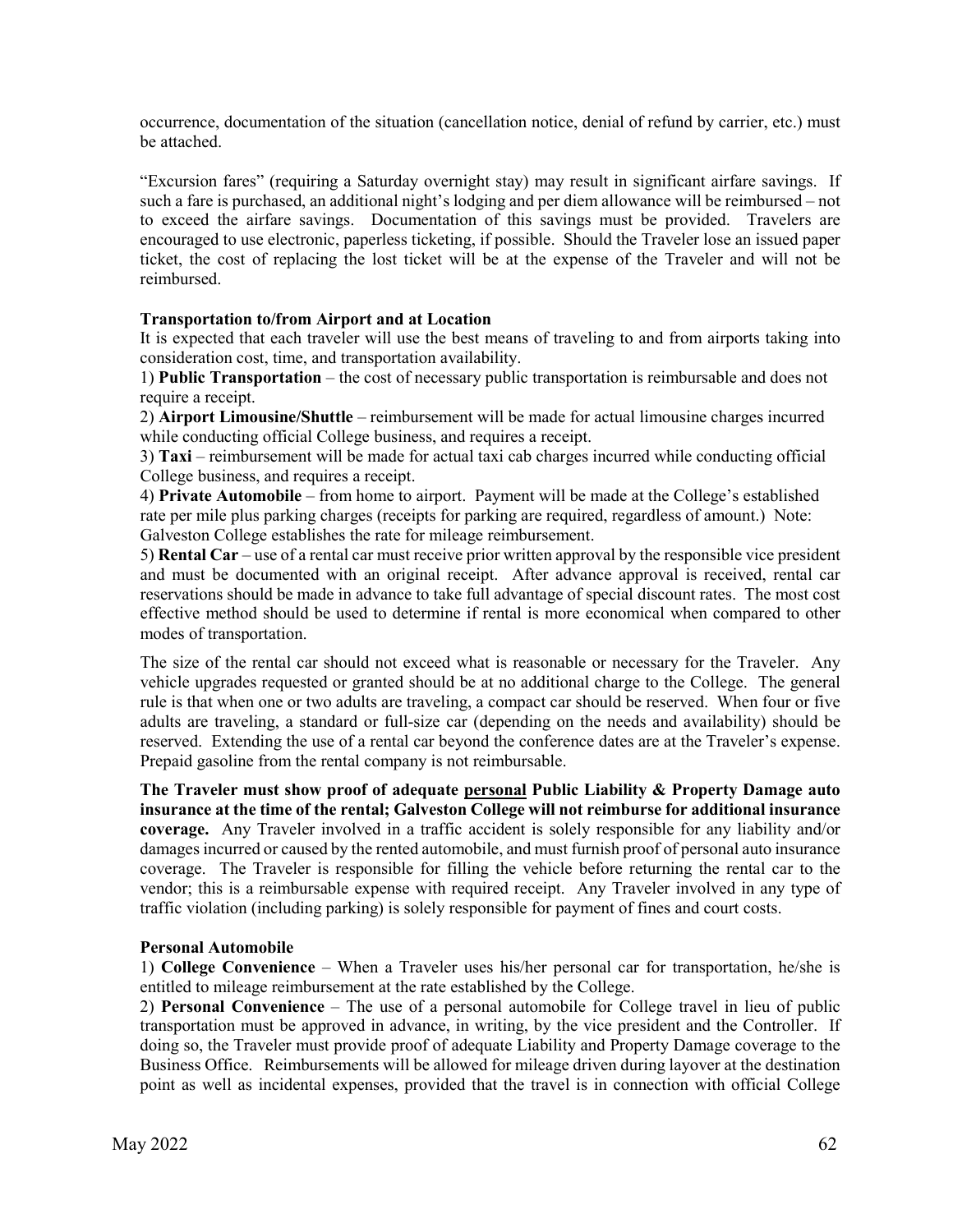occurrence, documentation of the situation (cancellation notice, denial of refund by carrier, etc.) must be attached.

"Excursion fares" (requiring a Saturday overnight stay) may result in significant airfare savings. If such a fare is purchased, an additional night's lodging and per diem allowance will be reimbursed – not to exceed the airfare savings. Documentation of this savings must be provided. Travelers are encouraged to use electronic, paperless ticketing, if possible. Should the Traveler lose an issued paper ticket, the cost of replacing the lost ticket will be at the expense of the Traveler and will not be reimbursed.

**Transportation to/from Airport and at Location**

It is expected that each traveler will use the best means of traveling to and from airports taking into consideration cost, time, and transportation availability.

1) **Public Transportation** – the cost of necessary public transportation is reimbursable and does not require a receipt.

2) **Airport Limousine/Shuttle** – reimbursement will be made for actual limousine charges incurred while conducting official College business, and requires a receipt.

3) **Taxi** – reimbursement will be made for actual taxi cab charges incurred while conducting official College business, and requires a receipt.

4) **Private Automobile** – from home to airport. Payment will be made at the College's established rate per mile plus parking charges (receipts for parking are required, regardless of amount.) Note: Galveston College establishes the rate for mileage reimbursement.

5) **Rental Car** – use of a rental car must receive prior written approval by the responsible vice president and must be documented with an original receipt. After advance approval is received, rental car reservations should be made in advance to take full advantage of special discount rates. The most cost effective method should be used to determine if rental is more economical when compared to other modes of transportation.

The size of the rental car should not exceed what is reasonable or necessary for the Traveler. Any vehicle upgrades requested or granted should be at no additional charge to the College. The general rule is that when one or two adults are traveling, a compact car should be reserved. When four or five adults are traveling, a standard or full-size car (depending on the needs and availability) should be reserved. Extending the use of a rental car beyond the conference dates are at the Traveler's expense. Prepaid gasoline from the rental company is not reimbursable.

**The Traveler must show proof of adequate personal Public Liability & Property Damage auto insurance at the time of the rental; Galveston College will not reimburse for additional insurance coverage.** Any Traveler involved in a traffic accident is solely responsible for any liability and/or damages incurred or caused by the rented automobile, and must furnish proof of personal auto insurance coverage. The Traveler is responsible for filling the vehicle before returning the rental car to the vendor; this is a reimbursable expense with required receipt. Any Traveler involved in any type of traffic violation (including parking) is solely responsible for payment of fines and court costs.

**Personal Automobile**

1) **College Convenience** – When a Traveler uses his/her personal car for transportation, he/she is entitled to mileage reimbursement at the rate established by the College.

2) **Personal Convenience** – The use of a personal automobile for College travel in lieu of public transportation must be approved in advance, in writing, by the vice president and the Controller. If doing so, the Traveler must provide proof of adequate Liability and Property Damage coverage to the Business Office. Reimbursements will be allowed for mileage driven during layover at the destination point as well as incidental expenses, provided that the travel is in connection with official College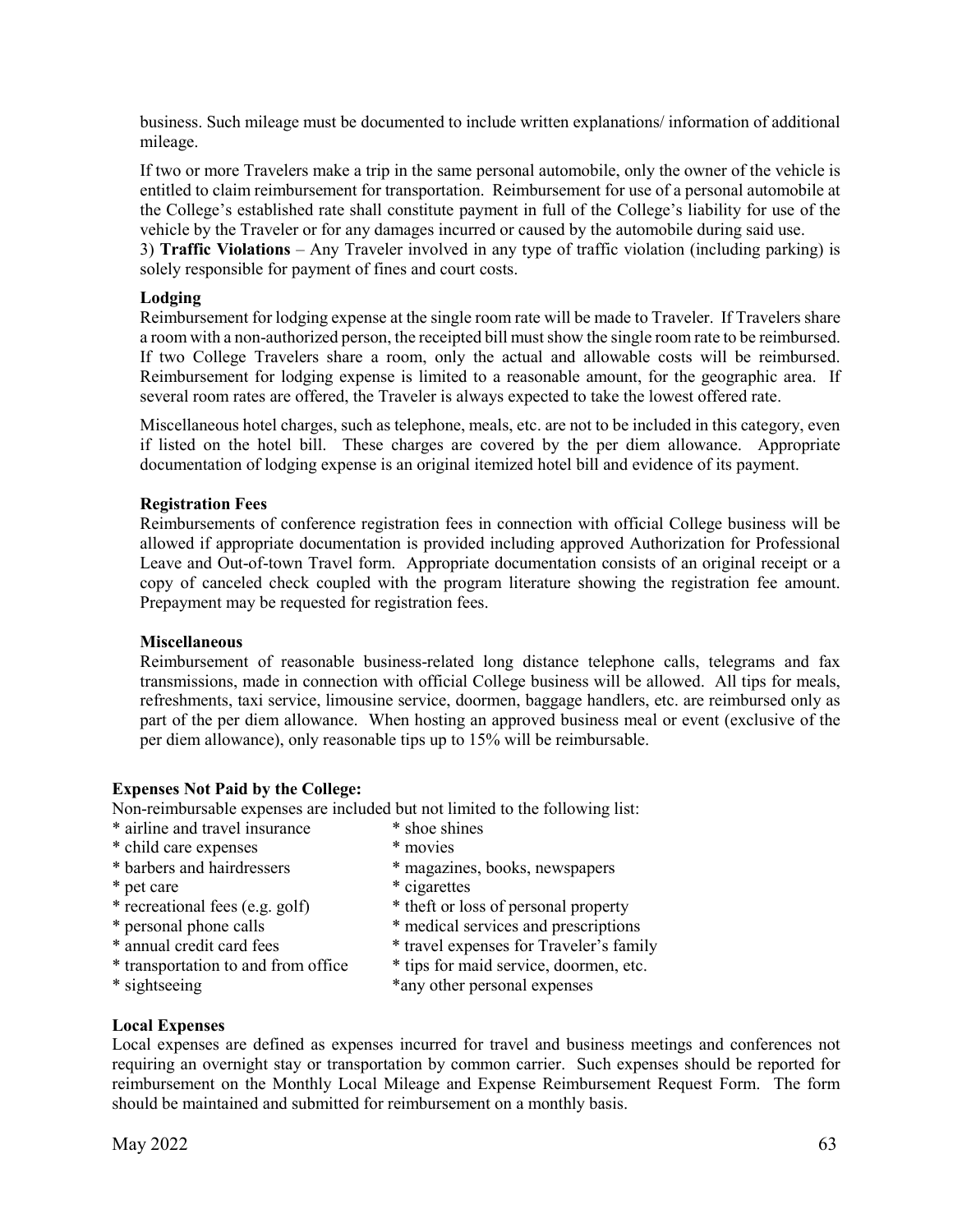business. Such mileage must be documented to include written explanations/ information of additional mileage.

If two or more Travelers make a trip in the same personal automobile, only the owner of the vehicle is entitled to claim reimbursement for transportation. Reimbursement for use of a personal automobile at the College's established rate shall constitute payment in full of the College's liability for use of the vehicle by the Traveler or for any damages incurred or caused by the automobile during said use.

3) **Traffic Violations** – Any Traveler involved in any type of traffic violation (including parking) is solely responsible for payment of fines and court costs.

**Lodging**

Reimbursement for lodging expense at the single room rate will be made to Traveler. If Travelers share a room with a non-authorized person, the receipted bill must show the single room rate to be reimbursed. If two College Travelers share a room, only the actual and allowable costs will be reimbursed. Reimbursement for lodging expense is limited to a reasonable amount, for the geographic area. If several room rates are offered, the Traveler is always expected to take the lowest offered rate.

Miscellaneous hotel charges, such as telephone, meals, etc. are not to be included in this category, even if listed on the hotel bill. These charges are covered by the per diem allowance. Appropriate documentation of lodging expense is an original itemized hotel bill and evidence of its payment.

**Registration Fees**

Reimbursements of conference registration fees in connection with official College business will be allowed if appropriate documentation is provided including approved Authorization for Professional Leave and Out-of-town Travel form. Appropriate documentation consists of an original receipt or a copy of canceled check coupled with the program literature showing the registration fee amount. Prepayment may be requested for registration fees.

**Miscellaneous**

Reimbursement of reasonable business-related long distance telephone calls, telegrams and fax transmissions, made in connection with official College business will be allowed. All tips for meals, refreshments, taxi service, limousine service, doormen, baggage handlers, etc. are reimbursed only as part of the per diem allowance. When hosting an approved business meal or event (exclusive of the per diem allowance), only reasonable tips up to 15% will be reimbursable.

**Expenses Not Paid by the College:**

Non-reimbursable expenses are included but not limited to the following list:

* airline and travel insurance
* child care expenses
* barbers and hairdressers
* pet care
* recreational fees (e.g. golf)
* personal phone calls
* annual credit card fees
* transportation to and from office
* sightseeing
* shoe shines
* movies
* magazines, books, newspapers
* cigarettes
* theft or loss of personal property
* medical services and prescriptions
* travel expenses for Traveler's family
* tips for maid service, doormen, etc.
* any other personal expenses

**Local Expenses**

Local expenses are defined as expenses incurred for travel and business meetings and conferences not requiring an overnight stay or transportation by common carrier. Such expenses should be reported for reimbursement on the Monthly Local Mileage and Expense Reimbursement Request Form. The form should be maintained and submitted for reimbursement on a monthly basis.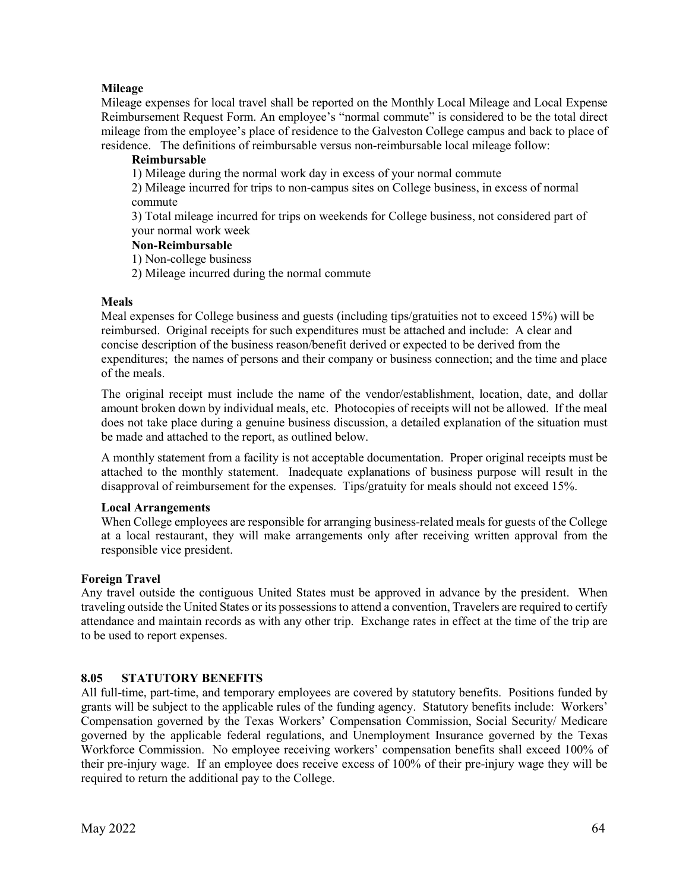**Mileage**

Mileage expenses for local travel shall be reported on the Monthly Local Mileage and Local Expense Reimbursement Request Form. An employee's "normal commute" is considered to be the total direct mileage from the employee's place of residence to the Galveston College campus and back to place of residence. The definitions of reimbursable versus non-reimbursable local mileage follow:

**Reimbursable**

1) Mileage during the normal work day in excess of your normal commute
2) Mileage incurred for trips to non-campus sites on College business, in excess of normal commute
3) Total mileage incurred for trips on weekends for College business, not considered part of your normal work week

**Non-Reimbursable**

1) Non-college business
2) Mileage incurred during the normal commute

**Meals**

Meal expenses for College business and guests (including tips/gratuities not to exceed 15%) will be reimbursed. Original receipts for such expenditures must be attached and include: A clear and concise description of the business reason/benefit derived or expected to be derived from the expenditures; the names of persons and their company or business connection; and the time and place of the meals.

The original receipt must include the name of the vendor/establishment, location, date, and dollar amount broken down by individual meals, etc. Photocopies of receipts will not be allowed. If the meal does not take place during a genuine business discussion, a detailed explanation of the situation must be made and attached to the report, as outlined below.

A monthly statement from a facility is not acceptable documentation. Proper original receipts must be attached to the monthly statement. Inadequate explanations of business purpose will result in the disapproval of reimbursement for the expenses. Tips/gratuity for meals should not exceed 15%.

**Local Arrangements**

When College employees are responsible for arranging business-related meals for guests of the College at a local restaurant, they will make arrangements only after receiving written approval from the responsible vice president.

**Foreign Travel**

Any travel outside the contiguous United States must be approved in advance by the president. When traveling outside the United States or its possessions to attend a convention, Travelers are required to certify attendance and maintain records as with any other trip. Exchange rates in effect at the time of the trip are to be used to report expenses.

## 8.05 STATUTORY BENEFITS

All full-time, part-time, and temporary employees are covered by statutory benefits. Positions funded by grants will be subject to the applicable rules of the funding agency. Statutory benefits include: Workers' Compensation governed by the Texas Workers' Compensation Commission, Social Security/ Medicare governed by the applicable federal regulations, and Unemployment Insurance governed by the Texas Workforce Commission. No employee receiving workers' compensation benefits shall exceed 100% of their pre-injury wage. If an employee does receive excess of 100% of their pre-injury wage they will be required to return the additional pay to the College.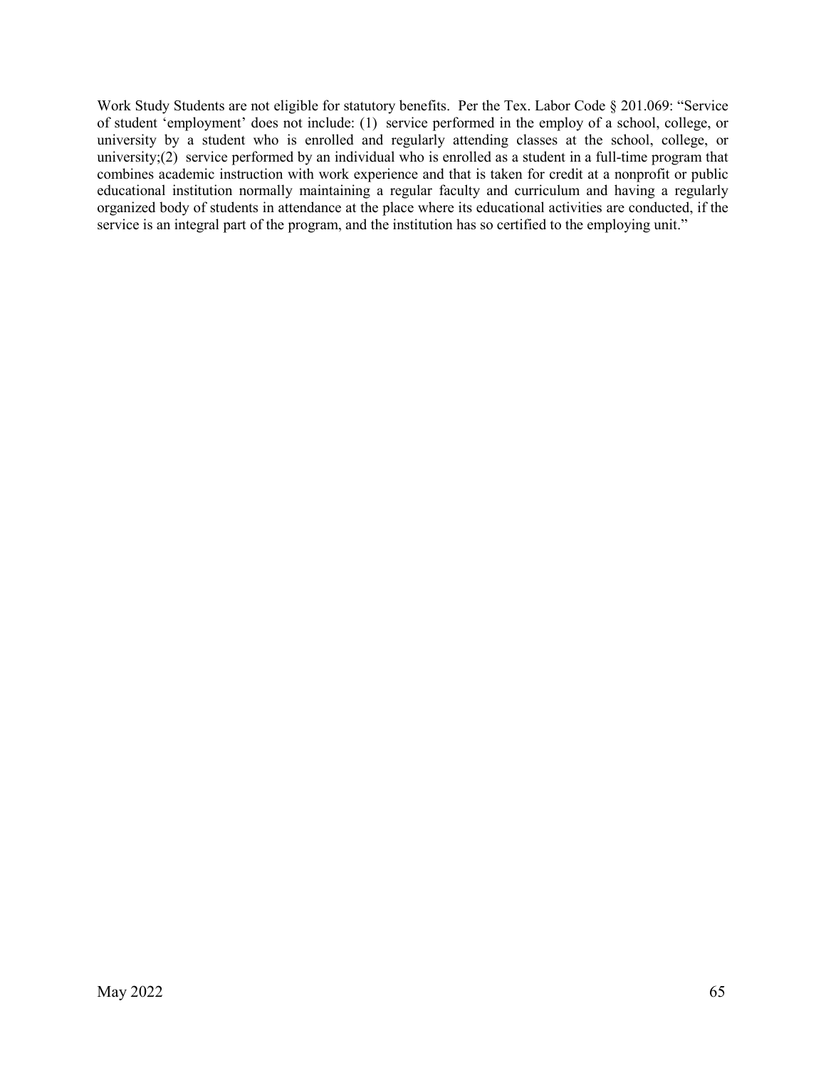Work Study Students are not eligible for statutory benefits. Per the Tex. Labor Code § 201.069: "Service of student 'employment' does not include: (1) service performed in the employ of a school, college, or university by a student who is enrolled and regularly attending classes at the school, college, or university;(2) service performed by an individual who is enrolled as a student in a full-time program that combines academic instruction with work experience and that is taken for credit at a nonprofit or public educational institution normally maintaining a regular faculty and curriculum and having a regularly organized body of students in attendance at the place where its educational activities are conducted, if the service is an integral part of the program, and the institution has so certified to the employing unit."

May 2022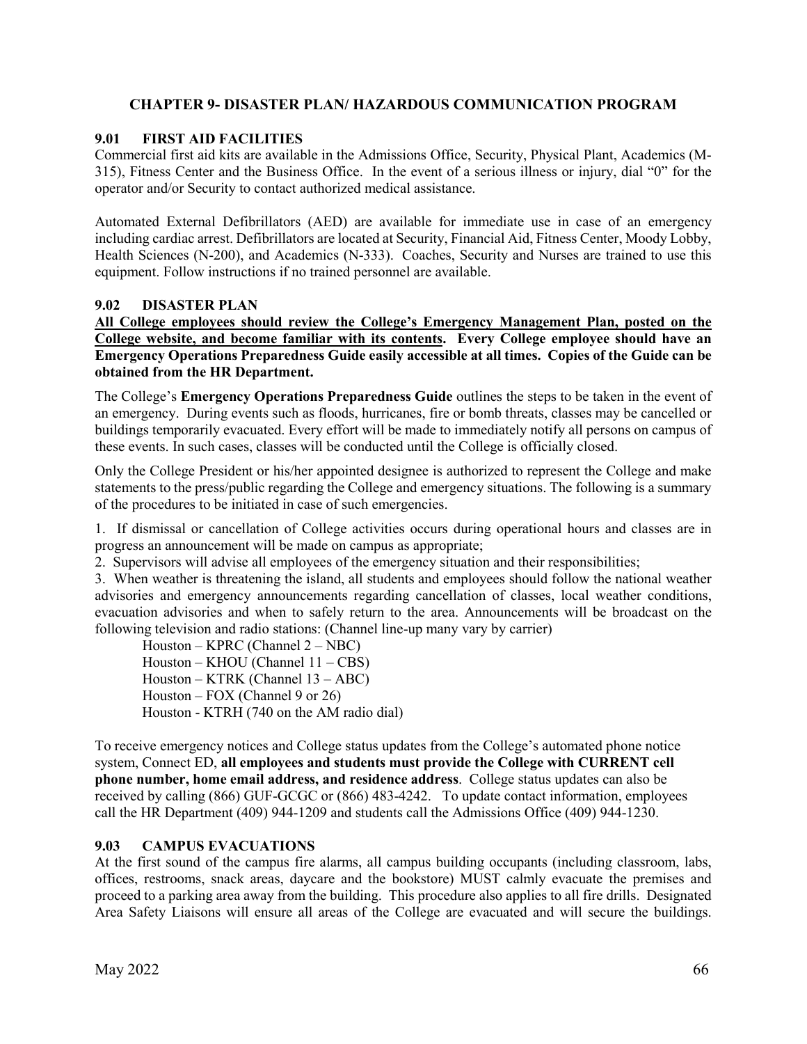## CHAPTER 9- DISASTER PLAN/ HAZARDOUS COMMUNICATION PROGRAM

### 9.01 FIRST AID FACILITIES

Commercial first aid kits are available in the Admissions Office, Security, Physical Plant, Academics (M-315), Fitness Center and the Business Office. In the event of a serious illness or injury, dial "0" for the operator and/or Security to contact authorized medical assistance.

Automated External Defibrillators (AED) are available for immediate use in case of an emergency including cardiac arrest. Defibrillators are located at Security, Financial Aid, Fitness Center, Moody Lobby, Health Sciences (N-200), and Academics (N-333). Coaches, Security and Nurses are trained to use this equipment. Follow instructions if no trained personnel are available.

### 9.02 DISASTER PLAN

**All College employees should review the College's Emergency Management Plan, posted on the College website, and become familiar with its contents. Every College employee should have an Emergency Operations Preparedness Guide easily accessible at all times. Copies of the Guide can be obtained from the HR Department.**

The College's **Emergency Operations Preparedness Guide** outlines the steps to be taken in the event of an emergency. During events such as floods, hurricanes, fire or bomb threats, classes may be cancelled or buildings temporarily evacuated. Every effort will be made to immediately notify all persons on campus of these events. In such cases, classes will be conducted until the College is officially closed.

Only the College President or his/her appointed designee is authorized to represent the College and make statements to the press/public regarding the College and emergency situations. The following is a summary of the procedures to be initiated in case of such emergencies.

1. If dismissal or cancellation of College activities occurs during operational hours and classes are in progress an announcement will be made on campus as appropriate;
2. Supervisors will advise all employees of the emergency situation and their responsibilities;
3. When weather is threatening the island, all students and employees should follow the national weather advisories and emergency announcements regarding cancellation of classes, local weather conditions, evacuation advisories and when to safely return to the area. Announcements will be broadcast on the following television and radio stations: (Channel line-up many vary by carrier)

   Houston – KPRC (Channel 2 – NBC)
   Houston – KHOU (Channel 11 – CBS)
   Houston – KTRK (Channel 13 – ABC)
   Houston – FOX (Channel 9 or 26)
   Houston - KTRH (740 on the AM radio dial)

To receive emergency notices and College status updates from the College's automated phone notice system, Connect ED, **all employees and students must provide the College with CURRENT cell phone number, home email address, and residence address**. College status updates can also be received by calling (866) GUF-GCGC or (866) 483-4242. To update contact information, employees call the HR Department (409) 944-1209 and students call the Admissions Office (409) 944-1230.

### 9.03 CAMPUS EVACUATIONS

At the first sound of the campus fire alarms, all campus building occupants (including classroom, labs, offices, restrooms, snack areas, daycare and the bookstore) MUST calmly evacuate the premises and proceed to a parking area away from the building. This procedure also applies to all fire drills. Designated Area Safety Liaisons will ensure all areas of the College are evacuated and will secure the buildings.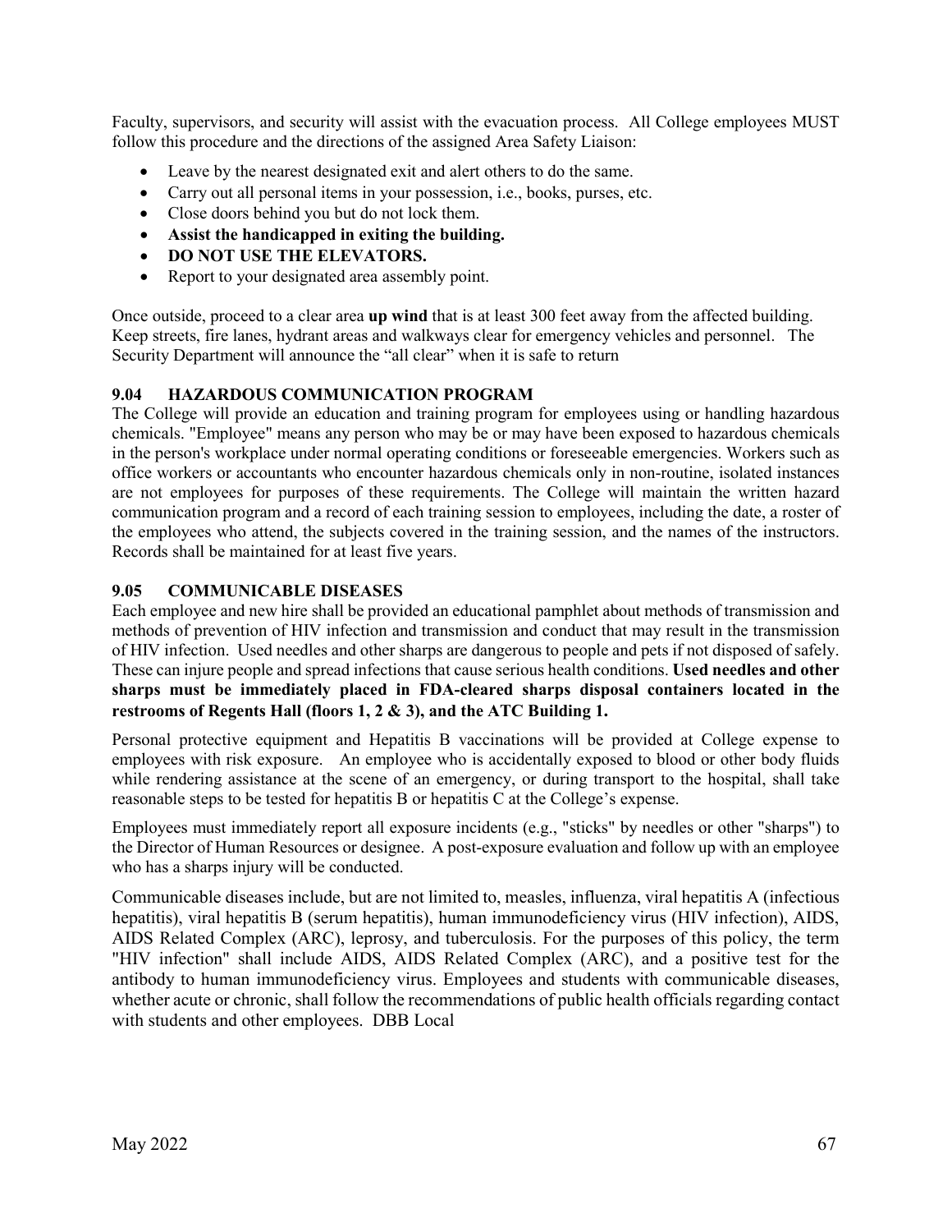Faculty, supervisors, and security will assist with the evacuation process. All College employees MUST follow this procedure and the directions of the assigned Area Safety Liaison:

- Leave by the nearest designated exit and alert others to do the same.
- Carry out all personal items in your possession, i.e., books, purses, etc.
- Close doors behind you but do not lock them.
- **Assist the handicapped in exiting the building.**
- **DO NOT USE THE ELEVATORS.**
- Report to your designated area assembly point.

Once outside, proceed to a clear area **up wind** that is at least 300 feet away from the affected building. Keep streets, fire lanes, hydrant areas and walkways clear for emergency vehicles and personnel. The Security Department will announce the "all clear" when it is safe to return

### 9.04 HAZARDOUS COMMUNICATION PROGRAM

The College will provide an education and training program for employees using or handling hazardous chemicals. "Employee" means any person who may be or may have been exposed to hazardous chemicals in the person's workplace under normal operating conditions or foreseeable emergencies. Workers such as office workers or accountants who encounter hazardous chemicals only in non-routine, isolated instances are not employees for purposes of these requirements. The College will maintain the written hazard communication program and a record of each training session to employees, including the date, a roster of the employees who attend, the subjects covered in the training session, and the names of the instructors. Records shall be maintained for at least five years.

### 9.05 COMMUNICABLE DISEASES

Each employee and new hire shall be provided an educational pamphlet about methods of transmission and methods of prevention of HIV infection and transmission and conduct that may result in the transmission of HIV infection. Used needles and other sharps are dangerous to people and pets if not disposed of safely. These can injure people and spread infections that cause serious health conditions. **Used needles and other sharps must be immediately placed in FDA-cleared sharps disposal containers located in the restrooms of Regents Hall (floors 1, 2 & 3), and the ATC Building 1.**

Personal protective equipment and Hepatitis B vaccinations will be provided at College expense to employees with risk exposure. An employee who is accidentally exposed to blood or other body fluids while rendering assistance at the scene of an emergency, or during transport to the hospital, shall take reasonable steps to be tested for hepatitis B or hepatitis C at the College's expense.

Employees must immediately report all exposure incidents (e.g., "sticks" by needles or other "sharps") to the Director of Human Resources or designee. A post-exposure evaluation and follow up with an employee who has a sharps injury will be conducted.

Communicable diseases include, but are not limited to, measles, influenza, viral hepatitis A (infectious hepatitis), viral hepatitis B (serum hepatitis), human immunodeficiency virus (HIV infection), AIDS, AIDS Related Complex (ARC), leprosy, and tuberculosis. For the purposes of this policy, the term "HIV infection" shall include AIDS, AIDS Related Complex (ARC), and a positive test for the antibody to human immunodeficiency virus. Employees and students with communicable diseases, whether acute or chronic, shall follow the recommendations of public health officials regarding contact with students and other employees. DBB Local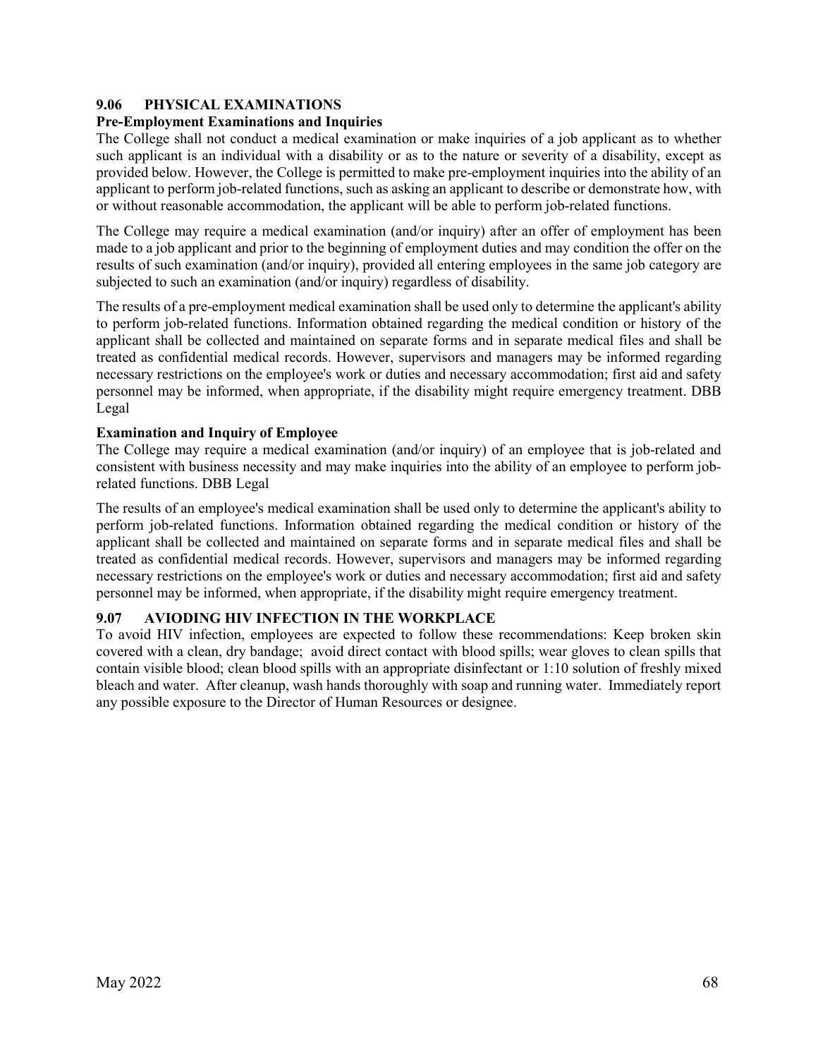## 9.06 PHYSICAL EXAMINATIONS

### Pre-Employment Examinations and Inquiries

The College shall not conduct a medical examination or make inquiries of a job applicant as to whether such applicant is an individual with a disability or as to the nature or severity of a disability, except as provided below. However, the College is permitted to make pre-employment inquiries into the ability of an applicant to perform job-related functions, such as asking an applicant to describe or demonstrate how, with or without reasonable accommodation, the applicant will be able to perform job-related functions.

The College may require a medical examination (and/or inquiry) after an offer of employment has been made to a job applicant and prior to the beginning of employment duties and may condition the offer on the results of such examination (and/or inquiry), provided all entering employees in the same job category are subjected to such an examination (and/or inquiry) regardless of disability.

The results of a pre-employment medical examination shall be used only to determine the applicant's ability to perform job-related functions. Information obtained regarding the medical condition or history of the applicant shall be collected and maintained on separate forms and in separate medical files and shall be treated as confidential medical records. However, supervisors and managers may be informed regarding necessary restrictions on the employee's work or duties and necessary accommodation; first aid and safety personnel may be informed, when appropriate, if the disability might require emergency treatment. DBB Legal

### Examination and Inquiry of Employee

The College may require a medical examination (and/or inquiry) of an employee that is job-related and consistent with business necessity and may make inquiries into the ability of an employee to perform job-related functions. DBB Legal

The results of an employee's medical examination shall be used only to determine the applicant's ability to perform job-related functions. Information obtained regarding the medical condition or history of the applicant shall be collected and maintained on separate forms and in separate medical files and shall be treated as confidential medical records. However, supervisors and managers may be informed regarding necessary restrictions on the employee's work or duties and necessary accommodation; first aid and safety personnel may be informed, when appropriate, if the disability might require emergency treatment.

## 9.07 AVIODING HIV INFECTION IN THE WORKPLACE

To avoid HIV infection, employees are expected to follow these recommendations: Keep broken skin covered with a clean, dry bandage; avoid direct contact with blood spills; wear gloves to clean spills that contain visible blood; clean blood spills with an appropriate disinfectant or 1:10 solution of freshly mixed bleach and water. After cleanup, wash hands thoroughly with soap and running water. Immediately report any possible exposure to the Director of Human Resources or designee.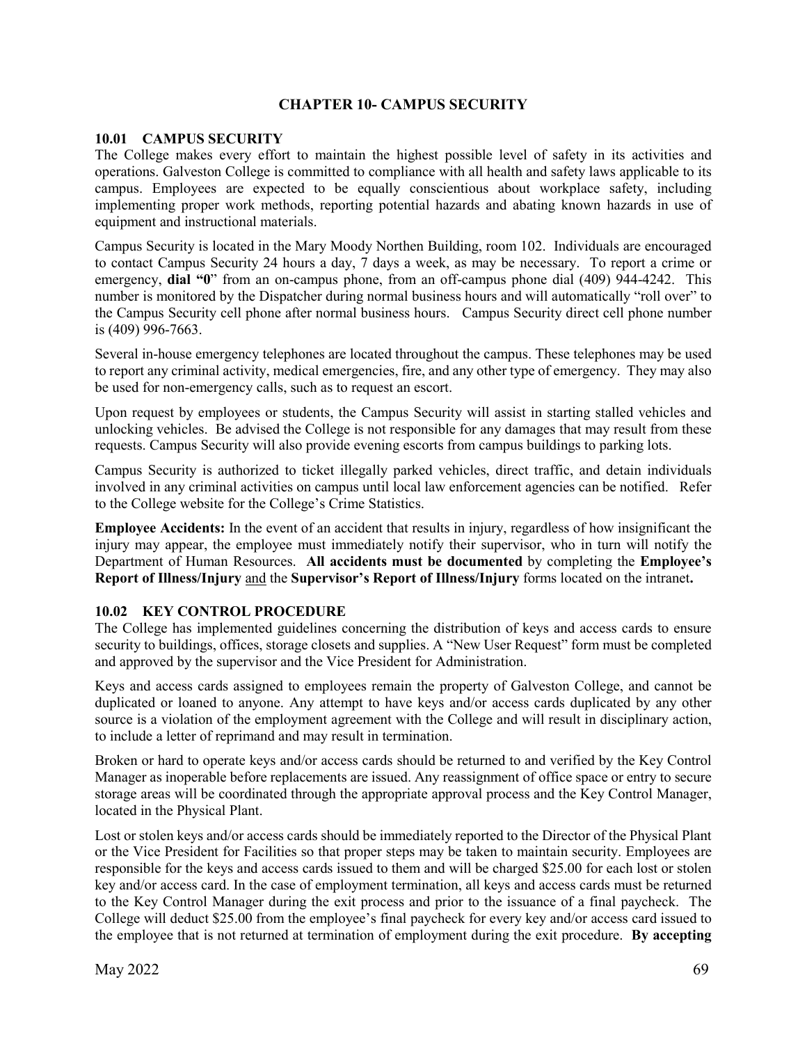# CHAPTER 10- CAMPUS SECURITY

## 10.01 CAMPUS SECURITY

The College makes every effort to maintain the highest possible level of safety in its activities and operations. Galveston College is committed to compliance with all health and safety laws applicable to its campus. Employees are expected to be equally conscientious about workplace safety, including implementing proper work methods, reporting potential hazards and abating known hazards in use of equipment and instructional materials.

Campus Security is located in the Mary Moody Northen Building, room 102. Individuals are encouraged to contact Campus Security 24 hours a day, 7 days a week, as may be necessary. To report a crime or emergency, **dial "0"** from an on-campus phone, from an off-campus phone dial (409) 944-4242. This number is monitored by the Dispatcher during normal business hours and will automatically "roll over" to the Campus Security cell phone after normal business hours. Campus Security direct cell phone number is (409) 996-7663.

Several in-house emergency telephones are located throughout the campus. These telephones may be used to report any criminal activity, medical emergencies, fire, and any other type of emergency. They may also be used for non-emergency calls, such as to request an escort.

Upon request by employees or students, the Campus Security will assist in starting stalled vehicles and unlocking vehicles. Be advised the College is not responsible for any damages that may result from these requests. Campus Security will also provide evening escorts from campus buildings to parking lots.

Campus Security is authorized to ticket illegally parked vehicles, direct traffic, and detain individuals involved in any criminal activities on campus until local law enforcement agencies can be notified. Refer to the College website for the College's Crime Statistics.

**Employee Accidents:** In the event of an accident that results in injury, regardless of how insignificant the injury may appear, the employee must immediately notify their supervisor, who in turn will notify the Department of Human Resources. **All accidents must be documented** by completing the **Employee's Report of Illness/Injury** and the **Supervisor's Report of Illness/Injury** forms located on the intranet**.**

## 10.02 KEY CONTROL PROCEDURE

The College has implemented guidelines concerning the distribution of keys and access cards to ensure security to buildings, offices, storage closets and supplies. A "New User Request" form must be completed and approved by the supervisor and the Vice President for Administration.

Keys and access cards assigned to employees remain the property of Galveston College, and cannot be duplicated or loaned to anyone. Any attempt to have keys and/or access cards duplicated by any other source is a violation of the employment agreement with the College and will result in disciplinary action, to include a letter of reprimand and may result in termination.

Broken or hard to operate keys and/or access cards should be returned to and verified by the Key Control Manager as inoperable before replacements are issued. Any reassignment of office space or entry to secure storage areas will be coordinated through the appropriate approval process and the Key Control Manager, located in the Physical Plant.

Lost or stolen keys and/or access cards should be immediately reported to the Director of the Physical Plant or the Vice President for Facilities so that proper steps may be taken to maintain security. Employees are responsible for the keys and access cards issued to them and will be charged $25.00 for each lost or stolen key and/or access card. In the case of employment termination, all keys and access cards must be returned to the Key Control Manager during the exit process and prior to the issuance of a final paycheck. The College will deduct $25.00 from the employee's final paycheck for every key and/or access card issued to the employee that is not returned at termination of employment during the exit procedure. **By accepting**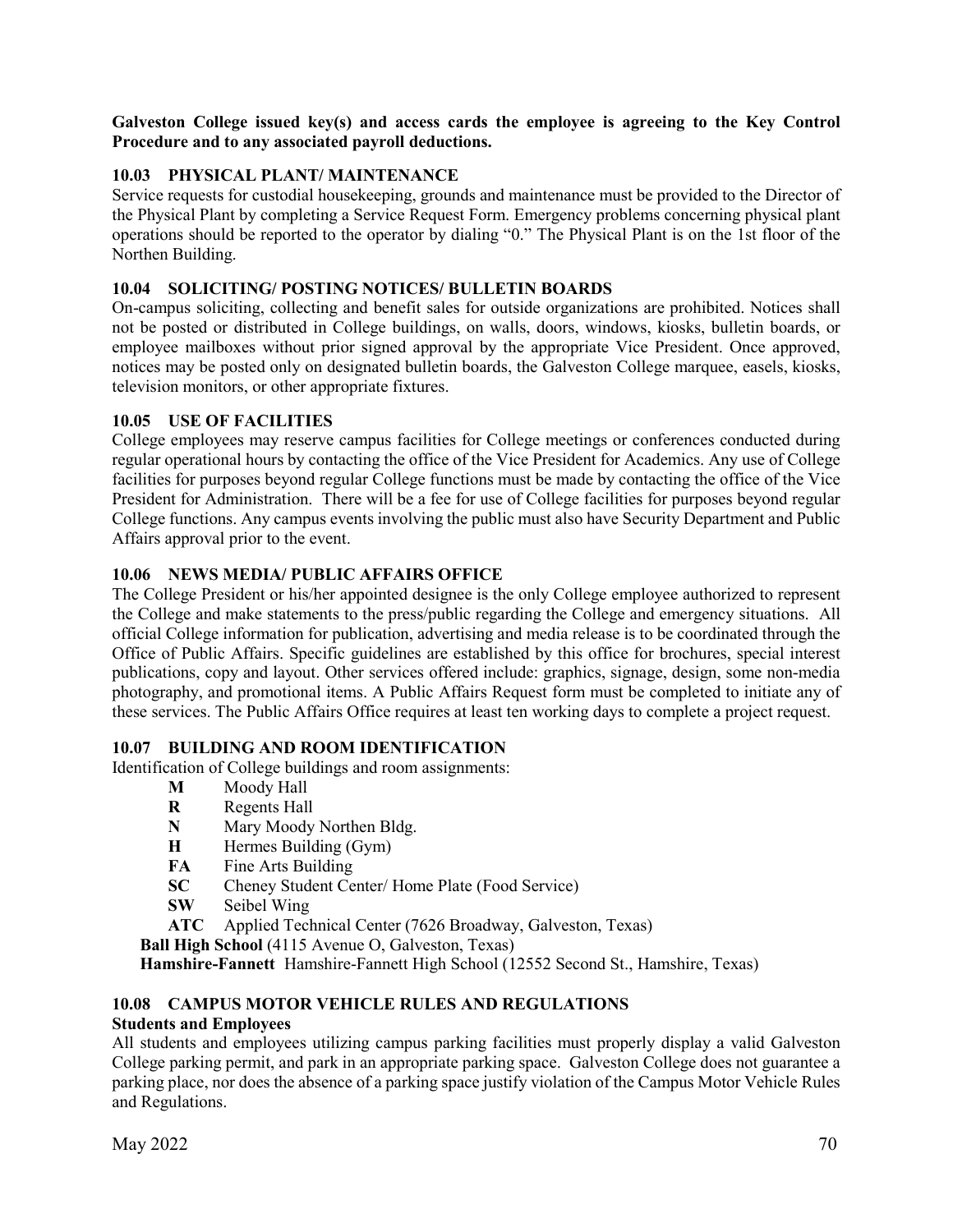**Galveston College issued key(s) and access cards the employee is agreeing to the Key Control Procedure and to any associated payroll deductions.**

### 10.03 PHYSICAL PLANT/ MAINTENANCE

Service requests for custodial housekeeping, grounds and maintenance must be provided to the Director of the Physical Plant by completing a Service Request Form. Emergency problems concerning physical plant operations should be reported to the operator by dialing "0." The Physical Plant is on the 1st floor of the Northen Building.

### 10.04 SOLICITING/ POSTING NOTICES/ BULLETIN BOARDS

On-campus soliciting, collecting and benefit sales for outside organizations are prohibited. Notices shall not be posted or distributed in College buildings, on walls, doors, windows, kiosks, bulletin boards, or employee mailboxes without prior signed approval by the appropriate Vice President. Once approved, notices may be posted only on designated bulletin boards, the Galveston College marquee, easels, kiosks, television monitors, or other appropriate fixtures.

### 10.05 USE OF FACILITIES

College employees may reserve campus facilities for College meetings or conferences conducted during regular operational hours by contacting the office of the Vice President for Academics. Any use of College facilities for purposes beyond regular College functions must be made by contacting the office of the Vice President for Administration. There will be a fee for use of College facilities for purposes beyond regular College functions. Any campus events involving the public must also have Security Department and Public Affairs approval prior to the event.

### 10.06 NEWS MEDIA/ PUBLIC AFFAIRS OFFICE

The College President or his/her appointed designee is the only College employee authorized to represent the College and make statements to the press/public regarding the College and emergency situations. All official College information for publication, advertising and media release is to be coordinated through the Office of Public Affairs. Specific guidelines are established by this office for brochures, special interest publications, copy and layout. Other services offered include: graphics, signage, design, some non-media photography, and promotional items. A Public Affairs Request form must be completed to initiate any of these services. The Public Affairs Office requires at least ten working days to complete a project request.

### 10.07 BUILDING AND ROOM IDENTIFICATION

Identification of College buildings and room assignments:

- **M** Moody Hall
- **R** Regents Hall
- **N** Mary Moody Northen Bldg.
- **H** Hermes Building (Gym)
- **FA** Fine Arts Building
- **SC** Cheney Student Center/ Home Plate (Food Service)
- **SW** Seibel Wing
- **ATC** Applied Technical Center (7626 Broadway, Galveston, Texas)

**Ball High School** (4115 Avenue O, Galveston, Texas)

**Hamshire-Fannett** Hamshire-Fannett High School (12552 Second St., Hamshire, Texas)

### 10.08 CAMPUS MOTOR VEHICLE RULES AND REGULATIONS

**Students and Employees**

All students and employees utilizing campus parking facilities must properly display a valid Galveston College parking permit, and park in an appropriate parking space. Galveston College does not guarantee a parking place, nor does the absence of a parking space justify violation of the Campus Motor Vehicle Rules and Regulations.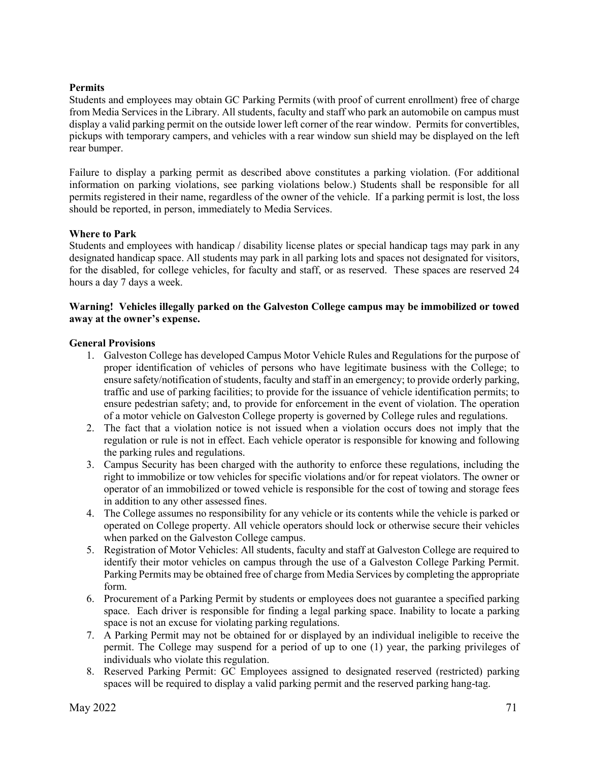**Permits**

Students and employees may obtain GC Parking Permits (with proof of current enrollment) free of charge from Media Services in the Library. All students, faculty and staff who park an automobile on campus must display a valid parking permit on the outside lower left corner of the rear window. Permits for convertibles, pickups with temporary campers, and vehicles with a rear window sun shield may be displayed on the left rear bumper.

Failure to display a parking permit as described above constitutes a parking violation. (For additional information on parking violations, see parking violations below.) Students shall be responsible for all permits registered in their name, regardless of the owner of the vehicle. If a parking permit is lost, the loss should be reported, in person, immediately to Media Services.

**Where to Park**

Students and employees with handicap / disability license plates or special handicap tags may park in any designated handicap space. All students may park in all parking lots and spaces not designated for visitors, for the disabled, for college vehicles, for faculty and staff, or as reserved. These spaces are reserved 24 hours a day 7 days a week.

**Warning! Vehicles illegally parked on the Galveston College campus may be immobilized or towed away at the owner's expense.**

**General Provisions**

1. Galveston College has developed Campus Motor Vehicle Rules and Regulations for the purpose of proper identification of vehicles of persons who have legitimate business with the College; to ensure safety/notification of students, faculty and staff in an emergency; to provide orderly parking, traffic and use of parking facilities; to provide for the issuance of vehicle identification permits; to ensure pedestrian safety; and, to provide for enforcement in the event of violation. The operation of a motor vehicle on Galveston College property is governed by College rules and regulations.
2. The fact that a violation notice is not issued when a violation occurs does not imply that the regulation or rule is not in effect. Each vehicle operator is responsible for knowing and following the parking rules and regulations.
3. Campus Security has been charged with the authority to enforce these regulations, including the right to immobilize or tow vehicles for specific violations and/or for repeat violators. The owner or operator of an immobilized or towed vehicle is responsible for the cost of towing and storage fees in addition to any other assessed fines.
4. The College assumes no responsibility for any vehicle or its contents while the vehicle is parked or operated on College property. All vehicle operators should lock or otherwise secure their vehicles when parked on the Galveston College campus.
5. Registration of Motor Vehicles: All students, faculty and staff at Galveston College are required to identify their motor vehicles on campus through the use of a Galveston College Parking Permit. Parking Permits may be obtained free of charge from Media Services by completing the appropriate form.
6. Procurement of a Parking Permit by students or employees does not guarantee a specified parking space. Each driver is responsible for finding a legal parking space. Inability to locate a parking space is not an excuse for violating parking regulations.
7. A Parking Permit may not be obtained for or displayed by an individual ineligible to receive the permit. The College may suspend for a period of up to one (1) year, the parking privileges of individuals who violate this regulation.
8. Reserved Parking Permit: GC Employees assigned to designated reserved (restricted) parking spaces will be required to display a valid parking permit and the reserved parking hang-tag.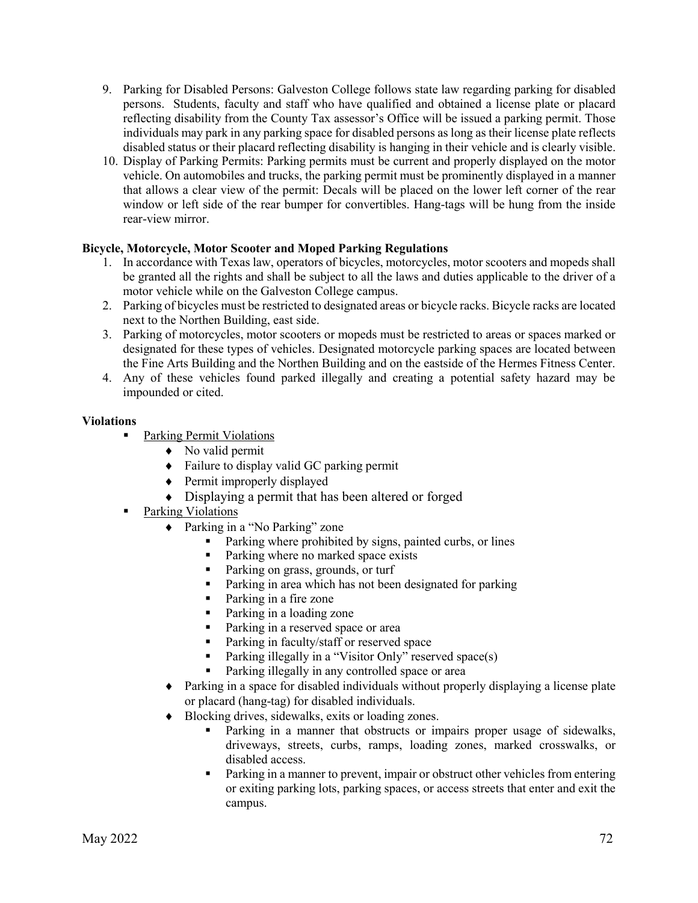9. Parking for Disabled Persons: Galveston College follows state law regarding parking for disabled persons. Students, faculty and staff who have qualified and obtained a license plate or placard reflecting disability from the County Tax assessor's Office will be issued a parking permit. Those individuals may park in any parking space for disabled persons as long as their license plate reflects disabled status or their placard reflecting disability is hanging in their vehicle and is clearly visible.
10. Display of Parking Permits: Parking permits must be current and properly displayed on the motor vehicle. On automobiles and trucks, the parking permit must be prominently displayed in a manner that allows a clear view of the permit: Decals will be placed on the lower left corner of the rear window or left side of the rear bumper for convertibles. Hang-tags will be hung from the inside rear-view mirror.

**Bicycle, Motorcycle, Motor Scooter and Moped Parking Regulations**

1. In accordance with Texas law, operators of bicycles, motorcycles, motor scooters and mopeds shall be granted all the rights and shall be subject to all the laws and duties applicable to the driver of a motor vehicle while on the Galveston College campus.
2. Parking of bicycles must be restricted to designated areas or bicycle racks. Bicycle racks are located next to the Northen Building, east side.
3. Parking of motorcycles, motor scooters or mopeds must be restricted to areas or spaces marked or designated for these types of vehicles. Designated motorcycle parking spaces are located between the Fine Arts Building and the Northen Building and on the eastside of the Hermes Fitness Center.
4. Any of these vehicles found parked illegally and creating a potential safety hazard may be impounded or cited.

**Violations**

- Parking Permit Violations
  - No valid permit
  - Failure to display valid GC parking permit
  - Permit improperly displayed
  - Displaying a permit that has been altered or forged
- Parking Violations
  - Parking in a "No Parking" zone
    - Parking where prohibited by signs, painted curbs, or lines
    - Parking where no marked space exists
    - Parking on grass, grounds, or turf
    - Parking in area which has not been designated for parking
    - Parking in a fire zone
    - Parking in a loading zone
    - Parking in a reserved space or area
    - Parking in faculty/staff or reserved space
    - Parking illegally in a "Visitor Only" reserved space(s)
    - Parking illegally in any controlled space or area
  - Parking in a space for disabled individuals without properly displaying a license plate or placard (hang-tag) for disabled individuals.
  - Blocking drives, sidewalks, exits or loading zones.
    - Parking in a manner that obstructs or impairs proper usage of sidewalks, driveways, streets, curbs, ramps, loading zones, marked crosswalks, or disabled access.
    - Parking in a manner to prevent, impair or obstruct other vehicles from entering or exiting parking lots, parking spaces, or access streets that enter and exit the campus.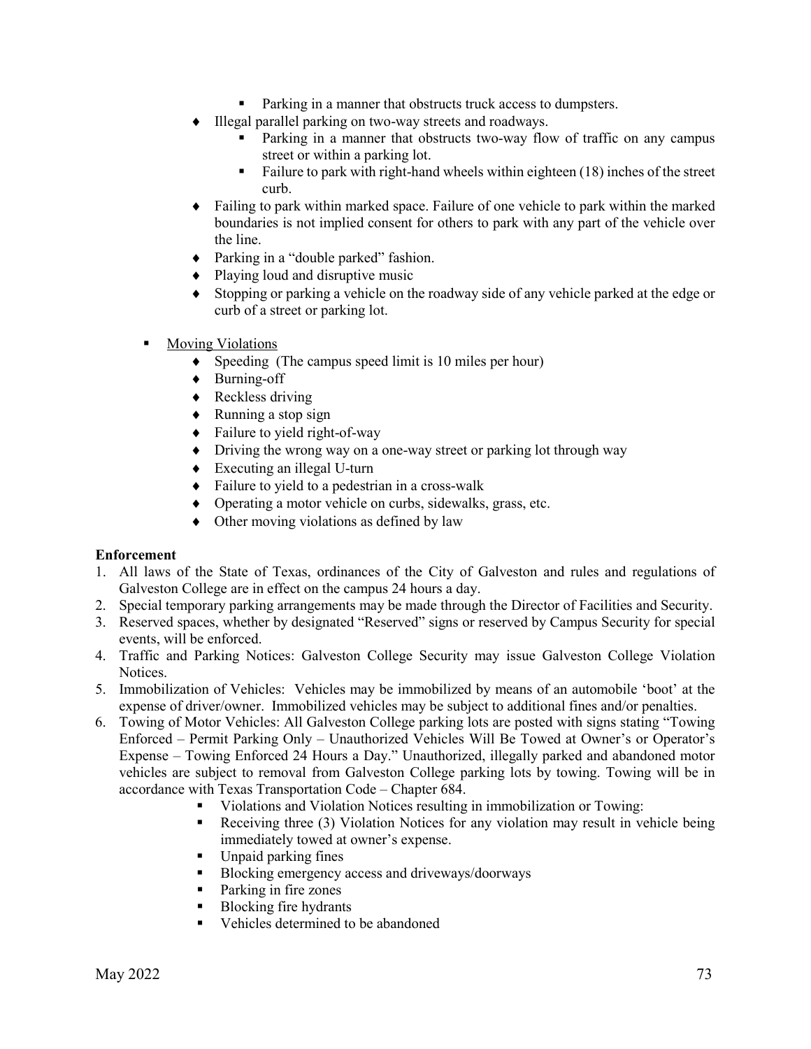- Parking in a manner that obstructs truck access to dumpsters.
    - Illegal parallel parking on two-way streets and roadways.
      - Parking in a manner that obstructs two-way flow of traffic on any campus street or within a parking lot.
      - Failure to park with right-hand wheels within eighteen (18) inches of the street curb.
    - Failing to park within marked space. Failure of one vehicle to park within the marked boundaries is not implied consent for others to park with any part of the vehicle over the line.
    - Parking in a "double parked" fashion.
    - Playing loud and disruptive music
    - Stopping or parking a vehicle on the roadway side of any vehicle parked at the edge or curb of a street or parking lot.

- Moving Violations
    - Speeding (The campus speed limit is 10 miles per hour)
    - Burning-off
    - Reckless driving
    - Running a stop sign
    - Failure to yield right-of-way
    - Driving the wrong way on a one-way street or parking lot through way
    - Executing an illegal U-turn
    - Failure to yield to a pedestrian in a cross-walk
    - Operating a motor vehicle on curbs, sidewalks, grass, etc.
    - Other moving violations as defined by law

**Enforcement**

1. All laws of the State of Texas, ordinances of the City of Galveston and rules and regulations of Galveston College are in effect on the campus 24 hours a day.
2. Special temporary parking arrangements may be made through the Director of Facilities and Security.
3. Reserved spaces, whether by designated "Reserved" signs or reserved by Campus Security for special events, will be enforced.
4. Traffic and Parking Notices: Galveston College Security may issue Galveston College Violation Notices.
5. Immobilization of Vehicles: Vehicles may be immobilized by means of an automobile 'boot' at the expense of driver/owner. Immobilized vehicles may be subject to additional fines and/or penalties.
6. Towing of Motor Vehicles: All Galveston College parking lots are posted with signs stating "Towing Enforced – Permit Parking Only – Unauthorized Vehicles Will Be Towed at Owner's or Operator's Expense – Towing Enforced 24 Hours a Day." Unauthorized, illegally parked and abandoned motor vehicles are subject to removal from Galveston College parking lots by towing. Towing will be in accordance with Texas Transportation Code – Chapter 684.
    - Violations and Violation Notices resulting in immobilization or Towing:
    - Receiving three (3) Violation Notices for any violation may result in vehicle being immediately towed at owner's expense.
    - Unpaid parking fines
    - Blocking emergency access and driveways/doorways
    - Parking in fire zones
    - Blocking fire hydrants
    - Vehicles determined to be abandoned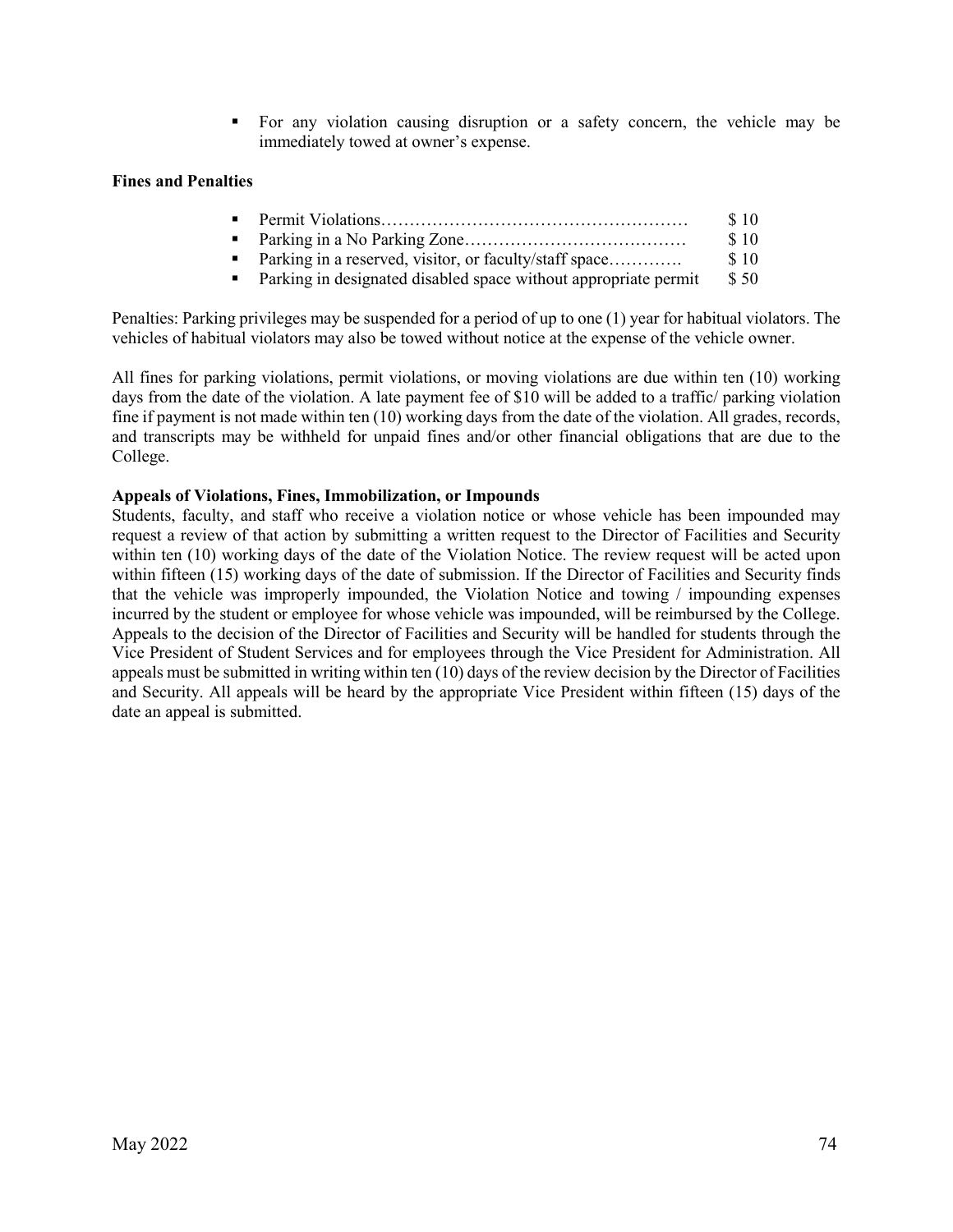- For any violation causing disruption or a safety concern, the vehicle may be immediately towed at owner's expense.

**Fines and Penalties**

- Permit Violations……………………………………………… $ 10
- Parking in a No Parking Zone………………………………… $ 10
- Parking in a reserved, visitor, or faculty/staff space…………. $ 10
- Parking in designated disabled space without appropriate permit $ 50

Penalties: Parking privileges may be suspended for a period of up to one (1) year for habitual violators. The vehicles of habitual violators may also be towed without notice at the expense of the vehicle owner.

All fines for parking violations, permit violations, or moving violations are due within ten (10) working days from the date of the violation. A late payment fee of $10 will be added to a traffic/ parking violation fine if payment is not made within ten (10) working days from the date of the violation. All grades, records, and transcripts may be withheld for unpaid fines and/or other financial obligations that are due to the College.

**Appeals of Violations, Fines, Immobilization, or Impounds**

Students, faculty, and staff who receive a violation notice or whose vehicle has been impounded may request a review of that action by submitting a written request to the Director of Facilities and Security within ten (10) working days of the date of the Violation Notice. The review request will be acted upon within fifteen (15) working days of the date of submission. If the Director of Facilities and Security finds that the vehicle was improperly impounded, the Violation Notice and towing / impounding expenses incurred by the student or employee for whose vehicle was impounded, will be reimbursed by the College. Appeals to the decision of the Director of Facilities and Security will be handled for students through the Vice President of Student Services and for employees through the Vice President for Administration. All appeals must be submitted in writing within ten (10) days of the review decision by the Director of Facilities and Security. All appeals will be heard by the appropriate Vice President within fifteen (15) days of the date an appeal is submitted.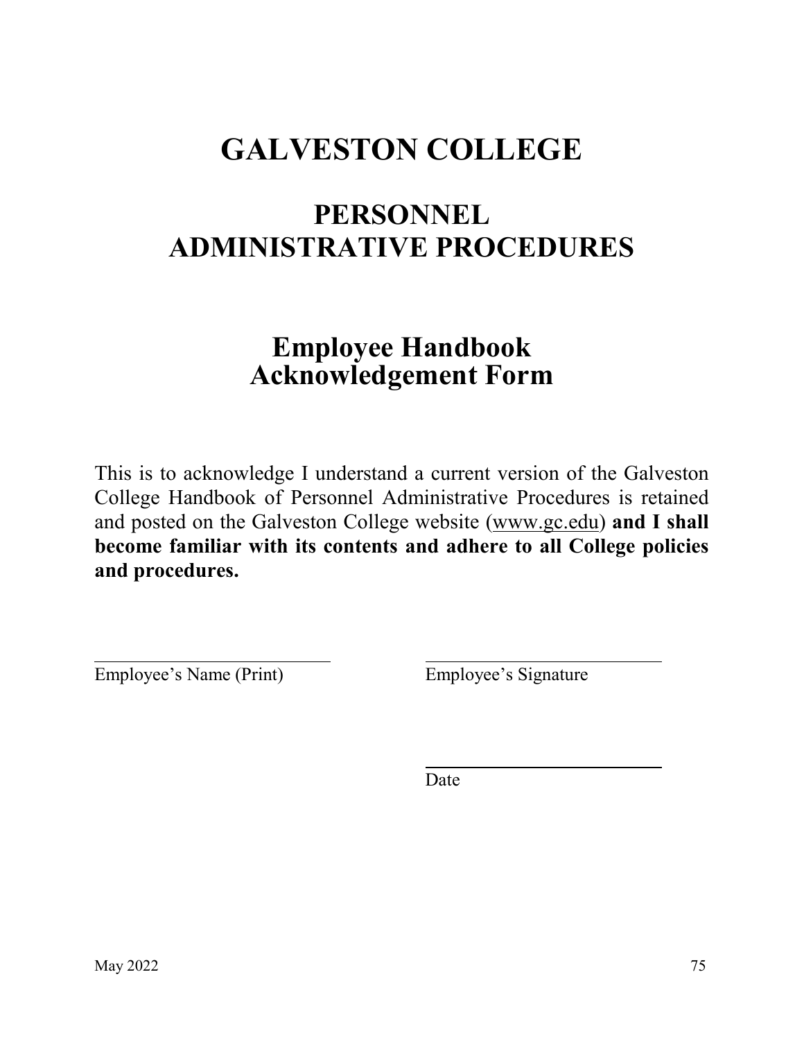# GALVESTON COLLEGE

## PERSONNEL ADMINISTRATIVE PROCEDURES

## Employee Handbook Acknowledgement Form

This is to acknowledge I understand a current version of the Galveston College Handbook of Personnel Administrative Procedures is retained and posted on the Galveston College website (www.gc.edu) **and I shall become familiar with its contents and adhere to all College policies and procedures.**

\_\_\_\_\_\_\_\_\_\_\_\_\_\_\_\_\_\_\_\_\_\_\_\_\_\_\_\_ \_\_\_\_\_\_\_\_\_\_\_\_\_\_\_\_\_\_\_\_\_\_\_\_\_\_\_\_

Employee's Name (Print) Employee's Signature

\_\_\_\_\_\_\_\_\_\_\_\_\_\_\_\_\_\_\_\_\_\_\_\_\_\_\_\_

Date

May 2022